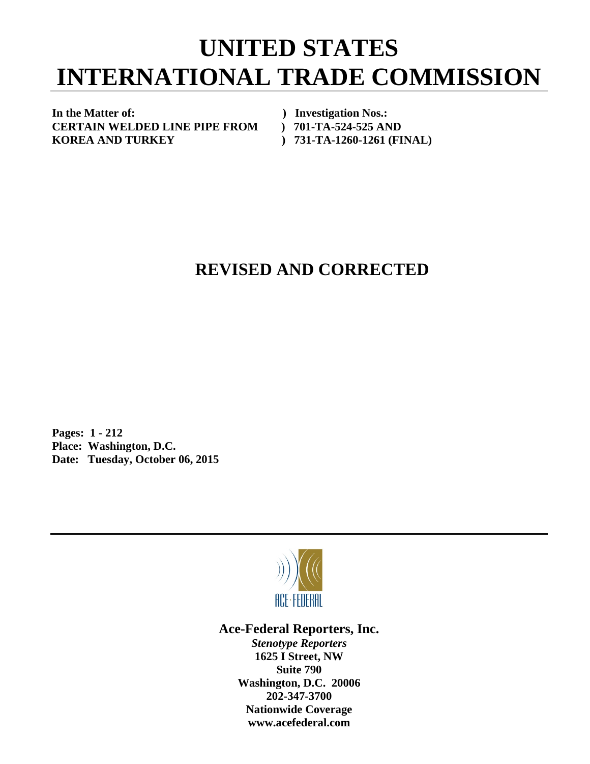# UNITED STATES
# INTERNATIONAL TRADE COMMISSION

**In the Matter of:** ) **Investigation Nos.:**
**CERTAIN WELDED LINE PIPE FROM** ) **701-TA-524-525 AND**
**KOREA AND TURKEY** ) **731-TA-1260-1261 (FINAL)**

## REVISED AND CORRECTED

**Pages: 1 - 212**
**Place: Washington, D.C.**
**Date: Tuesday, October 06, 2015**

ACE·FEDERAL

**Ace-Federal Reporters, Inc.**
***Stenotype Reporters***
**1625 I Street, NW**
**Suite 790**
**Washington, D.C. 20006**
**202-347-3700**
**Nationwide Coverage**
**www.acefederal.com**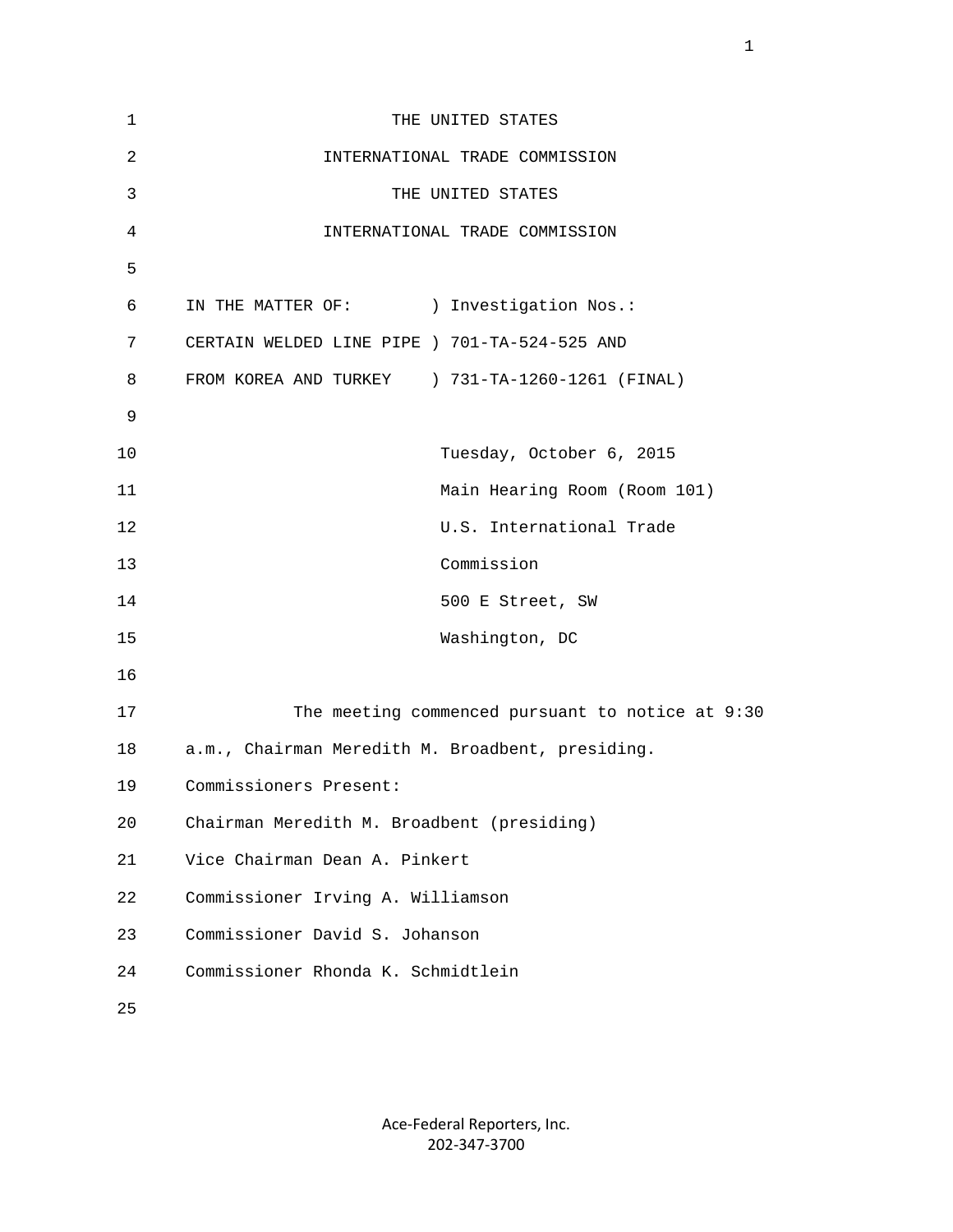THE UNITED STATES

INTERNATIONAL TRADE COMMISSION

THE UNITED STATES

INTERNATIONAL TRADE COMMISSION

IN THE MATTER OF: ) Investigation Nos.:
CERTAIN WELDED LINE PIPE ) 701-TA-524-525 AND
FROM KOREA AND TURKEY ) 731-TA-1260-1261 (FINAL)

Tuesday, October 6, 2015
Main Hearing Room (Room 101)
U.S. International Trade
Commission
500 E Street, SW
Washington, DC

The meeting commenced pursuant to notice at 9:30 a.m., Chairman Meredith M. Broadbent, presiding.

Commissioners Present:

Chairman Meredith M. Broadbent (presiding)

Vice Chairman Dean A. Pinkert

Commissioner Irving A. Williamson

Commissioner David S. Johanson

Commissioner Rhonda K. Schmidtlein

Ace-Federal Reporters, Inc.
202-347-3700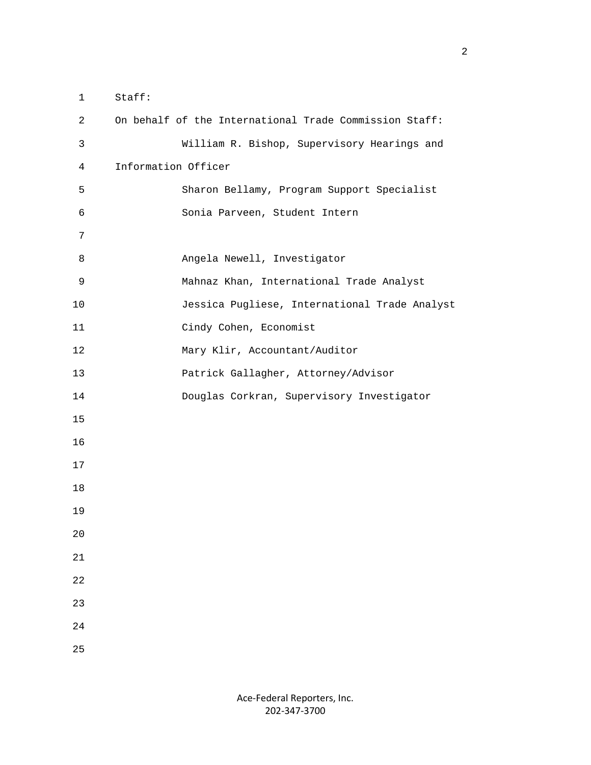Staff:

On behalf of the International Trade Commission Staff:

William R. Bishop, Supervisory Hearings and Information Officer

Sharon Bellamy, Program Support Specialist

Sonia Parveen, Student Intern

Angela Newell, Investigator

Mahnaz Khan, International Trade Analyst

Jessica Pugliese, International Trade Analyst

Cindy Cohen, Economist

Mary Klir, Accountant/Auditor

Patrick Gallagher, Attorney/Advisor

Douglas Corkran, Supervisory Investigator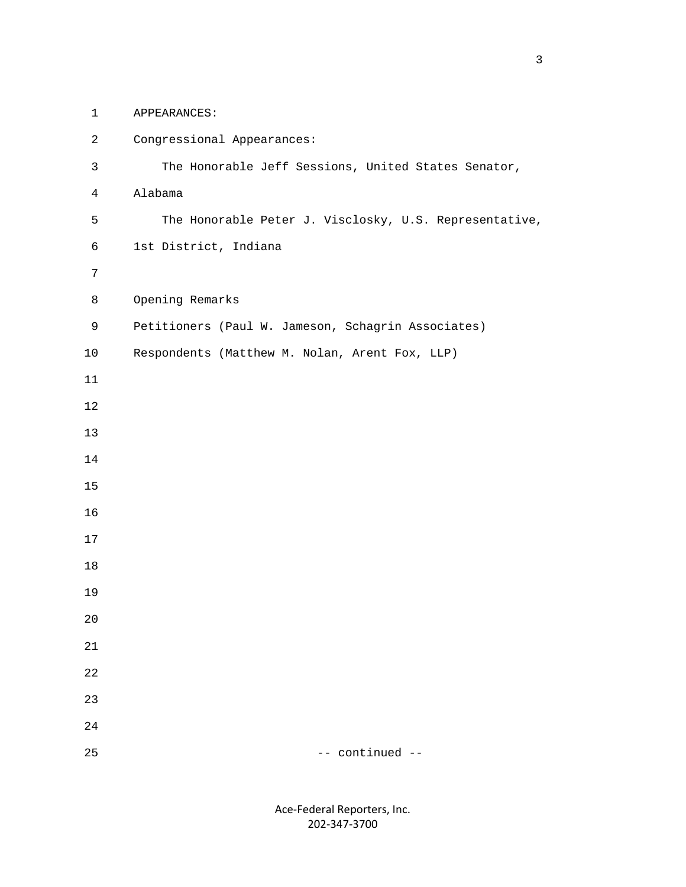APPEARANCES:

Congressional Appearances:

The Honorable Jeff Sessions, United States Senator, Alabama

The Honorable Peter J. Visclosky, U.S. Representative, 1st District, Indiana

Opening Remarks

Petitioners (Paul W. Jameson, Schagrin Associates)

Respondents (Matthew M. Nolan, Arent Fox, LLP)

-- continued --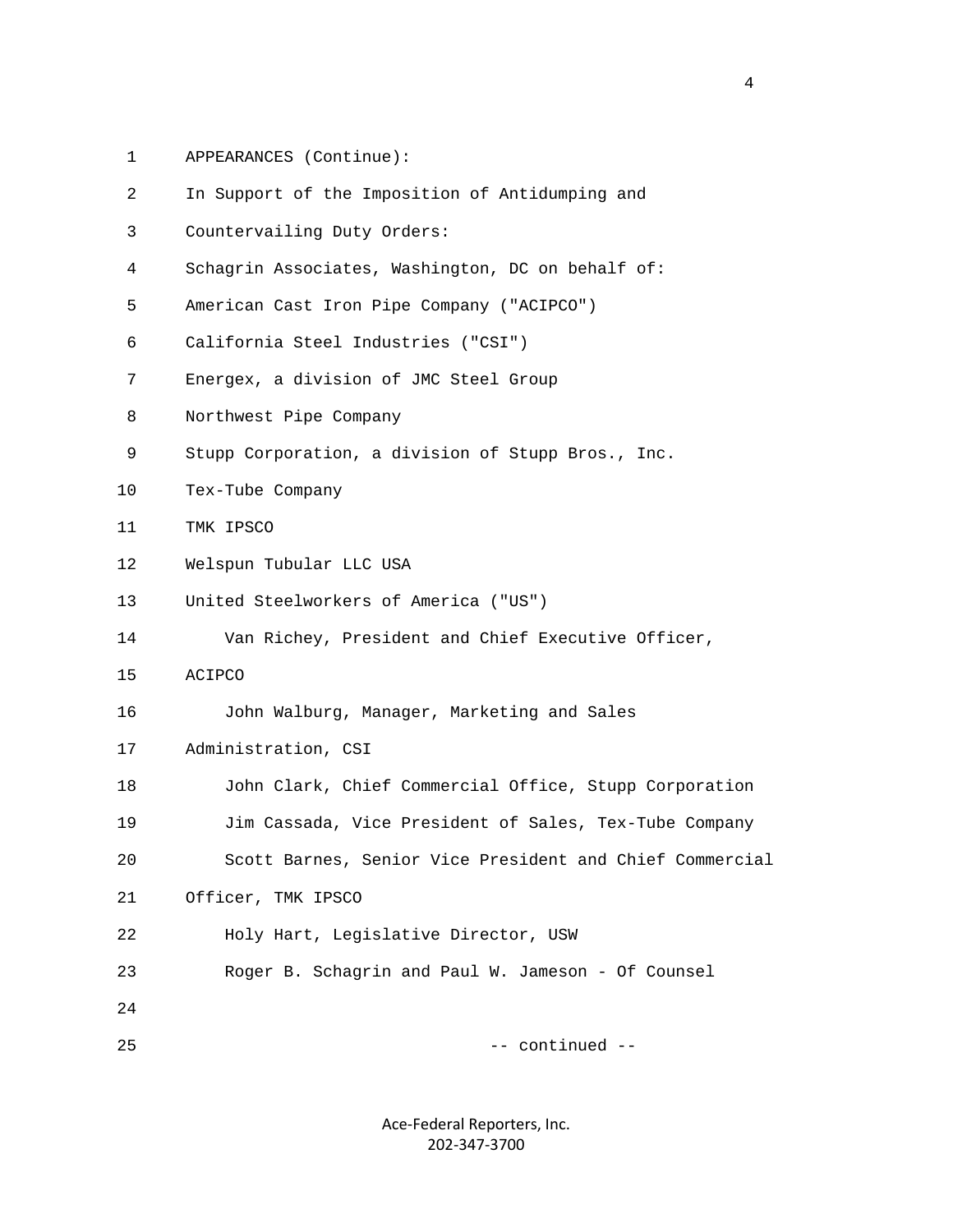APPEARANCES (Continue):

In Support of the Imposition of Antidumping and Countervailing Duty Orders:

Schagrin Associates, Washington, DC on behalf of:

American Cast Iron Pipe Company ("ACIPCO")

California Steel Industries ("CSI")

Energex, a division of JMC Steel Group

Northwest Pipe Company

Stupp Corporation, a division of Stupp Bros., Inc.

Tex-Tube Company

TMK IPSCO

Welspun Tubular LLC USA

United Steelworkers of America ("US")

Van Richey, President and Chief Executive Officer, ACIPCO

John Walburg, Manager, Marketing and Sales Administration, CSI

John Clark, Chief Commercial Office, Stupp Corporation

Jim Cassada, Vice President of Sales, Tex-Tube Company

Scott Barnes, Senior Vice President and Chief Commercial Officer, TMK IPSCO

Holy Hart, Legislative Director, USW

Roger B. Schagrin and Paul W. Jameson - Of Counsel

-- continued --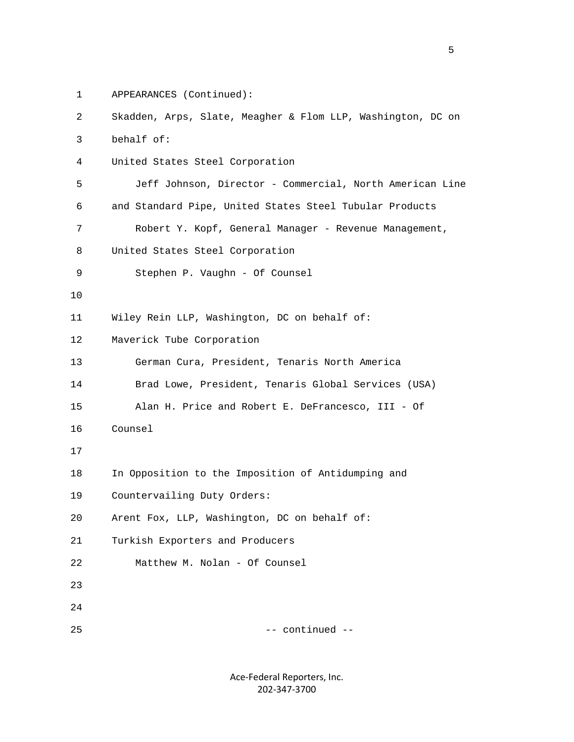APPEARANCES (Continued):

Skadden, Arps, Slate, Meagher & Flom LLP, Washington, DC on behalf of:

United States Steel Corporation

Jeff Johnson, Director - Commercial, North American Line and Standard Pipe, United States Steel Tubular Products

Robert Y. Kopf, General Manager - Revenue Management, United States Steel Corporation

Stephen P. Vaughn - Of Counsel

Wiley Rein LLP, Washington, DC on behalf of:

Maverick Tube Corporation

German Cura, President, Tenaris North America

Brad Lowe, President, Tenaris Global Services (USA)

Alan H. Price and Robert E. DeFrancesco, III - Of Counsel

In Opposition to the Imposition of Antidumping and Countervailing Duty Orders:

Arent Fox, LLP, Washington, DC on behalf of:

Turkish Exporters and Producers

Matthew M. Nolan - Of Counsel

-- continued --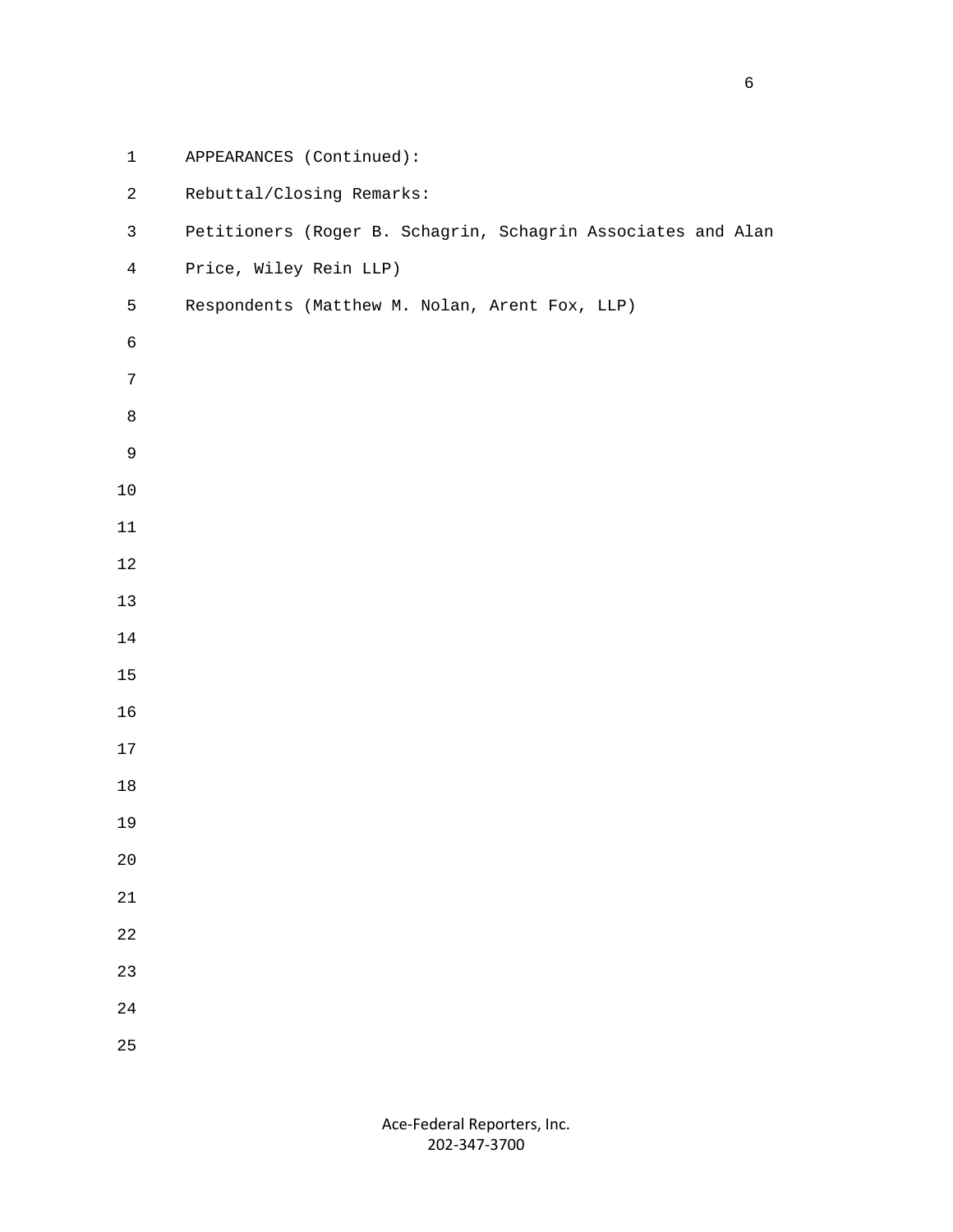APPEARANCES (Continued):

Rebuttal/Closing Remarks:

Petitioners (Roger B. Schagrin, Schagrin Associates and Alan Price, Wiley Rein LLP)

Respondents (Matthew M. Nolan, Arent Fox, LLP)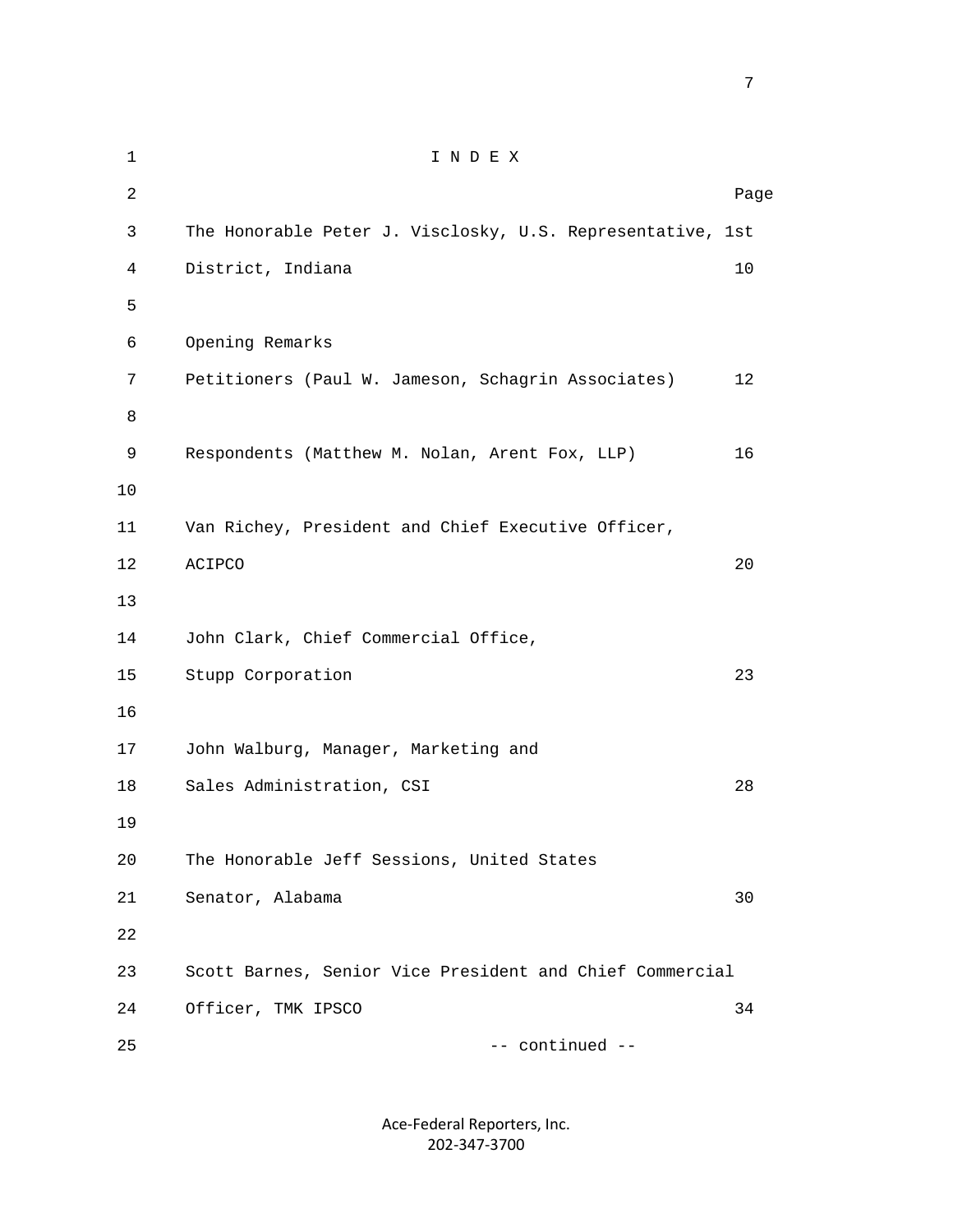# I N D E X

| | Page |
|---|---|
| The Honorable Peter J. Visclosky, U.S. Representative, 1st District, Indiana | 10 |
| Opening Remarks | |
| Petitioners (Paul W. Jameson, Schagrin Associates) | 12 |
| Respondents (Matthew M. Nolan, Arent Fox, LLP) | 16 |
| Van Richey, President and Chief Executive Officer, ACIPCO | 20 |
| John Clark, Chief Commercial Office, Stupp Corporation | 23 |
| John Walburg, Manager, Marketing and Sales Administration, CSI | 28 |
| The Honorable Jeff Sessions, United States Senator, Alabama | 30 |
| Scott Barnes, Senior Vice President and Chief Commercial Officer, TMK IPSCO | 34 |

-- continued --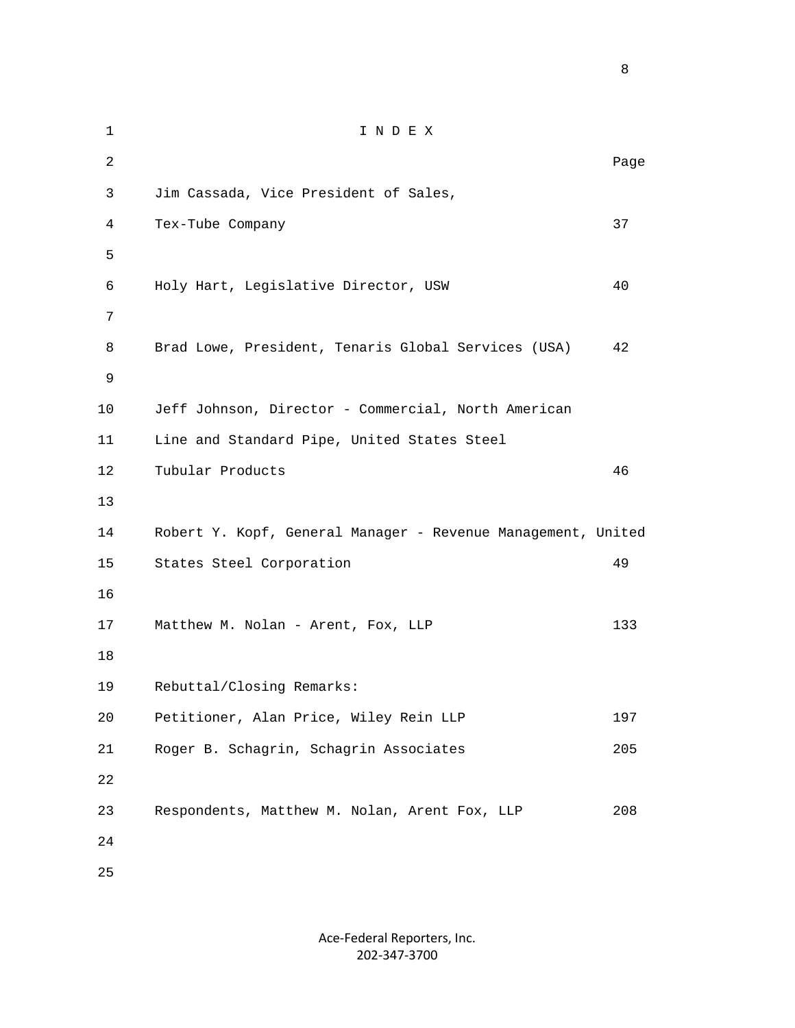# I N D E X

| | Page |
|---|---|
| Jim Cassada, Vice President of Sales, Tex-Tube Company | 37 |
| Holy Hart, Legislative Director, USW | 40 |
| Brad Lowe, President, Tenaris Global Services (USA) | 42 |
| Jeff Johnson, Director - Commercial, North American Line and Standard Pipe, United States Steel Tubular Products | 46 |
| Robert Y. Kopf, General Manager - Revenue Management, United States Steel Corporation | 49 |
| Matthew M. Nolan - Arent, Fox, LLP | 133 |
| Rebuttal/Closing Remarks: | |
| Petitioner, Alan Price, Wiley Rein LLP | 197 |
| Roger B. Schagrin, Schagrin Associates | 205 |
| Respondents, Matthew M. Nolan, Arent Fox, LLP | 208 |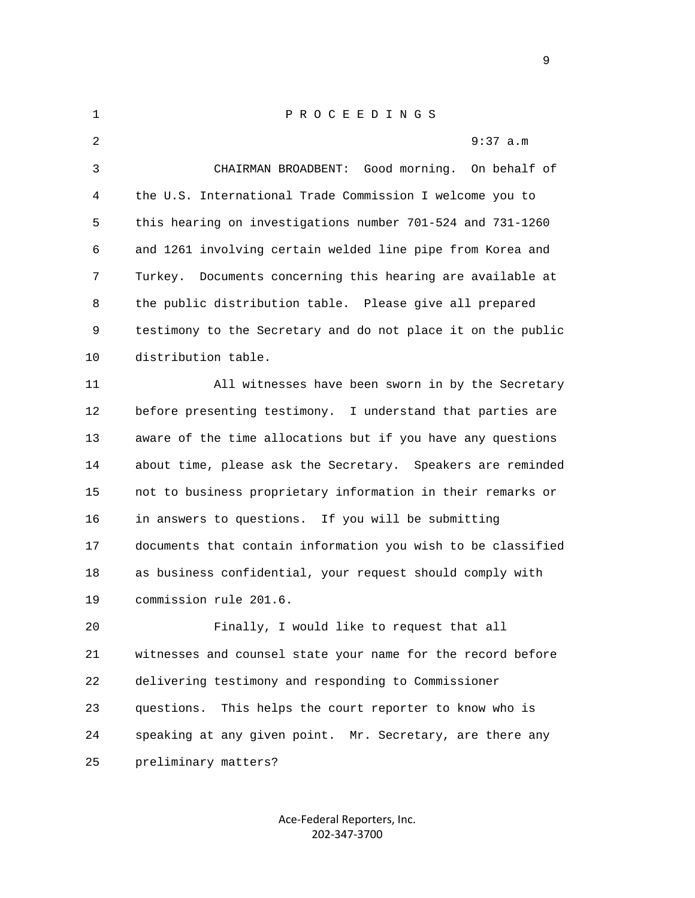P R O C E E D I N G S

9:37 a.m

CHAIRMAN BROADBENT: Good morning. On behalf of the U.S. International Trade Commission I welcome you to this hearing on investigations number 701-524 and 731-1260 and 1261 involving certain welded line pipe from Korea and Turkey. Documents concerning this hearing are available at the public distribution table. Please give all prepared testimony to the Secretary and do not place it on the public distribution table.

All witnesses have been sworn in by the Secretary before presenting testimony. I understand that parties are aware of the time allocations but if you have any questions about time, please ask the Secretary. Speakers are reminded not to business proprietary information in their remarks or in answers to questions. If you will be submitting documents that contain information you wish to be classified as business confidential, your request should comply with commission rule 201.6.

Finally, I would like to request that all witnesses and counsel state your name for the record before delivering testimony and responding to Commissioner questions. This helps the court reporter to know who is speaking at any given point. Mr. Secretary, are there any preliminary matters?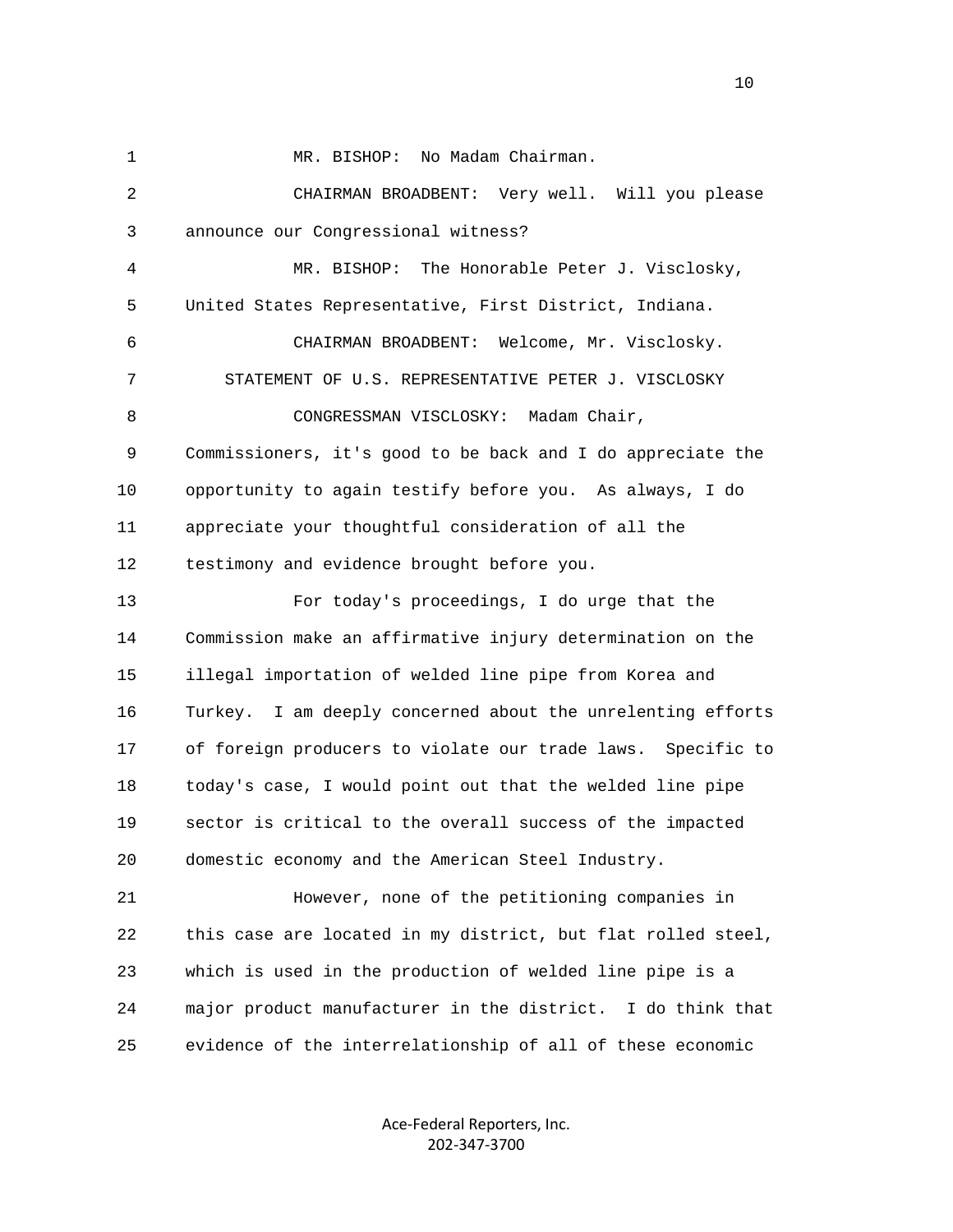MR. BISHOP: No Madam Chairman.

CHAIRMAN BROADBENT: Very well. Will you please announce our Congressional witness?

MR. BISHOP: The Honorable Peter J. Visclosky, United States Representative, First District, Indiana.

CHAIRMAN BROADBENT: Welcome, Mr. Visclosky.

STATEMENT OF U.S. REPRESENTATIVE PETER J. VISCLOSKY

CONGRESSMAN VISCLOSKY: Madam Chair, Commissioners, it's good to be back and I do appreciate the opportunity to again testify before you. As always, I do appreciate your thoughtful consideration of all the testimony and evidence brought before you.

For today's proceedings, I do urge that the Commission make an affirmative injury determination on the illegal importation of welded line pipe from Korea and Turkey. I am deeply concerned about the unrelenting efforts of foreign producers to violate our trade laws. Specific to today's case, I would point out that the welded line pipe sector is critical to the overall success of the impacted domestic economy and the American Steel Industry.

However, none of the petitioning companies in this case are located in my district, but flat rolled steel, which is used in the production of welded line pipe is a major product manufacturer in the district. I do think that evidence of the interrelationship of all of these economic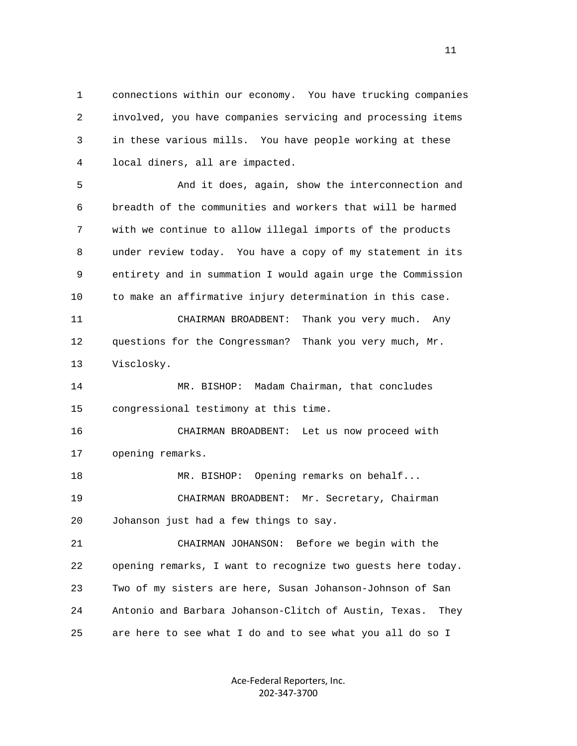connections within our economy. You have trucking companies involved, you have companies servicing and processing items in these various mills. You have people working at these local diners, all are impacted.

And it does, again, show the interconnection and breadth of the communities and workers that will be harmed with we continue to allow illegal imports of the products under review today. You have a copy of my statement in its entirety and in summation I would again urge the Commission to make an affirmative injury determination in this case.

CHAIRMAN BROADBENT: Thank you very much. Any questions for the Congressman? Thank you very much, Mr. Visclosky.

MR. BISHOP: Madam Chairman, that concludes congressional testimony at this time.

CHAIRMAN BROADBENT: Let us now proceed with opening remarks.

MR. BISHOP: Opening remarks on behalf...

CHAIRMAN BROADBENT: Mr. Secretary, Chairman Johanson just had a few things to say.

CHAIRMAN JOHANSON: Before we begin with the opening remarks, I want to recognize two guests here today. Two of my sisters are here, Susan Johanson-Johnson of San Antonio and Barbara Johanson-Clitch of Austin, Texas. They are here to see what I do and to see what you all do so I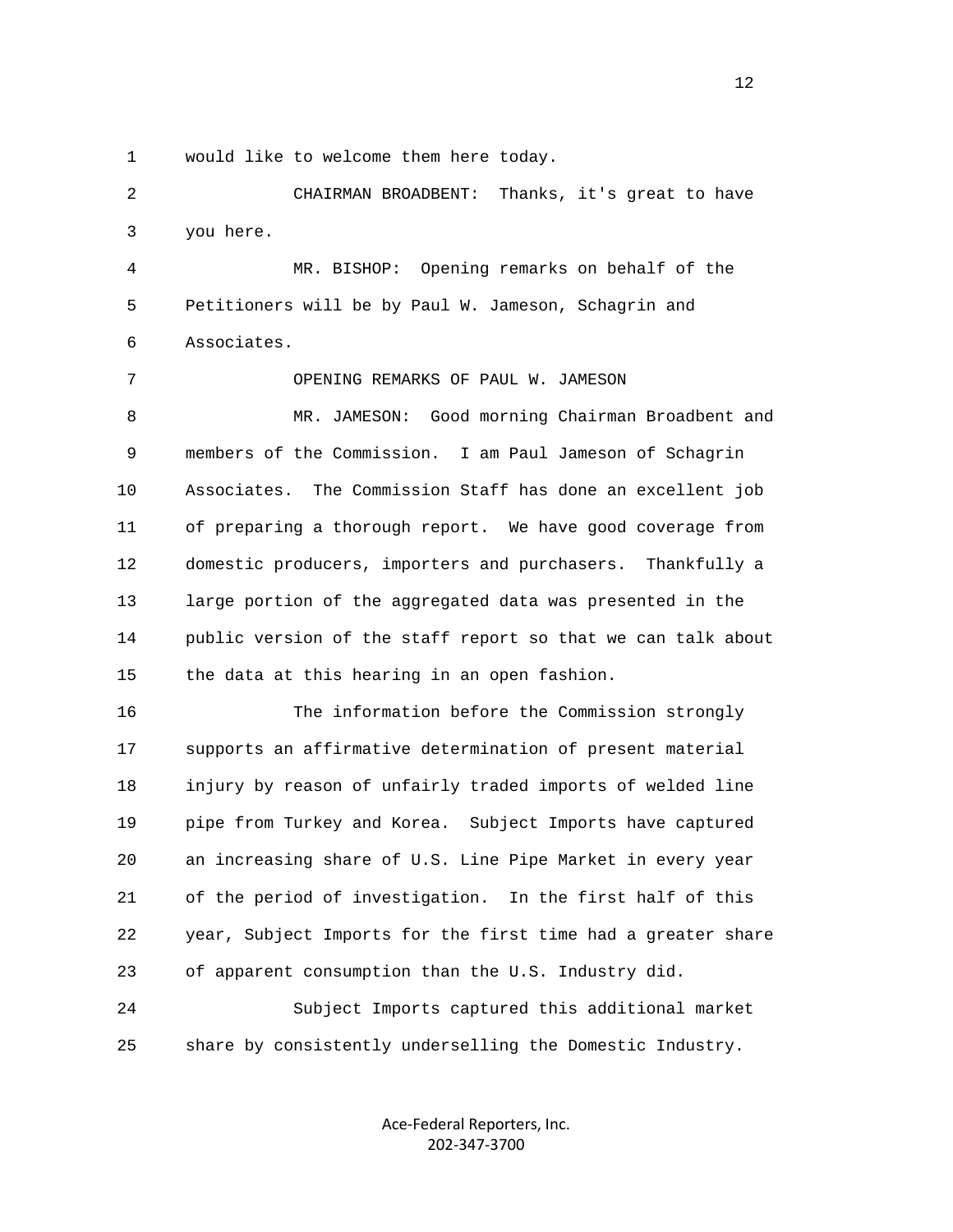would like to welcome them here today.

CHAIRMAN BROADBENT: Thanks, it's great to have you here.

MR. BISHOP: Opening remarks on behalf of the Petitioners will be by Paul W. Jameson, Schagrin and Associates.

OPENING REMARKS OF PAUL W. JAMESON

MR. JAMESON: Good morning Chairman Broadbent and members of the Commission. I am Paul Jameson of Schagrin Associates. The Commission Staff has done an excellent job of preparing a thorough report. We have good coverage from domestic producers, importers and purchasers. Thankfully a large portion of the aggregated data was presented in the public version of the staff report so that we can talk about the data at this hearing in an open fashion.

The information before the Commission strongly supports an affirmative determination of present material injury by reason of unfairly traded imports of welded line pipe from Turkey and Korea. Subject Imports have captured an increasing share of U.S. Line Pipe Market in every year of the period of investigation. In the first half of this year, Subject Imports for the first time had a greater share of apparent consumption than the U.S. Industry did.

Subject Imports captured this additional market share by consistently underselling the Domestic Industry.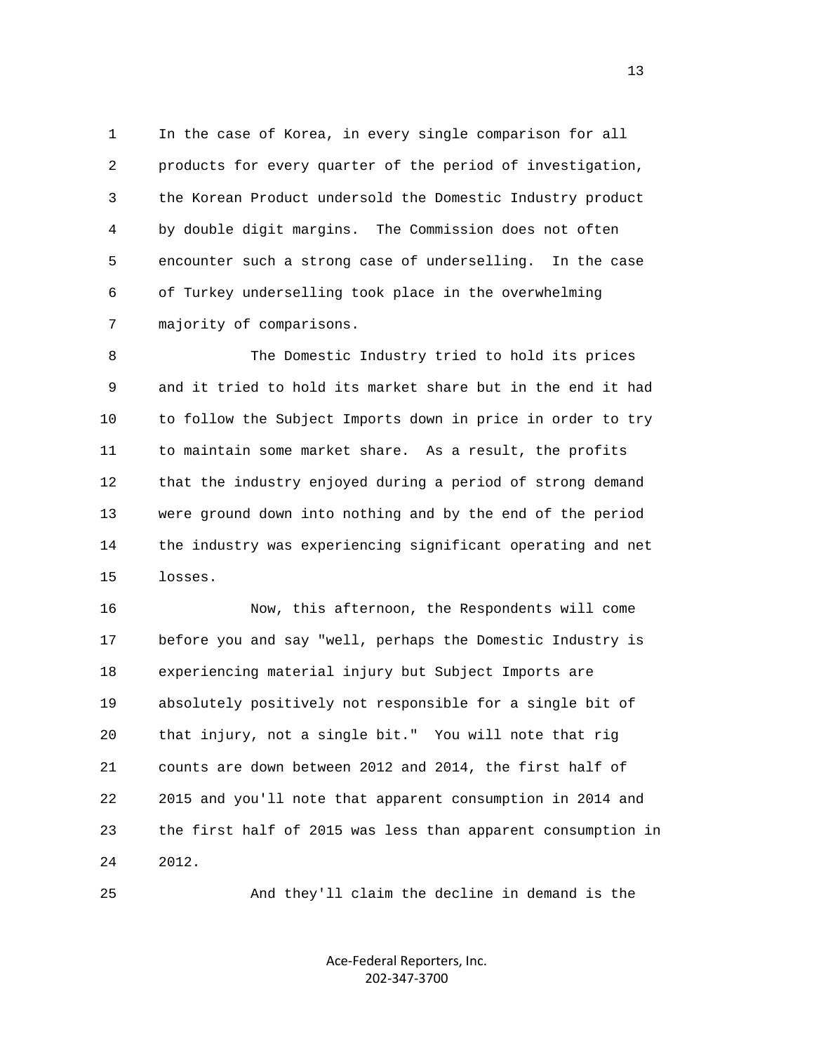In the case of Korea, in every single comparison for all products for every quarter of the period of investigation, the Korean Product undersold the Domestic Industry product by double digit margins. The Commission does not often encounter such a strong case of underselling. In the case of Turkey underselling took place in the overwhelming majority of comparisons.

The Domestic Industry tried to hold its prices and it tried to hold its market share but in the end it had to follow the Subject Imports down in price in order to try to maintain some market share. As a result, the profits that the industry enjoyed during a period of strong demand were ground down into nothing and by the end of the period the industry was experiencing significant operating and net losses.

Now, this afternoon, the Respondents will come before you and say "well, perhaps the Domestic Industry is experiencing material injury but Subject Imports are absolutely positively not responsible for a single bit of that injury, not a single bit." You will note that rig counts are down between 2012 and 2014, the first half of 2015 and you'll note that apparent consumption in 2014 and the first half of 2015 was less than apparent consumption in 2012.

And they'll claim the decline in demand is the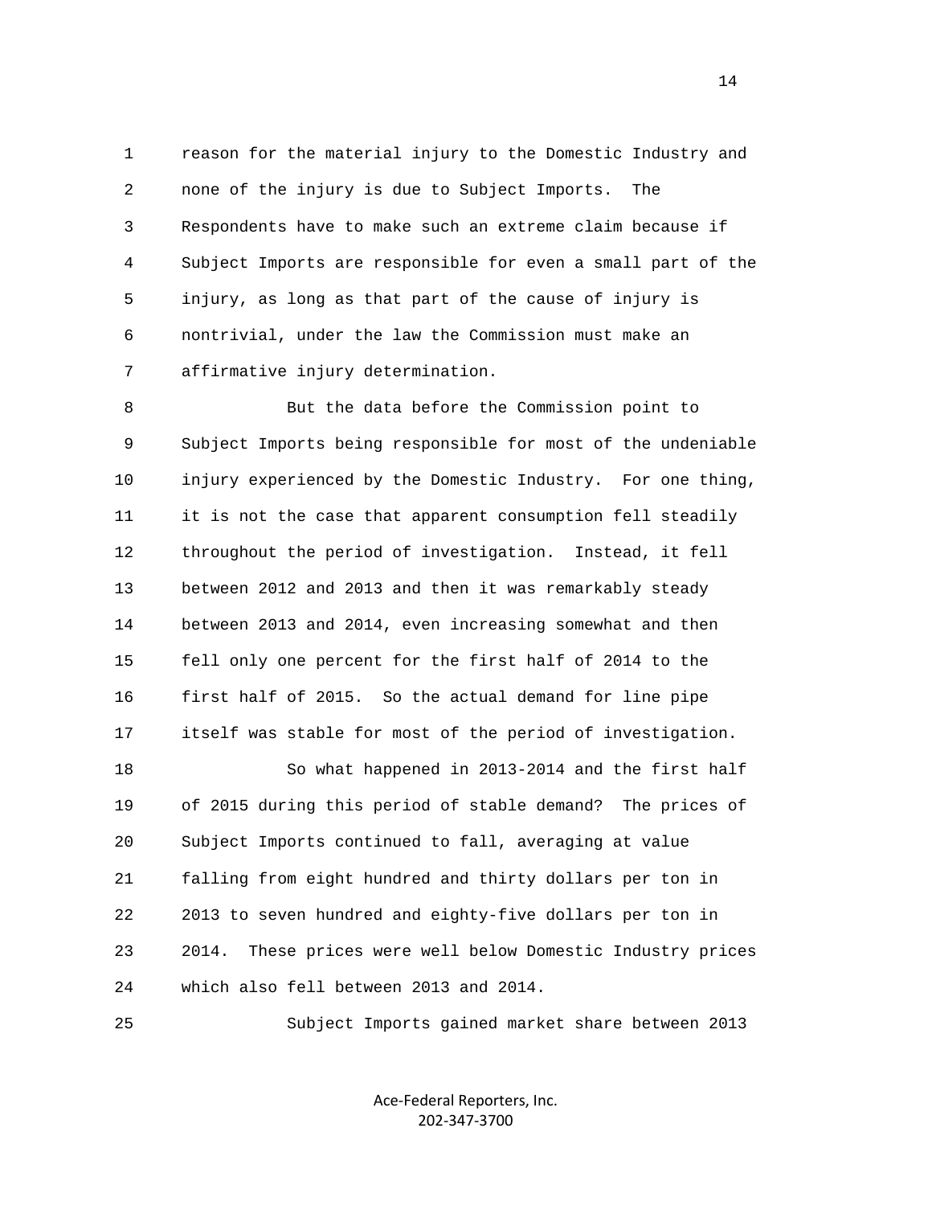reason for the material injury to the Domestic Industry and none of the injury is due to Subject Imports. The Respondents have to make such an extreme claim because if Subject Imports are responsible for even a small part of the injury, as long as that part of the cause of injury is nontrivial, under the law the Commission must make an affirmative injury determination.

But the data before the Commission point to Subject Imports being responsible for most of the undeniable injury experienced by the Domestic Industry. For one thing, it is not the case that apparent consumption fell steadily throughout the period of investigation. Instead, it fell between 2012 and 2013 and then it was remarkably steady between 2013 and 2014, even increasing somewhat and then fell only one percent for the first half of 2014 to the first half of 2015. So the actual demand for line pipe itself was stable for most of the period of investigation.

So what happened in 2013-2014 and the first half of 2015 during this period of stable demand? The prices of Subject Imports continued to fall, averaging at value falling from eight hundred and thirty dollars per ton in 2013 to seven hundred and eighty-five dollars per ton in 2014. These prices were well below Domestic Industry prices which also fell between 2013 and 2014.

Subject Imports gained market share between 2013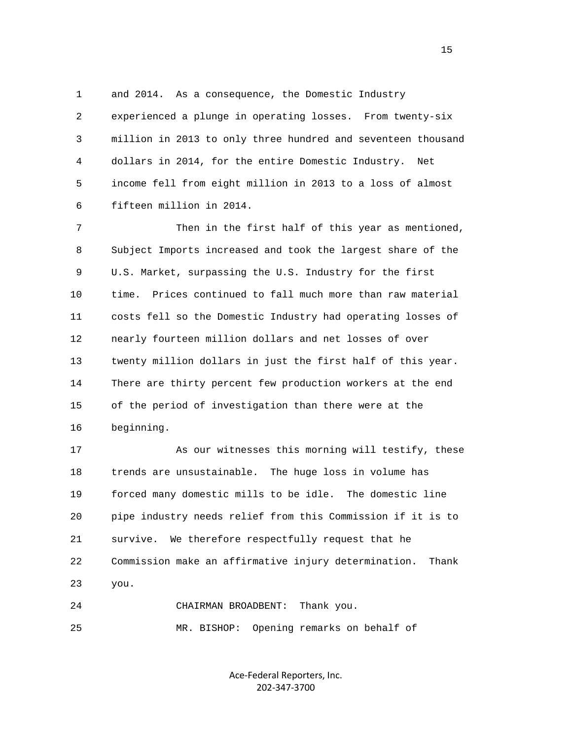and 2014. As a consequence, the Domestic Industry experienced a plunge in operating losses. From twenty-six million in 2013 to only three hundred and seventeen thousand dollars in 2014, for the entire Domestic Industry. Net income fell from eight million in 2013 to a loss of almost fifteen million in 2014.

Then in the first half of this year as mentioned, Subject Imports increased and took the largest share of the U.S. Market, surpassing the U.S. Industry for the first time. Prices continued to fall much more than raw material costs fell so the Domestic Industry had operating losses of nearly fourteen million dollars and net losses of over twenty million dollars in just the first half of this year. There are thirty percent few production workers at the end of the period of investigation than there were at the beginning.

As our witnesses this morning will testify, these trends are unsustainable. The huge loss in volume has forced many domestic mills to be idle. The domestic line pipe industry needs relief from this Commission if it is to survive. We therefore respectfully request that he Commission make an affirmative injury determination. Thank you.

CHAIRMAN BROADBENT: Thank you.

MR. BISHOP: Opening remarks on behalf of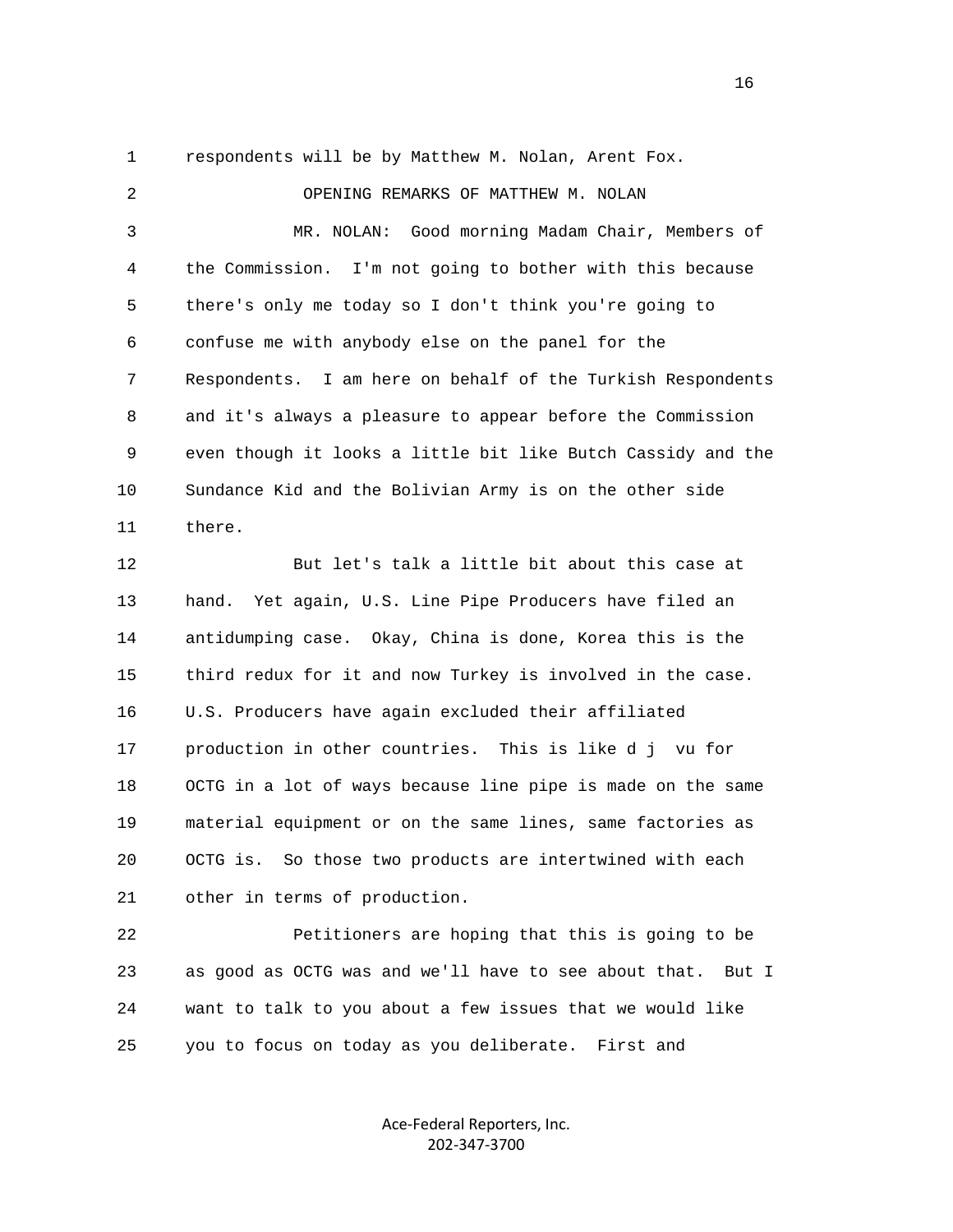respondents will be by Matthew M. Nolan, Arent Fox.

OPENING REMARKS OF MATTHEW M. NOLAN

MR. NOLAN: Good morning Madam Chair, Members of the Commission. I'm not going to bother with this because there's only me today so I don't think you're going to confuse me with anybody else on the panel for the Respondents. I am here on behalf of the Turkish Respondents and it's always a pleasure to appear before the Commission even though it looks a little bit like Butch Cassidy and the Sundance Kid and the Bolivian Army is on the other side there.

But let's talk a little bit about this case at hand. Yet again, U.S. Line Pipe Producers have filed an antidumping case. Okay, China is done, Korea this is the third redux for it and now Turkey is involved in the case. U.S. Producers have again excluded their affiliated production in other countries. This is like d j vu for OCTG in a lot of ways because line pipe is made on the same material equipment or on the same lines, same factories as OCTG is. So those two products are intertwined with each other in terms of production.

Petitioners are hoping that this is going to be as good as OCTG was and we'll have to see about that. But I want to talk to you about a few issues that we would like you to focus on today as you deliberate. First and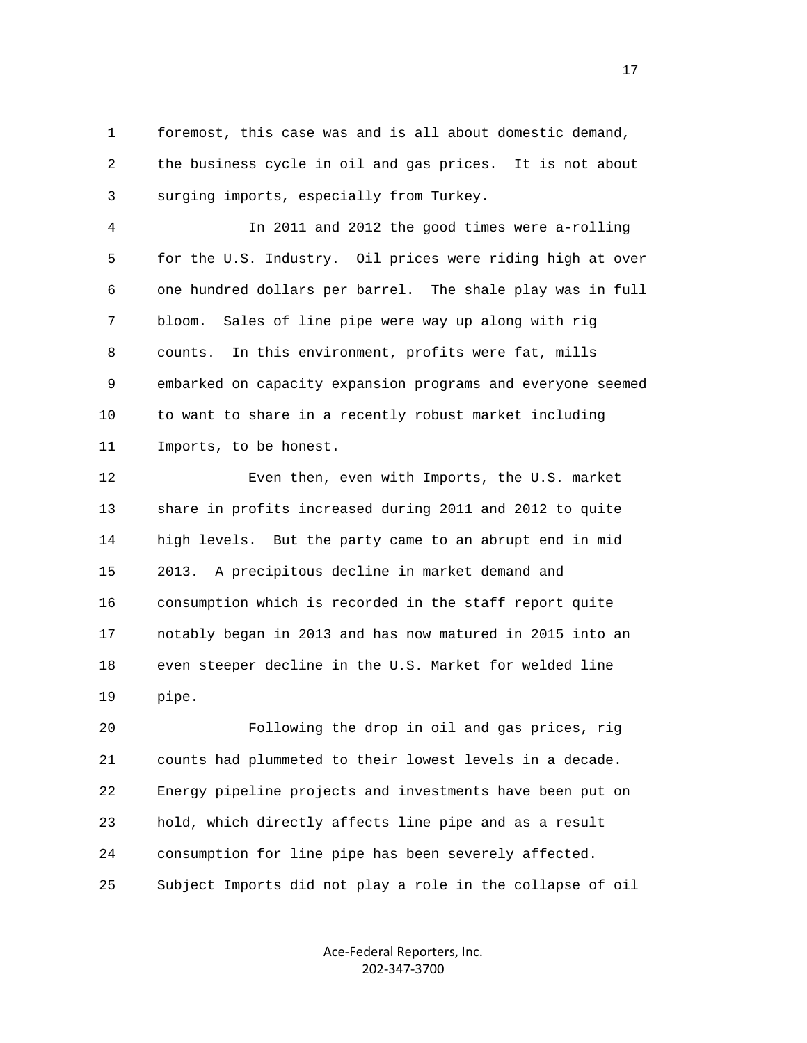foremost, this case was and is all about domestic demand, the business cycle in oil and gas prices. It is not about surging imports, especially from Turkey.

In 2011 and 2012 the good times were a-rolling for the U.S. Industry. Oil prices were riding high at over one hundred dollars per barrel. The shale play was in full bloom. Sales of line pipe were way up along with rig counts. In this environment, profits were fat, mills embarked on capacity expansion programs and everyone seemed to want to share in a recently robust market including Imports, to be honest.

Even then, even with Imports, the U.S. market share in profits increased during 2011 and 2012 to quite high levels. But the party came to an abrupt end in mid 2013. A precipitous decline in market demand and consumption which is recorded in the staff report quite notably began in 2013 and has now matured in 2015 into an even steeper decline in the U.S. Market for welded line pipe.

Following the drop in oil and gas prices, rig counts had plummeted to their lowest levels in a decade. Energy pipeline projects and investments have been put on hold, which directly affects line pipe and as a result consumption for line pipe has been severely affected. Subject Imports did not play a role in the collapse of oil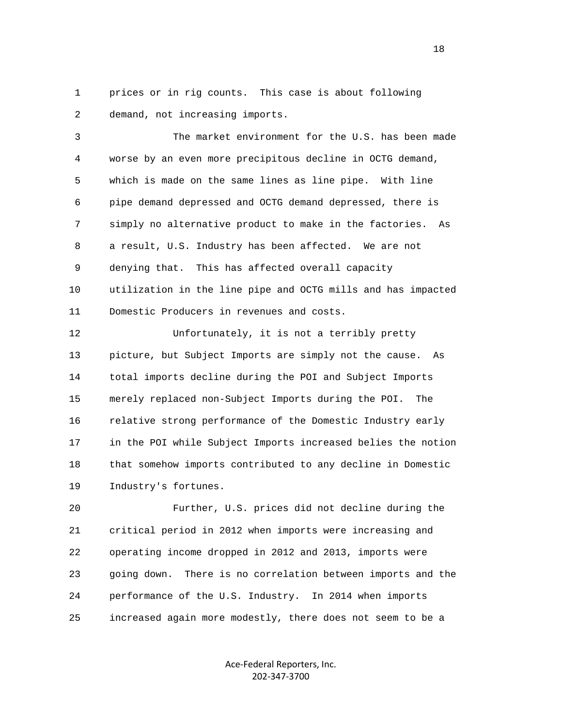prices or in rig counts. This case is about following demand, not increasing imports.

The market environment for the U.S. has been made worse by an even more precipitous decline in OCTG demand, which is made on the same lines as line pipe. With line pipe demand depressed and OCTG demand depressed, there is simply no alternative product to make in the factories. As a result, U.S. Industry has been affected. We are not denying that. This has affected overall capacity utilization in the line pipe and OCTG mills and has impacted Domestic Producers in revenues and costs.

Unfortunately, it is not a terribly pretty picture, but Subject Imports are simply not the cause. As total imports decline during the POI and Subject Imports merely replaced non-Subject Imports during the POI. The relative strong performance of the Domestic Industry early in the POI while Subject Imports increased belies the notion that somehow imports contributed to any decline in Domestic Industry's fortunes.

Further, U.S. prices did not decline during the critical period in 2012 when imports were increasing and operating income dropped in 2012 and 2013, imports were going down. There is no correlation between imports and the performance of the U.S. Industry. In 2014 when imports increased again more modestly, there does not seem to be a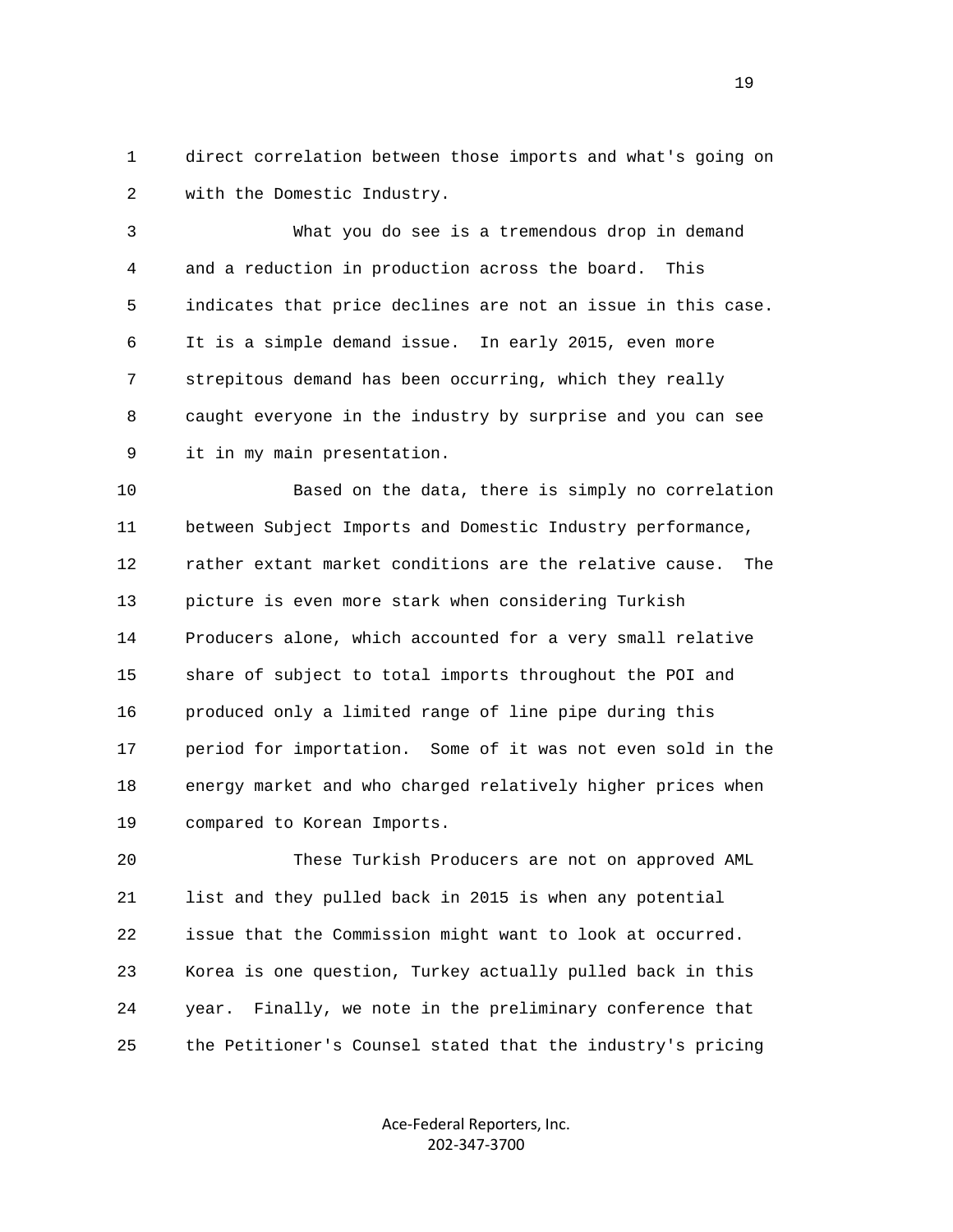1 direct correlation between those imports and what's going on
2 with the Domestic Industry.

3 What you do see is a tremendous drop in demand
4 and a reduction in production across the board. This
5 indicates that price declines are not an issue in this case.
6 It is a simple demand issue. In early 2015, even more
7 strepitous demand has been occurring, which they really
8 caught everyone in the industry by surprise and you can see
9 it in my main presentation.

10 Based on the data, there is simply no correlation
11 between Subject Imports and Domestic Industry performance,
12 rather extant market conditions are the relative cause. The
13 picture is even more stark when considering Turkish
14 Producers alone, which accounted for a very small relative
15 share of subject to total imports throughout the POI and
16 produced only a limited range of line pipe during this
17 period for importation. Some of it was not even sold in the
18 energy market and who charged relatively higher prices when
19 compared to Korean Imports.

20 These Turkish Producers are not on approved AML
21 list and they pulled back in 2015 is when any potential
22 issue that the Commission might want to look at occurred.
23 Korea is one question, Turkey actually pulled back in this
24 year. Finally, we note in the preliminary conference that
25 the Petitioner's Counsel stated that the industry's pricing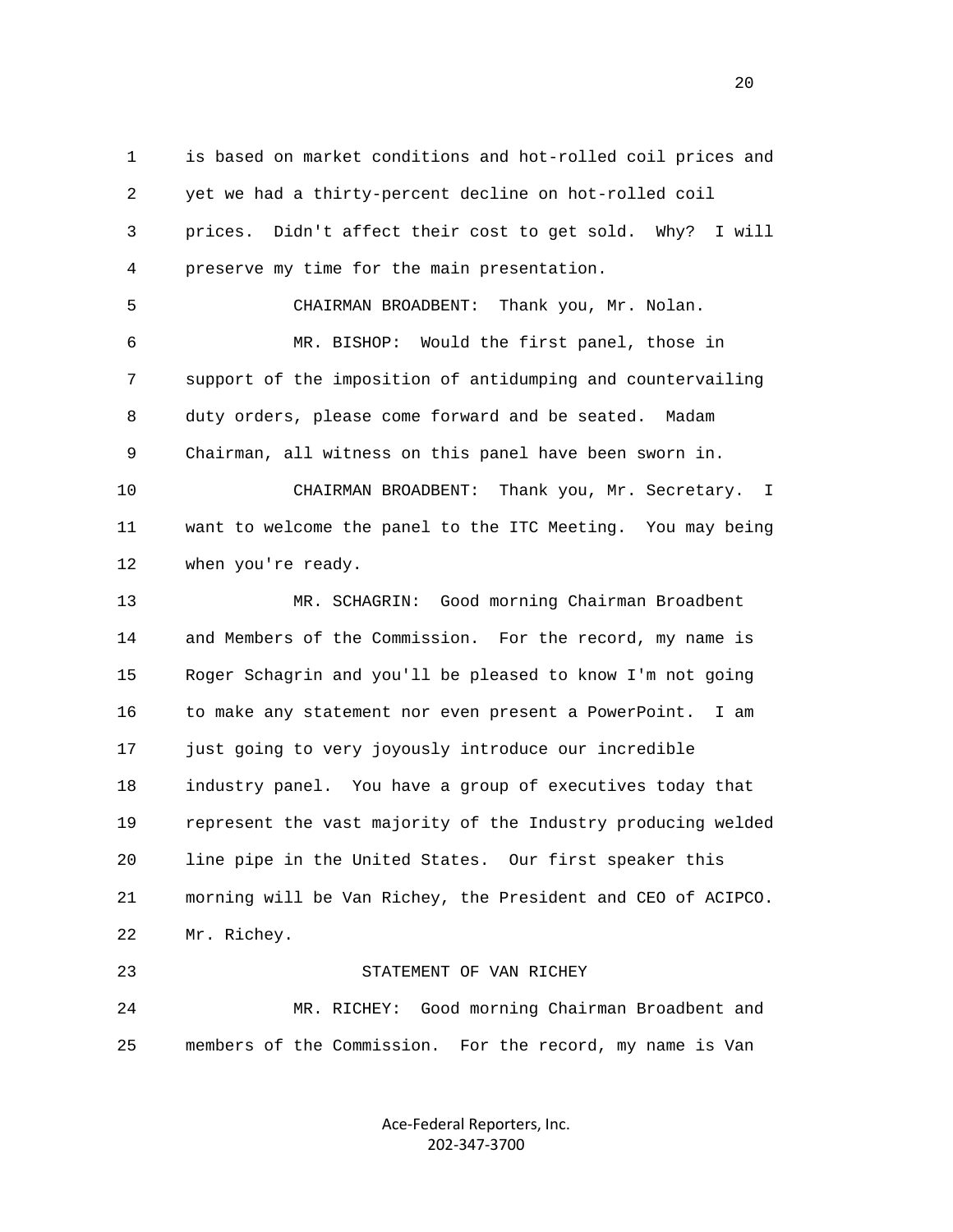is based on market conditions and hot-rolled coil prices and yet we had a thirty-percent decline on hot-rolled coil prices. Didn't affect their cost to get sold. Why? I will preserve my time for the main presentation.

CHAIRMAN BROADBENT: Thank you, Mr. Nolan.

MR. BISHOP: Would the first panel, those in support of the imposition of antidumping and countervailing duty orders, please come forward and be seated. Madam Chairman, all witness on this panel have been sworn in.

CHAIRMAN BROADBENT: Thank you, Mr. Secretary. I want to welcome the panel to the ITC Meeting. You may being when you're ready.

MR. SCHAGRIN: Good morning Chairman Broadbent and Members of the Commission. For the record, my name is Roger Schagrin and you'll be pleased to know I'm not going to make any statement nor even present a PowerPoint. I am just going to very joyously introduce our incredible industry panel. You have a group of executives today that represent the vast majority of the Industry producing welded line pipe in the United States. Our first speaker this morning will be Van Richey, the President and CEO of ACIPCO. Mr. Richey.

STATEMENT OF VAN RICHEY

MR. RICHEY: Good morning Chairman Broadbent and members of the Commission. For the record, my name is Van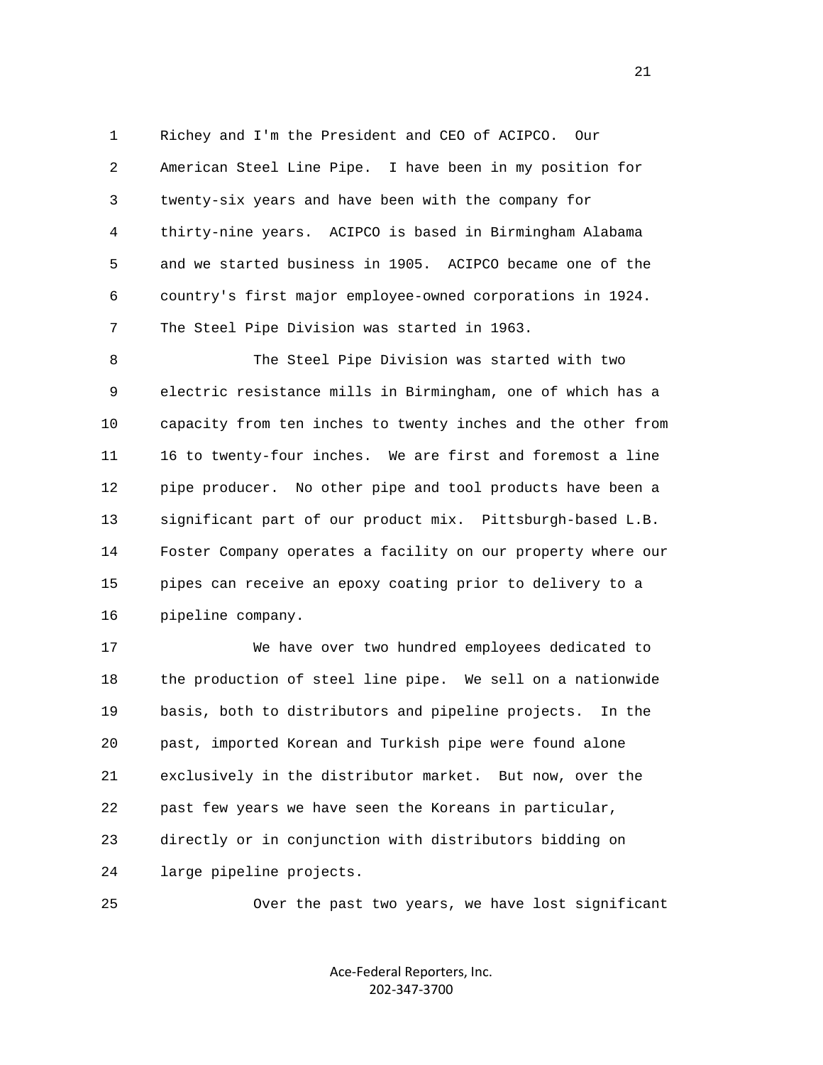Richey and I'm the President and CEO of ACIPCO. Our American Steel Line Pipe. I have been in my position for twenty-six years and have been with the company for thirty-nine years. ACIPCO is based in Birmingham Alabama and we started business in 1905. ACIPCO became one of the country's first major employee-owned corporations in 1924. The Steel Pipe Division was started in 1963.

The Steel Pipe Division was started with two electric resistance mills in Birmingham, one of which has a capacity from ten inches to twenty inches and the other from 16 to twenty-four inches. We are first and foremost a line pipe producer. No other pipe and tool products have been a significant part of our product mix. Pittsburgh-based L.B. Foster Company operates a facility on our property where our pipes can receive an epoxy coating prior to delivery to a pipeline company.

We have over two hundred employees dedicated to the production of steel line pipe. We sell on a nationwide basis, both to distributors and pipeline projects. In the past, imported Korean and Turkish pipe were found alone exclusively in the distributor market. But now, over the past few years we have seen the Koreans in particular, directly or in conjunction with distributors bidding on large pipeline projects.

Over the past two years, we have lost significant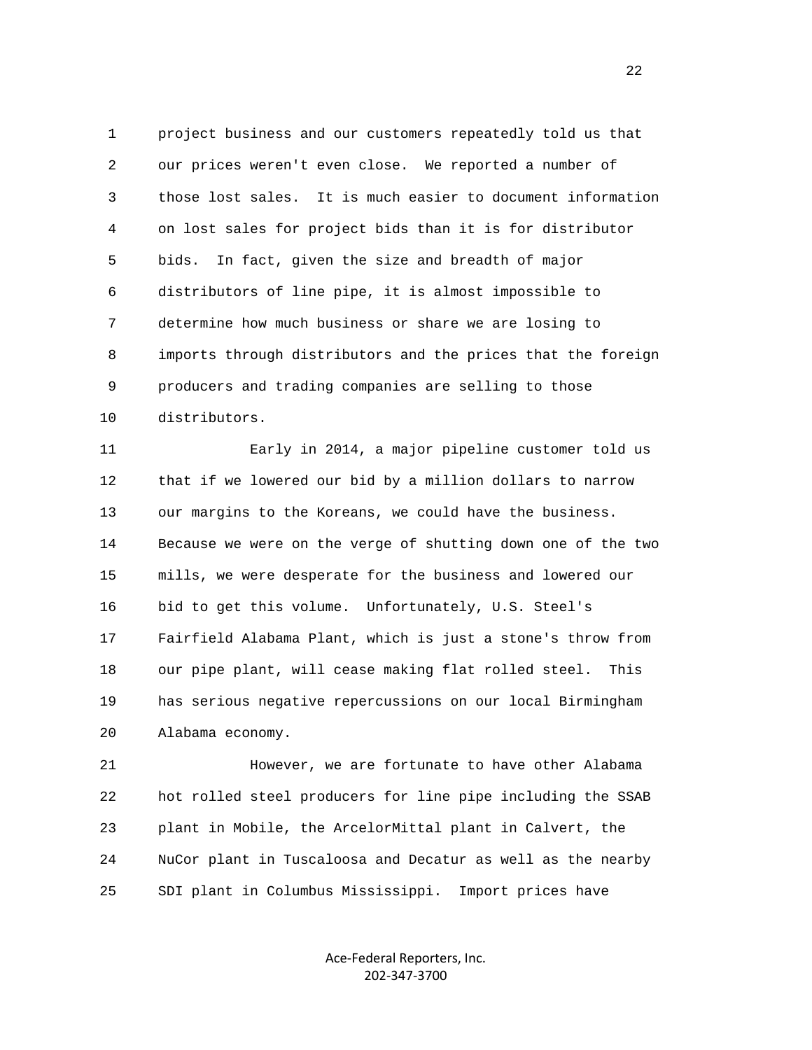project business and our customers repeatedly told us that our prices weren't even close. We reported a number of those lost sales. It is much easier to document information on lost sales for project bids than it is for distributor bids. In fact, given the size and breadth of major distributors of line pipe, it is almost impossible to determine how much business or share we are losing to imports through distributors and the prices that the foreign producers and trading companies are selling to those distributors.

Early in 2014, a major pipeline customer told us that if we lowered our bid by a million dollars to narrow our margins to the Koreans, we could have the business. Because we were on the verge of shutting down one of the two mills, we were desperate for the business and lowered our bid to get this volume. Unfortunately, U.S. Steel's Fairfield Alabama Plant, which is just a stone's throw from our pipe plant, will cease making flat rolled steel. This has serious negative repercussions on our local Birmingham Alabama economy.

However, we are fortunate to have other Alabama hot rolled steel producers for line pipe including the SSAB plant in Mobile, the ArcelorMittal plant in Calvert, the NuCor plant in Tuscaloosa and Decatur as well as the nearby SDI plant in Columbus Mississippi. Import prices have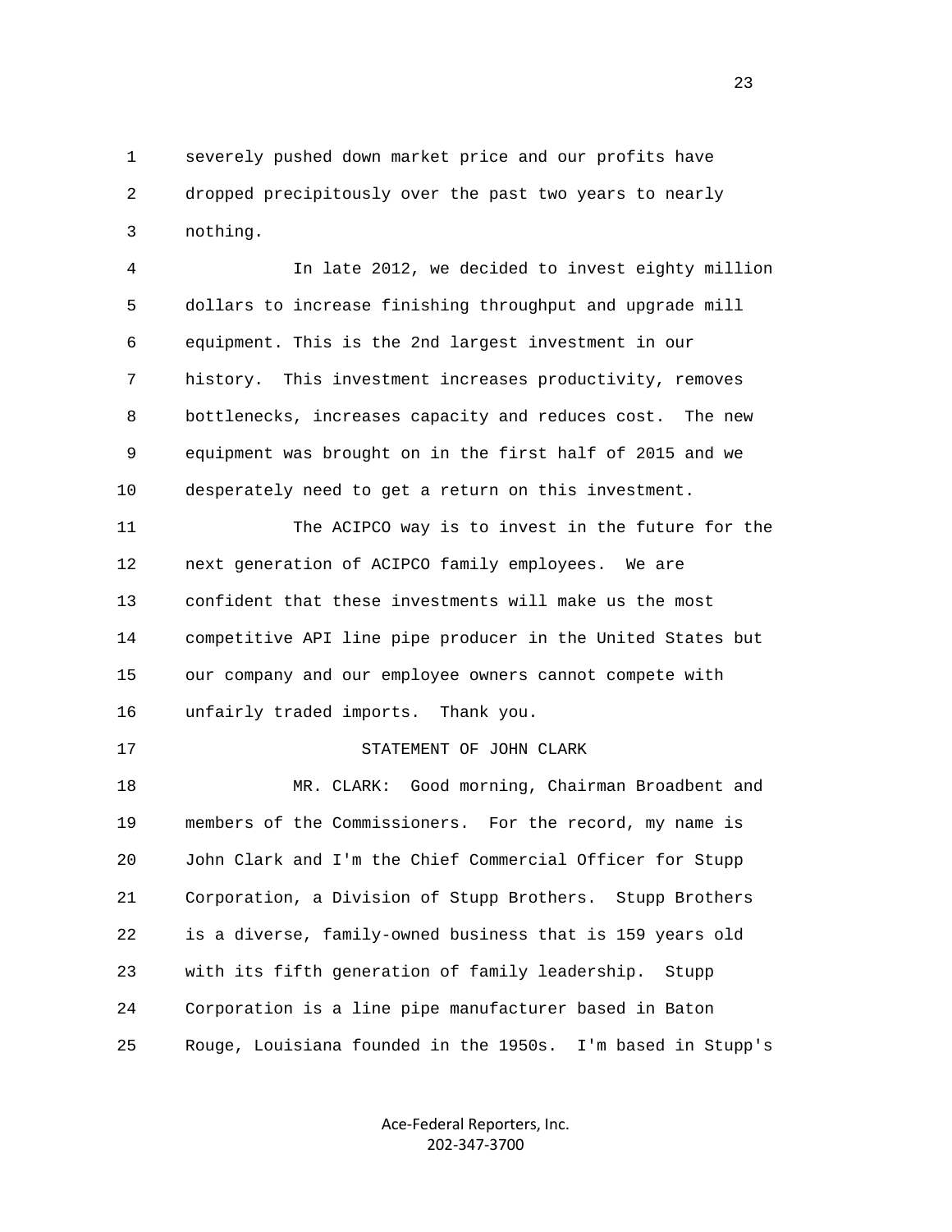severely pushed down market price and our profits have dropped precipitously over the past two years to nearly nothing.

In late 2012, we decided to invest eighty million dollars to increase finishing throughput and upgrade mill equipment. This is the 2nd largest investment in our history. This investment increases productivity, removes bottlenecks, increases capacity and reduces cost. The new equipment was brought on in the first half of 2015 and we desperately need to get a return on this investment.

The ACIPCO way is to invest in the future for the next generation of ACIPCO family employees. We are confident that these investments will make us the most competitive API line pipe producer in the United States but our company and our employee owners cannot compete with unfairly traded imports. Thank you.

STATEMENT OF JOHN CLARK

MR. CLARK: Good morning, Chairman Broadbent and members of the Commissioners. For the record, my name is John Clark and I'm the Chief Commercial Officer for Stupp Corporation, a Division of Stupp Brothers. Stupp Brothers is a diverse, family-owned business that is 159 years old with its fifth generation of family leadership. Stupp Corporation is a line pipe manufacturer based in Baton Rouge, Louisiana founded in the 1950s. I'm based in Stupp's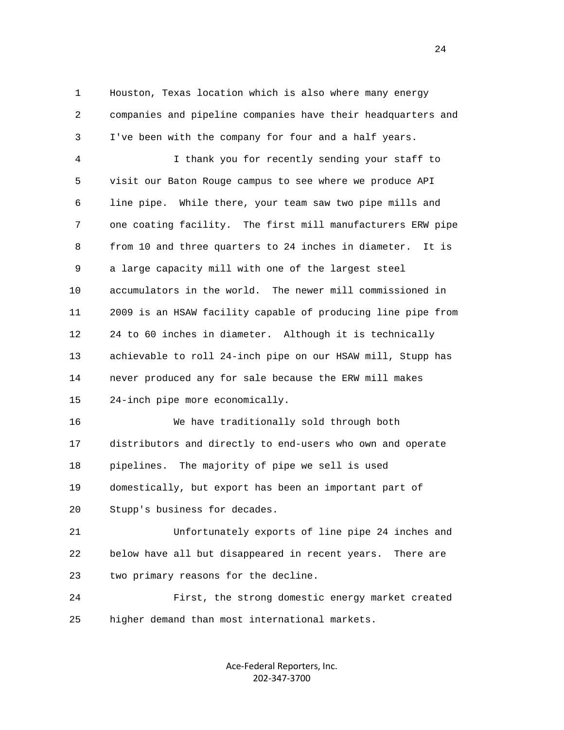Houston, Texas location which is also where many energy companies and pipeline companies have their headquarters and I've been with the company for four and a half years.

I thank you for recently sending your staff to visit our Baton Rouge campus to see where we produce API line pipe. While there, your team saw two pipe mills and one coating facility. The first mill manufacturers ERW pipe from 10 and three quarters to 24 inches in diameter. It is a large capacity mill with one of the largest steel accumulators in the world. The newer mill commissioned in 2009 is an HSAW facility capable of producing line pipe from 24 to 60 inches in diameter. Although it is technically achievable to roll 24-inch pipe on our HSAW mill, Stupp has never produced any for sale because the ERW mill makes 24-inch pipe more economically.

We have traditionally sold through both distributors and directly to end-users who own and operate pipelines. The majority of pipe we sell is used domestically, but export has been an important part of Stupp's business for decades.

Unfortunately exports of line pipe 24 inches and below have all but disappeared in recent years. There are two primary reasons for the decline.

First, the strong domestic energy market created higher demand than most international markets.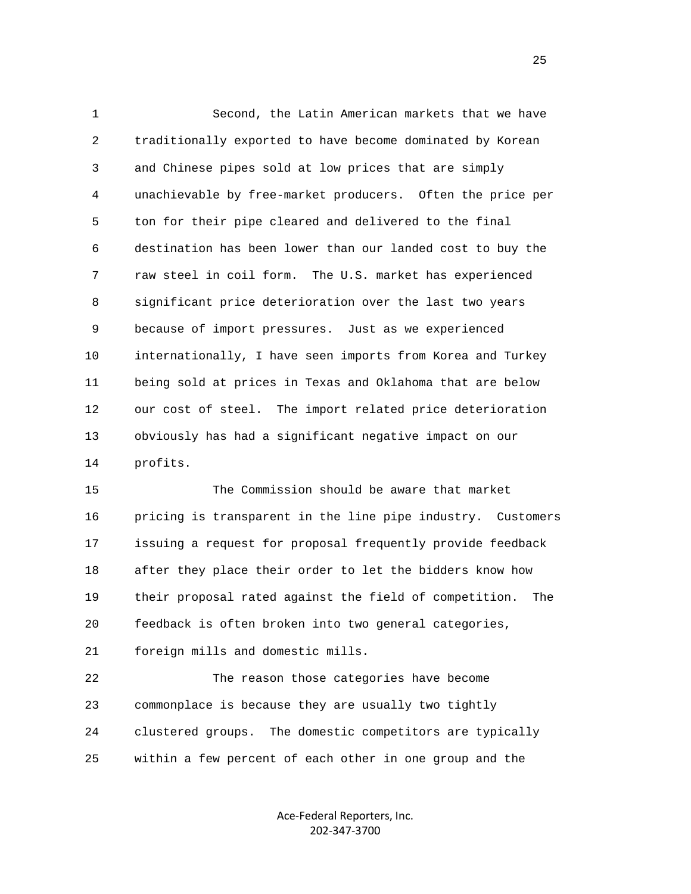Second, the Latin American markets that we have traditionally exported to have become dominated by Korean and Chinese pipes sold at low prices that are simply unachievable by free-market producers. Often the price per ton for their pipe cleared and delivered to the final destination has been lower than our landed cost to buy the raw steel in coil form. The U.S. market has experienced significant price deterioration over the last two years because of import pressures. Just as we experienced internationally, I have seen imports from Korea and Turkey being sold at prices in Texas and Oklahoma that are below our cost of steel. The import related price deterioration obviously has had a significant negative impact on our profits.

The Commission should be aware that market pricing is transparent in the line pipe industry. Customers issuing a request for proposal frequently provide feedback after they place their order to let the bidders know how their proposal rated against the field of competition. The feedback is often broken into two general categories, foreign mills and domestic mills.

The reason those categories have become commonplace is because they are usually two tightly clustered groups. The domestic competitors are typically within a few percent of each other in one group and the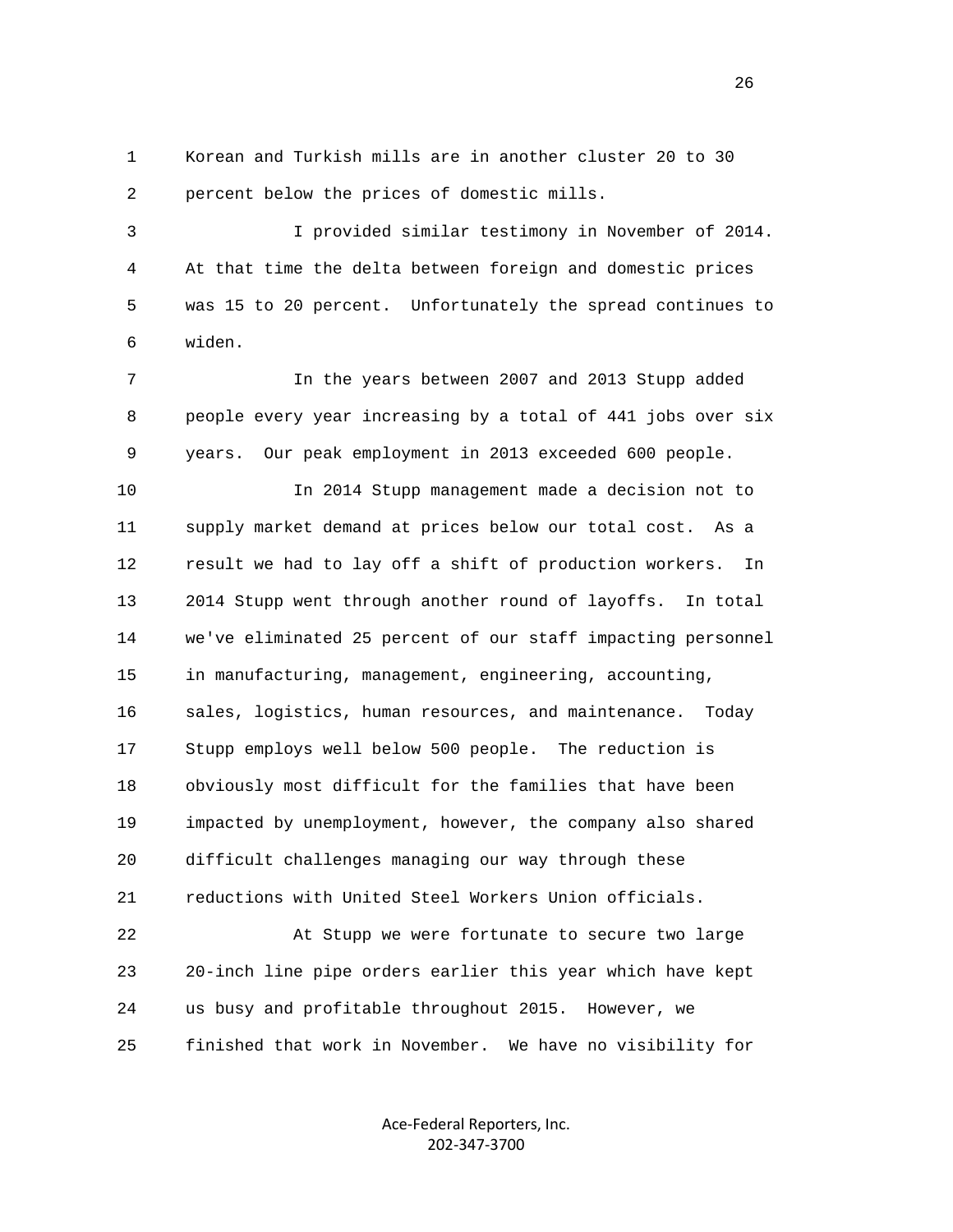Korean and Turkish mills are in another cluster 20 to 30 percent below the prices of domestic mills.

I provided similar testimony in November of 2014. At that time the delta between foreign and domestic prices was 15 to 20 percent. Unfortunately the spread continues to widen.

In the years between 2007 and 2013 Stupp added people every year increasing by a total of 441 jobs over six years. Our peak employment in 2013 exceeded 600 people.

In 2014 Stupp management made a decision not to supply market demand at prices below our total cost. As a result we had to lay off a shift of production workers. In 2014 Stupp went through another round of layoffs. In total we've eliminated 25 percent of our staff impacting personnel in manufacturing, management, engineering, accounting, sales, logistics, human resources, and maintenance. Today Stupp employs well below 500 people. The reduction is obviously most difficult for the families that have been impacted by unemployment, however, the company also shared difficult challenges managing our way through these reductions with United Steel Workers Union officials.

At Stupp we were fortunate to secure two large 20-inch line pipe orders earlier this year which have kept us busy and profitable throughout 2015. However, we finished that work in November. We have no visibility for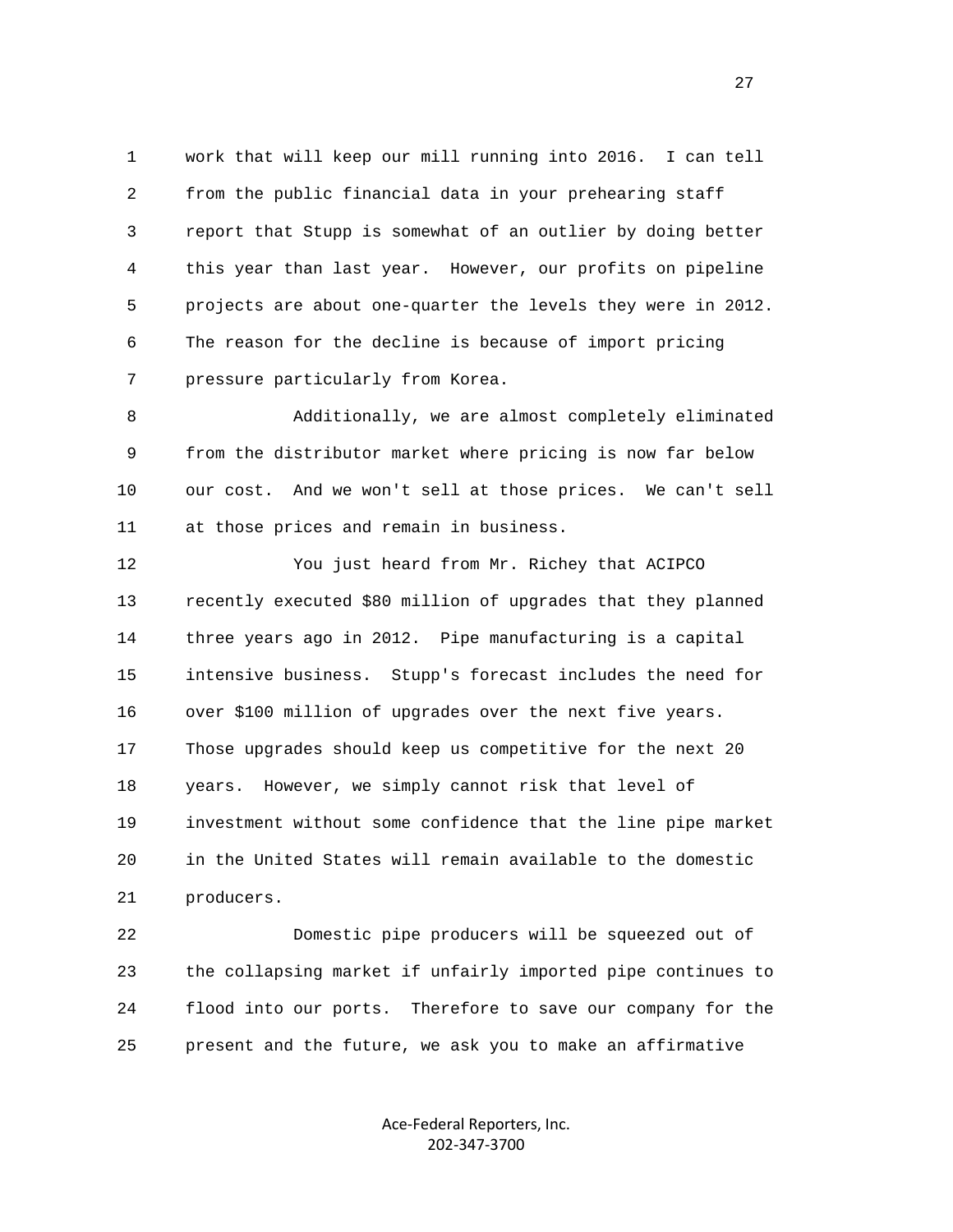work that will keep our mill running into 2016. I can tell from the public financial data in your prehearing staff report that Stupp is somewhat of an outlier by doing better this year than last year. However, our profits on pipeline projects are about one-quarter the levels they were in 2012. The reason for the decline is because of import pricing pressure particularly from Korea.

Additionally, we are almost completely eliminated from the distributor market where pricing is now far below our cost. And we won't sell at those prices. We can't sell at those prices and remain in business.

You just heard from Mr. Richey that ACIPCO recently executed $80 million of upgrades that they planned three years ago in 2012. Pipe manufacturing is a capital intensive business. Stupp's forecast includes the need for over $100 million of upgrades over the next five years. Those upgrades should keep us competitive for the next 20 years. However, we simply cannot risk that level of investment without some confidence that the line pipe market in the United States will remain available to the domestic producers.

Domestic pipe producers will be squeezed out of the collapsing market if unfairly imported pipe continues to flood into our ports. Therefore to save our company for the present and the future, we ask you to make an affirmative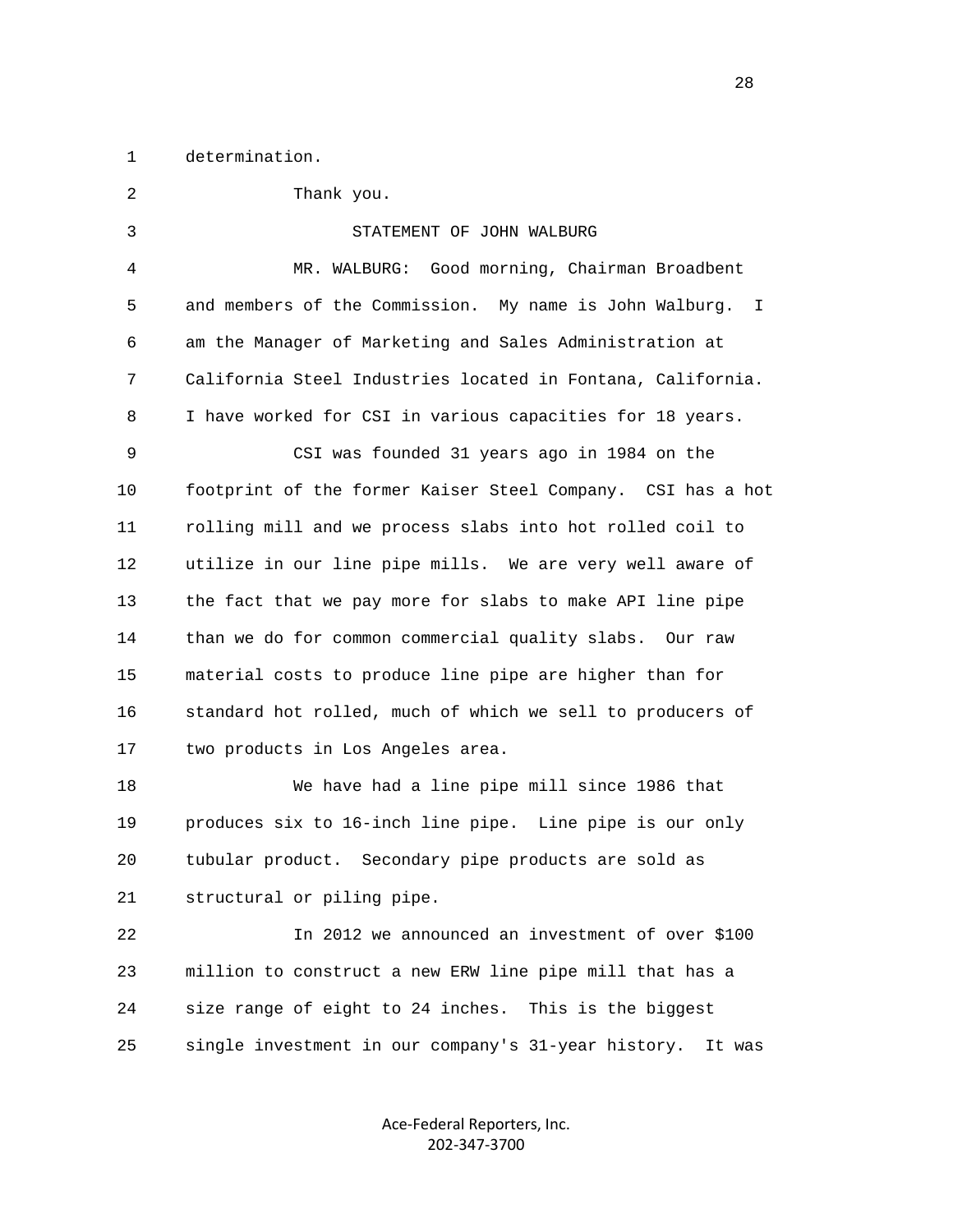determination.

Thank you.

STATEMENT OF JOHN WALBURG

MR. WALBURG: Good morning, Chairman Broadbent and members of the Commission. My name is John Walburg. I am the Manager of Marketing and Sales Administration at California Steel Industries located in Fontana, California. I have worked for CSI in various capacities for 18 years.

CSI was founded 31 years ago in 1984 on the footprint of the former Kaiser Steel Company. CSI has a hot rolling mill and we process slabs into hot rolled coil to utilize in our line pipe mills. We are very well aware of the fact that we pay more for slabs to make API line pipe than we do for common commercial quality slabs. Our raw material costs to produce line pipe are higher than for standard hot rolled, much of which we sell to producers of two products in Los Angeles area.

We have had a line pipe mill since 1986 that produces six to 16-inch line pipe. Line pipe is our only tubular product. Secondary pipe products are sold as structural or piling pipe.

In 2012 we announced an investment of over $100 million to construct a new ERW line pipe mill that has a size range of eight to 24 inches. This is the biggest single investment in our company's 31-year history. It was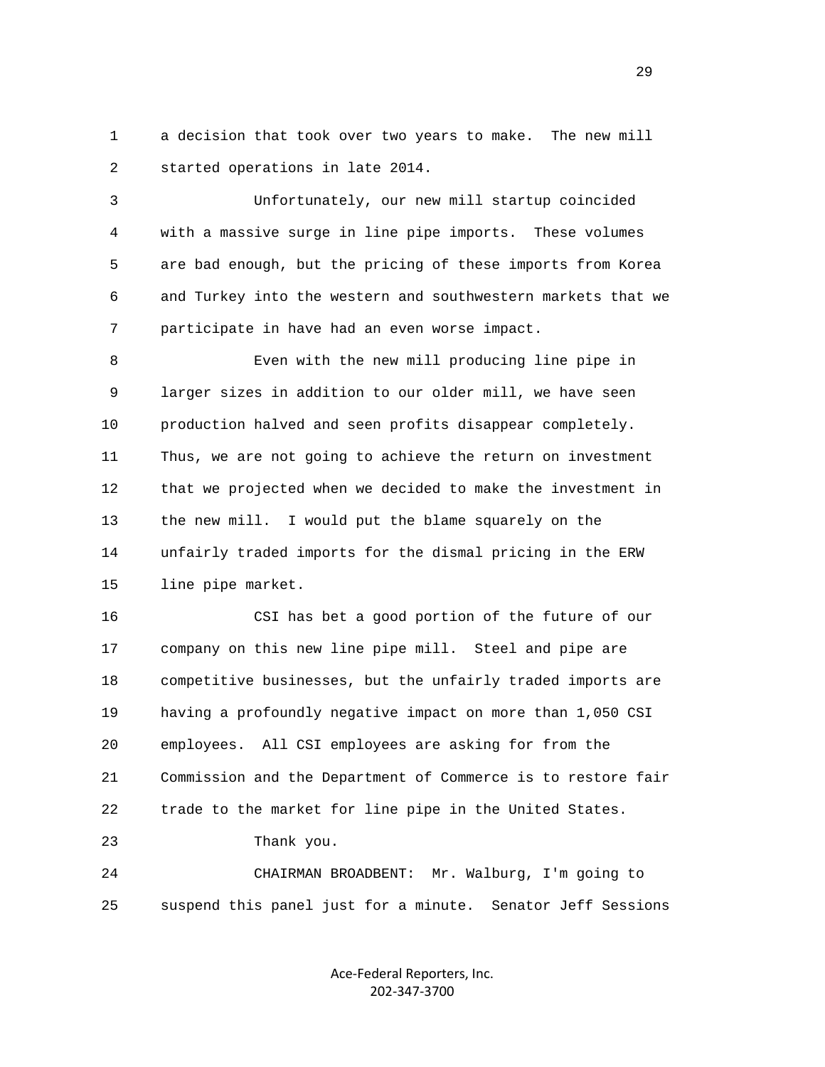a decision that took over two years to make. The new mill started operations in late 2014.

Unfortunately, our new mill startup coincided with a massive surge in line pipe imports. These volumes are bad enough, but the pricing of these imports from Korea and Turkey into the western and southwestern markets that we participate in have had an even worse impact.

Even with the new mill producing line pipe in larger sizes in addition to our older mill, we have seen production halved and seen profits disappear completely. Thus, we are not going to achieve the return on investment that we projected when we decided to make the investment in the new mill. I would put the blame squarely on the unfairly traded imports for the dismal pricing in the ERW line pipe market.

CSI has bet a good portion of the future of our company on this new line pipe mill. Steel and pipe are competitive businesses, but the unfairly traded imports are having a profoundly negative impact on more than 1,050 CSI employees. All CSI employees are asking for from the Commission and the Department of Commerce is to restore fair trade to the market for line pipe in the United States.

Thank you.

CHAIRMAN BROADBENT: Mr. Walburg, I'm going to suspend this panel just for a minute. Senator Jeff Sessions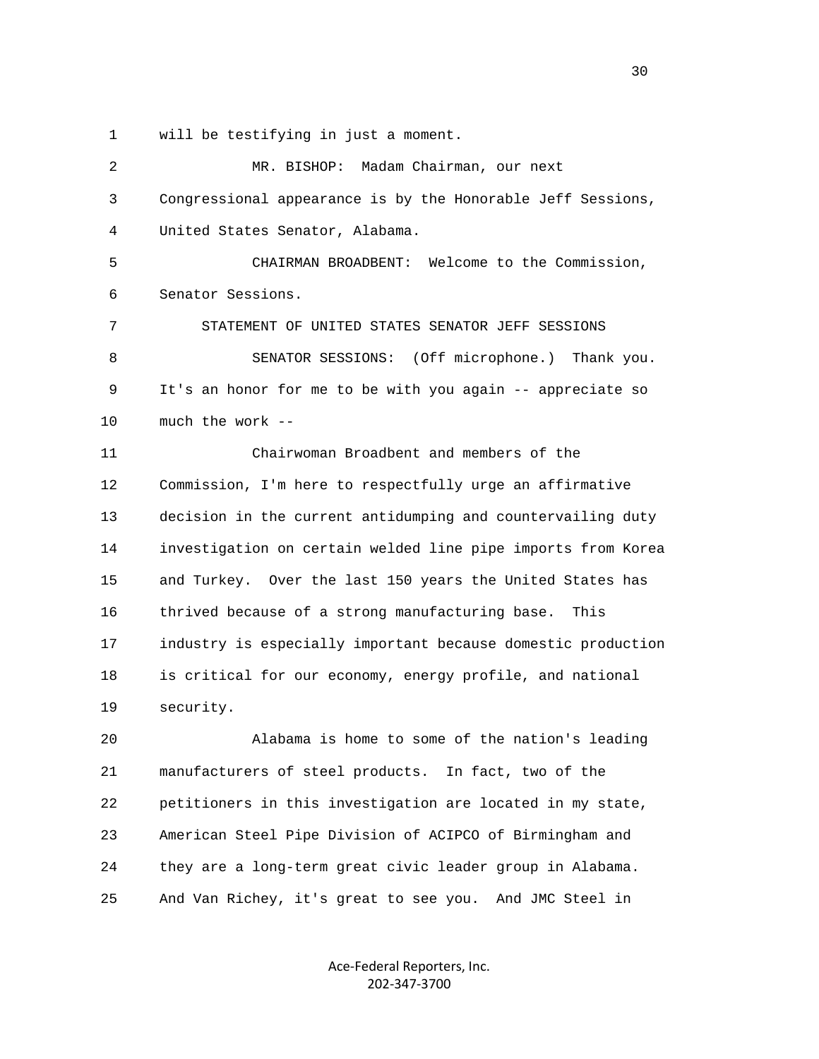will be testifying in just a moment.

MR. BISHOP: Madam Chairman, our next Congressional appearance is by the Honorable Jeff Sessions, United States Senator, Alabama.

CHAIRMAN BROADBENT: Welcome to the Commission, Senator Sessions.

STATEMENT OF UNITED STATES SENATOR JEFF SESSIONS

SENATOR SESSIONS: (Off microphone.) Thank you. It's an honor for me to be with you again -- appreciate so much the work --

Chairwoman Broadbent and members of the Commission, I'm here to respectfully urge an affirmative decision in the current antidumping and countervailing duty investigation on certain welded line pipe imports from Korea and Turkey. Over the last 150 years the United States has thrived because of a strong manufacturing base. This industry is especially important because domestic production is critical for our economy, energy profile, and national security.

Alabama is home to some of the nation's leading manufacturers of steel products. In fact, two of the petitioners in this investigation are located in my state, American Steel Pipe Division of ACIPCO of Birmingham and they are a long-term great civic leader group in Alabama. And Van Richey, it's great to see you. And JMC Steel in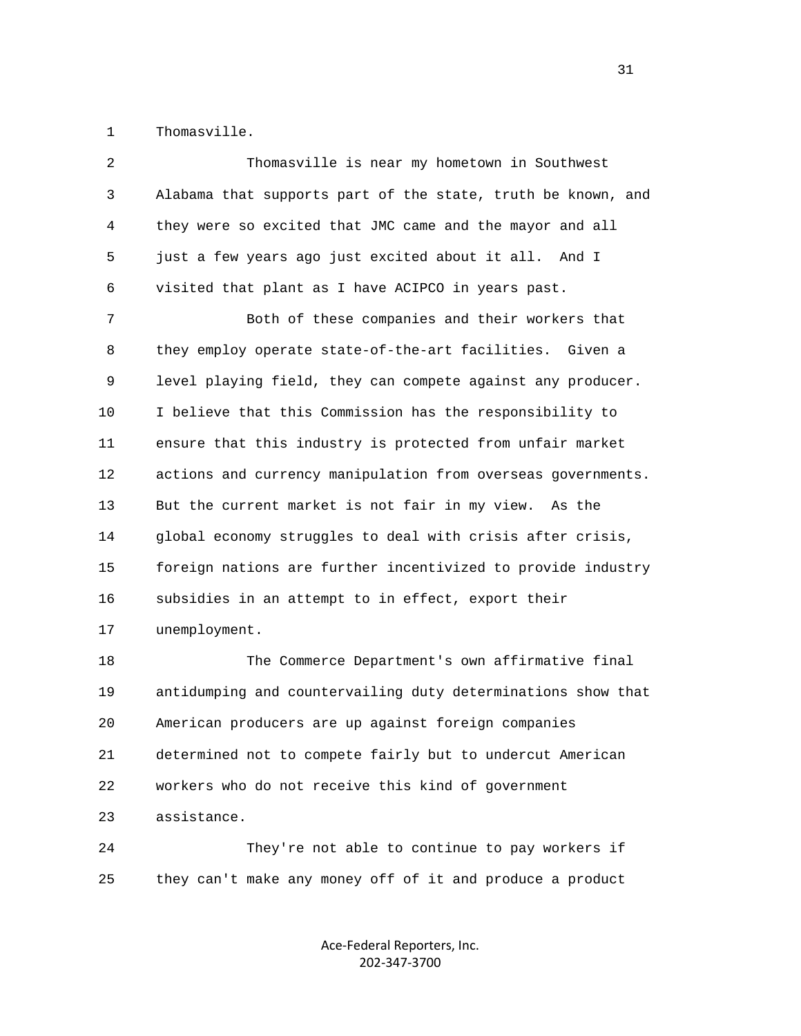Thomasville.

Thomasville is near my hometown in Southwest Alabama that supports part of the state, truth be known, and they were so excited that JMC came and the mayor and all just a few years ago just excited about it all. And I visited that plant as I have ACIPCO in years past.

Both of these companies and their workers that they employ operate state-of-the-art facilities. Given a level playing field, they can compete against any producer. I believe that this Commission has the responsibility to ensure that this industry is protected from unfair market actions and currency manipulation from overseas governments. But the current market is not fair in my view. As the global economy struggles to deal with crisis after crisis, foreign nations are further incentivized to provide industry subsidies in an attempt to in effect, export their unemployment.

The Commerce Department's own affirmative final antidumping and countervailing duty determinations show that American producers are up against foreign companies determined not to compete fairly but to undercut American workers who do not receive this kind of government assistance.

They're not able to continue to pay workers if they can't make any money off of it and produce a product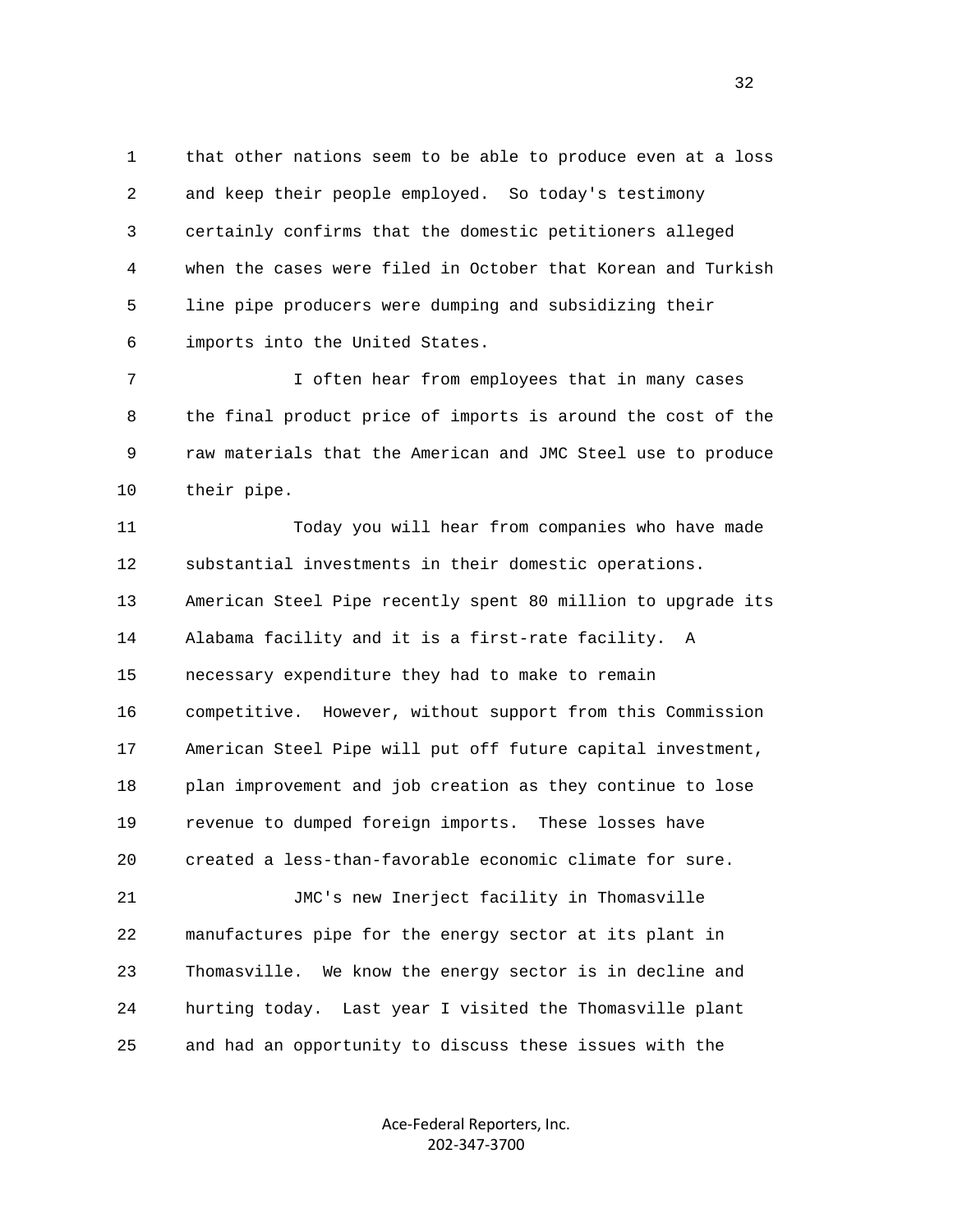that other nations seem to be able to produce even at a loss and keep their people employed. So today's testimony certainly confirms that the domestic petitioners alleged when the cases were filed in October that Korean and Turkish line pipe producers were dumping and subsidizing their imports into the United States.

I often hear from employees that in many cases the final product price of imports is around the cost of the raw materials that the American and JMC Steel use to produce their pipe.

Today you will hear from companies who have made substantial investments in their domestic operations. American Steel Pipe recently spent 80 million to upgrade its Alabama facility and it is a first-rate facility. A necessary expenditure they had to make to remain competitive. However, without support from this Commission American Steel Pipe will put off future capital investment, plan improvement and job creation as they continue to lose revenue to dumped foreign imports. These losses have created a less-than-favorable economic climate for sure.

JMC's new Inerject facility in Thomasville manufactures pipe for the energy sector at its plant in Thomasville. We know the energy sector is in decline and hurting today. Last year I visited the Thomasville plant and had an opportunity to discuss these issues with the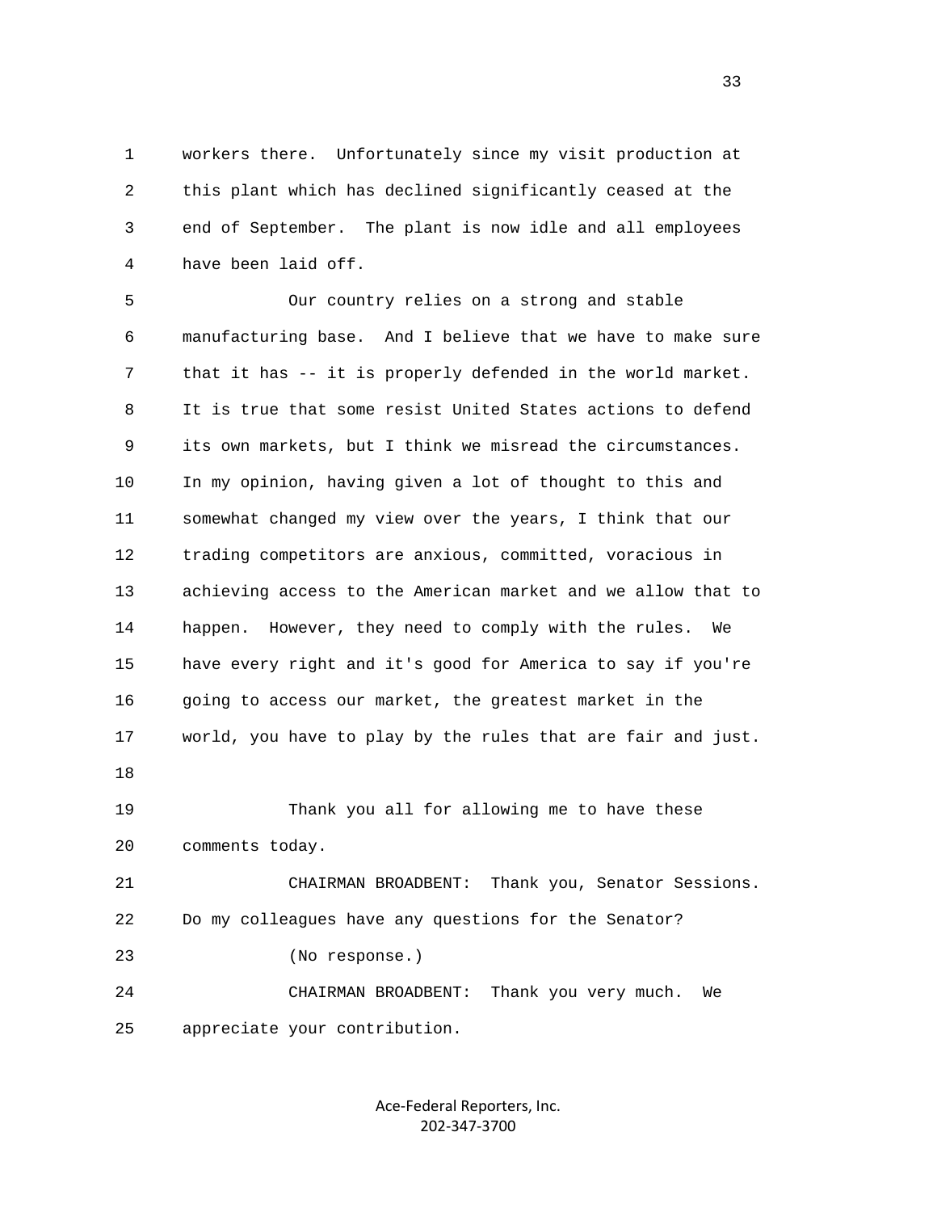workers there. Unfortunately since my visit production at this plant which has declined significantly ceased at the end of September. The plant is now idle and all employees have been laid off.

Our country relies on a strong and stable manufacturing base. And I believe that we have to make sure that it has -- it is properly defended in the world market. It is true that some resist United States actions to defend its own markets, but I think we misread the circumstances. In my opinion, having given a lot of thought to this and somewhat changed my view over the years, I think that our trading competitors are anxious, committed, voracious in achieving access to the American market and we allow that to happen. However, they need to comply with the rules. We have every right and it's good for America to say if you're going to access our market, the greatest market in the world, you have to play by the rules that are fair and just.

Thank you all for allowing me to have these comments today.

CHAIRMAN BROADBENT: Thank you, Senator Sessions. Do my colleagues have any questions for the Senator?

(No response.)

CHAIRMAN BROADBENT: Thank you very much. We appreciate your contribution.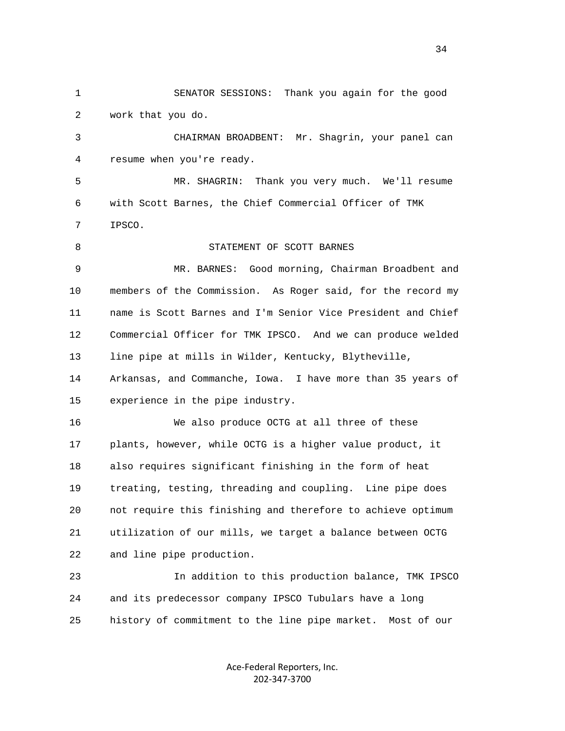SENATOR SESSIONS: Thank you again for the good work that you do.

CHAIRMAN BROADBENT: Mr. Shagrin, your panel can resume when you're ready.

MR. SHAGRIN: Thank you very much. We'll resume with Scott Barnes, the Chief Commercial Officer of TMK IPSCO.

STATEMENT OF SCOTT BARNES

MR. BARNES: Good morning, Chairman Broadbent and members of the Commission. As Roger said, for the record my name is Scott Barnes and I'm Senior Vice President and Chief Commercial Officer for TMK IPSCO. And we can produce welded line pipe at mills in Wilder, Kentucky, Blytheville, Arkansas, and Commanche, Iowa. I have more than 35 years of experience in the pipe industry.

We also produce OCTG at all three of these plants, however, while OCTG is a higher value product, it also requires significant finishing in the form of heat treating, testing, threading and coupling. Line pipe does not require this finishing and therefore to achieve optimum utilization of our mills, we target a balance between OCTG and line pipe production.

In addition to this production balance, TMK IPSCO and its predecessor company IPSCO Tubulars have a long history of commitment to the line pipe market. Most of our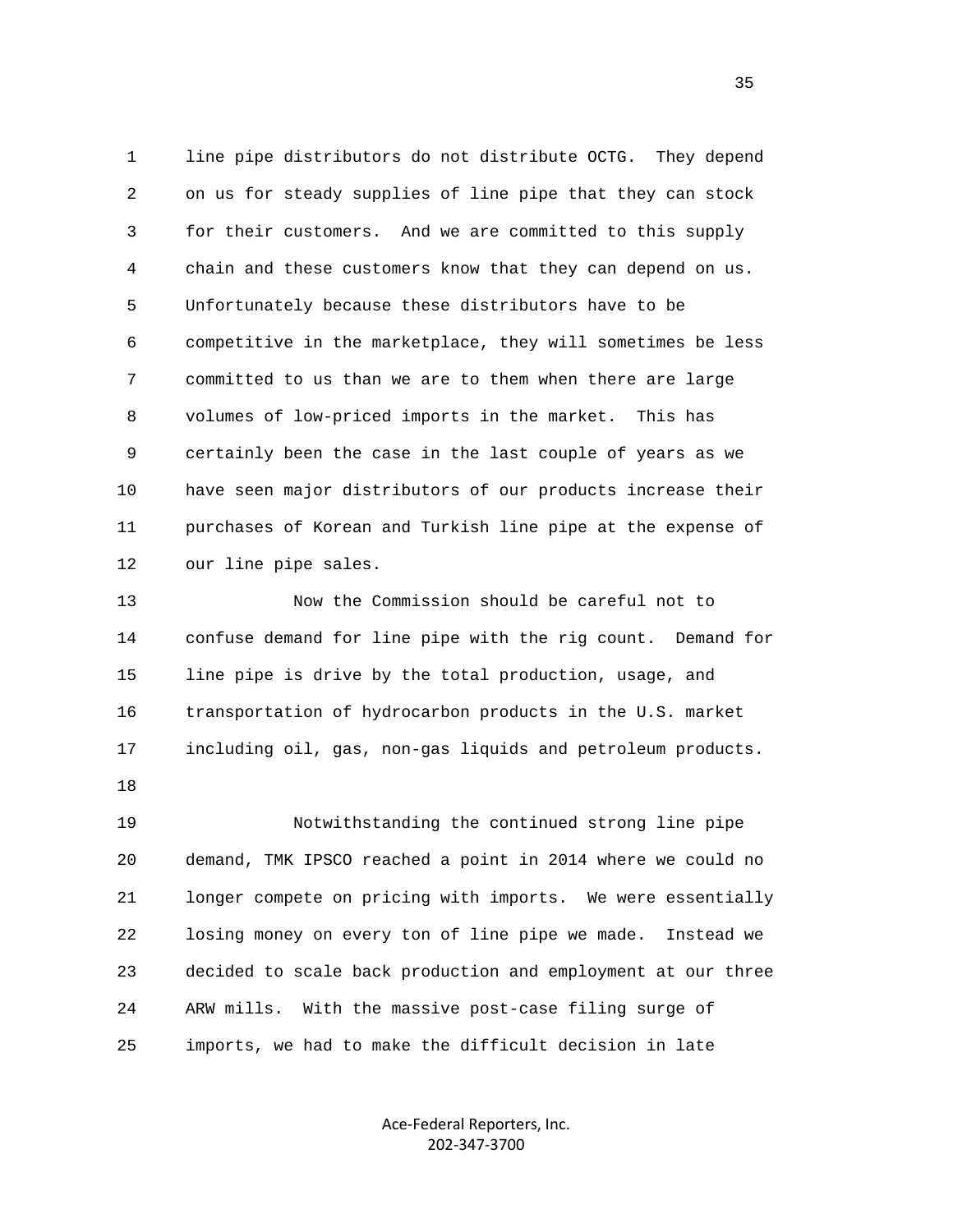line pipe distributors do not distribute OCTG. They depend on us for steady supplies of line pipe that they can stock for their customers. And we are committed to this supply chain and these customers know that they can depend on us. Unfortunately because these distributors have to be competitive in the marketplace, they will sometimes be less committed to us than we are to them when there are large volumes of low-priced imports in the market. This has certainly been the case in the last couple of years as we have seen major distributors of our products increase their purchases of Korean and Turkish line pipe at the expense of our line pipe sales.

Now the Commission should be careful not to confuse demand for line pipe with the rig count. Demand for line pipe is drive by the total production, usage, and transportation of hydrocarbon products in the U.S. market including oil, gas, non-gas liquids and petroleum products.

Notwithstanding the continued strong line pipe demand, TMK IPSCO reached a point in 2014 where we could no longer compete on pricing with imports. We were essentially losing money on every ton of line pipe we made. Instead we decided to scale back production and employment at our three ARW mills. With the massive post-case filing surge of imports, we had to make the difficult decision in late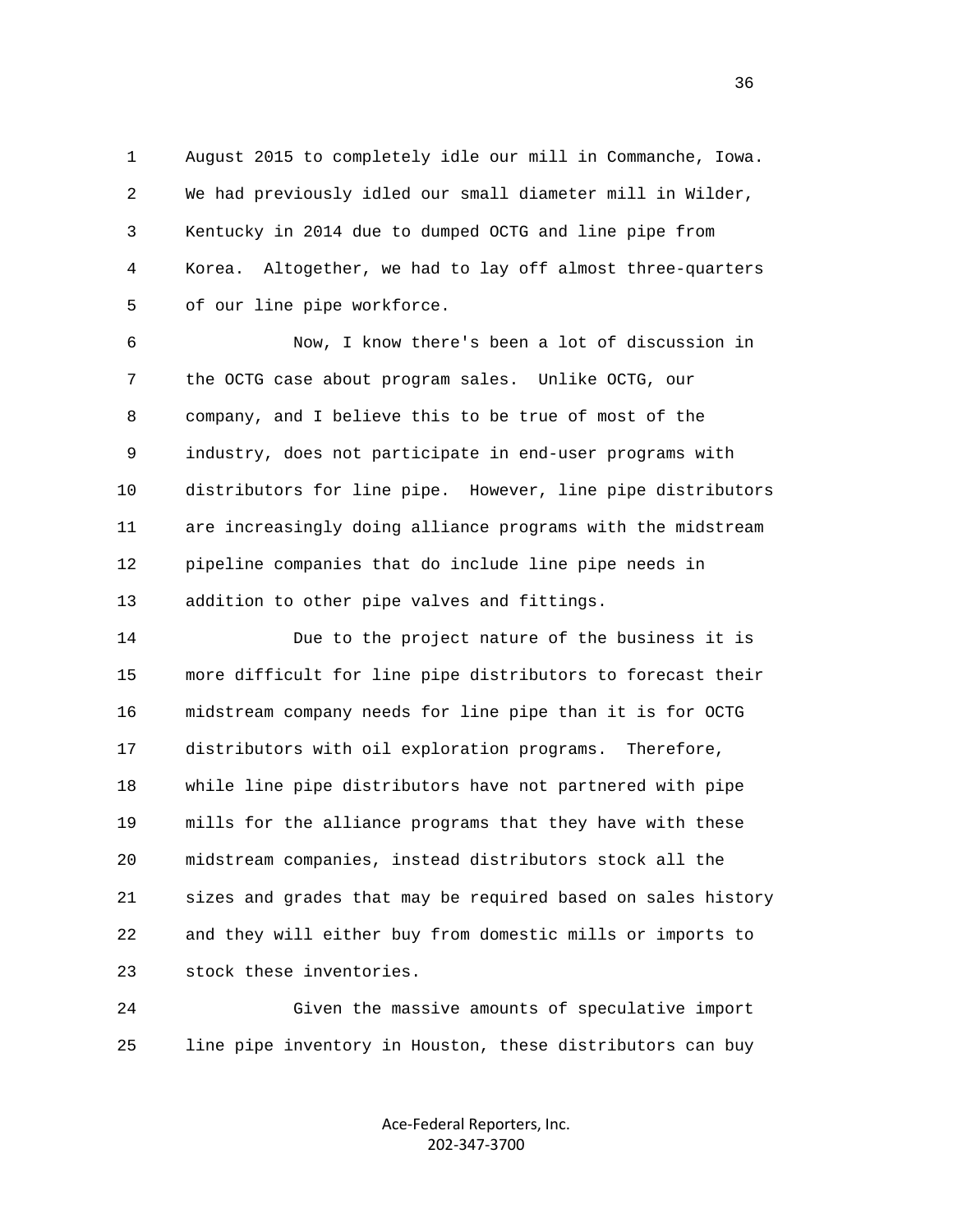August 2015 to completely idle our mill in Commanche, Iowa. We had previously idled our small diameter mill in Wilder, Kentucky in 2014 due to dumped OCTG and line pipe from Korea. Altogether, we had to lay off almost three-quarters of our line pipe workforce.

Now, I know there's been a lot of discussion in the OCTG case about program sales. Unlike OCTG, our company, and I believe this to be true of most of the industry, does not participate in end-user programs with distributors for line pipe. However, line pipe distributors are increasingly doing alliance programs with the midstream pipeline companies that do include line pipe needs in addition to other pipe valves and fittings.

Due to the project nature of the business it is more difficult for line pipe distributors to forecast their midstream company needs for line pipe than it is for OCTG distributors with oil exploration programs. Therefore, while line pipe distributors have not partnered with pipe mills for the alliance programs that they have with these midstream companies, instead distributors stock all the sizes and grades that may be required based on sales history and they will either buy from domestic mills or imports to stock these inventories.

Given the massive amounts of speculative import line pipe inventory in Houston, these distributors can buy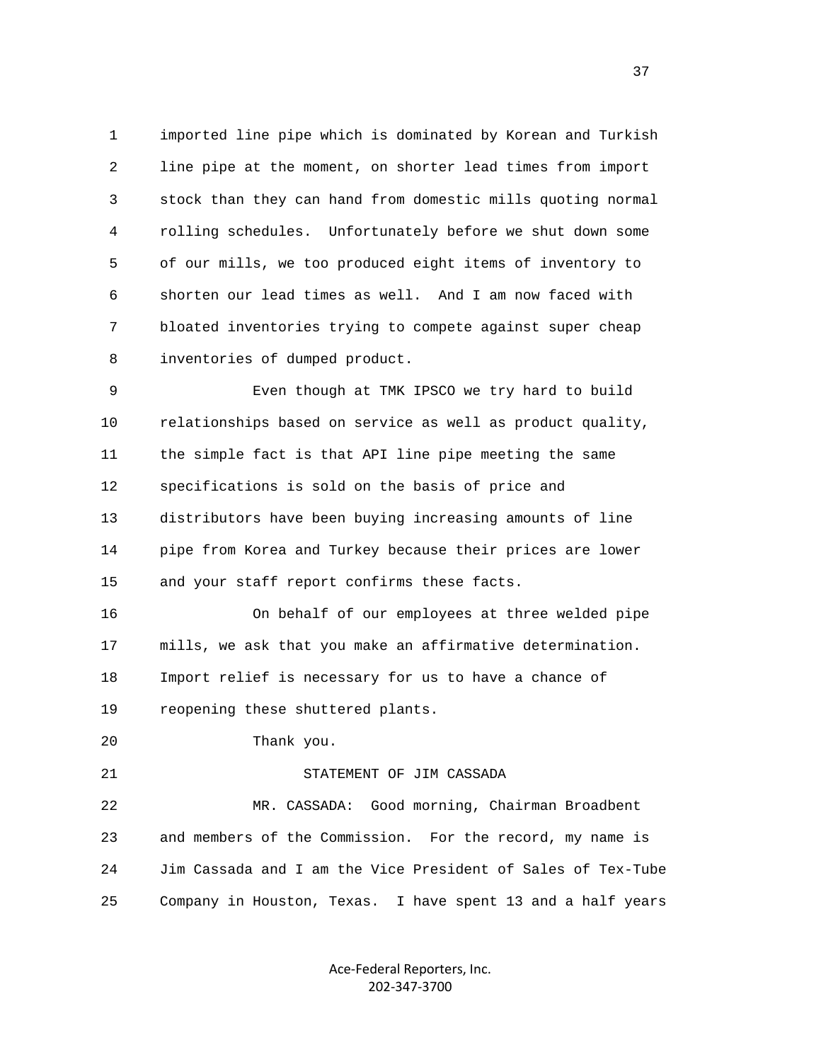imported line pipe which is dominated by Korean and Turkish line pipe at the moment, on shorter lead times from import stock than they can hand from domestic mills quoting normal rolling schedules. Unfortunately before we shut down some of our mills, we too produced eight items of inventory to shorten our lead times as well. And I am now faced with bloated inventories trying to compete against super cheap inventories of dumped product.

Even though at TMK IPSCO we try hard to build relationships based on service as well as product quality, the simple fact is that API line pipe meeting the same specifications is sold on the basis of price and distributors have been buying increasing amounts of line pipe from Korea and Turkey because their prices are lower and your staff report confirms these facts.

On behalf of our employees at three welded pipe mills, we ask that you make an affirmative determination. Import relief is necessary for us to have a chance of reopening these shuttered plants.

Thank you.

STATEMENT OF JIM CASSADA

MR. CASSADA: Good morning, Chairman Broadbent and members of the Commission. For the record, my name is Jim Cassada and I am the Vice President of Sales of Tex-Tube Company in Houston, Texas. I have spent 13 and a half years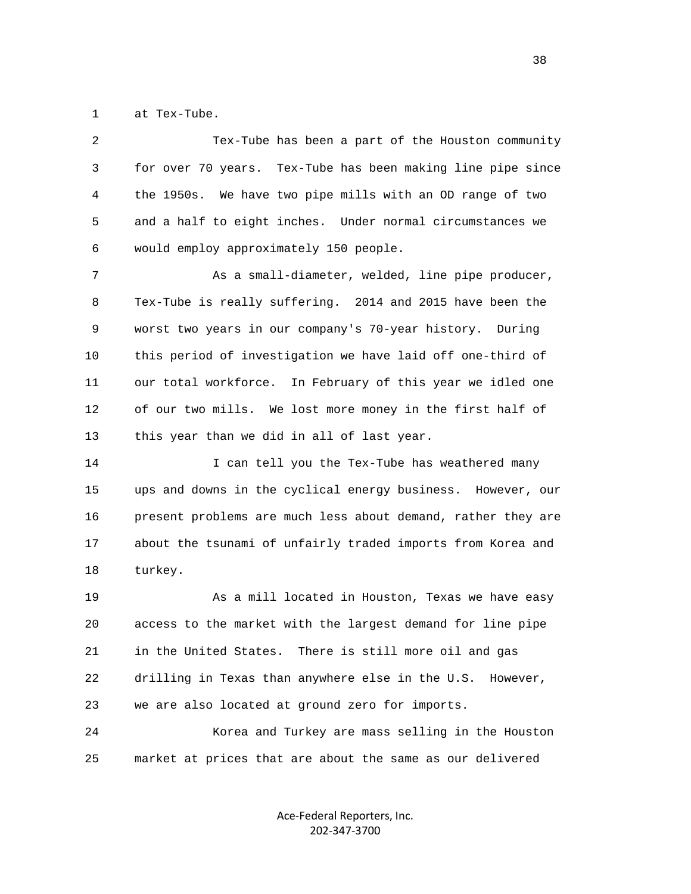at Tex-Tube.

Tex-Tube has been a part of the Houston community for over 70 years. Tex-Tube has been making line pipe since the 1950s. We have two pipe mills with an OD range of two and a half to eight inches. Under normal circumstances we would employ approximately 150 people.

As a small-diameter, welded, line pipe producer, Tex-Tube is really suffering. 2014 and 2015 have been the worst two years in our company's 70-year history. During this period of investigation we have laid off one-third of our total workforce. In February of this year we idled one of our two mills. We lost more money in the first half of this year than we did in all of last year.

I can tell you the Tex-Tube has weathered many ups and downs in the cyclical energy business. However, our present problems are much less about demand, rather they are about the tsunami of unfairly traded imports from Korea and turkey.

As a mill located in Houston, Texas we have easy access to the market with the largest demand for line pipe in the United States. There is still more oil and gas drilling in Texas than anywhere else in the U.S. However, we are also located at ground zero for imports.

Korea and Turkey are mass selling in the Houston market at prices that are about the same as our delivered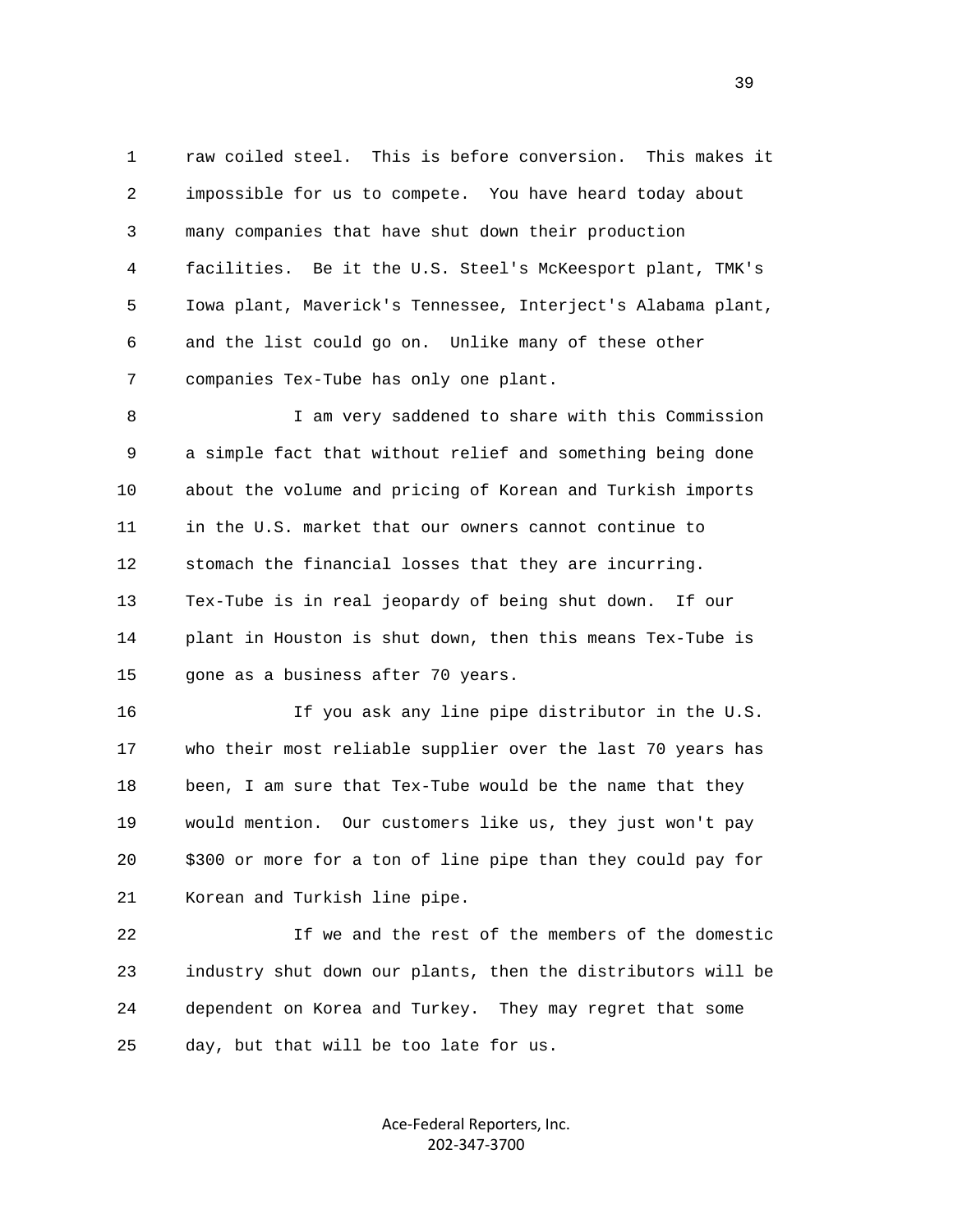raw coiled steel. This is before conversion. This makes it impossible for us to compete. You have heard today about many companies that have shut down their production facilities. Be it the U.S. Steel's McKeesport plant, TMK's Iowa plant, Maverick's Tennessee, Interject's Alabama plant, and the list could go on. Unlike many of these other companies Tex-Tube has only one plant.

I am very saddened to share with this Commission a simple fact that without relief and something being done about the volume and pricing of Korean and Turkish imports in the U.S. market that our owners cannot continue to stomach the financial losses that they are incurring. Tex-Tube is in real jeopardy of being shut down. If our plant in Houston is shut down, then this means Tex-Tube is gone as a business after 70 years.

If you ask any line pipe distributor in the U.S. who their most reliable supplier over the last 70 years has been, I am sure that Tex-Tube would be the name that they would mention. Our customers like us, they just won't pay $300 or more for a ton of line pipe than they could pay for Korean and Turkish line pipe.

If we and the rest of the members of the domestic industry shut down our plants, then the distributors will be dependent on Korea and Turkey. They may regret that some day, but that will be too late for us.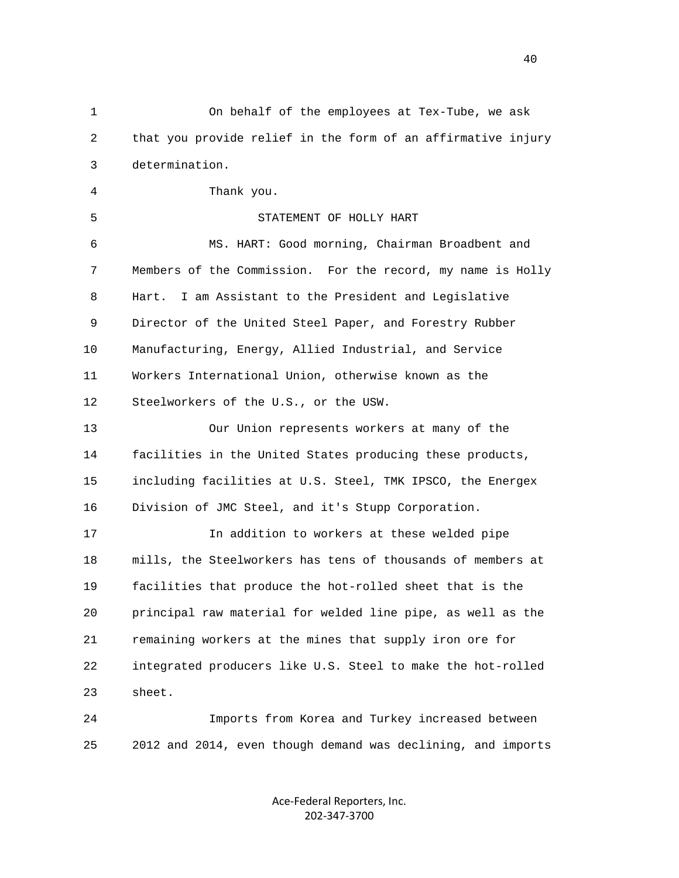On behalf of the employees at Tex-Tube, we ask that you provide relief in the form of an affirmative injury determination.

Thank you.

STATEMENT OF HOLLY HART

MS. HART: Good morning, Chairman Broadbent and Members of the Commission. For the record, my name is Holly Hart. I am Assistant to the President and Legislative Director of the United Steel Paper, and Forestry Rubber Manufacturing, Energy, Allied Industrial, and Service Workers International Union, otherwise known as the Steelworkers of the U.S., or the USW.

Our Union represents workers at many of the facilities in the United States producing these products, including facilities at U.S. Steel, TMK IPSCO, the Energex Division of JMC Steel, and it's Stupp Corporation.

In addition to workers at these welded pipe mills, the Steelworkers has tens of thousands of members at facilities that produce the hot-rolled sheet that is the principal raw material for welded line pipe, as well as the remaining workers at the mines that supply iron ore for integrated producers like U.S. Steel to make the hot-rolled sheet.

Imports from Korea and Turkey increased between 2012 and 2014, even though demand was declining, and imports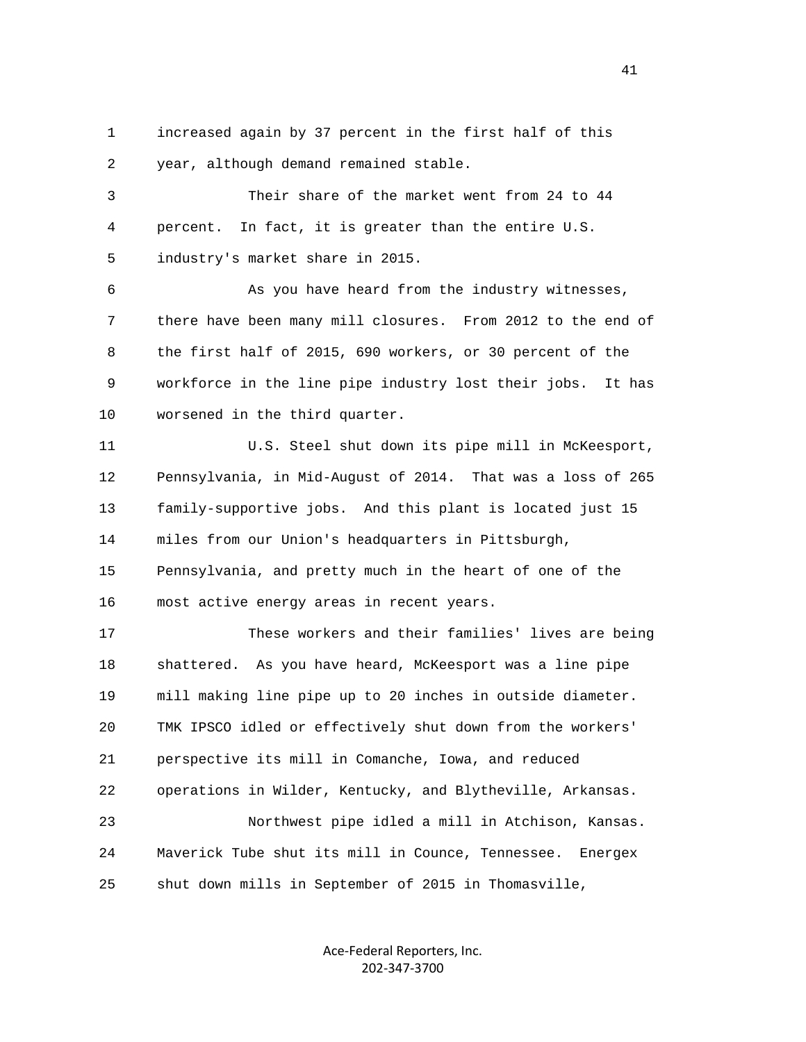increased again by 37 percent in the first half of this year, although demand remained stable.

Their share of the market went from 24 to 44 percent. In fact, it is greater than the entire U.S. industry's market share in 2015.

As you have heard from the industry witnesses, there have been many mill closures. From 2012 to the end of the first half of 2015, 690 workers, or 30 percent of the workforce in the line pipe industry lost their jobs. It has worsened in the third quarter.

U.S. Steel shut down its pipe mill in McKeesport, Pennsylvania, in Mid-August of 2014. That was a loss of 265 family-supportive jobs. And this plant is located just 15 miles from our Union's headquarters in Pittsburgh, Pennsylvania, and pretty much in the heart of one of the most active energy areas in recent years.

These workers and their families' lives are being shattered. As you have heard, McKeesport was a line pipe mill making line pipe up to 20 inches in outside diameter. TMK IPSCO idled or effectively shut down from the workers' perspective its mill in Comanche, Iowa, and reduced operations in Wilder, Kentucky, and Blytheville, Arkansas.

Northwest pipe idled a mill in Atchison, Kansas. Maverick Tube shut its mill in Counce, Tennessee. Energex shut down mills in September of 2015 in Thomasville,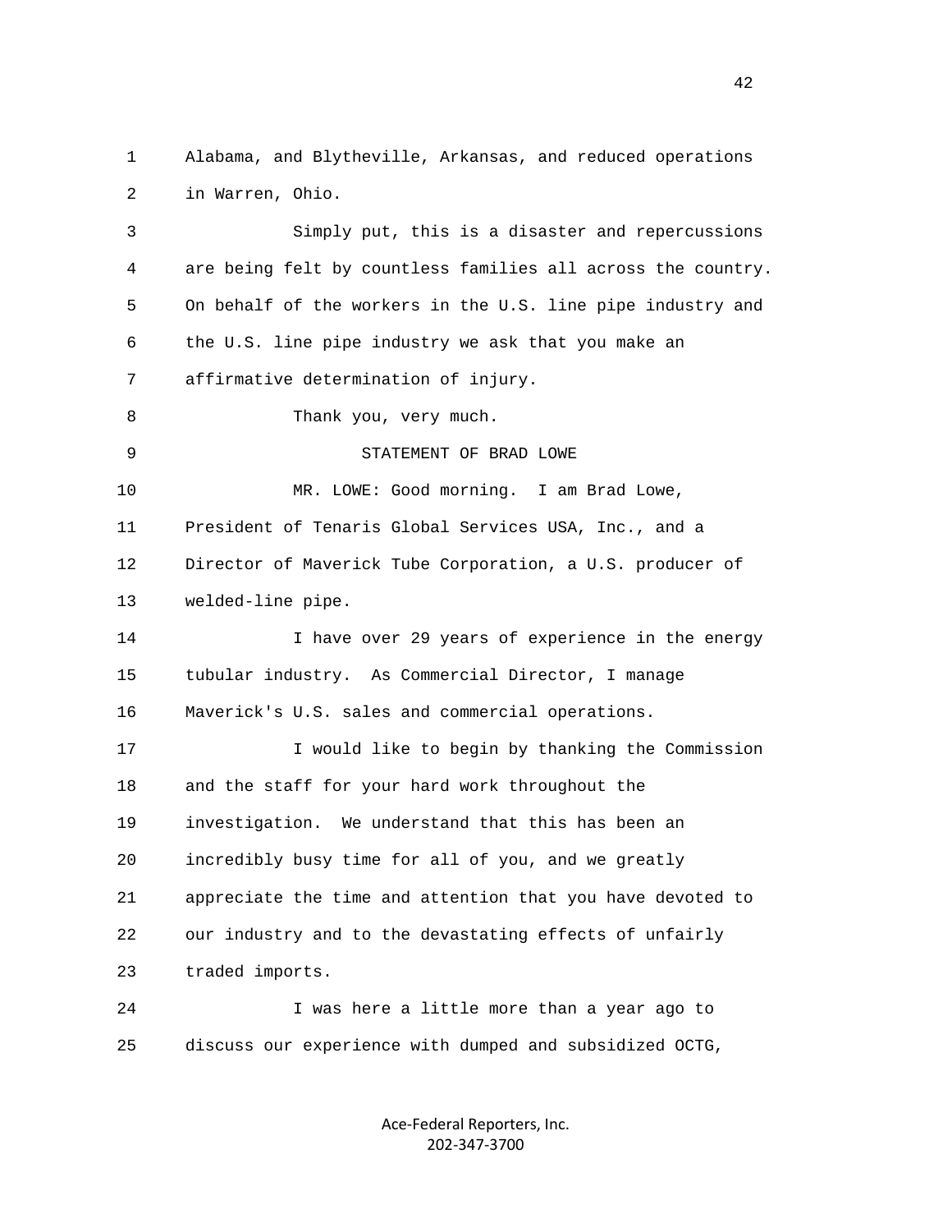Alabama, and Blytheville, Arkansas, and reduced operations in Warren, Ohio.

Simply put, this is a disaster and repercussions are being felt by countless families all across the country. On behalf of the workers in the U.S. line pipe industry and the U.S. line pipe industry we ask that you make an affirmative determination of injury.

Thank you, very much.

STATEMENT OF BRAD LOWE

MR. LOWE: Good morning. I am Brad Lowe, President of Tenaris Global Services USA, Inc., and a Director of Maverick Tube Corporation, a U.S. producer of welded-line pipe.

I have over 29 years of experience in the energy tubular industry. As Commercial Director, I manage Maverick's U.S. sales and commercial operations.

I would like to begin by thanking the Commission and the staff for your hard work throughout the investigation. We understand that this has been an incredibly busy time for all of you, and we greatly appreciate the time and attention that you have devoted to our industry and to the devastating effects of unfairly traded imports.

I was here a little more than a year ago to discuss our experience with dumped and subsidized OCTG,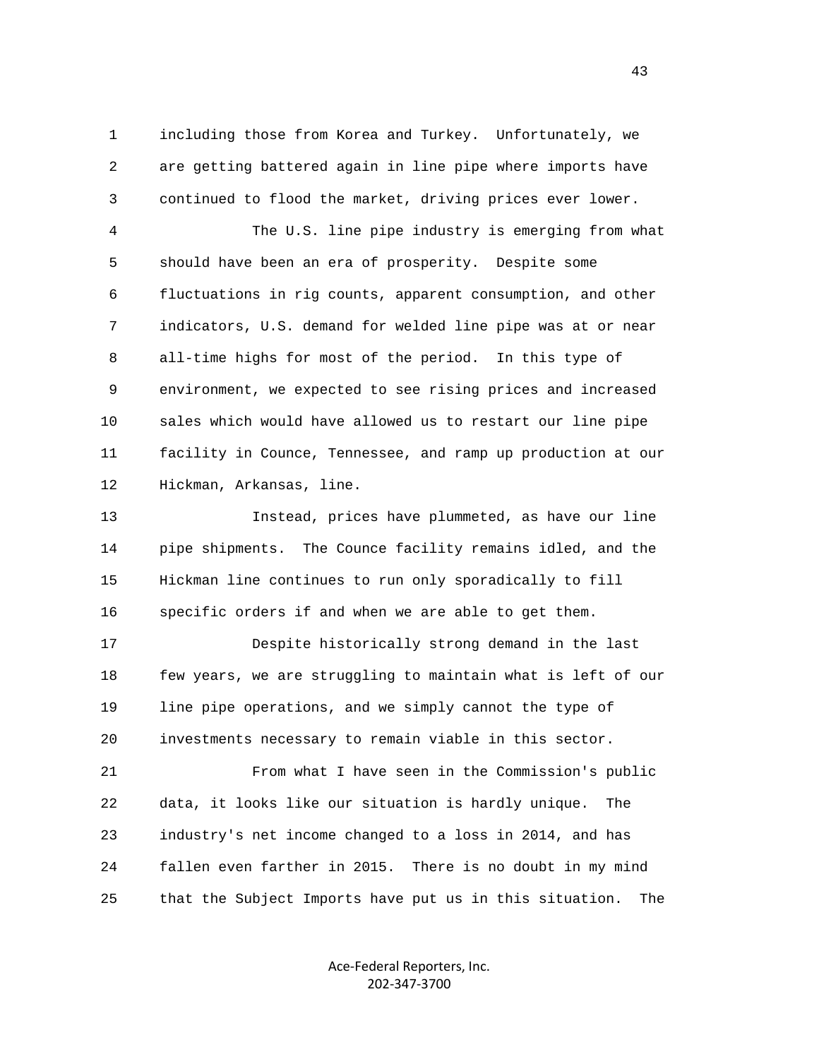including those from Korea and Turkey. Unfortunately, we are getting battered again in line pipe where imports have continued to flood the market, driving prices ever lower.

The U.S. line pipe industry is emerging from what should have been an era of prosperity. Despite some fluctuations in rig counts, apparent consumption, and other indicators, U.S. demand for welded line pipe was at or near all-time highs for most of the period. In this type of environment, we expected to see rising prices and increased sales which would have allowed us to restart our line pipe facility in Counce, Tennessee, and ramp up production at our Hickman, Arkansas, line.

Instead, prices have plummeted, as have our line pipe shipments. The Counce facility remains idled, and the Hickman line continues to run only sporadically to fill specific orders if and when we are able to get them.

Despite historically strong demand in the last few years, we are struggling to maintain what is left of our line pipe operations, and we simply cannot the type of investments necessary to remain viable in this sector.

From what I have seen in the Commission's public data, it looks like our situation is hardly unique. The industry's net income changed to a loss in 2014, and has fallen even farther in 2015. There is no doubt in my mind that the Subject Imports have put us in this situation. The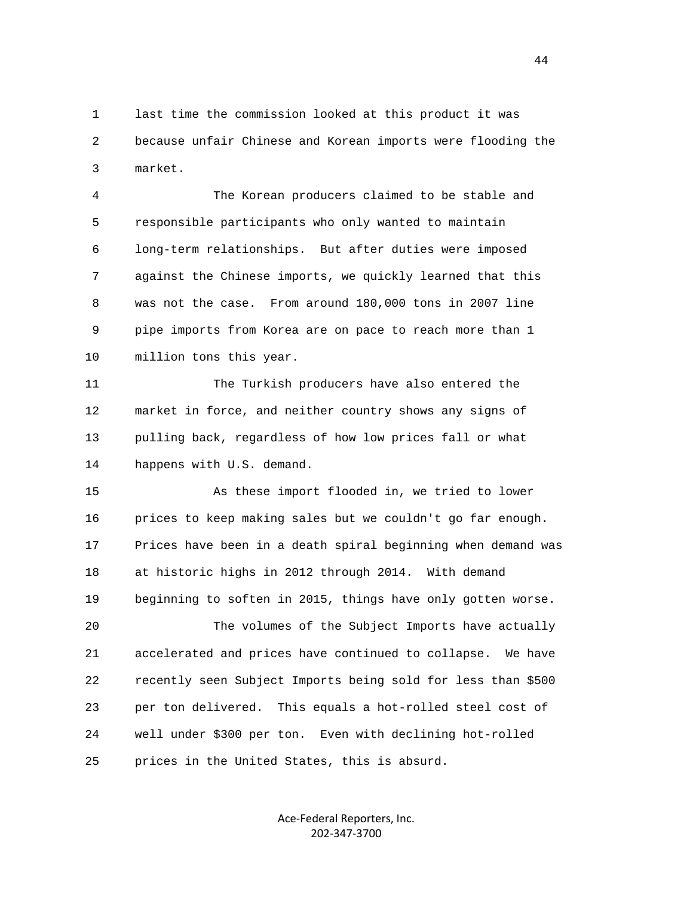last time the commission looked at this product it was because unfair Chinese and Korean imports were flooding the market.

The Korean producers claimed to be stable and responsible participants who only wanted to maintain long-term relationships. But after duties were imposed against the Chinese imports, we quickly learned that this was not the case. From around 180,000 tons in 2007 line pipe imports from Korea are on pace to reach more than 1 million tons this year.

The Turkish producers have also entered the market in force, and neither country shows any signs of pulling back, regardless of how low prices fall or what happens with U.S. demand.

As these import flooded in, we tried to lower prices to keep making sales but we couldn't go far enough. Prices have been in a death spiral beginning when demand was at historic highs in 2012 through 2014. With demand beginning to soften in 2015, things have only gotten worse.

The volumes of the Subject Imports have actually accelerated and prices have continued to collapse. We have recently seen Subject Imports being sold for less than $500 per ton delivered. This equals a hot-rolled steel cost of well under $300 per ton. Even with declining hot-rolled prices in the United States, this is absurd.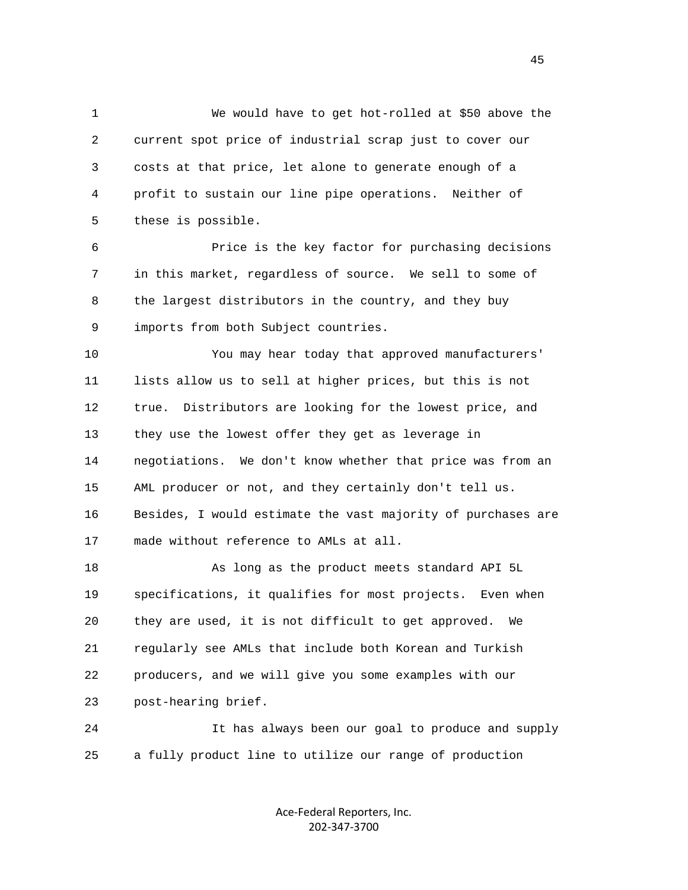We would have to get hot-rolled at $50 above the current spot price of industrial scrap just to cover our costs at that price, let alone to generate enough of a profit to sustain our line pipe operations. Neither of these is possible.

Price is the key factor for purchasing decisions in this market, regardless of source. We sell to some of the largest distributors in the country, and they buy imports from both Subject countries.

You may hear today that approved manufacturers' lists allow us to sell at higher prices, but this is not true. Distributors are looking for the lowest price, and they use the lowest offer they get as leverage in negotiations. We don't know whether that price was from an AML producer or not, and they certainly don't tell us. Besides, I would estimate the vast majority of purchases are made without reference to AMLs at all.

As long as the product meets standard API 5L specifications, it qualifies for most projects. Even when they are used, it is not difficult to get approved. We regularly see AMLs that include both Korean and Turkish producers, and we will give you some examples with our post-hearing brief.

It has always been our goal to produce and supply a fully product line to utilize our range of production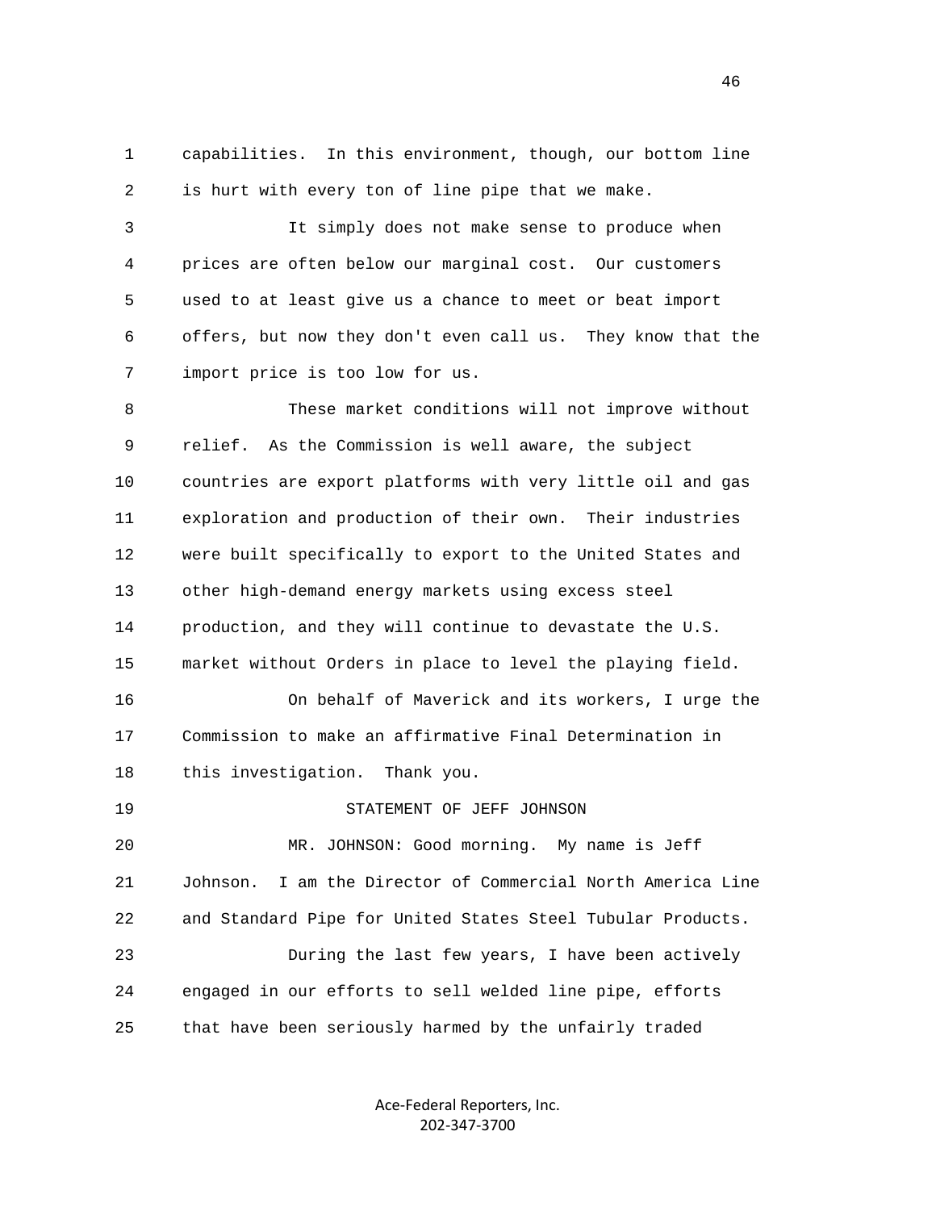capabilities. In this environment, though, our bottom line is hurt with every ton of line pipe that we make.

It simply does not make sense to produce when prices are often below our marginal cost. Our customers used to at least give us a chance to meet or beat import offers, but now they don't even call us. They know that the import price is too low for us.

These market conditions will not improve without relief. As the Commission is well aware, the subject countries are export platforms with very little oil and gas exploration and production of their own. Their industries were built specifically to export to the United States and other high-demand energy markets using excess steel production, and they will continue to devastate the U.S. market without Orders in place to level the playing field.

On behalf of Maverick and its workers, I urge the Commission to make an affirmative Final Determination in this investigation. Thank you.

STATEMENT OF JEFF JOHNSON

MR. JOHNSON: Good morning. My name is Jeff Johnson. I am the Director of Commercial North America Line and Standard Pipe for United States Steel Tubular Products.

During the last few years, I have been actively engaged in our efforts to sell welded line pipe, efforts that have been seriously harmed by the unfairly traded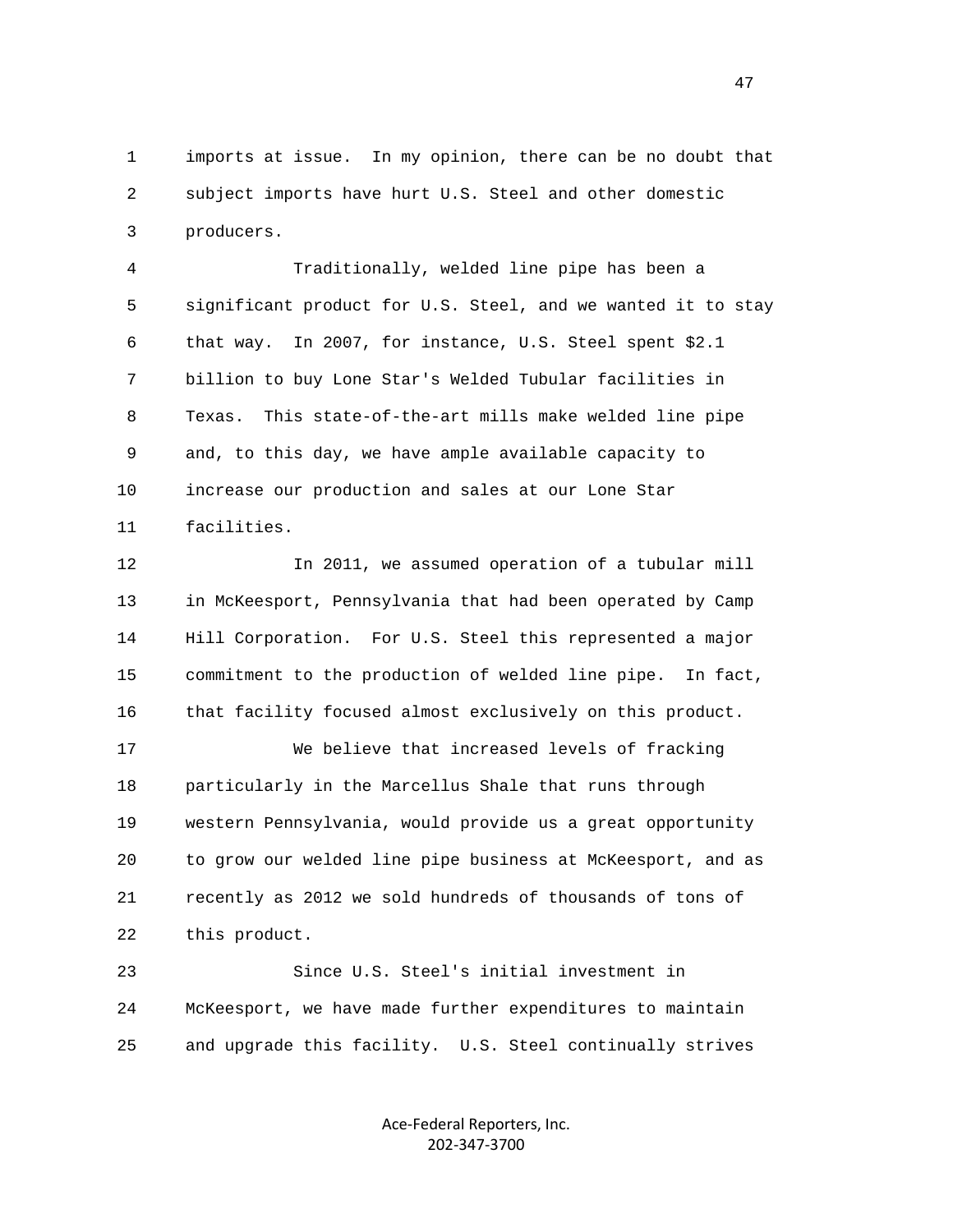1 imports at issue. In my opinion, there can be no doubt that
2 subject imports have hurt U.S. Steel and other domestic
3 producers.

4 Traditionally, welded line pipe has been a
5 significant product for U.S. Steel, and we wanted it to stay
6 that way. In 2007, for instance, U.S. Steel spent $2.1
7 billion to buy Lone Star's Welded Tubular facilities in
8 Texas. This state-of-the-art mills make welded line pipe
9 and, to this day, we have ample available capacity to
10 increase our production and sales at our Lone Star
11 facilities.

12 In 2011, we assumed operation of a tubular mill
13 in McKeesport, Pennsylvania that had been operated by Camp
14 Hill Corporation. For U.S. Steel this represented a major
15 commitment to the production of welded line pipe. In fact,
16 that facility focused almost exclusively on this product.

17 We believe that increased levels of fracking
18 particularly in the Marcellus Shale that runs through
19 western Pennsylvania, would provide us a great opportunity
20 to grow our welded line pipe business at McKeesport, and as
21 recently as 2012 we sold hundreds of thousands of tons of
22 this product.

23 Since U.S. Steel's initial investment in
24 McKeesport, we have made further expenditures to maintain
25 and upgrade this facility. U.S. Steel continually strives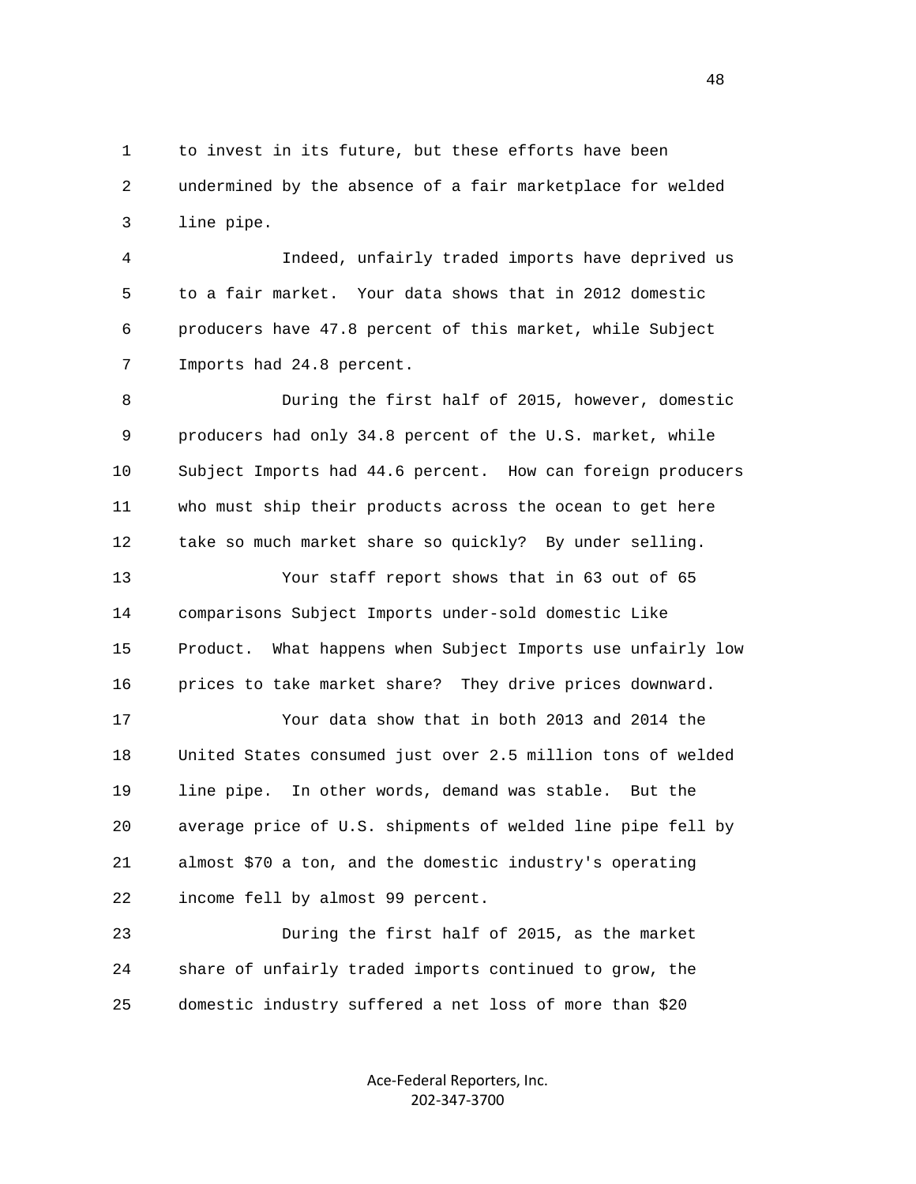to invest in its future, but these efforts have been undermined by the absence of a fair marketplace for welded line pipe.

Indeed, unfairly traded imports have deprived us to a fair market. Your data shows that in 2012 domestic producers have 47.8 percent of this market, while Subject Imports had 24.8 percent.

During the first half of 2015, however, domestic producers had only 34.8 percent of the U.S. market, while Subject Imports had 44.6 percent. How can foreign producers who must ship their products across the ocean to get here take so much market share so quickly? By under selling.

Your staff report shows that in 63 out of 65 comparisons Subject Imports under-sold domestic Like Product. What happens when Subject Imports use unfairly low prices to take market share? They drive prices downward.

Your data show that in both 2013 and 2014 the United States consumed just over 2.5 million tons of welded line pipe. In other words, demand was stable. But the average price of U.S. shipments of welded line pipe fell by almost $70 a ton, and the domestic industry's operating income fell by almost 99 percent.

During the first half of 2015, as the market share of unfairly traded imports continued to grow, the domestic industry suffered a net loss of more than $20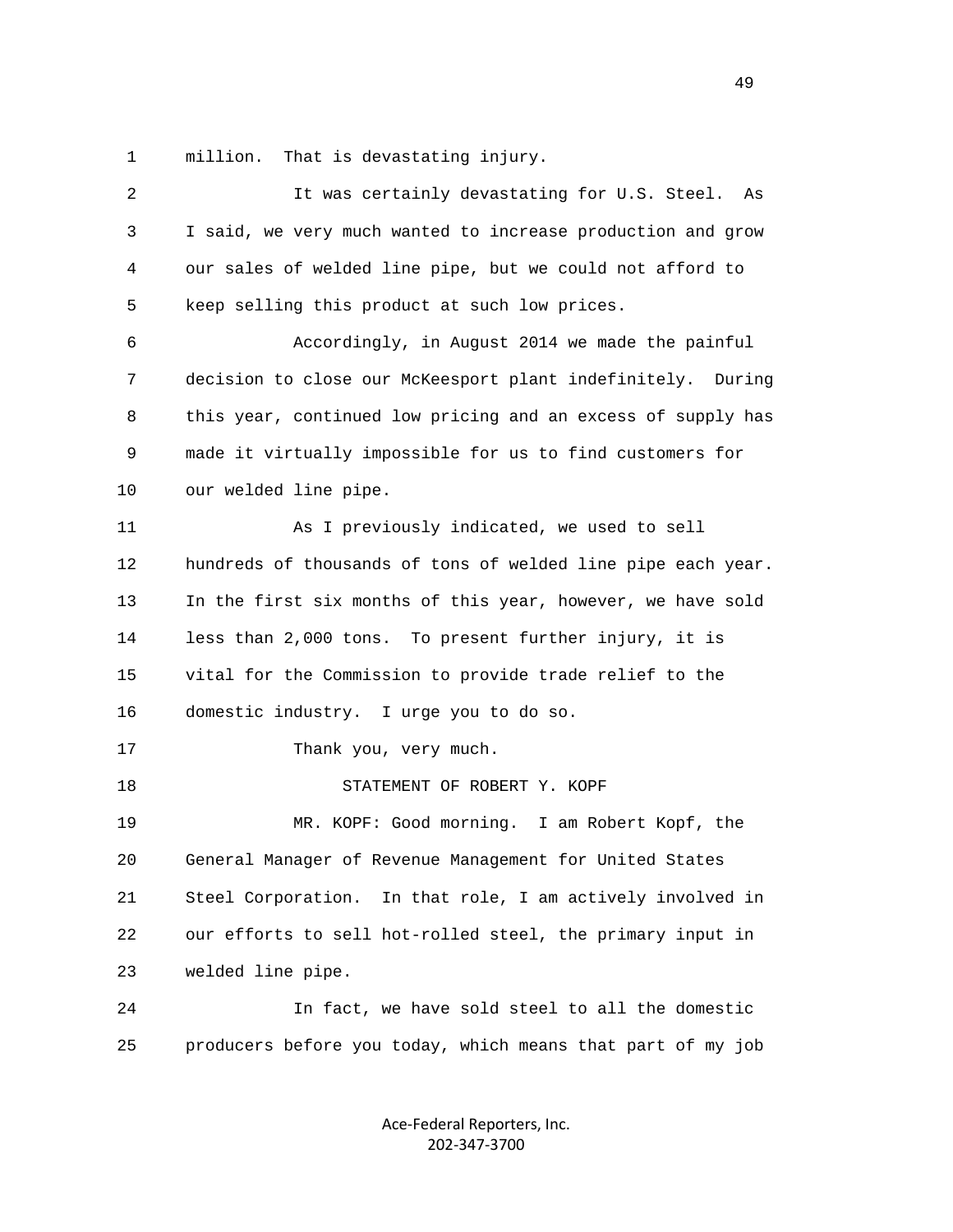million. That is devastating injury.

It was certainly devastating for U.S. Steel. As I said, we very much wanted to increase production and grow our sales of welded line pipe, but we could not afford to keep selling this product at such low prices.

Accordingly, in August 2014 we made the painful decision to close our McKeesport plant indefinitely. During this year, continued low pricing and an excess of supply has made it virtually impossible for us to find customers for our welded line pipe.

As I previously indicated, we used to sell hundreds of thousands of tons of welded line pipe each year. In the first six months of this year, however, we have sold less than 2,000 tons. To present further injury, it is vital for the Commission to provide trade relief to the domestic industry. I urge you to do so.

Thank you, very much.

STATEMENT OF ROBERT Y. KOPF

MR. KOPF: Good morning. I am Robert Kopf, the General Manager of Revenue Management for United States Steel Corporation. In that role, I am actively involved in our efforts to sell hot-rolled steel, the primary input in welded line pipe.

In fact, we have sold steel to all the domestic producers before you today, which means that part of my job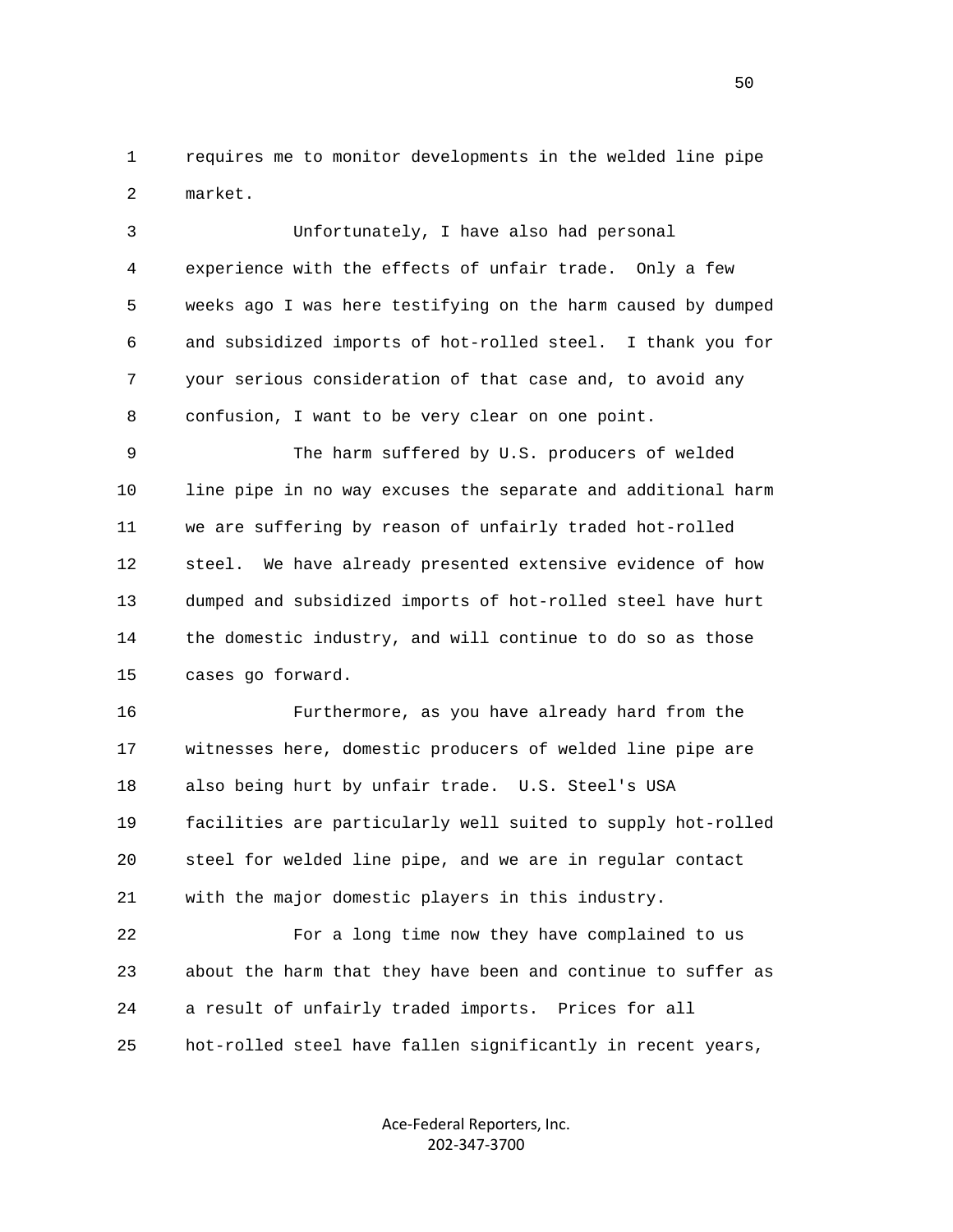requires me to monitor developments in the welded line pipe market.

Unfortunately, I have also had personal experience with the effects of unfair trade. Only a few weeks ago I was here testifying on the harm caused by dumped and subsidized imports of hot-rolled steel. I thank you for your serious consideration of that case and, to avoid any confusion, I want to be very clear on one point.

The harm suffered by U.S. producers of welded line pipe in no way excuses the separate and additional harm we are suffering by reason of unfairly traded hot-rolled steel. We have already presented extensive evidence of how dumped and subsidized imports of hot-rolled steel have hurt the domestic industry, and will continue to do so as those cases go forward.

Furthermore, as you have already hard from the witnesses here, domestic producers of welded line pipe are also being hurt by unfair trade. U.S. Steel's USA facilities are particularly well suited to supply hot-rolled steel for welded line pipe, and we are in regular contact with the major domestic players in this industry.

For a long time now they have complained to us about the harm that they have been and continue to suffer as a result of unfairly traded imports. Prices for all hot-rolled steel have fallen significantly in recent years,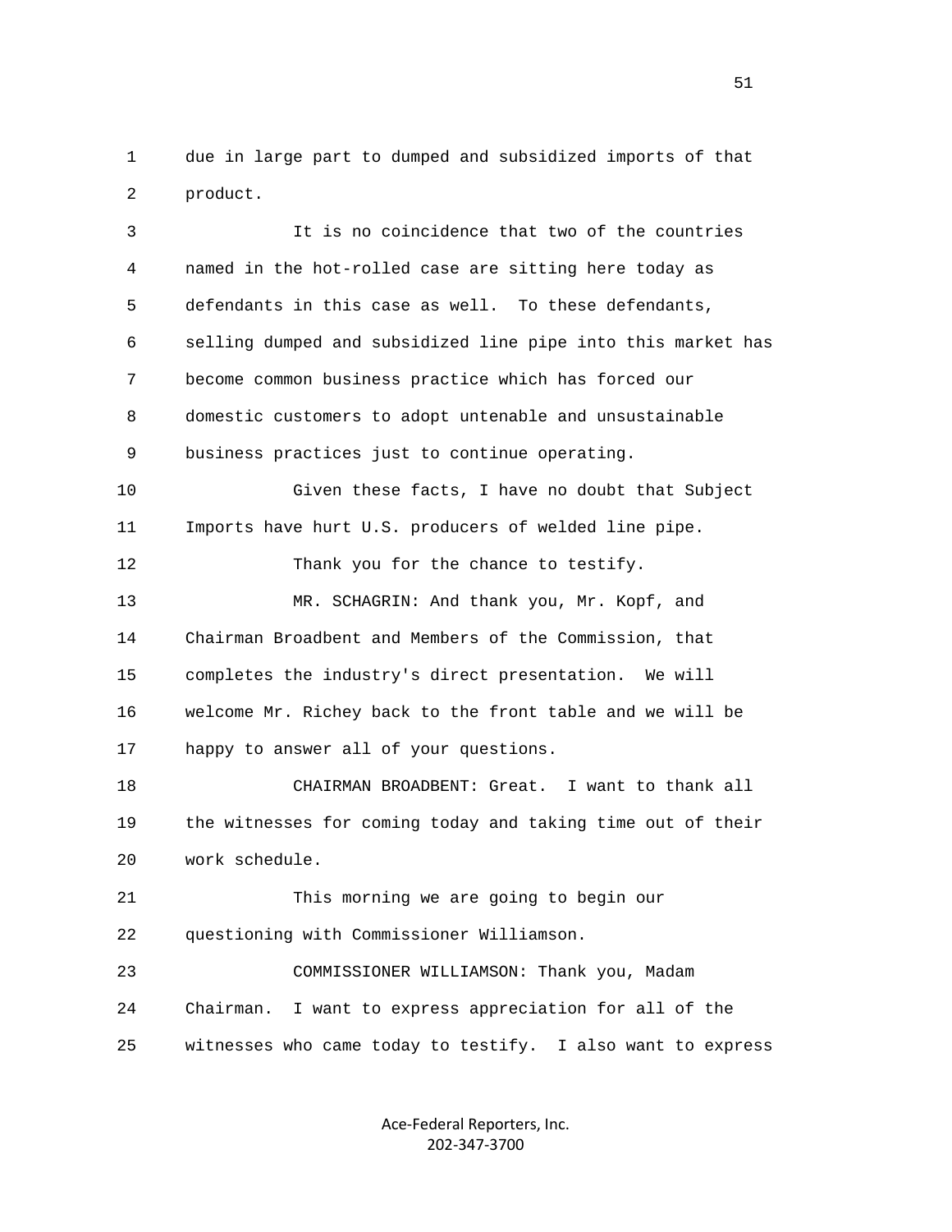due in large part to dumped and subsidized imports of that product.

It is no coincidence that two of the countries named in the hot-rolled case are sitting here today as defendants in this case as well. To these defendants, selling dumped and subsidized line pipe into this market has become common business practice which has forced our domestic customers to adopt untenable and unsustainable business practices just to continue operating.

Given these facts, I have no doubt that Subject Imports have hurt U.S. producers of welded line pipe.

Thank you for the chance to testify.

MR. SCHAGRIN: And thank you, Mr. Kopf, and Chairman Broadbent and Members of the Commission, that completes the industry's direct presentation. We will welcome Mr. Richey back to the front table and we will be happy to answer all of your questions.

CHAIRMAN BROADBENT: Great. I want to thank all the witnesses for coming today and taking time out of their work schedule.

This morning we are going to begin our questioning with Commissioner Williamson.

COMMISSIONER WILLIAMSON: Thank you, Madam Chairman. I want to express appreciation for all of the witnesses who came today to testify. I also want to express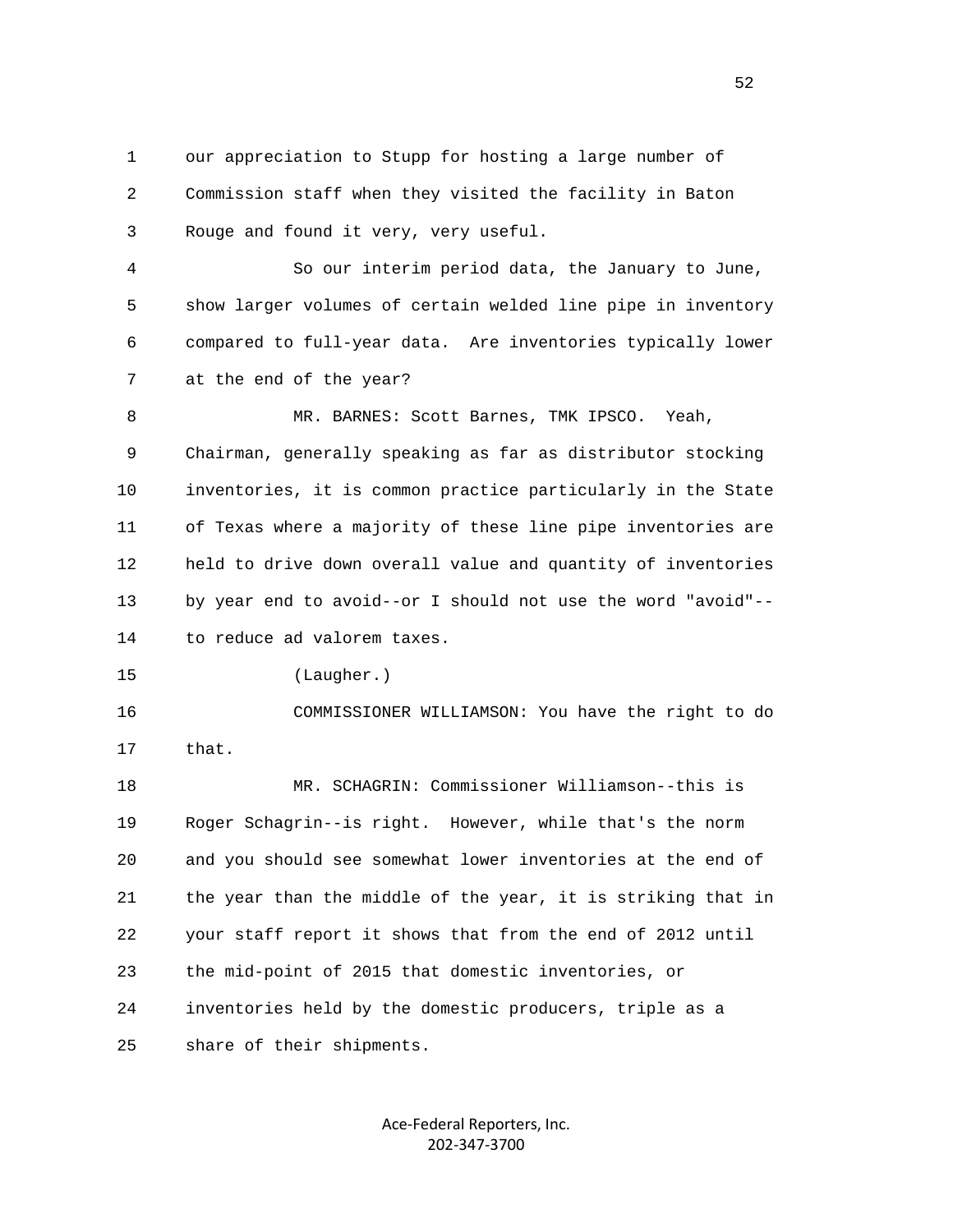our appreciation to Stupp for hosting a large number of Commission staff when they visited the facility in Baton Rouge and found it very, very useful.

So our interim period data, the January to June, show larger volumes of certain welded line pipe in inventory compared to full-year data. Are inventories typically lower at the end of the year?

MR. BARNES: Scott Barnes, TMK IPSCO. Yeah, Chairman, generally speaking as far as distributor stocking inventories, it is common practice particularly in the State of Texas where a majority of these line pipe inventories are held to drive down overall value and quantity of inventories by year end to avoid--or I should not use the word "avoid"--to reduce ad valorem taxes.

(Laughter.)

COMMISSIONER WILLIAMSON: You have the right to do that.

MR. SCHAGRIN: Commissioner Williamson--this is Roger Schagrin--is right. However, while that's the norm and you should see somewhat lower inventories at the end of the year than the middle of the year, it is striking that in your staff report it shows that from the end of 2012 until the mid-point of 2015 that domestic inventories, or inventories held by the domestic producers, triple as a share of their shipments.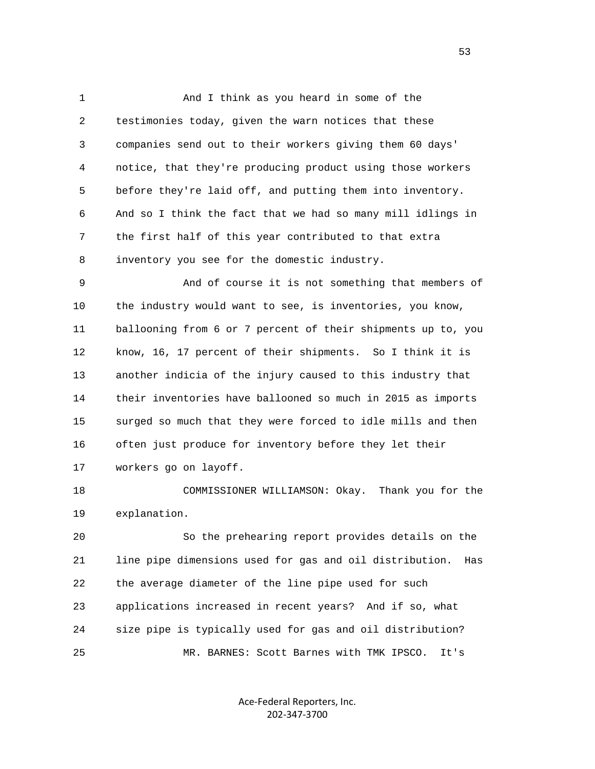And I think as you heard in some of the testimonies today, given the warn notices that these companies send out to their workers giving them 60 days' notice, that they're producing product using those workers before they're laid off, and putting them into inventory. And so I think the fact that we had so many mill idlings in the first half of this year contributed to that extra inventory you see for the domestic industry.

And of course it is not something that members of the industry would want to see, is inventories, you know, ballooning from 6 or 7 percent of their shipments up to, you know, 16, 17 percent of their shipments. So I think it is another indicia of the injury caused to this industry that their inventories have ballooned so much in 2015 as imports surged so much that they were forced to idle mills and then often just produce for inventory before they let their workers go on layoff.

COMMISSIONER WILLIAMSON: Okay. Thank you for the explanation.

So the prehearing report provides details on the line pipe dimensions used for gas and oil distribution. Has the average diameter of the line pipe used for such applications increased in recent years? And if so, what size pipe is typically used for gas and oil distribution?

MR. BARNES: Scott Barnes with TMK IPSCO. It's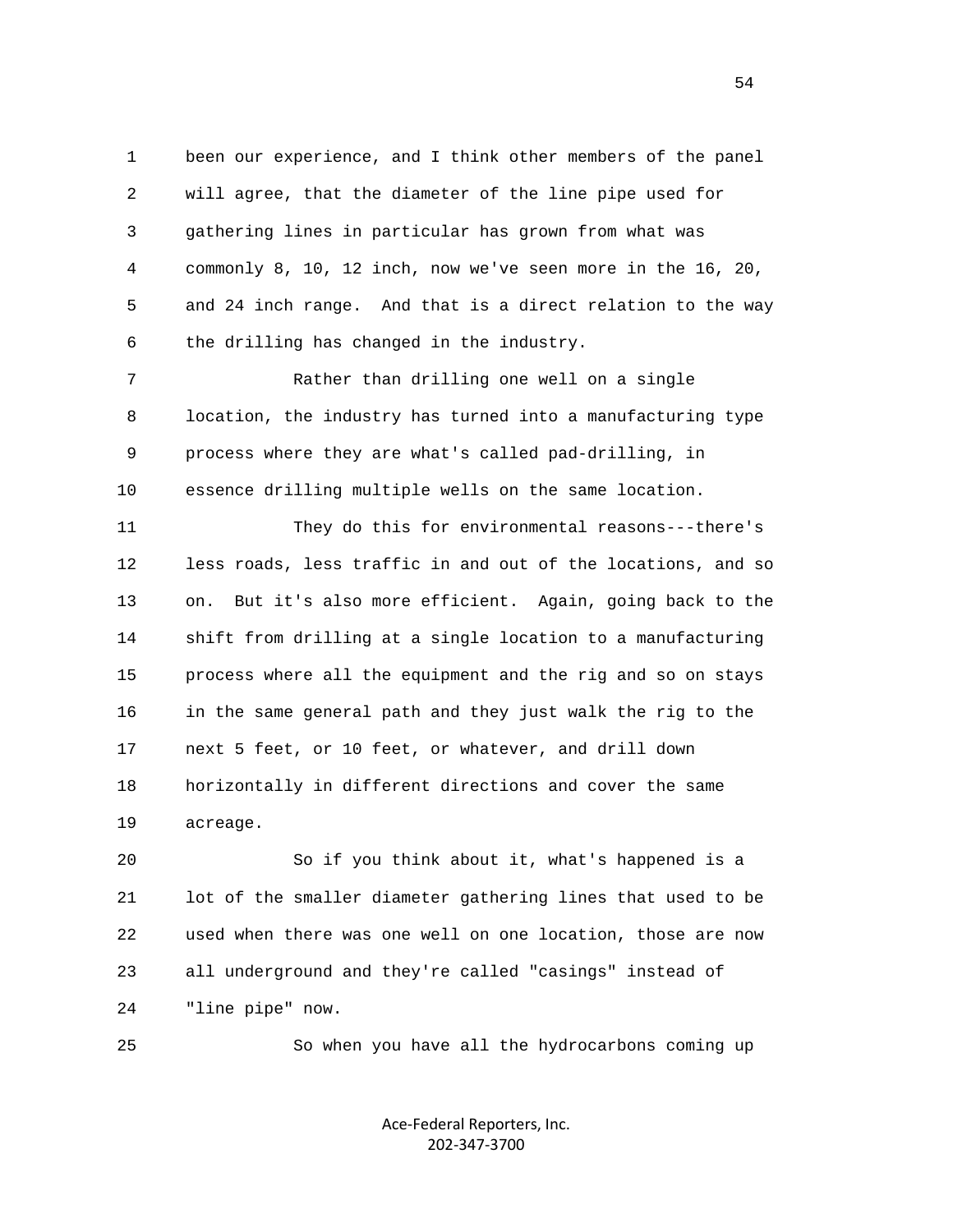been our experience, and I think other members of the panel will agree, that the diameter of the line pipe used for gathering lines in particular has grown from what was commonly 8, 10, 12 inch, now we've seen more in the 16, 20, and 24 inch range. And that is a direct relation to the way the drilling has changed in the industry.

Rather than drilling one well on a single location, the industry has turned into a manufacturing type process where they are what's called pad-drilling, in essence drilling multiple wells on the same location.

They do this for environmental reasons---there's less roads, less traffic in and out of the locations, and so on. But it's also more efficient. Again, going back to the shift from drilling at a single location to a manufacturing process where all the equipment and the rig and so on stays in the same general path and they just walk the rig to the next 5 feet, or 10 feet, or whatever, and drill down horizontally in different directions and cover the same acreage.

So if you think about it, what's happened is a lot of the smaller diameter gathering lines that used to be used when there was one well on one location, those are now all underground and they're called "casings" instead of "line pipe" now.

So when you have all the hydrocarbons coming up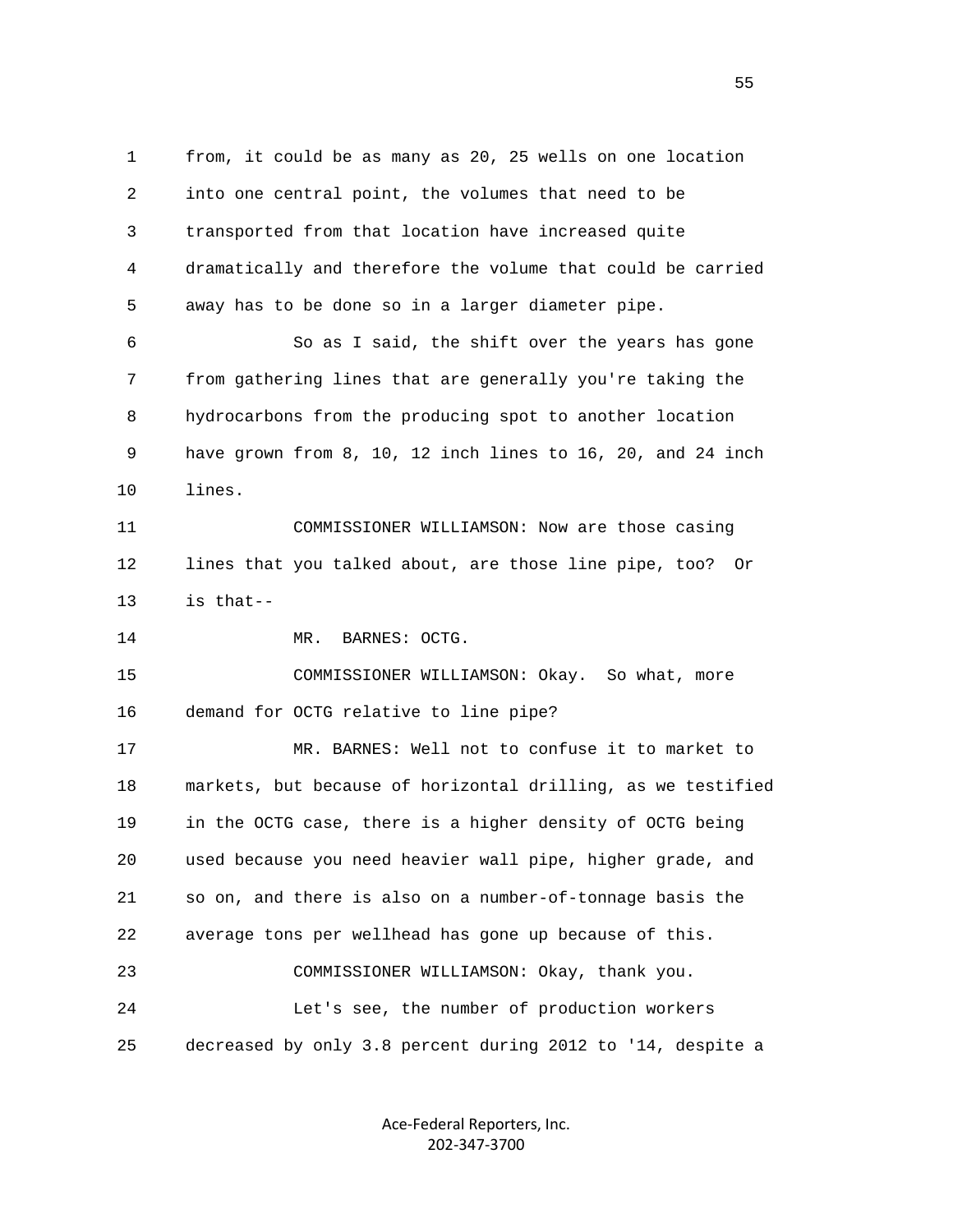1 from, it could be as many as 20, 25 wells on one location
2 into one central point, the volumes that need to be
3 transported from that location have increased quite
4 dramatically and therefore the volume that could be carried
5 away has to be done so in a larger diameter pipe.

6 So as I said, the shift over the years has gone
7 from gathering lines that are generally you're taking the
8 hydrocarbons from the producing spot to another location
9 have grown from 8, 10, 12 inch lines to 16, 20, and 24 inch
10 lines.

11 COMMISSIONER WILLIAMSON: Now are those casing
12 lines that you talked about, are those line pipe, too? Or
13 is that--

14 MR. BARNES: OCTG.

15 COMMISSIONER WILLIAMSON: Okay. So what, more
16 demand for OCTG relative to line pipe?

17 MR. BARNES: Well not to confuse it to market to
18 markets, but because of horizontal drilling, as we testified
19 in the OCTG case, there is a higher density of OCTG being
20 used because you need heavier wall pipe, higher grade, and
21 so on, and there is also on a number-of-tonnage basis the
22 average tons per wellhead has gone up because of this.

23 COMMISSIONER WILLIAMSON: Okay, thank you.

24 Let's see, the number of production workers
25 decreased by only 3.8 percent during 2012 to '14, despite a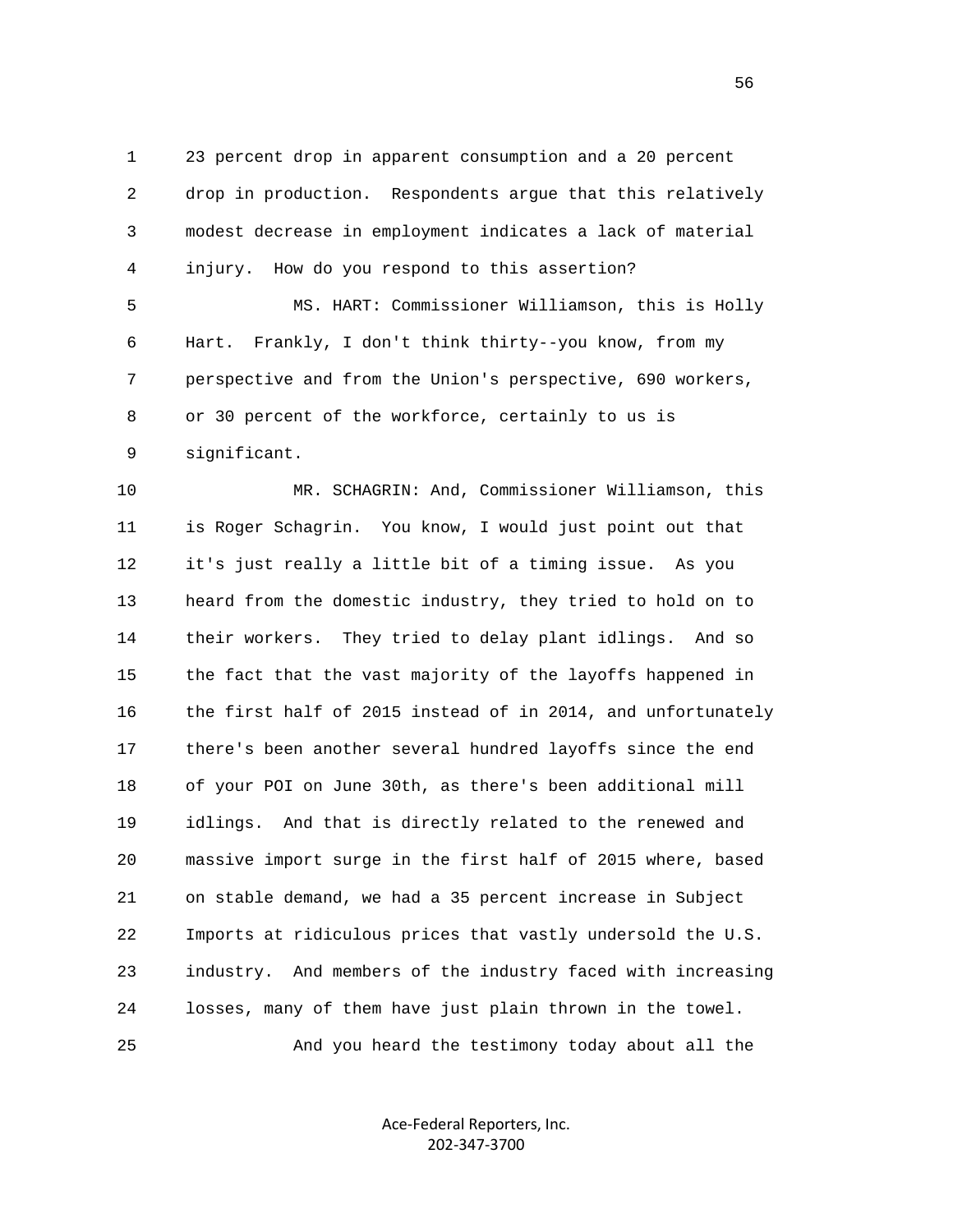23 percent drop in apparent consumption and a 20 percent drop in production. Respondents argue that this relatively modest decrease in employment indicates a lack of material injury. How do you respond to this assertion?

MS. HART: Commissioner Williamson, this is Holly Hart. Frankly, I don't think thirty--you know, from my perspective and from the Union's perspective, 690 workers, or 30 percent of the workforce, certainly to us is significant.

MR. SCHAGRIN: And, Commissioner Williamson, this is Roger Schagrin. You know, I would just point out that it's just really a little bit of a timing issue. As you heard from the domestic industry, they tried to hold on to their workers. They tried to delay plant idlings. And so the fact that the vast majority of the layoffs happened in the first half of 2015 instead of in 2014, and unfortunately there's been another several hundred layoffs since the end of your POI on June 30th, as there's been additional mill idlings. And that is directly related to the renewed and massive import surge in the first half of 2015 where, based on stable demand, we had a 35 percent increase in Subject Imports at ridiculous prices that vastly undersold the U.S. industry. And members of the industry faced with increasing losses, many of them have just plain thrown in the towel.

And you heard the testimony today about all the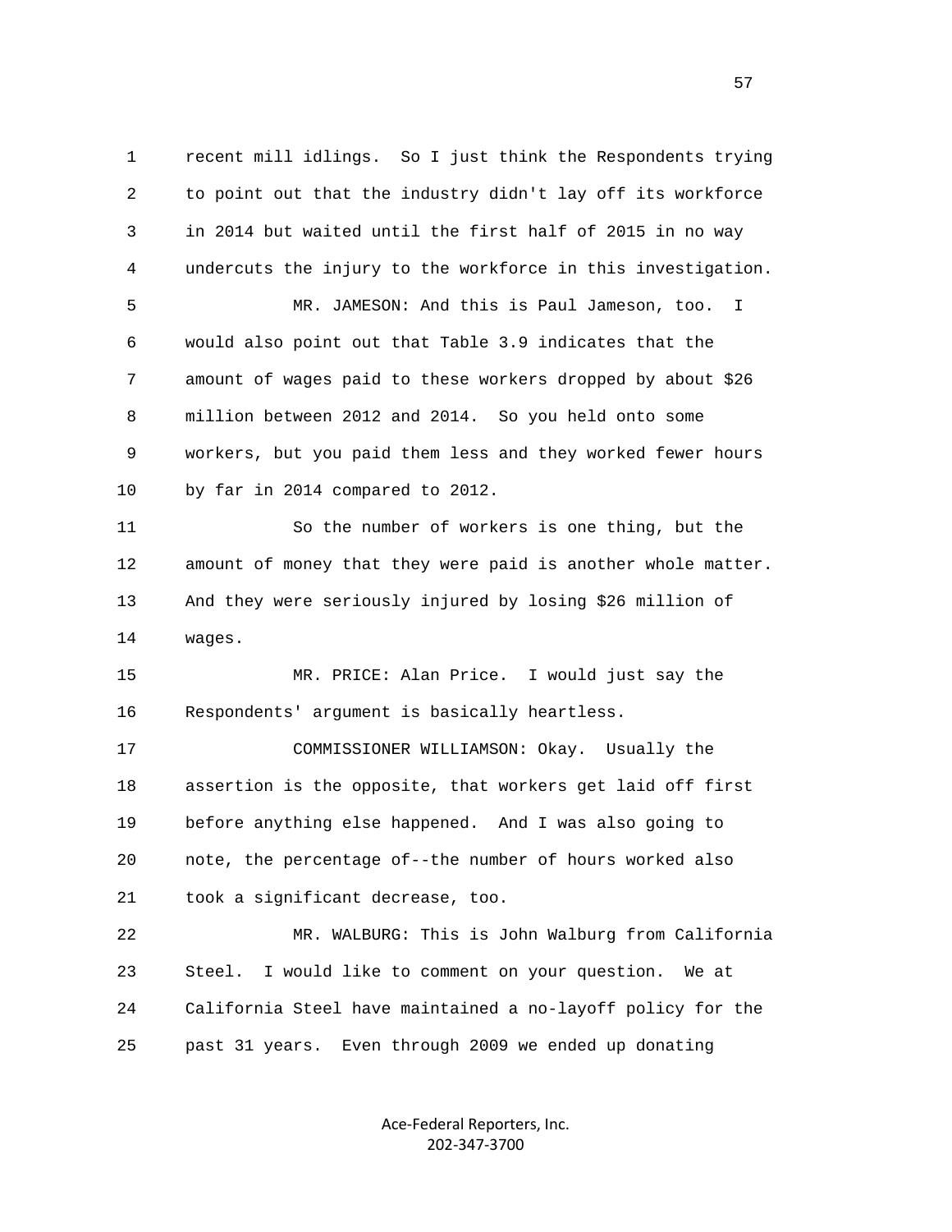recent mill idlings. So I just think the Respondents trying to point out that the industry didn't lay off its workforce in 2014 but waited until the first half of 2015 in no way undercuts the injury to the workforce in this investigation.

MR. JAMESON: And this is Paul Jameson, too. I would also point out that Table 3.9 indicates that the amount of wages paid to these workers dropped by about $26 million between 2012 and 2014. So you held onto some workers, but you paid them less and they worked fewer hours by far in 2014 compared to 2012.

So the number of workers is one thing, but the amount of money that they were paid is another whole matter. And they were seriously injured by losing $26 million of wages.

MR. PRICE: Alan Price. I would just say the Respondents' argument is basically heartless.

COMMISSIONER WILLIAMSON: Okay. Usually the assertion is the opposite, that workers get laid off first before anything else happened. And I was also going to note, the percentage of--the number of hours worked also took a significant decrease, too.

MR. WALBURG: This is John Walburg from California Steel. I would like to comment on your question. We at California Steel have maintained a no-layoff policy for the past 31 years. Even through 2009 we ended up donating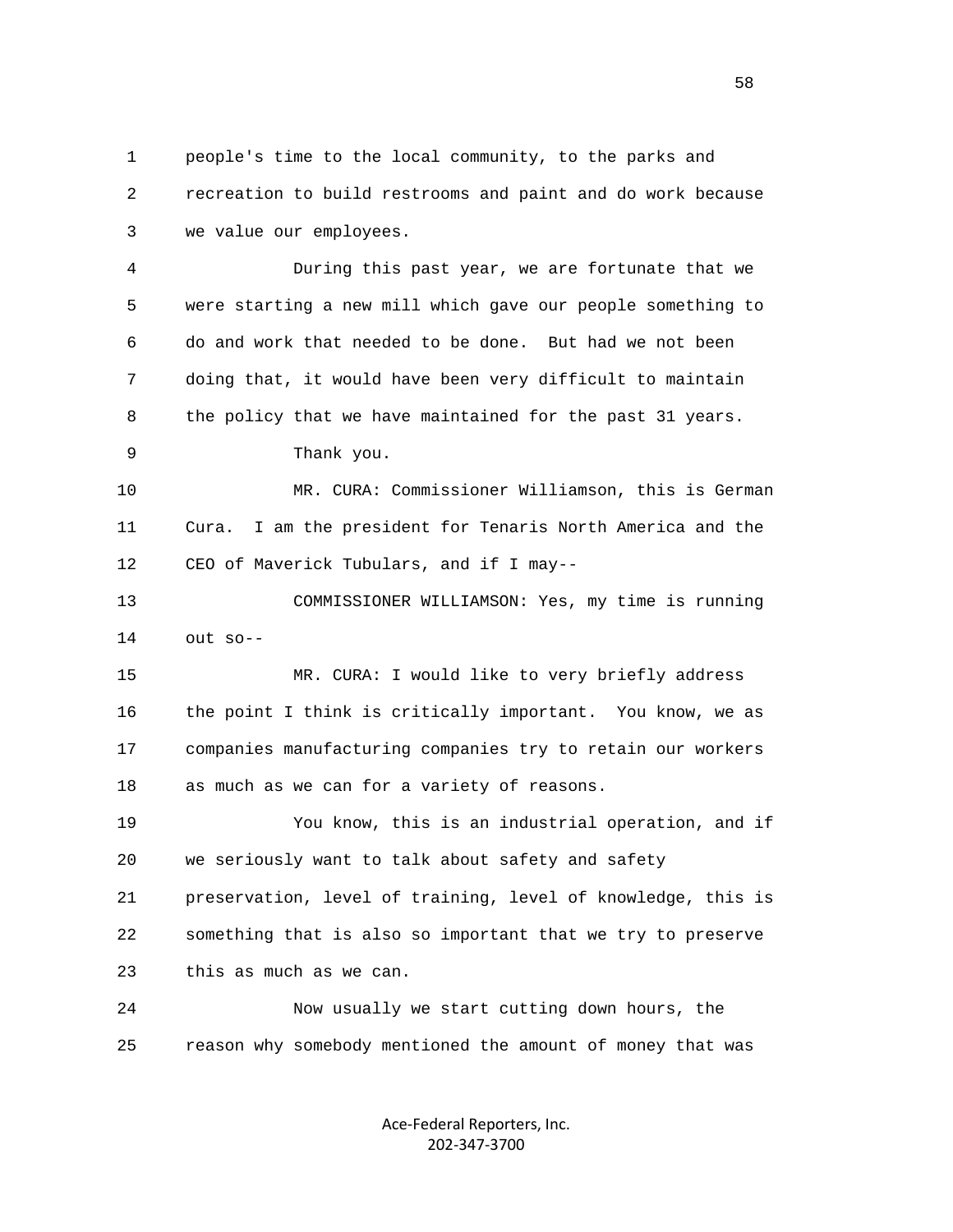people's time to the local community, to the parks and recreation to build restrooms and paint and do work because we value our employees.

During this past year, we are fortunate that we were starting a new mill which gave our people something to do and work that needed to be done. But had we not been doing that, it would have been very difficult to maintain the policy that we have maintained for the past 31 years.

Thank you.

MR. CURA: Commissioner Williamson, this is German Cura. I am the president for Tenaris North America and the CEO of Maverick Tubulars, and if I may--

COMMISSIONER WILLIAMSON: Yes, my time is running out so--

MR. CURA: I would like to very briefly address the point I think is critically important. You know, we as companies manufacturing companies try to retain our workers as much as we can for a variety of reasons.

You know, this is an industrial operation, and if we seriously want to talk about safety and safety preservation, level of training, level of knowledge, this is something that is also so important that we try to preserve this as much as we can.

Now usually we start cutting down hours, the reason why somebody mentioned the amount of money that was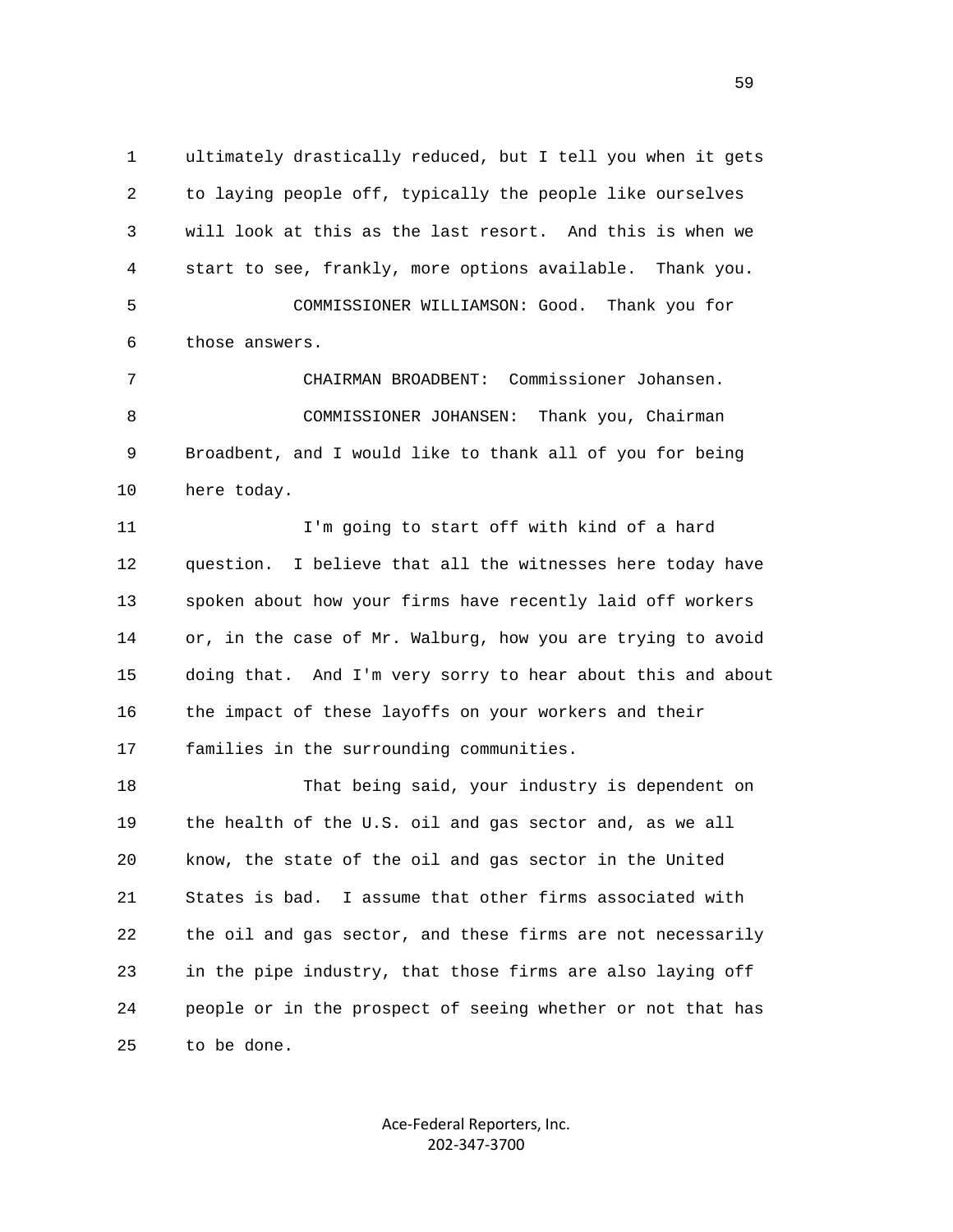ultimately drastically reduced, but I tell you when it gets to laying people off, typically the people like ourselves will look at this as the last resort. And this is when we start to see, frankly, more options available. Thank you.

COMMISSIONER WILLIAMSON: Good. Thank you for those answers.

CHAIRMAN BROADBENT: Commissioner Johansen.

COMMISSIONER JOHANSEN: Thank you, Chairman Broadbent, and I would like to thank all of you for being here today.

I'm going to start off with kind of a hard question. I believe that all the witnesses here today have spoken about how your firms have recently laid off workers or, in the case of Mr. Walburg, how you are trying to avoid doing that. And I'm very sorry to hear about this and about the impact of these layoffs on your workers and their families in the surrounding communities.

That being said, your industry is dependent on the health of the U.S. oil and gas sector and, as we all know, the state of the oil and gas sector in the United States is bad. I assume that other firms associated with the oil and gas sector, and these firms are not necessarily in the pipe industry, that those firms are also laying off people or in the prospect of seeing whether or not that has to be done.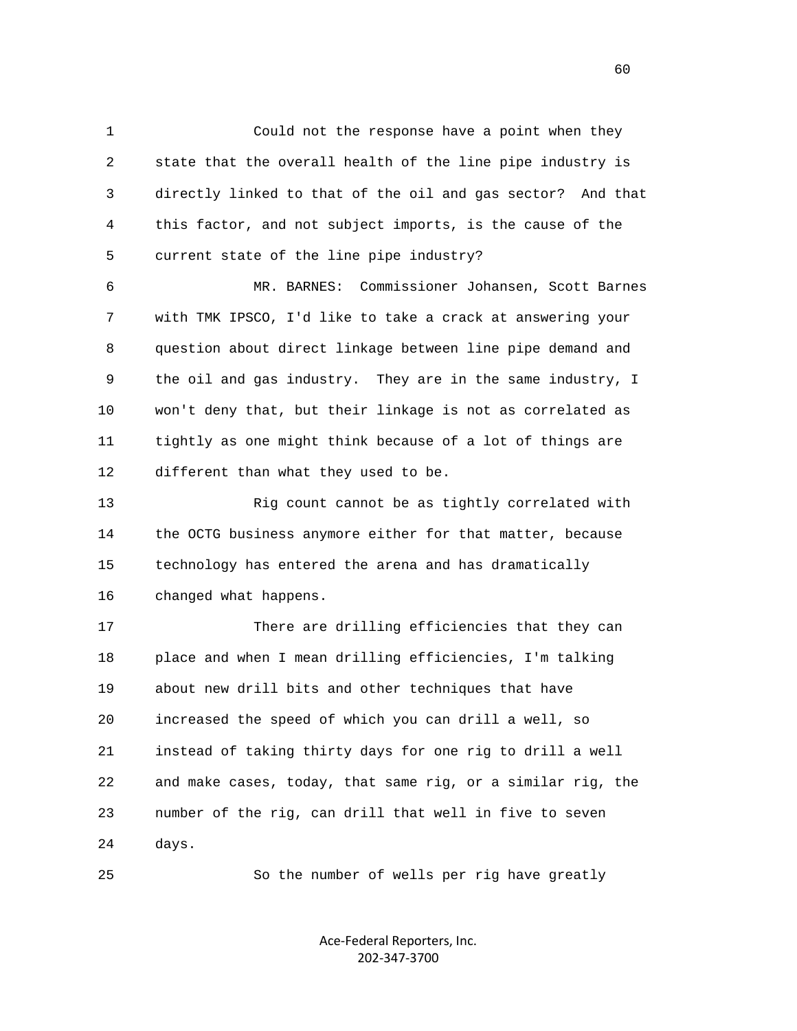Could not the response have a point when they state that the overall health of the line pipe industry is directly linked to that of the oil and gas sector? And that this factor, and not subject imports, is the cause of the current state of the line pipe industry?

MR. BARNES: Commissioner Johansen, Scott Barnes with TMK IPSCO, I'd like to take a crack at answering your question about direct linkage between line pipe demand and the oil and gas industry. They are in the same industry, I won't deny that, but their linkage is not as correlated as tightly as one might think because of a lot of things are different than what they used to be.

Rig count cannot be as tightly correlated with the OCTG business anymore either for that matter, because technology has entered the arena and has dramatically changed what happens.

There are drilling efficiencies that they can place and when I mean drilling efficiencies, I'm talking about new drill bits and other techniques that have increased the speed of which you can drill a well, so instead of taking thirty days for one rig to drill a well and make cases, today, that same rig, or a similar rig, the number of the rig, can drill that well in five to seven days.

So the number of wells per rig have greatly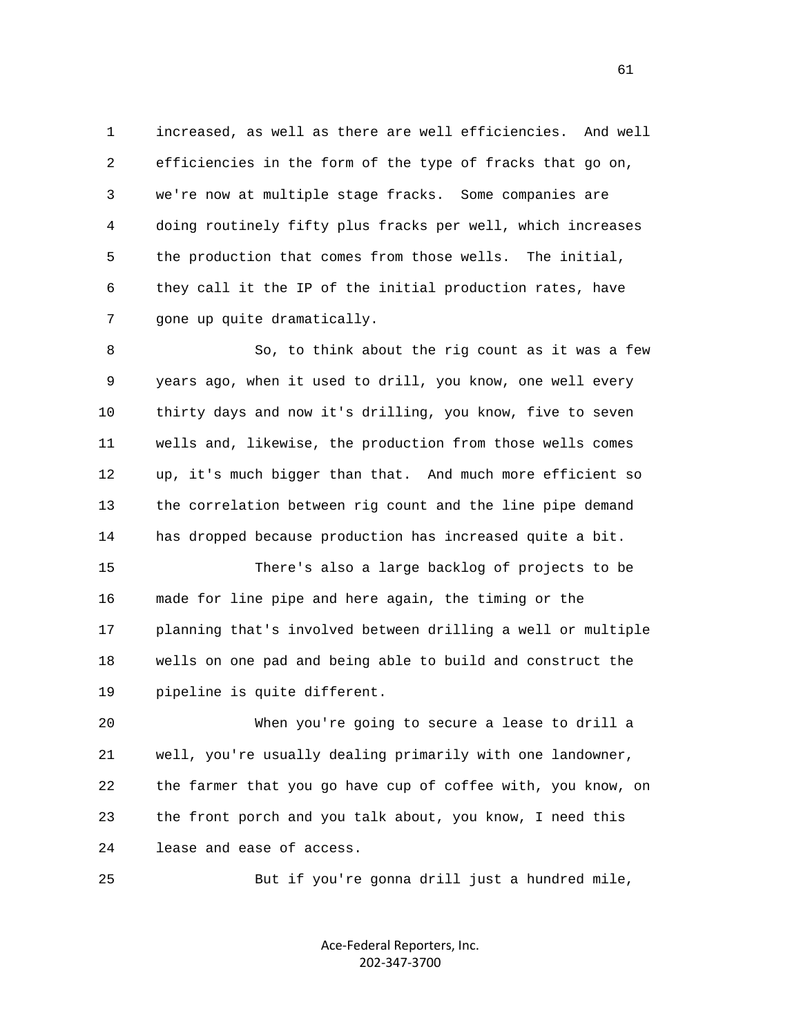1 increased, as well as there are well efficiencies. And well
2 efficiencies in the form of the type of fracks that go on,
3 we're now at multiple stage fracks. Some companies are
4 doing routinely fifty plus fracks per well, which increases
5 the production that comes from those wells. The initial,
6 they call it the IP of the initial production rates, have
7 gone up quite dramatically.

8 So, to think about the rig count as it was a few
9 years ago, when it used to drill, you know, one well every
10 thirty days and now it's drilling, you know, five to seven
11 wells and, likewise, the production from those wells comes
12 up, it's much bigger than that. And much more efficient so
13 the correlation between rig count and the line pipe demand
14 has dropped because production has increased quite a bit.

15 There's also a large backlog of projects to be
16 made for line pipe and here again, the timing or the
17 planning that's involved between drilling a well or multiple
18 wells on one pad and being able to build and construct the
19 pipeline is quite different.

20 When you're going to secure a lease to drill a
21 well, you're usually dealing primarily with one landowner,
22 the farmer that you go have cup of coffee with, you know, on
23 the front porch and you talk about, you know, I need this
24 lease and ease of access.

25 But if you're gonna drill just a hundred mile,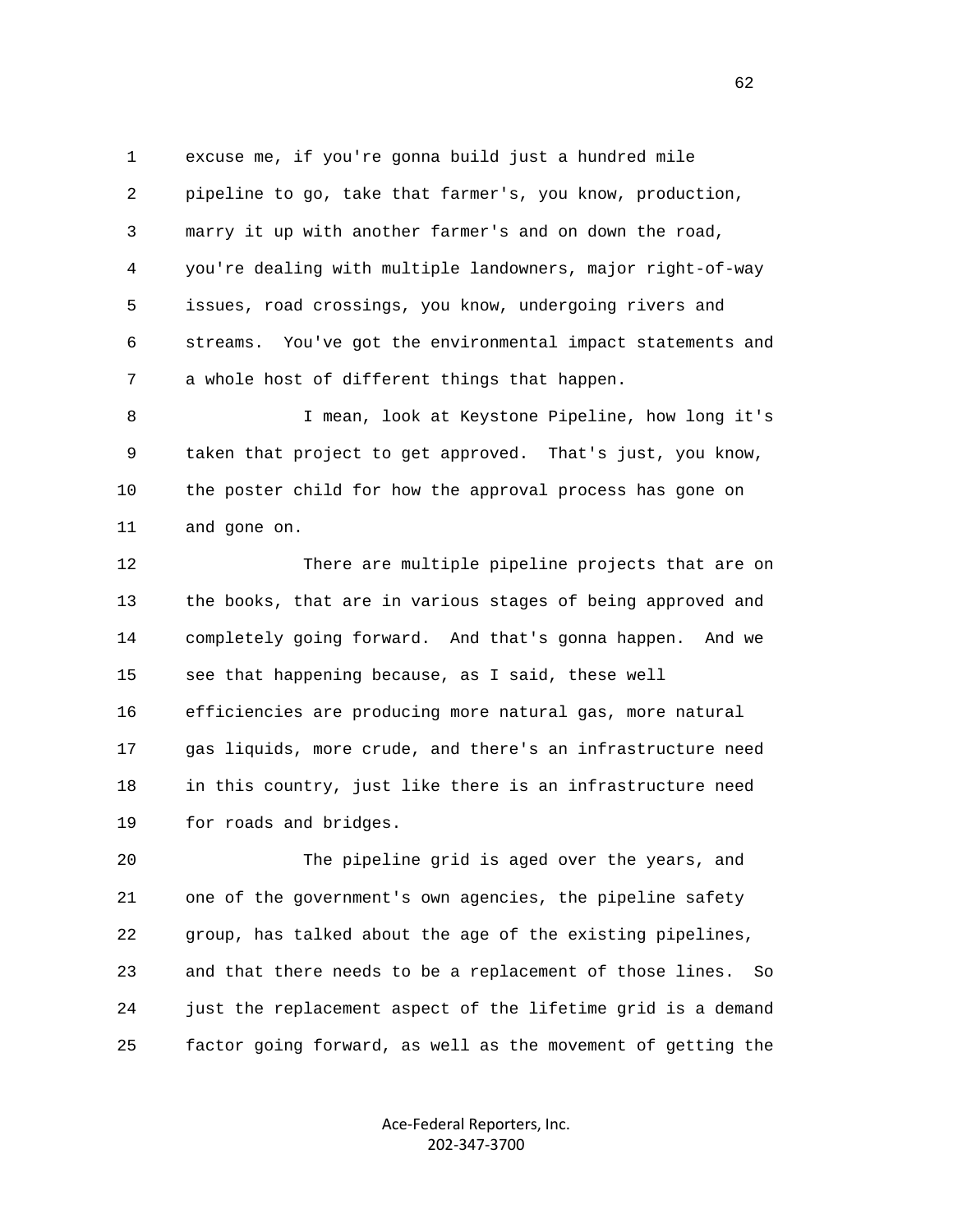excuse me, if you're gonna build just a hundred mile pipeline to go, take that farmer's, you know, production, marry it up with another farmer's and on down the road, you're dealing with multiple landowners, major right-of-way issues, road crossings, you know, undergoing rivers and streams. You've got the environmental impact statements and a whole host of different things that happen.

I mean, look at Keystone Pipeline, how long it's taken that project to get approved. That's just, you know, the poster child for how the approval process has gone on and gone on.

There are multiple pipeline projects that are on the books, that are in various stages of being approved and completely going forward. And that's gonna happen. And we see that happening because, as I said, these well efficiencies are producing more natural gas, more natural gas liquids, more crude, and there's an infrastructure need in this country, just like there is an infrastructure need for roads and bridges.

The pipeline grid is aged over the years, and one of the government's own agencies, the pipeline safety group, has talked about the age of the existing pipelines, and that there needs to be a replacement of those lines. So just the replacement aspect of the lifetime grid is a demand factor going forward, as well as the movement of getting the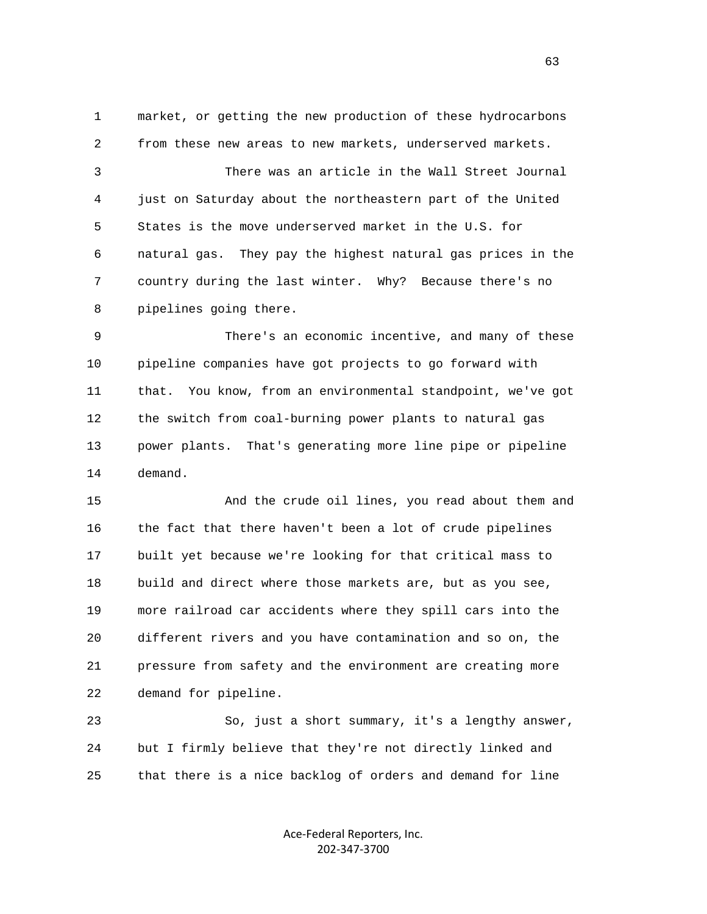market, or getting the new production of these hydrocarbons from these new areas to new markets, underserved markets.

There was an article in the Wall Street Journal just on Saturday about the northeastern part of the United States is the move underserved market in the U.S. for natural gas. They pay the highest natural gas prices in the country during the last winter. Why? Because there's no pipelines going there.

There's an economic incentive, and many of these pipeline companies have got projects to go forward with that. You know, from an environmental standpoint, we've got the switch from coal-burning power plants to natural gas power plants. That's generating more line pipe or pipeline demand.

And the crude oil lines, you read about them and the fact that there haven't been a lot of crude pipelines built yet because we're looking for that critical mass to build and direct where those markets are, but as you see, more railroad car accidents where they spill cars into the different rivers and you have contamination and so on, the pressure from safety and the environment are creating more demand for pipeline.

So, just a short summary, it's a lengthy answer, but I firmly believe that they're not directly linked and that there is a nice backlog of orders and demand for line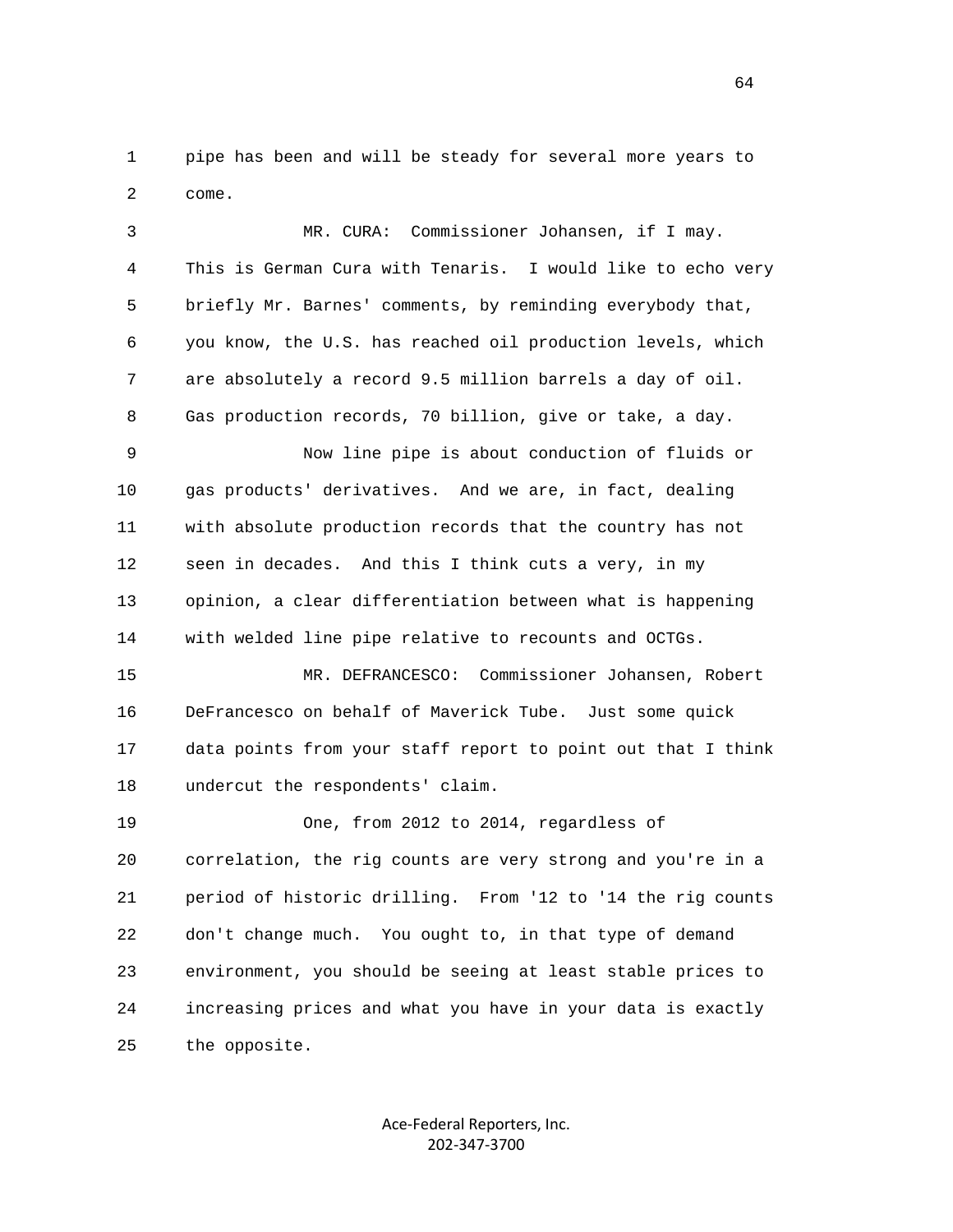pipe has been and will be steady for several more years to come.

MR. CURA: Commissioner Johansen, if I may. This is German Cura with Tenaris. I would like to echo very briefly Mr. Barnes' comments, by reminding everybody that, you know, the U.S. has reached oil production levels, which are absolutely a record 9.5 million barrels a day of oil. Gas production records, 70 billion, give or take, a day.

Now line pipe is about conduction of fluids or gas products' derivatives. And we are, in fact, dealing with absolute production records that the country has not seen in decades. And this I think cuts a very, in my opinion, a clear differentiation between what is happening with welded line pipe relative to recounts and OCTGs.

MR. DEFRANCESCO: Commissioner Johansen, Robert DeFrancesco on behalf of Maverick Tube. Just some quick data points from your staff report to point out that I think undercut the respondents' claim.

One, from 2012 to 2014, regardless of correlation, the rig counts are very strong and you're in a period of historic drilling. From '12 to '14 the rig counts don't change much. You ought to, in that type of demand environment, you should be seeing at least stable prices to increasing prices and what you have in your data is exactly the opposite.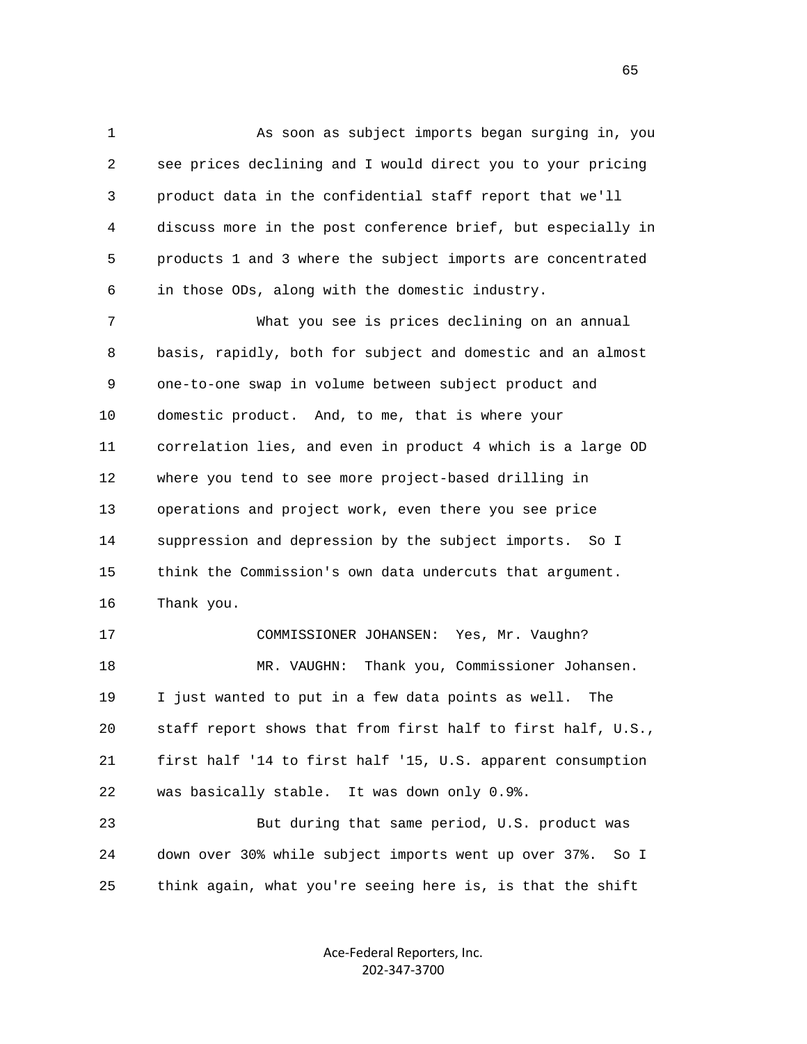As soon as subject imports began surging in, you see prices declining and I would direct you to your pricing product data in the confidential staff report that we'll discuss more in the post conference brief, but especially in products 1 and 3 where the subject imports are concentrated in those ODs, along with the domestic industry.

What you see is prices declining on an annual basis, rapidly, both for subject and domestic and an almost one-to-one swap in volume between subject product and domestic product. And, to me, that is where your correlation lies, and even in product 4 which is a large OD where you tend to see more project-based drilling in operations and project work, even there you see price suppression and depression by the subject imports. So I think the Commission's own data undercuts that argument. Thank you.

COMMISSIONER JOHANSEN: Yes, Mr. Vaughn?

MR. VAUGHN: Thank you, Commissioner Johansen. I just wanted to put in a few data points as well. The staff report shows that from first half to first half, U.S., first half '14 to first half '15, U.S. apparent consumption was basically stable. It was down only 0.9%.

But during that same period, U.S. product was down over 30% while subject imports went up over 37%. So I think again, what you're seeing here is, is that the shift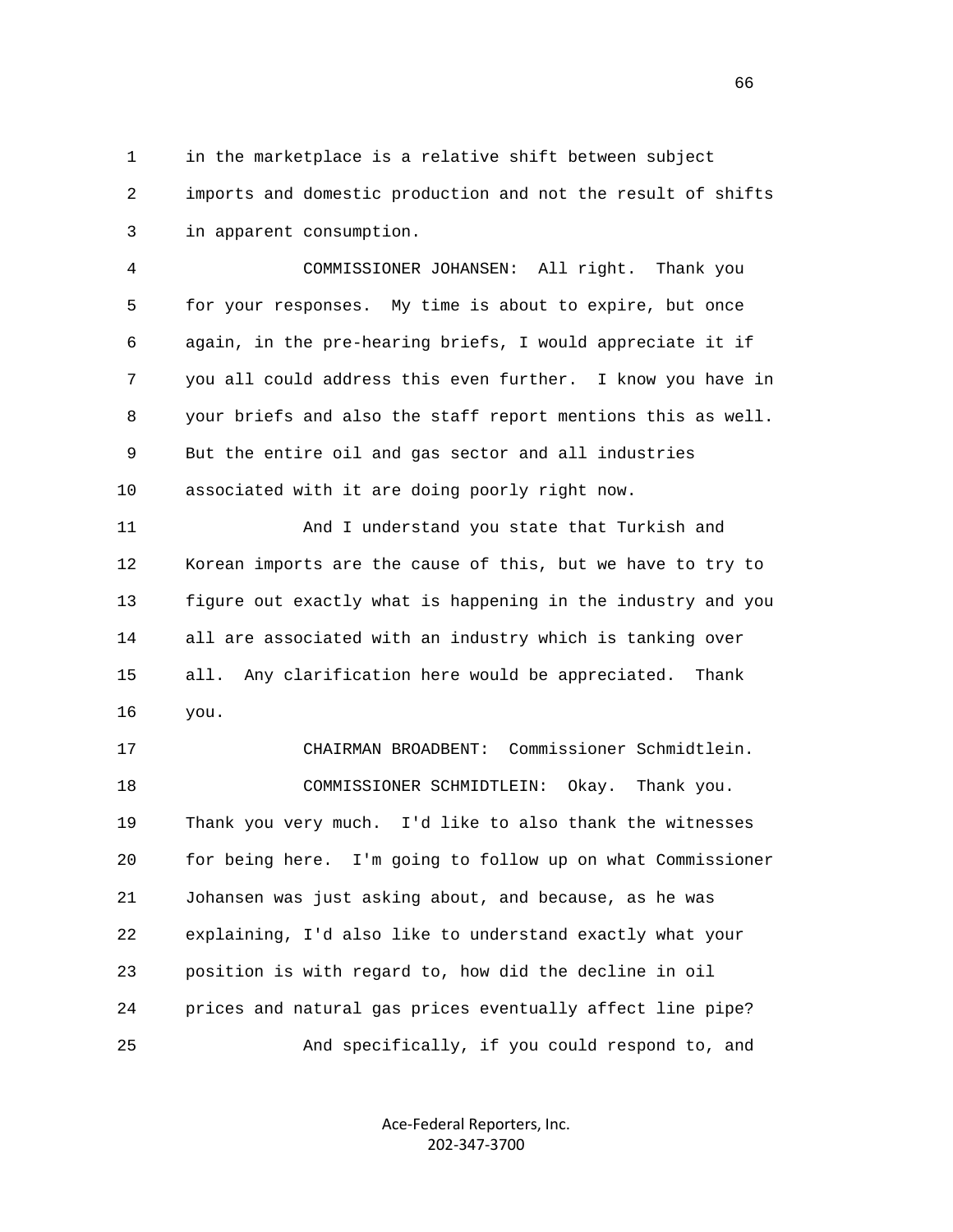in the marketplace is a relative shift between subject imports and domestic production and not the result of shifts in apparent consumption.

COMMISSIONER JOHANSEN: All right. Thank you for your responses. My time is about to expire, but once again, in the pre-hearing briefs, I would appreciate it if you all could address this even further. I know you have in your briefs and also the staff report mentions this as well. But the entire oil and gas sector and all industries associated with it are doing poorly right now.

And I understand you state that Turkish and Korean imports are the cause of this, but we have to try to figure out exactly what is happening in the industry and you all are associated with an industry which is tanking over all. Any clarification here would be appreciated. Thank you.

CHAIRMAN BROADBENT: Commissioner Schmidtlein.

COMMISSIONER SCHMIDTLEIN: Okay. Thank you. Thank you very much. I'd like to also thank the witnesses for being here. I'm going to follow up on what Commissioner Johansen was just asking about, and because, as he was explaining, I'd also like to understand exactly what your position is with regard to, how did the decline in oil prices and natural gas prices eventually affect line pipe?

And specifically, if you could respond to, and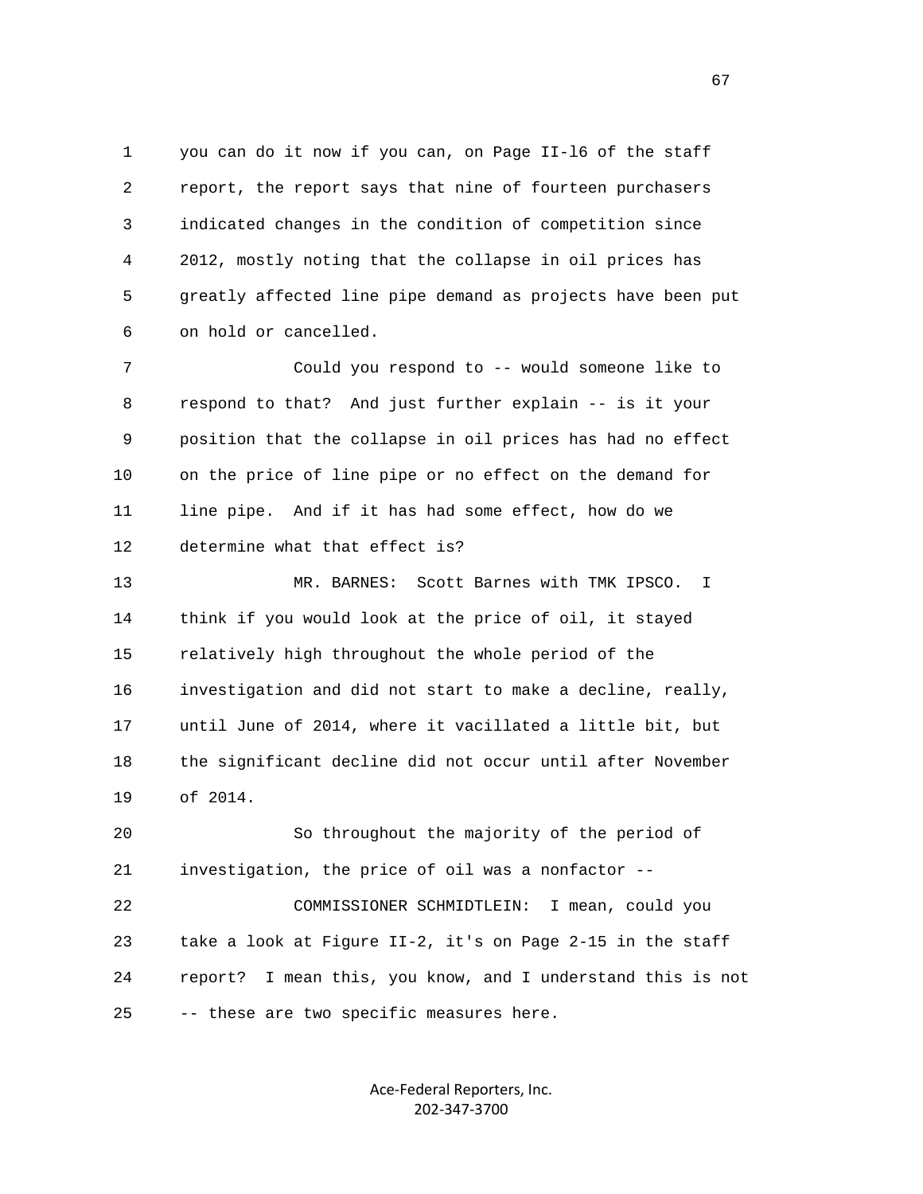you can do it now if you can, on Page II-l6 of the staff report, the report says that nine of fourteen purchasers indicated changes in the condition of competition since 2012, mostly noting that the collapse in oil prices has greatly affected line pipe demand as projects have been put on hold or cancelled.

Could you respond to -- would someone like to respond to that? And just further explain -- is it your position that the collapse in oil prices has had no effect on the price of line pipe or no effect on the demand for line pipe. And if it has had some effect, how do we determine what that effect is?

MR. BARNES: Scott Barnes with TMK IPSCO. I think if you would look at the price of oil, it stayed relatively high throughout the whole period of the investigation and did not start to make a decline, really, until June of 2014, where it vacillated a little bit, but the significant decline did not occur until after November of 2014.

So throughout the majority of the period of investigation, the price of oil was a nonfactor --

COMMISSIONER SCHMIDTLEIN: I mean, could you take a look at Figure II-2, it's on Page 2-15 in the staff report? I mean this, you know, and I understand this is not -- these are two specific measures here.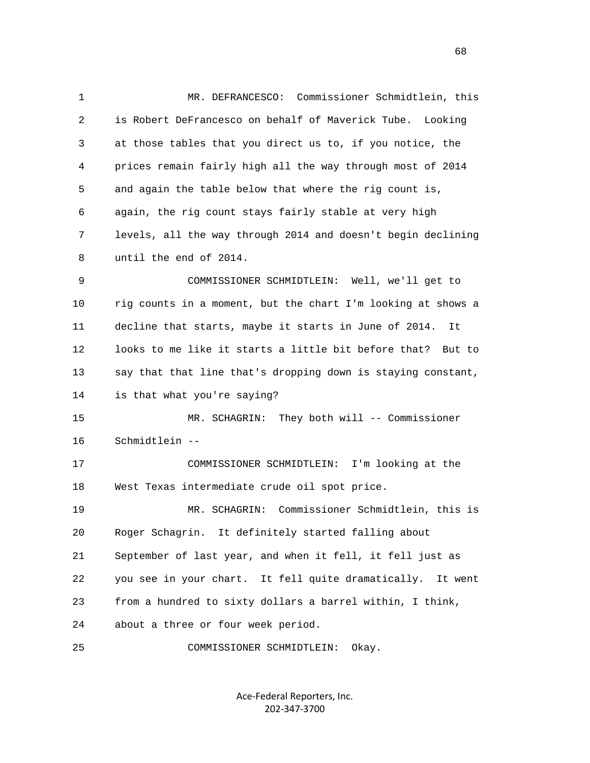MR. DEFRANCESCO: Commissioner Schmidtlein, this is Robert DeFrancesco on behalf of Maverick Tube. Looking at those tables that you direct us to, if you notice, the prices remain fairly high all the way through most of 2014 and again the table below that where the rig count is, again, the rig count stays fairly stable at very high levels, all the way through 2014 and doesn't begin declining until the end of 2014.

COMMISSIONER SCHMIDTLEIN: Well, we'll get to rig counts in a moment, but the chart I'm looking at shows a decline that starts, maybe it starts in June of 2014. It looks to me like it starts a little bit before that? But to say that that line that's dropping down is staying constant, is that what you're saying?

MR. SCHAGRIN: They both will -- Commissioner Schmidtlein --

COMMISSIONER SCHMIDTLEIN: I'm looking at the West Texas intermediate crude oil spot price.

MR. SCHAGRIN: Commissioner Schmidtlein, this is Roger Schagrin. It definitely started falling about September of last year, and when it fell, it fell just as you see in your chart. It fell quite dramatically. It went from a hundred to sixty dollars a barrel within, I think, about a three or four week period.

COMMISSIONER SCHMIDTLEIN: Okay.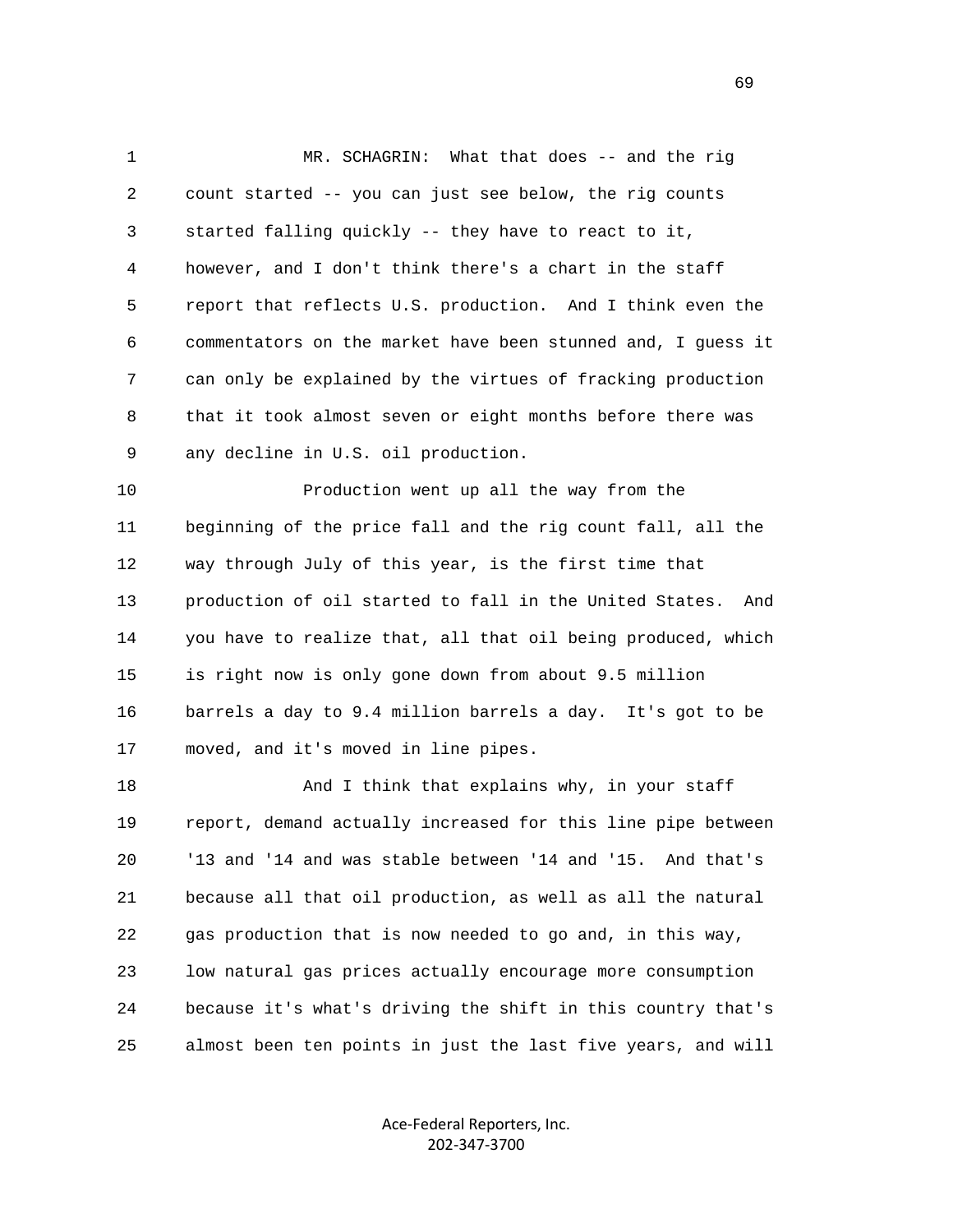MR. SCHAGRIN: What that does -- and the rig count started -- you can just see below, the rig counts started falling quickly -- they have to react to it, however, and I don't think there's a chart in the staff report that reflects U.S. production. And I think even the commentators on the market have been stunned and, I guess it can only be explained by the virtues of fracking production that it took almost seven or eight months before there was any decline in U.S. oil production.

Production went up all the way from the beginning of the price fall and the rig count fall, all the way through July of this year, is the first time that production of oil started to fall in the United States. And you have to realize that, all that oil being produced, which is right now is only gone down from about 9.5 million barrels a day to 9.4 million barrels a day. It's got to be moved, and it's moved in line pipes.

And I think that explains why, in your staff report, demand actually increased for this line pipe between '13 and '14 and was stable between '14 and '15. And that's because all that oil production, as well as all the natural gas production that is now needed to go and, in this way, low natural gas prices actually encourage more consumption because it's what's driving the shift in this country that's almost been ten points in just the last five years, and will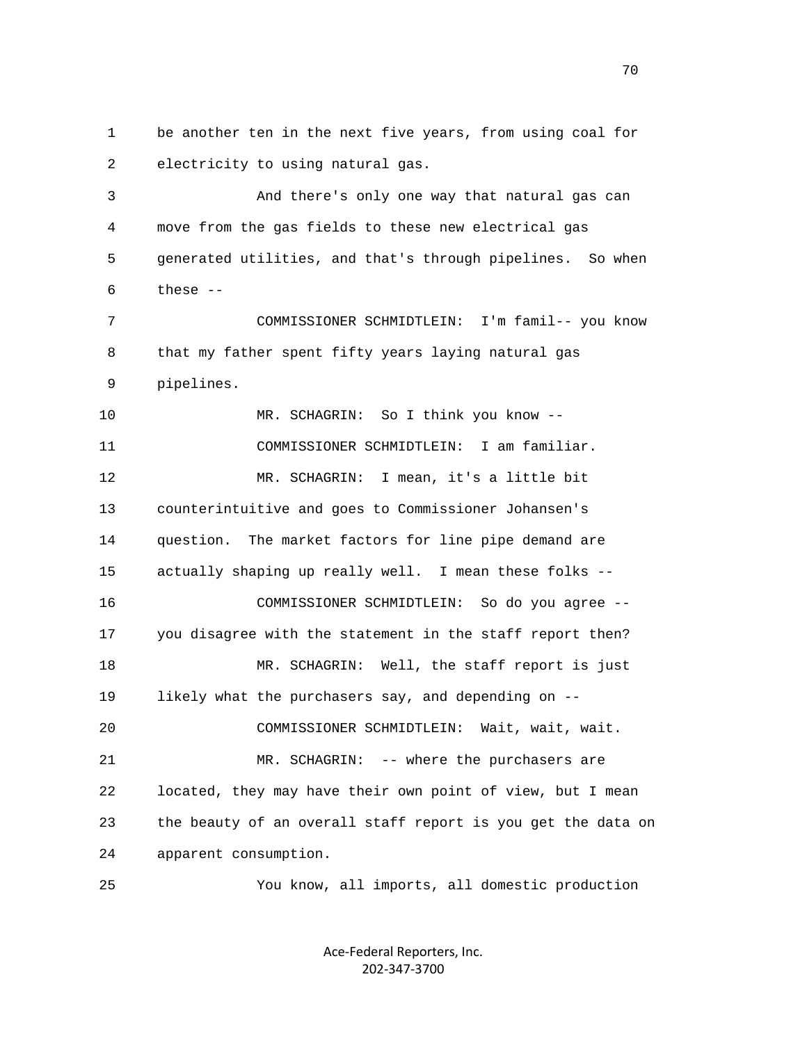be another ten in the next five years, from using coal for electricity to using natural gas.

And there's only one way that natural gas can move from the gas fields to these new electrical gas generated utilities, and that's through pipelines. So when these --

COMMISSIONER SCHMIDTLEIN: I'm famil-- you know that my father spent fifty years laying natural gas pipelines.

MR. SCHAGRIN: So I think you know --

COMMISSIONER SCHMIDTLEIN: I am familiar.

MR. SCHAGRIN: I mean, it's a little bit counterintuitive and goes to Commissioner Johansen's question. The market factors for line pipe demand are actually shaping up really well. I mean these folks --

COMMISSIONER SCHMIDTLEIN: So do you agree -- you disagree with the statement in the staff report then?

MR. SCHAGRIN: Well, the staff report is just likely what the purchasers say, and depending on --

COMMISSIONER SCHMIDTLEIN: Wait, wait, wait.

MR. SCHAGRIN: -- where the purchasers are located, they may have their own point of view, but I mean the beauty of an overall staff report is you get the data on apparent consumption.

You know, all imports, all domestic production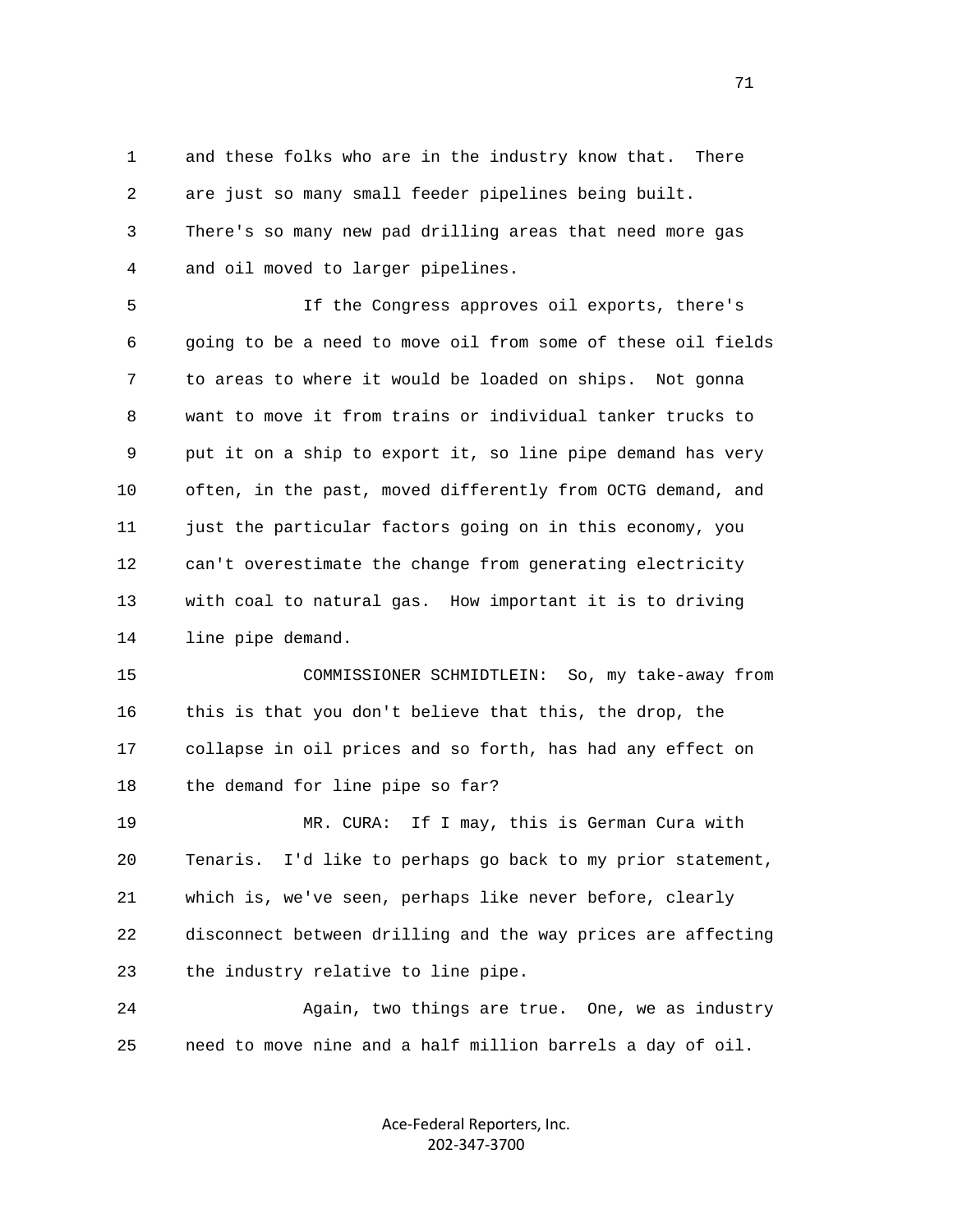and these folks who are in the industry know that. There are just so many small feeder pipelines being built. There's so many new pad drilling areas that need more gas and oil moved to larger pipelines.

If the Congress approves oil exports, there's going to be a need to move oil from some of these oil fields to areas to where it would be loaded on ships. Not gonna want to move it from trains or individual tanker trucks to put it on a ship to export it, so line pipe demand has very often, in the past, moved differently from OCTG demand, and just the particular factors going on in this economy, you can't overestimate the change from generating electricity with coal to natural gas. How important it is to driving line pipe demand.

COMMISSIONER SCHMIDTLEIN: So, my take-away from this is that you don't believe that this, the drop, the collapse in oil prices and so forth, has had any effect on the demand for line pipe so far?

MR. CURA: If I may, this is German Cura with Tenaris. I'd like to perhaps go back to my prior statement, which is, we've seen, perhaps like never before, clearly disconnect between drilling and the way prices are affecting the industry relative to line pipe.

Again, two things are true. One, we as industry need to move nine and a half million barrels a day of oil.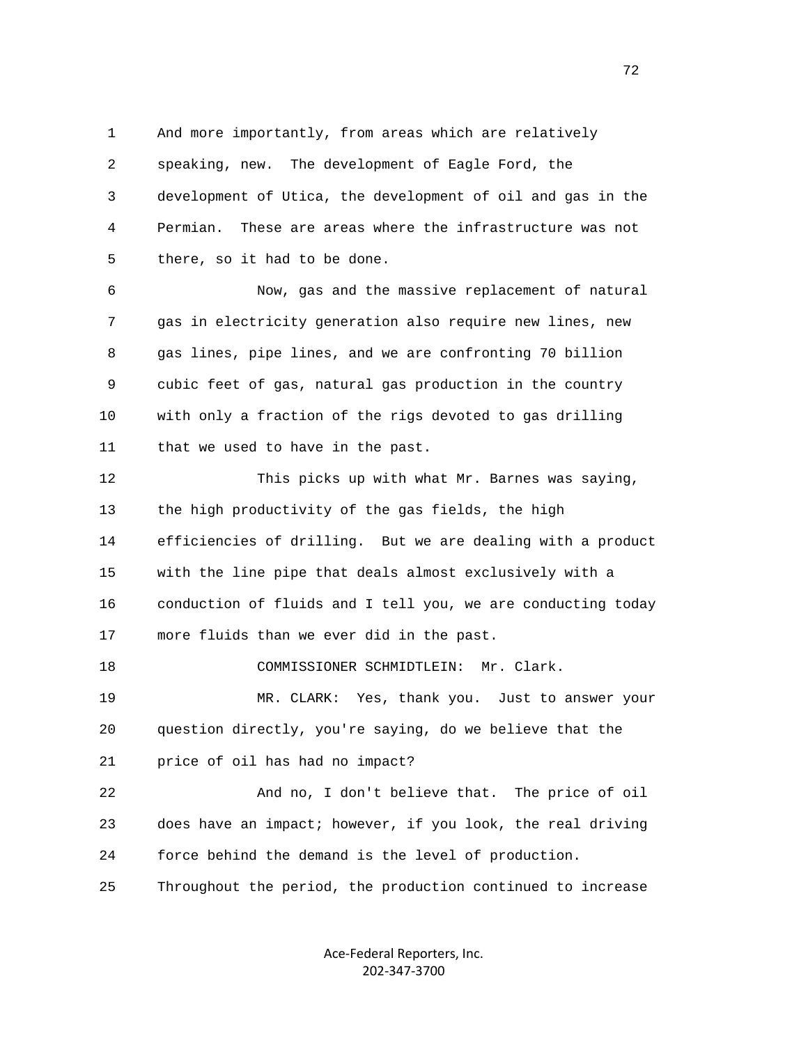1 And more importantly, from areas which are relatively
2 speaking, new. The development of Eagle Ford, the
3 development of Utica, the development of oil and gas in the
4 Permian. These are areas where the infrastructure was not
5 there, so it had to be done.

6 Now, gas and the massive replacement of natural
7 gas in electricity generation also require new lines, new
8 gas lines, pipe lines, and we are confronting 70 billion
9 cubic feet of gas, natural gas production in the country
10 with only a fraction of the rigs devoted to gas drilling
11 that we used to have in the past.

12 This picks up with what Mr. Barnes was saying,
13 the high productivity of the gas fields, the high
14 efficiencies of drilling. But we are dealing with a product
15 with the line pipe that deals almost exclusively with a
16 conduction of fluids and I tell you, we are conducting today
17 more fluids than we ever did in the past.

18 COMMISSIONER SCHMIDTLEIN: Mr. Clark.

19 MR. CLARK: Yes, thank you. Just to answer your
20 question directly, you're saying, do we believe that the
21 price of oil has had no impact?

22 And no, I don't believe that. The price of oil
23 does have an impact; however, if you look, the real driving
24 force behind the demand is the level of production.
25 Throughout the period, the production continued to increase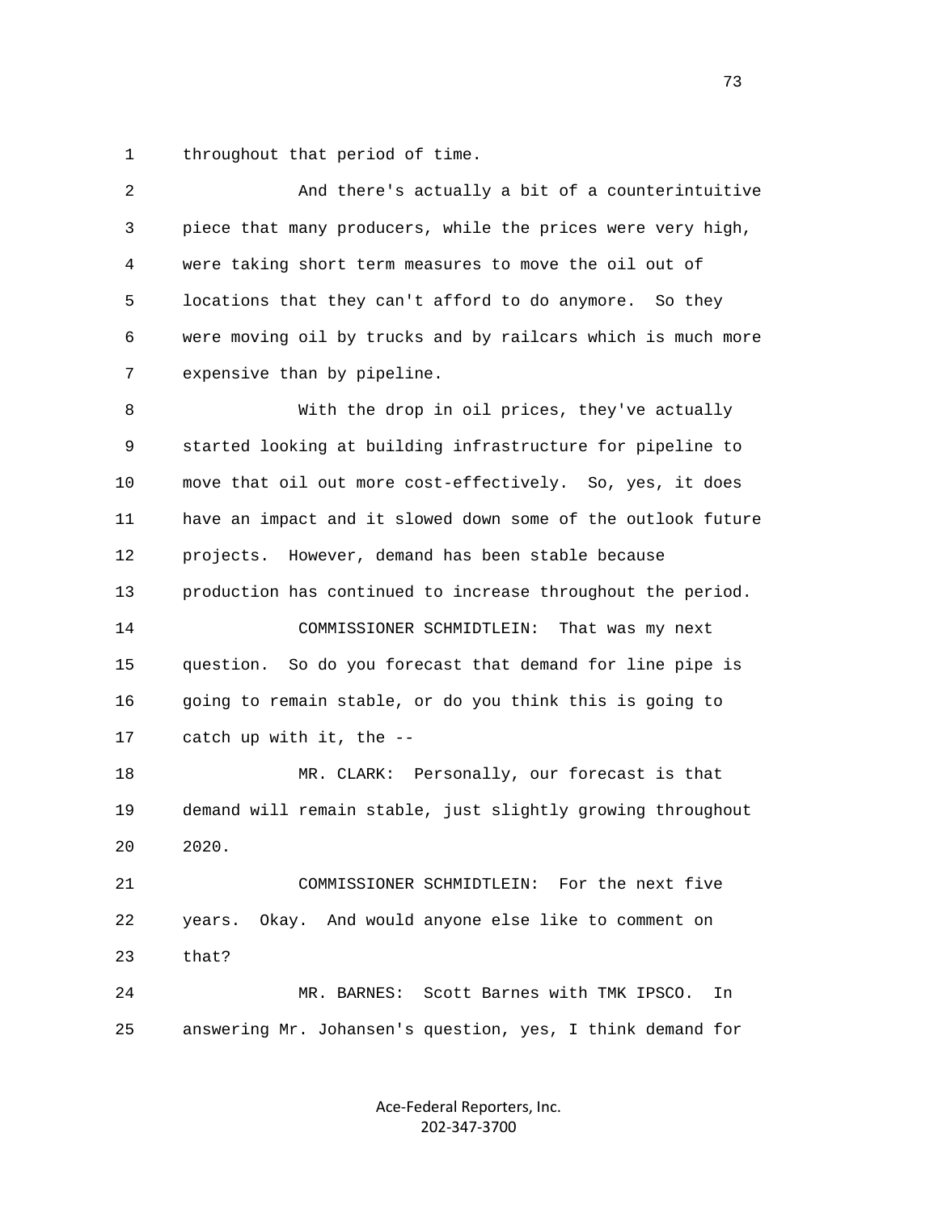throughout that period of time.

And there's actually a bit of a counterintuitive piece that many producers, while the prices were very high, were taking short term measures to move the oil out of locations that they can't afford to do anymore. So they were moving oil by trucks and by railcars which is much more expensive than by pipeline.

With the drop in oil prices, they've actually started looking at building infrastructure for pipeline to move that oil out more cost-effectively. So, yes, it does have an impact and it slowed down some of the outlook future projects. However, demand has been stable because production has continued to increase throughout the period.

COMMISSIONER SCHMIDTLEIN: That was my next question. So do you forecast that demand for line pipe is going to remain stable, or do you think this is going to catch up with it, the --

MR. CLARK: Personally, our forecast is that demand will remain stable, just slightly growing throughout 2020.

COMMISSIONER SCHMIDTLEIN: For the next five years. Okay. And would anyone else like to comment on that?

MR. BARNES: Scott Barnes with TMK IPSCO. In answering Mr. Johansen's question, yes, I think demand for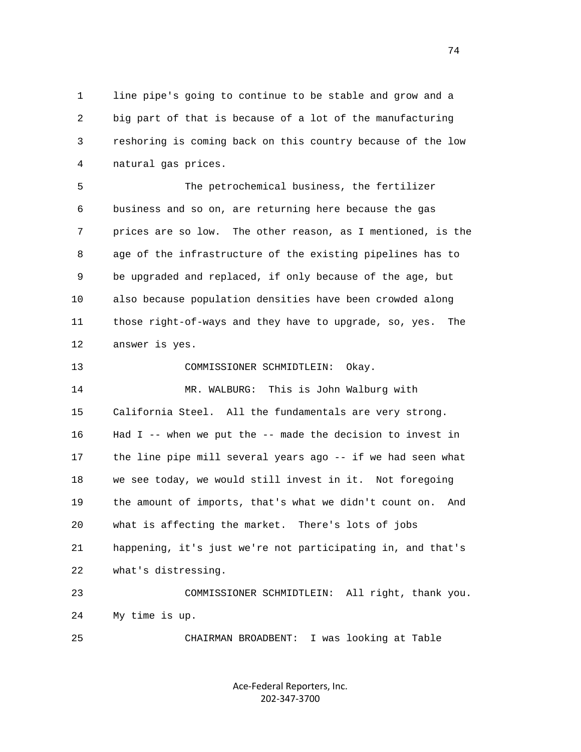line pipe's going to continue to be stable and grow and a big part of that is because of a lot of the manufacturing reshoring is coming back on this country because of the low natural gas prices.

The petrochemical business, the fertilizer business and so on, are returning here because the gas prices are so low. The other reason, as I mentioned, is the age of the infrastructure of the existing pipelines has to be upgraded and replaced, if only because of the age, but also because population densities have been crowded along those right-of-ways and they have to upgrade, so, yes. The answer is yes.

COMMISSIONER SCHMIDTLEIN: Okay.

MR. WALBURG: This is John Walburg with California Steel. All the fundamentals are very strong. Had I -- when we put the -- made the decision to invest in the line pipe mill several years ago -- if we had seen what we see today, we would still invest in it. Not foregoing the amount of imports, that's what we didn't count on. And what is affecting the market. There's lots of jobs happening, it's just we're not participating in, and that's what's distressing.

COMMISSIONER SCHMIDTLEIN: All right, thank you. My time is up.

CHAIRMAN BROADBENT: I was looking at Table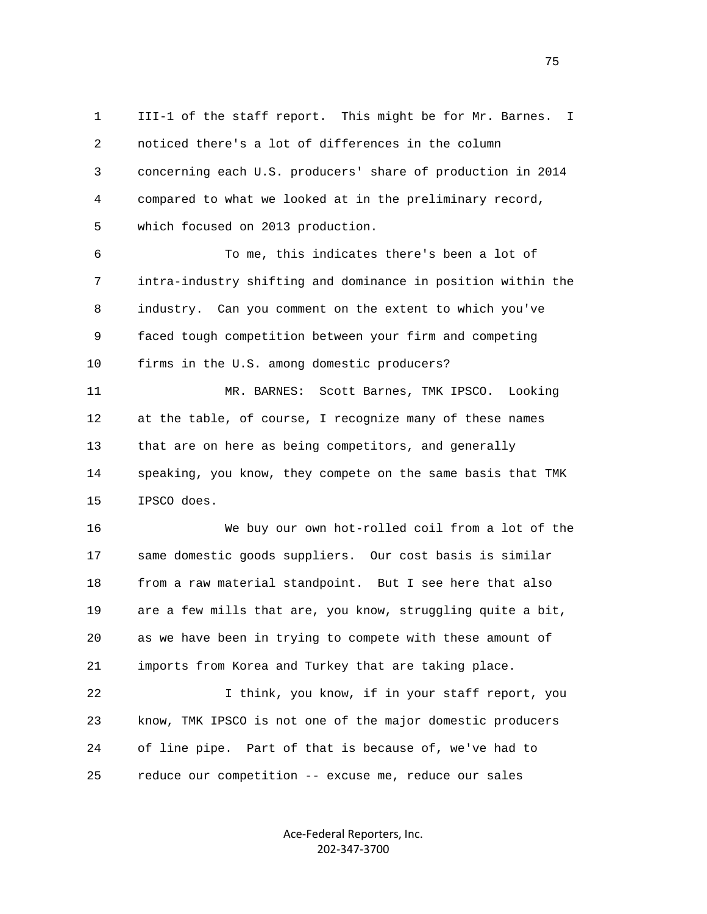III-1 of the staff report. This might be for Mr. Barnes. I noticed there's a lot of differences in the column concerning each U.S. producers' share of production in 2014 compared to what we looked at in the preliminary record, which focused on 2013 production.

To me, this indicates there's been a lot of intra-industry shifting and dominance in position within the industry. Can you comment on the extent to which you've faced tough competition between your firm and competing firms in the U.S. among domestic producers?

MR. BARNES: Scott Barnes, TMK IPSCO. Looking at the table, of course, I recognize many of these names that are on here as being competitors, and generally speaking, you know, they compete on the same basis that TMK IPSCO does.

We buy our own hot-rolled coil from a lot of the same domestic goods suppliers. Our cost basis is similar from a raw material standpoint. But I see here that also are a few mills that are, you know, struggling quite a bit, as we have been in trying to compete with these amount of imports from Korea and Turkey that are taking place.

I think, you know, if in your staff report, you know, TMK IPSCO is not one of the major domestic producers of line pipe. Part of that is because of, we've had to reduce our competition -- excuse me, reduce our sales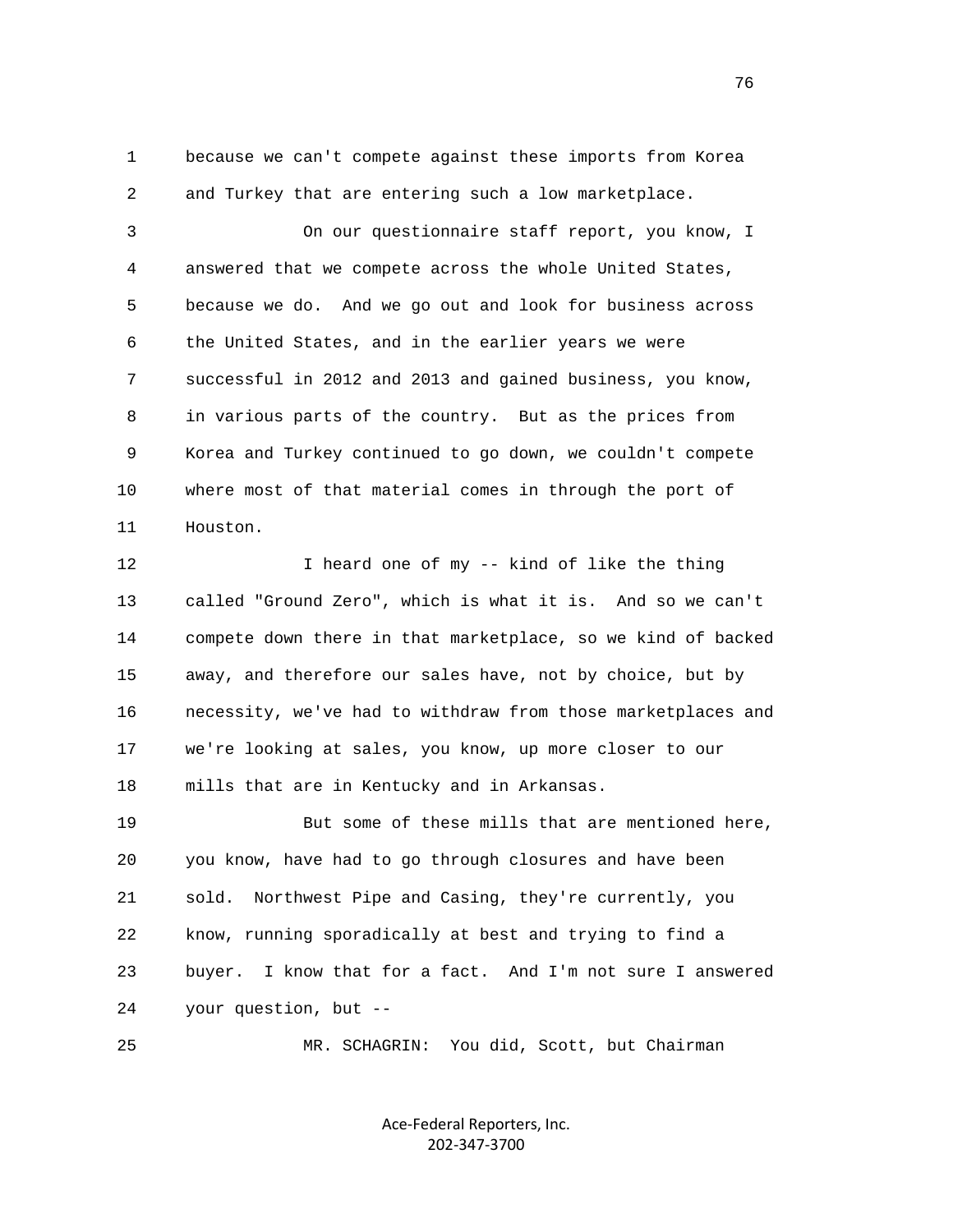because we can't compete against these imports from Korea and Turkey that are entering such a low marketplace.

On our questionnaire staff report, you know, I answered that we compete across the whole United States, because we do. And we go out and look for business across the United States, and in the earlier years we were successful in 2012 and 2013 and gained business, you know, in various parts of the country. But as the prices from Korea and Turkey continued to go down, we couldn't compete where most of that material comes in through the port of Houston.

I heard one of my -- kind of like the thing called "Ground Zero", which is what it is. And so we can't compete down there in that marketplace, so we kind of backed away, and therefore our sales have, not by choice, but by necessity, we've had to withdraw from those marketplaces and we're looking at sales, you know, up more closer to our mills that are in Kentucky and in Arkansas.

But some of these mills that are mentioned here, you know, have had to go through closures and have been sold. Northwest Pipe and Casing, they're currently, you know, running sporadically at best and trying to find a buyer. I know that for a fact. And I'm not sure I answered your question, but --

MR. SCHAGRIN: You did, Scott, but Chairman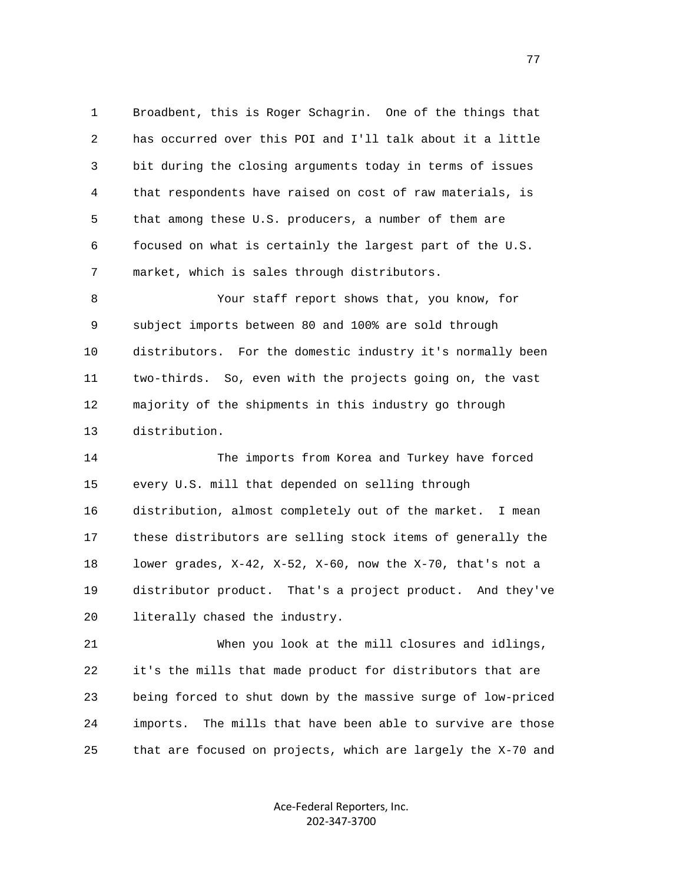Broadbent, this is Roger Schagrin. One of the things that has occurred over this POI and I'll talk about it a little bit during the closing arguments today in terms of issues that respondents have raised on cost of raw materials, is that among these U.S. producers, a number of them are focused on what is certainly the largest part of the U.S. market, which is sales through distributors.

Your staff report shows that, you know, for subject imports between 80 and 100% are sold through distributors. For the domestic industry it's normally been two-thirds. So, even with the projects going on, the vast majority of the shipments in this industry go through distribution.

The imports from Korea and Turkey have forced every U.S. mill that depended on selling through distribution, almost completely out of the market. I mean these distributors are selling stock items of generally the lower grades, X-42, X-52, X-60, now the X-70, that's not a distributor product. That's a project product. And they've literally chased the industry.

When you look at the mill closures and idlings, it's the mills that made product for distributors that are being forced to shut down by the massive surge of low-priced imports. The mills that have been able to survive are those that are focused on projects, which are largely the X-70 and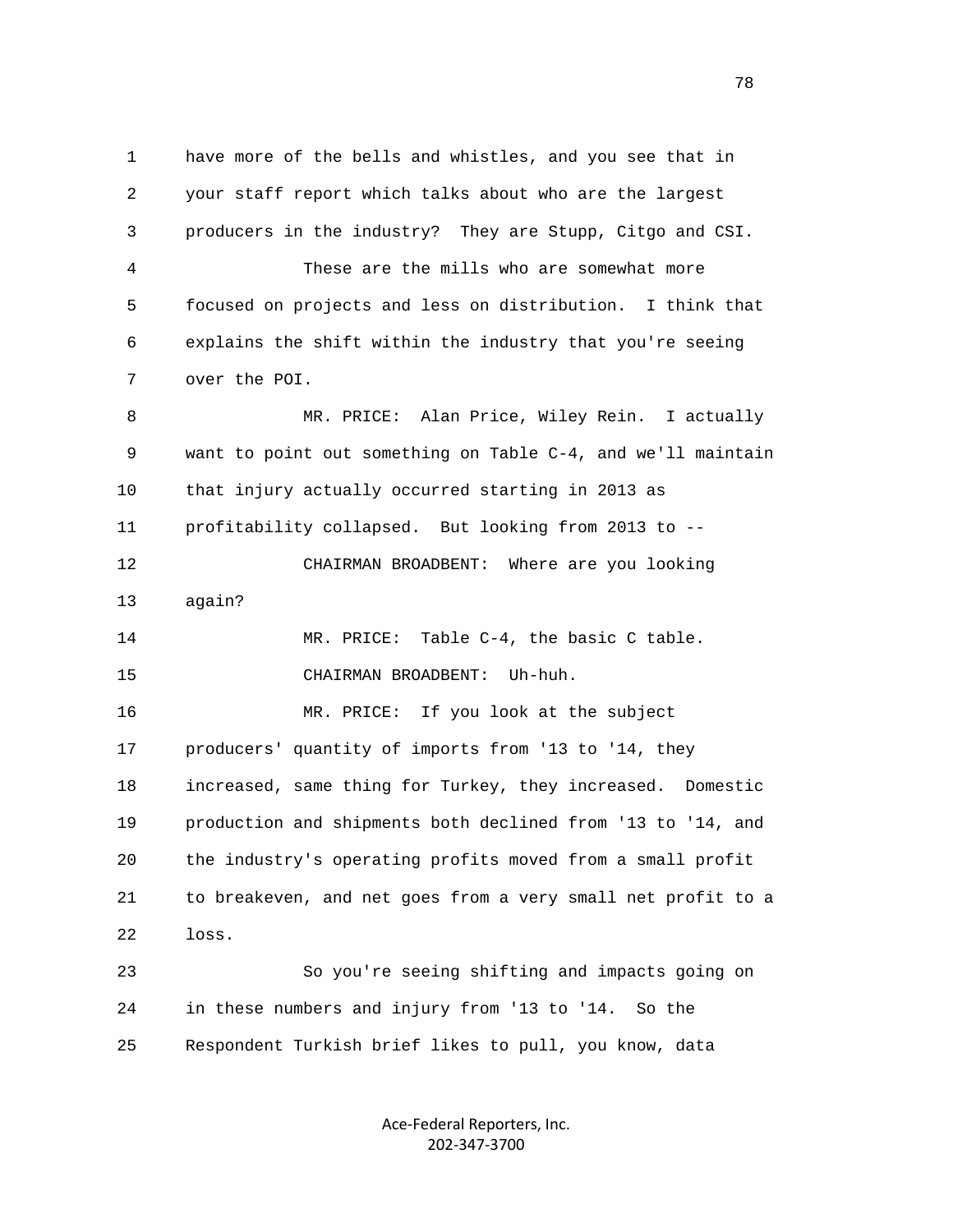have more of the bells and whistles, and you see that in your staff report which talks about who are the largest producers in the industry? They are Stupp, Citgo and CSI.

These are the mills who are somewhat more focused on projects and less on distribution. I think that explains the shift within the industry that you're seeing over the POI.

MR. PRICE: Alan Price, Wiley Rein. I actually want to point out something on Table C-4, and we'll maintain that injury actually occurred starting in 2013 as profitability collapsed. But looking from 2013 to --

CHAIRMAN BROADBENT: Where are you looking again?

MR. PRICE: Table C-4, the basic C table.

CHAIRMAN BROADBENT: Uh-huh.

MR. PRICE: If you look at the subject producers' quantity of imports from '13 to '14, they increased, same thing for Turkey, they increased. Domestic production and shipments both declined from '13 to '14, and the industry's operating profits moved from a small profit to breakeven, and net goes from a very small net profit to a loss.

So you're seeing shifting and impacts going on in these numbers and injury from '13 to '14. So the Respondent Turkish brief likes to pull, you know, data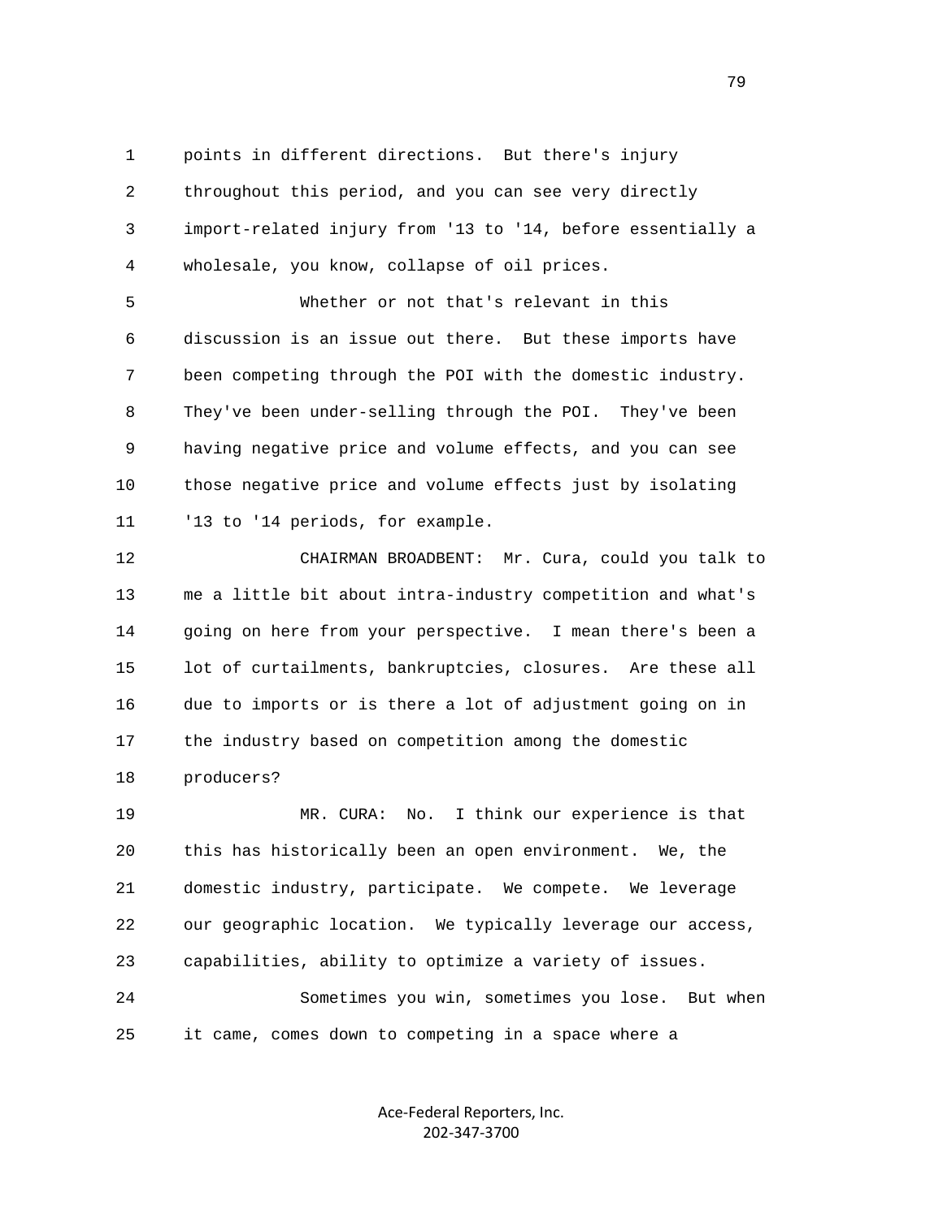points in different directions. But there's injury throughout this period, and you can see very directly import-related injury from '13 to '14, before essentially a wholesale, you know, collapse of oil prices.

Whether or not that's relevant in this discussion is an issue out there. But these imports have been competing through the POI with the domestic industry. They've been under-selling through the POI. They've been having negative price and volume effects, and you can see those negative price and volume effects just by isolating '13 to '14 periods, for example.

CHAIRMAN BROADBENT: Mr. Cura, could you talk to me a little bit about intra-industry competition and what's going on here from your perspective. I mean there's been a lot of curtailments, bankruptcies, closures. Are these all due to imports or is there a lot of adjustment going on in the industry based on competition among the domestic producers?

MR. CURA: No. I think our experience is that this has historically been an open environment. We, the domestic industry, participate. We compete. We leverage our geographic location. We typically leverage our access, capabilities, ability to optimize a variety of issues.

Sometimes you win, sometimes you lose. But when it came, comes down to competing in a space where a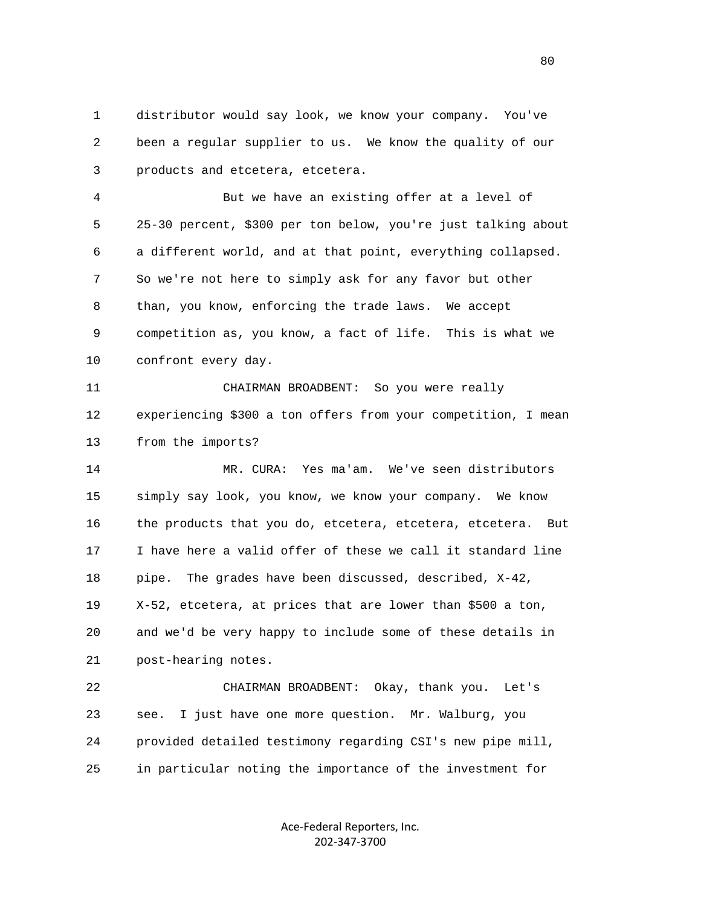distributor would say look, we know your company. You've been a regular supplier to us. We know the quality of our products and etcetera, etcetera.

But we have an existing offer at a level of 25-30 percent, $300 per ton below, you're just talking about a different world, and at that point, everything collapsed. So we're not here to simply ask for any favor but other than, you know, enforcing the trade laws. We accept competition as, you know, a fact of life. This is what we confront every day.

CHAIRMAN BROADBENT: So you were really experiencing $300 a ton offers from your competition, I mean from the imports?

MR. CURA: Yes ma'am. We've seen distributors simply say look, you know, we know your company. We know the products that you do, etcetera, etcetera, etcetera. But I have here a valid offer of these we call it standard line pipe. The grades have been discussed, described, X-42, X-52, etcetera, at prices that are lower than $500 a ton, and we'd be very happy to include some of these details in post-hearing notes.

CHAIRMAN BROADBENT: Okay, thank you. Let's see. I just have one more question. Mr. Walburg, you provided detailed testimony regarding CSI's new pipe mill, in particular noting the importance of the investment for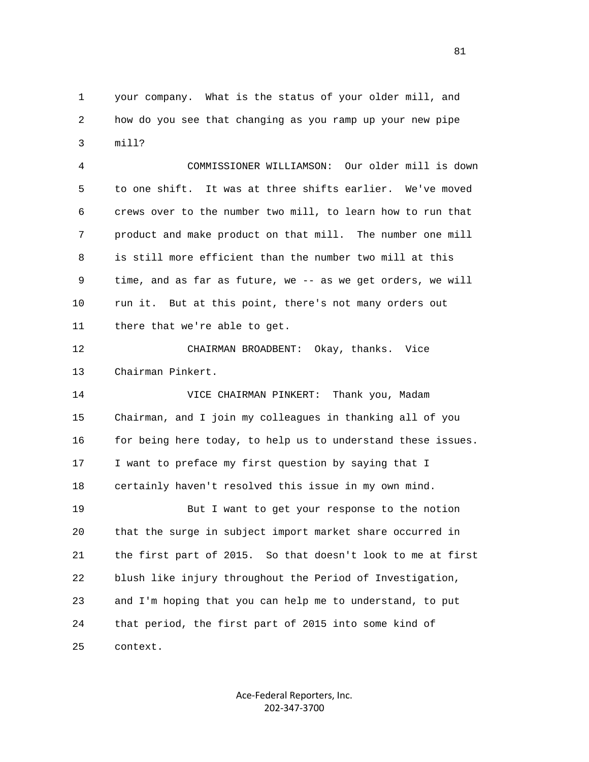your company. What is the status of your older mill, and how do you see that changing as you ramp up your new pipe mill?

COMMISSIONER WILLIAMSON: Our older mill is down to one shift. It was at three shifts earlier. We've moved crews over to the number two mill, to learn how to run that product and make product on that mill. The number one mill is still more efficient than the number two mill at this time, and as far as future, we -- as we get orders, we will run it. But at this point, there's not many orders out there that we're able to get.

CHAIRMAN BROADBENT: Okay, thanks. Vice Chairman Pinkert.

VICE CHAIRMAN PINKERT: Thank you, Madam Chairman, and I join my colleagues in thanking all of you for being here today, to help us to understand these issues. I want to preface my first question by saying that I certainly haven't resolved this issue in my own mind.

But I want to get your response to the notion that the surge in subject import market share occurred in the first part of 2015. So that doesn't look to me at first blush like injury throughout the Period of Investigation, and I'm hoping that you can help me to understand, to put that period, the first part of 2015 into some kind of context.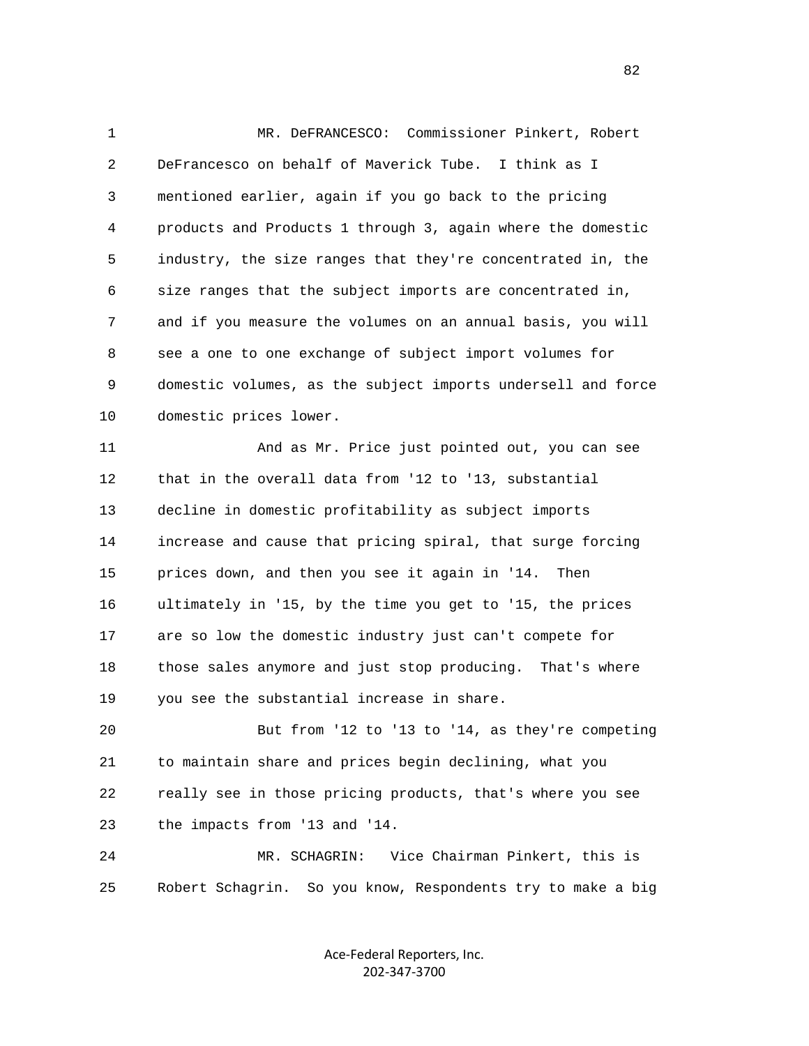MR. DeFRANCESCO: Commissioner Pinkert, Robert DeFrancesco on behalf of Maverick Tube. I think as I mentioned earlier, again if you go back to the pricing products and Products 1 through 3, again where the domestic industry, the size ranges that they're concentrated in, the size ranges that the subject imports are concentrated in, and if you measure the volumes on an annual basis, you will see a one to one exchange of subject import volumes for domestic volumes, as the subject imports undersell and force domestic prices lower.

And as Mr. Price just pointed out, you can see that in the overall data from '12 to '13, substantial decline in domestic profitability as subject imports increase and cause that pricing spiral, that surge forcing prices down, and then you see it again in '14. Then ultimately in '15, by the time you get to '15, the prices are so low the domestic industry just can't compete for those sales anymore and just stop producing. That's where you see the substantial increase in share.

But from '12 to '13 to '14, as they're competing to maintain share and prices begin declining, what you really see in those pricing products, that's where you see the impacts from '13 and '14.

MR. SCHAGRIN: Vice Chairman Pinkert, this is Robert Schagrin. So you know, Respondents try to make a big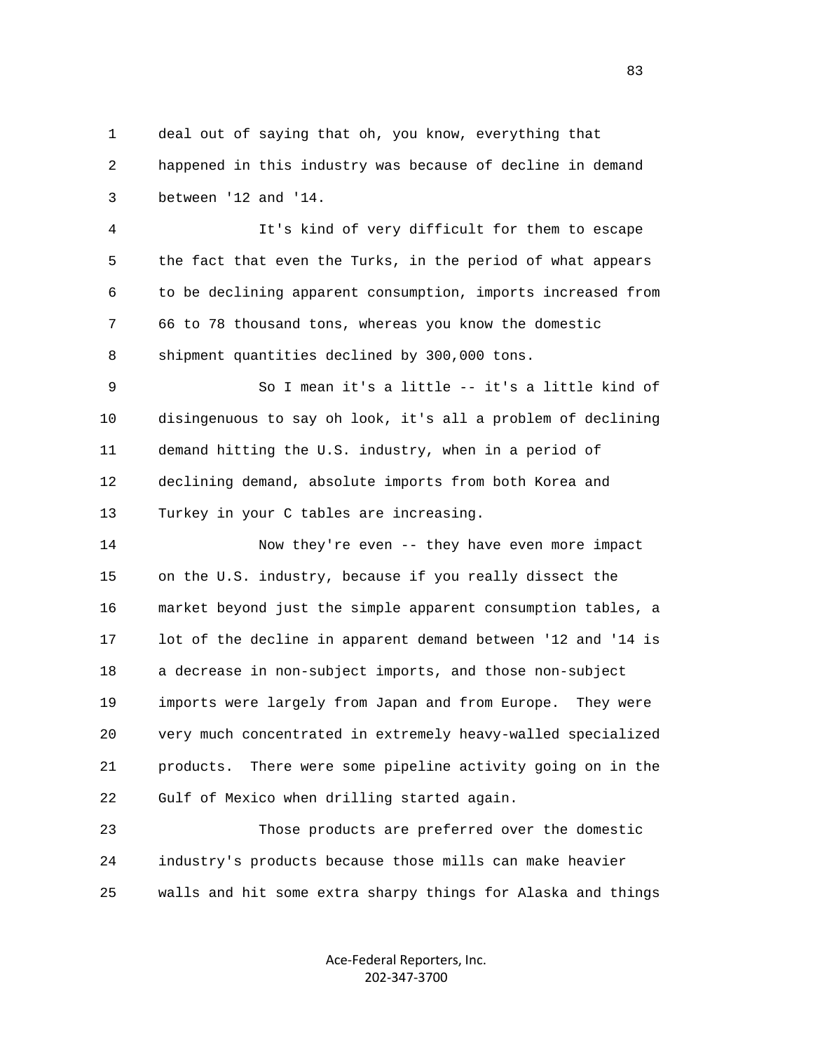deal out of saying that oh, you know, everything that happened in this industry was because of decline in demand between '12 and '14.

It's kind of very difficult for them to escape the fact that even the Turks, in the period of what appears to be declining apparent consumption, imports increased from 66 to 78 thousand tons, whereas you know the domestic shipment quantities declined by 300,000 tons.

So I mean it's a little -- it's a little kind of disingenuous to say oh look, it's all a problem of declining demand hitting the U.S. industry, when in a period of declining demand, absolute imports from both Korea and Turkey in your C tables are increasing.

Now they're even -- they have even more impact on the U.S. industry, because if you really dissect the market beyond just the simple apparent consumption tables, a lot of the decline in apparent demand between '12 and '14 is a decrease in non-subject imports, and those non-subject imports were largely from Japan and from Europe. They were very much concentrated in extremely heavy-walled specialized products. There were some pipeline activity going on in the Gulf of Mexico when drilling started again.

Those products are preferred over the domestic industry's products because those mills can make heavier walls and hit some extra sharpy things for Alaska and things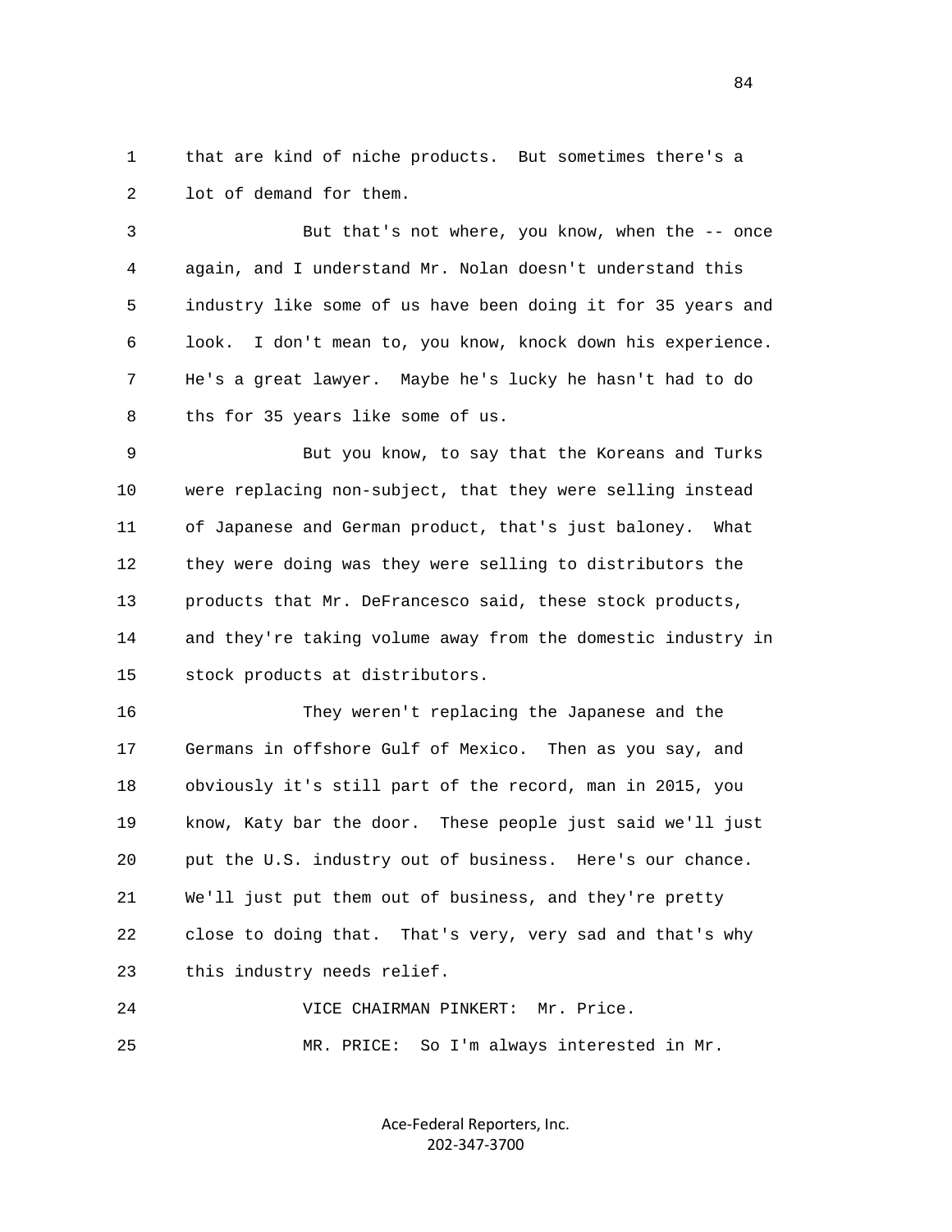that are kind of niche products. But sometimes there's a lot of demand for them.

But that's not where, you know, when the -- once again, and I understand Mr. Nolan doesn't understand this industry like some of us have been doing it for 35 years and look. I don't mean to, you know, knock down his experience. He's a great lawyer. Maybe he's lucky he hasn't had to do ths for 35 years like some of us.

But you know, to say that the Koreans and Turks were replacing non-subject, that they were selling instead of Japanese and German product, that's just baloney. What they were doing was they were selling to distributors the products that Mr. DeFrancesco said, these stock products, and they're taking volume away from the domestic industry in stock products at distributors.

They weren't replacing the Japanese and the Germans in offshore Gulf of Mexico. Then as you say, and obviously it's still part of the record, man in 2015, you know, Katy bar the door. These people just said we'll just put the U.S. industry out of business. Here's our chance. We'll just put them out of business, and they're pretty close to doing that. That's very, very sad and that's why this industry needs relief.

VICE CHAIRMAN PINKERT: Mr. Price.

MR. PRICE: So I'm always interested in Mr.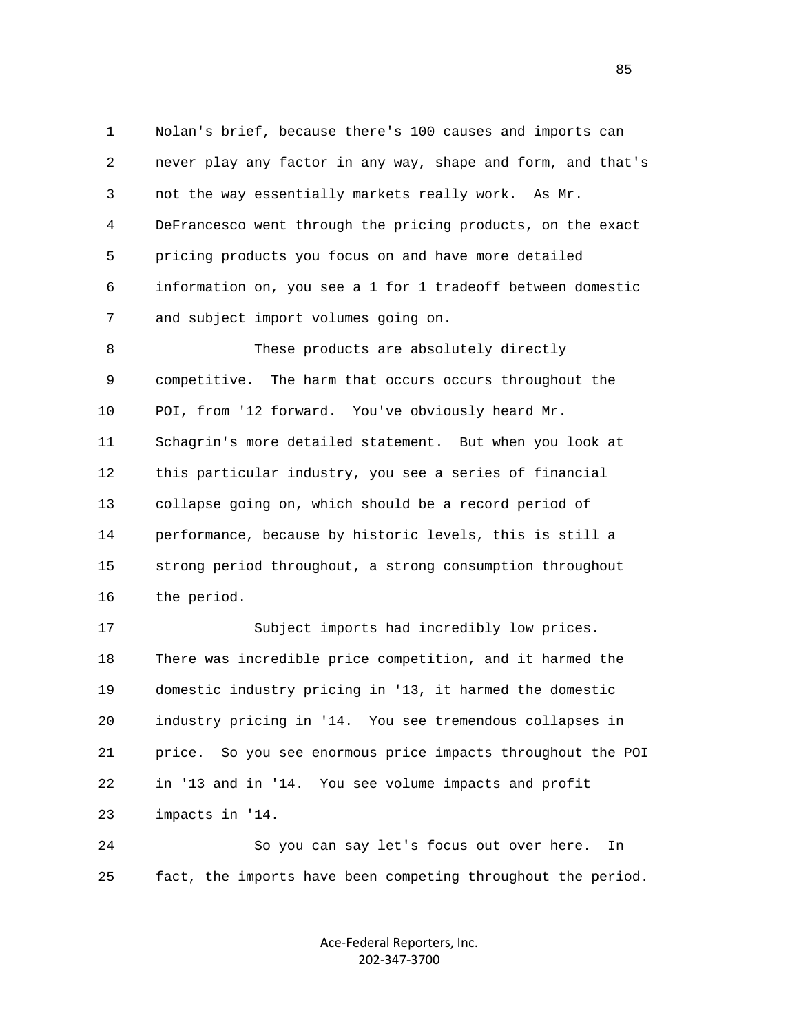1 Nolan's brief, because there's 100 causes and imports can
2 never play any factor in any way, shape and form, and that's
3 not the way essentially markets really work. As Mr.
4 DeFrancesco went through the pricing products, on the exact
5 pricing products you focus on and have more detailed
6 information on, you see a 1 for 1 tradeoff between domestic
7 and subject import volumes going on.

8 These products are absolutely directly
9 competitive. The harm that occurs occurs throughout the
10 POI, from '12 forward. You've obviously heard Mr.
11 Schagrin's more detailed statement. But when you look at
12 this particular industry, you see a series of financial
13 collapse going on, which should be a record period of
14 performance, because by historic levels, this is still a
15 strong period throughout, a strong consumption throughout
16 the period.

17 Subject imports had incredibly low prices.
18 There was incredible price competition, and it harmed the
19 domestic industry pricing in '13, it harmed the domestic
20 industry pricing in '14. You see tremendous collapses in
21 price. So you see enormous price impacts throughout the POI
22 in '13 and in '14. You see volume impacts and profit
23 impacts in '14.

24 So you can say let's focus out over here. In
25 fact, the imports have been competing throughout the period.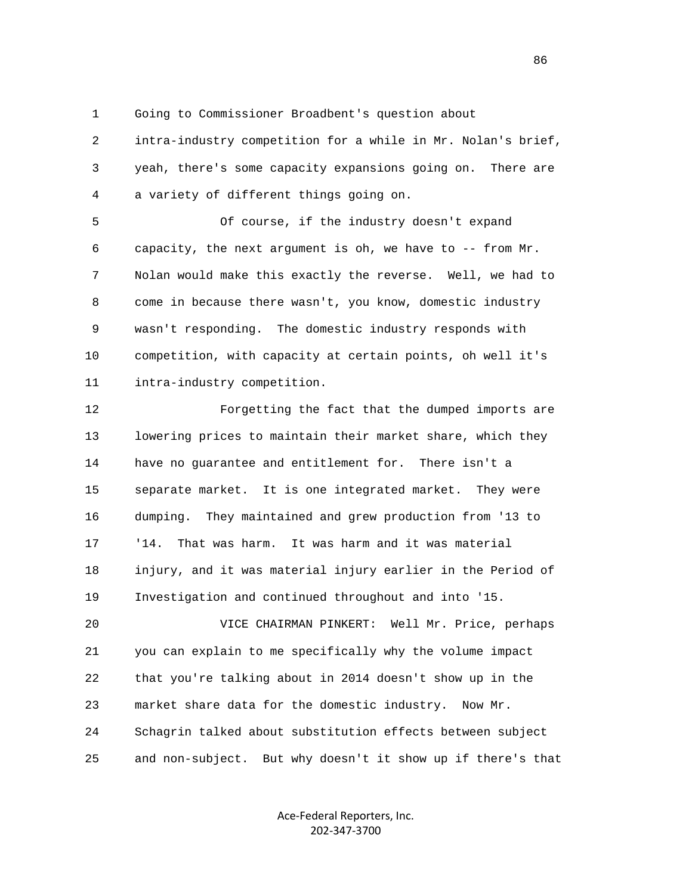Going to Commissioner Broadbent's question about intra-industry competition for a while in Mr. Nolan's brief, yeah, there's some capacity expansions going on. There are a variety of different things going on.

Of course, if the industry doesn't expand capacity, the next argument is oh, we have to -- from Mr. Nolan would make this exactly the reverse. Well, we had to come in because there wasn't, you know, domestic industry wasn't responding. The domestic industry responds with competition, with capacity at certain points, oh well it's intra-industry competition.

Forgetting the fact that the dumped imports are lowering prices to maintain their market share, which they have no guarantee and entitlement for. There isn't a separate market. It is one integrated market. They were dumping. They maintained and grew production from '13 to '14. That was harm. It was harm and it was material injury, and it was material injury earlier in the Period of Investigation and continued throughout and into '15.

VICE CHAIRMAN PINKERT: Well Mr. Price, perhaps you can explain to me specifically why the volume impact that you're talking about in 2014 doesn't show up in the market share data for the domestic industry. Now Mr. Schagrin talked about substitution effects between subject and non-subject. But why doesn't it show up if there's that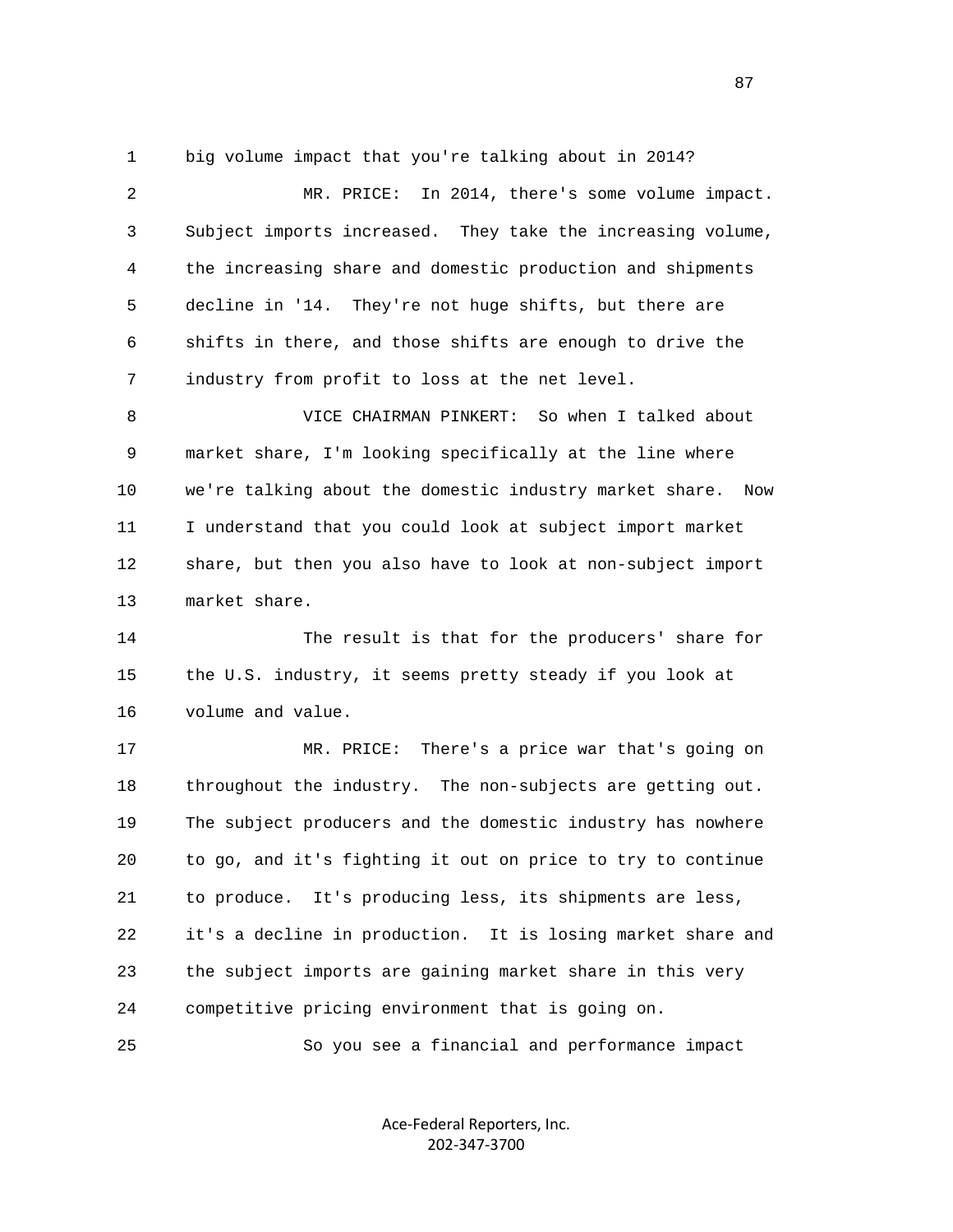big volume impact that you're talking about in 2014?

MR. PRICE: In 2014, there's some volume impact. Subject imports increased. They take the increasing volume, the increasing share and domestic production and shipments decline in '14. They're not huge shifts, but there are shifts in there, and those shifts are enough to drive the industry from profit to loss at the net level.

VICE CHAIRMAN PINKERT: So when I talked about market share, I'm looking specifically at the line where we're talking about the domestic industry market share. Now I understand that you could look at subject import market share, but then you also have to look at non-subject import market share.

The result is that for the producers' share for the U.S. industry, it seems pretty steady if you look at volume and value.

MR. PRICE: There's a price war that's going on throughout the industry. The non-subjects are getting out. The subject producers and the domestic industry has nowhere to go, and it's fighting it out on price to try to continue to produce. It's producing less, its shipments are less, it's a decline in production. It is losing market share and the subject imports are gaining market share in this very competitive pricing environment that is going on.

So you see a financial and performance impact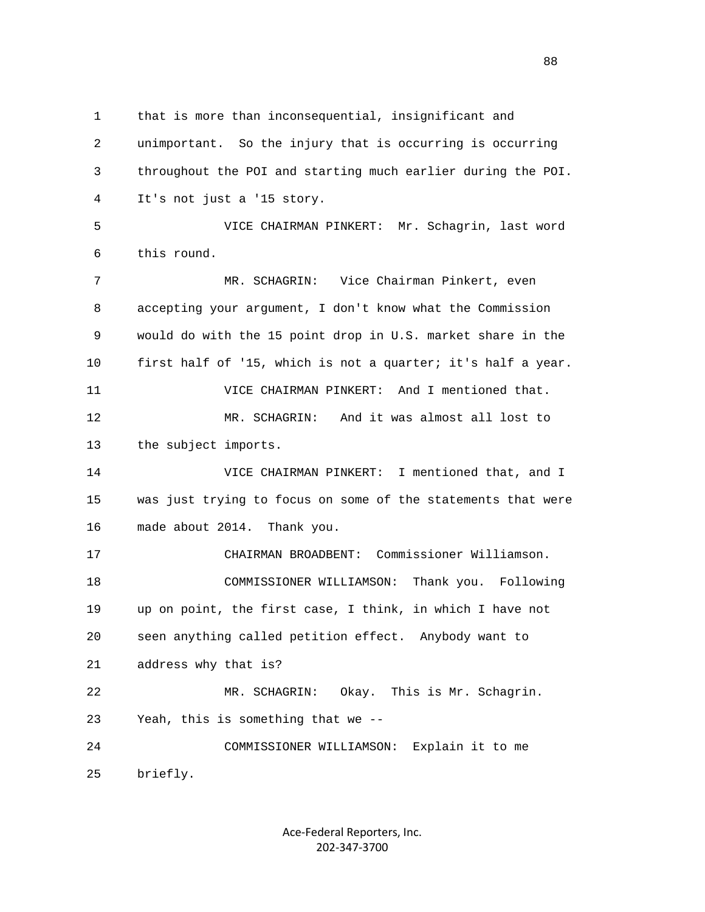1 that is more than inconsequential, insignificant and
2 unimportant. So the injury that is occurring is occurring
3 throughout the POI and starting much earlier during the POI.
4 It's not just a '15 story.
5 VICE CHAIRMAN PINKERT: Mr. Schagrin, last word
6 this round.
7 MR. SCHAGRIN: Vice Chairman Pinkert, even
8 accepting your argument, I don't know what the Commission
9 would do with the 15 point drop in U.S. market share in the
10 first half of '15, which is not a quarter; it's half a year.
11 VICE CHAIRMAN PINKERT: And I mentioned that.
12 MR. SCHAGRIN: And it was almost all lost to
13 the subject imports.
14 VICE CHAIRMAN PINKERT: I mentioned that, and I
15 was just trying to focus on some of the statements that were
16 made about 2014. Thank you.
17 CHAIRMAN BROADBENT: Commissioner Williamson.
18 COMMISSIONER WILLIAMSON: Thank you. Following
19 up on point, the first case, I think, in which I have not
20 seen anything called petition effect. Anybody want to
21 address why that is?
22 MR. SCHAGRIN: Okay. This is Mr. Schagrin.
23 Yeah, this is something that we --
24 COMMISSIONER WILLIAMSON: Explain it to me
25 briefly.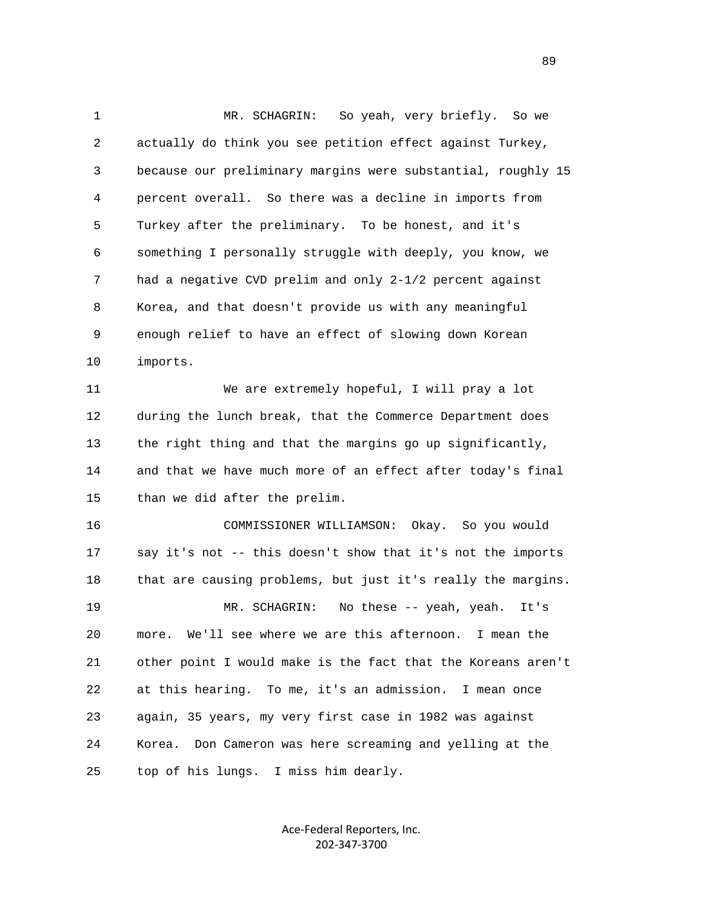MR. SCHAGRIN: So yeah, very briefly. So we actually do think you see petition effect against Turkey, because our preliminary margins were substantial, roughly 15 percent overall. So there was a decline in imports from Turkey after the preliminary. To be honest, and it's something I personally struggle with deeply, you know, we had a negative CVD prelim and only 2-1/2 percent against Korea, and that doesn't provide us with any meaningful enough relief to have an effect of slowing down Korean imports.

We are extremely hopeful, I will pray a lot during the lunch break, that the Commerce Department does the right thing and that the margins go up significantly, and that we have much more of an effect after today's final than we did after the prelim.

COMMISSIONER WILLIAMSON: Okay. So you would say it's not -- this doesn't show that it's not the imports that are causing problems, but just it's really the margins.

MR. SCHAGRIN: No these -- yeah, yeah. It's more. We'll see where we are this afternoon. I mean the other point I would make is the fact that the Koreans aren't at this hearing. To me, it's an admission. I mean once again, 35 years, my very first case in 1982 was against Korea. Don Cameron was here screaming and yelling at the top of his lungs. I miss him dearly.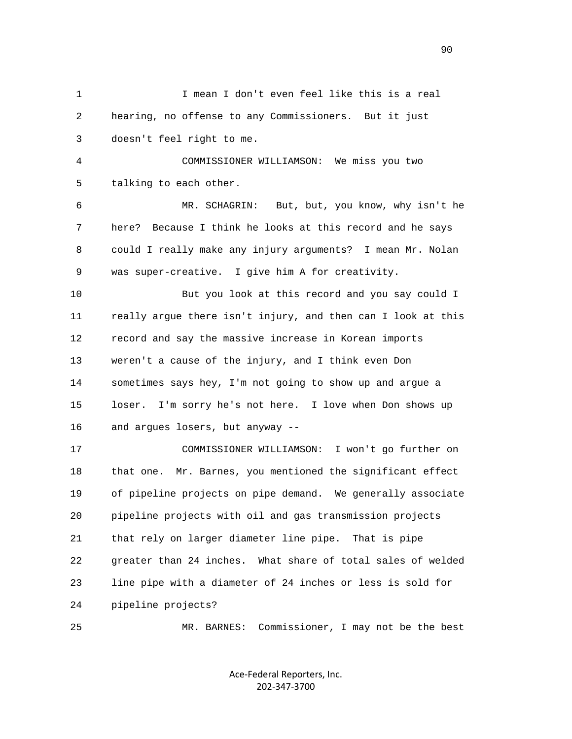I mean I don't even feel like this is a real hearing, no offense to any Commissioners. But it just doesn't feel right to me.

COMMISSIONER WILLIAMSON: We miss you two talking to each other.

MR. SCHAGRIN: But, but, you know, why isn't he here? Because I think he looks at this record and he says could I really make any injury arguments? I mean Mr. Nolan was super-creative. I give him A for creativity.

But you look at this record and you say could I really argue there isn't injury, and then can I look at this record and say the massive increase in Korean imports weren't a cause of the injury, and I think even Don sometimes says hey, I'm not going to show up and argue a loser. I'm sorry he's not here. I love when Don shows up and argues losers, but anyway --

COMMISSIONER WILLIAMSON: I won't go further on that one. Mr. Barnes, you mentioned the significant effect of pipeline projects on pipe demand. We generally associate pipeline projects with oil and gas transmission projects that rely on larger diameter line pipe. That is pipe greater than 24 inches. What share of total sales of welded line pipe with a diameter of 24 inches or less is sold for pipeline projects?

MR. BARNES: Commissioner, I may not be the best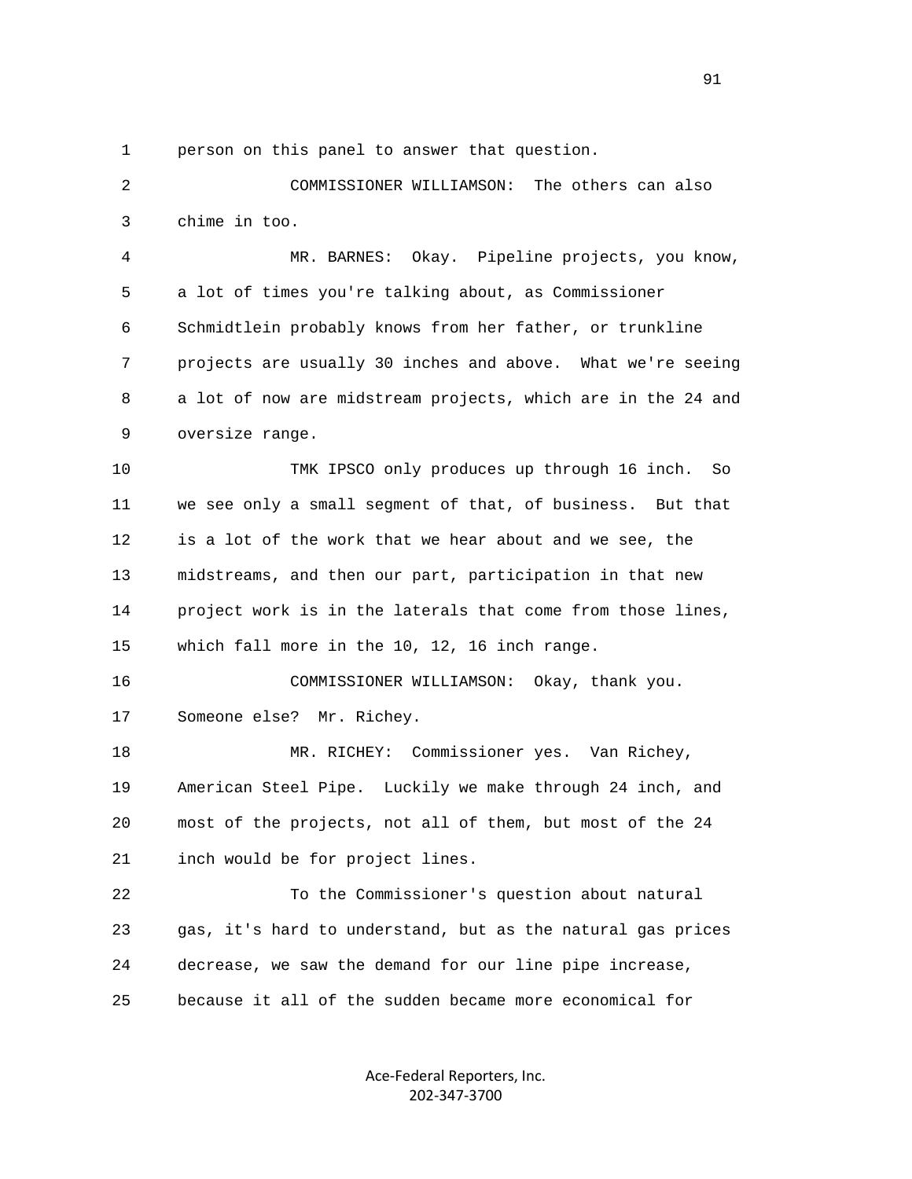person on this panel to answer that question.

COMMISSIONER WILLIAMSON: The others can also chime in too.

MR. BARNES: Okay. Pipeline projects, you know, a lot of times you're talking about, as Commissioner Schmidtlein probably knows from her father, or trunkline projects are usually 30 inches and above. What we're seeing a lot of now are midstream projects, which are in the 24 and oversize range.

TMK IPSCO only produces up through 16 inch. So we see only a small segment of that, of business. But that is a lot of the work that we hear about and we see, the midstreams, and then our part, participation in that new project work is in the laterals that come from those lines, which fall more in the 10, 12, 16 inch range.

COMMISSIONER WILLIAMSON: Okay, thank you. Someone else? Mr. Richey.

MR. RICHEY: Commissioner yes. Van Richey, American Steel Pipe. Luckily we make through 24 inch, and most of the projects, not all of them, but most of the 24 inch would be for project lines.

To the Commissioner's question about natural gas, it's hard to understand, but as the natural gas prices decrease, we saw the demand for our line pipe increase, because it all of the sudden became more economical for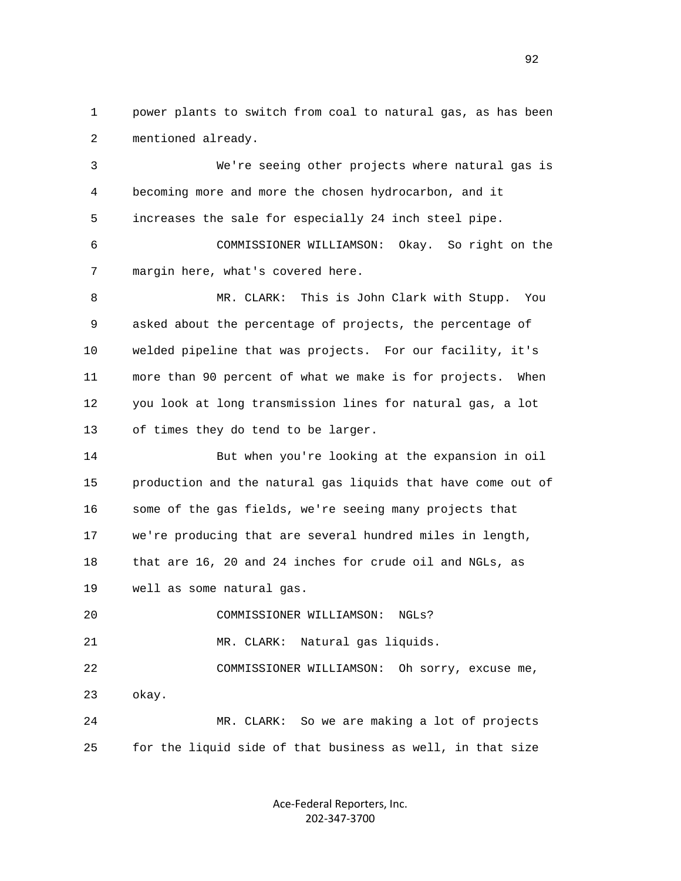power plants to switch from coal to natural gas, as has been mentioned already.

We're seeing other projects where natural gas is becoming more and more the chosen hydrocarbon, and it increases the sale for especially 24 inch steel pipe.

COMMISSIONER WILLIAMSON: Okay. So right on the margin here, what's covered here.

MR. CLARK: This is John Clark with Stupp. You asked about the percentage of projects, the percentage of welded pipeline that was projects. For our facility, it's more than 90 percent of what we make is for projects. When you look at long transmission lines for natural gas, a lot of times they do tend to be larger.

But when you're looking at the expansion in oil production and the natural gas liquids that have come out of some of the gas fields, we're seeing many projects that we're producing that are several hundred miles in length, that are 16, 20 and 24 inches for crude oil and NGLs, as well as some natural gas.

COMMISSIONER WILLIAMSON: NGLs?

MR. CLARK: Natural gas liquids.

COMMISSIONER WILLIAMSON: Oh sorry, excuse me, okay.

MR. CLARK: So we are making a lot of projects for the liquid side of that business as well, in that size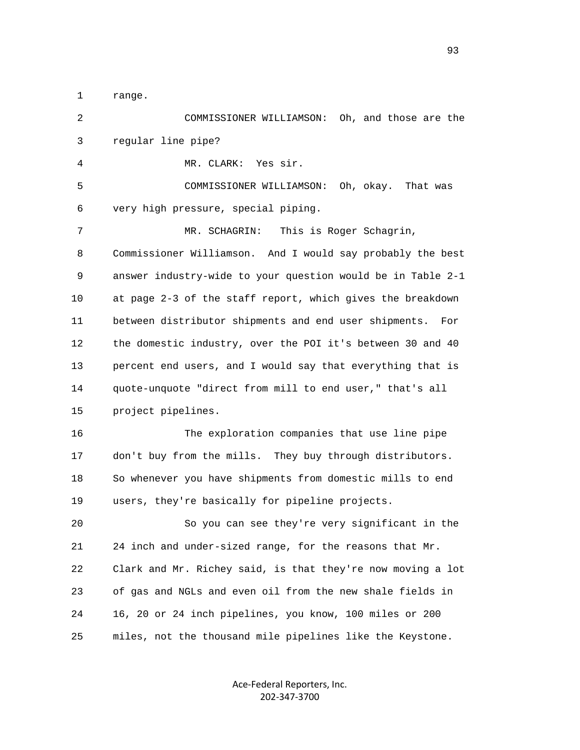range.

COMMISSIONER WILLIAMSON: Oh, and those are the regular line pipe?

MR. CLARK: Yes sir.

COMMISSIONER WILLIAMSON: Oh, okay. That was very high pressure, special piping.

MR. SCHAGRIN: This is Roger Schagrin, Commissioner Williamson. And I would say probably the best answer industry-wide to your question would be in Table 2-1 at page 2-3 of the staff report, which gives the breakdown between distributor shipments and end user shipments. For the domestic industry, over the POI it's between 30 and 40 percent end users, and I would say that everything that is quote-unquote "direct from mill to end user," that's all project pipelines.

The exploration companies that use line pipe don't buy from the mills. They buy through distributors. So whenever you have shipments from domestic mills to end users, they're basically for pipeline projects.

So you can see they're very significant in the 24 inch and under-sized range, for the reasons that Mr. Clark and Mr. Richey said, is that they're now moving a lot of gas and NGLs and even oil from the new shale fields in 16, 20 or 24 inch pipelines, you know, 100 miles or 200 miles, not the thousand mile pipelines like the Keystone.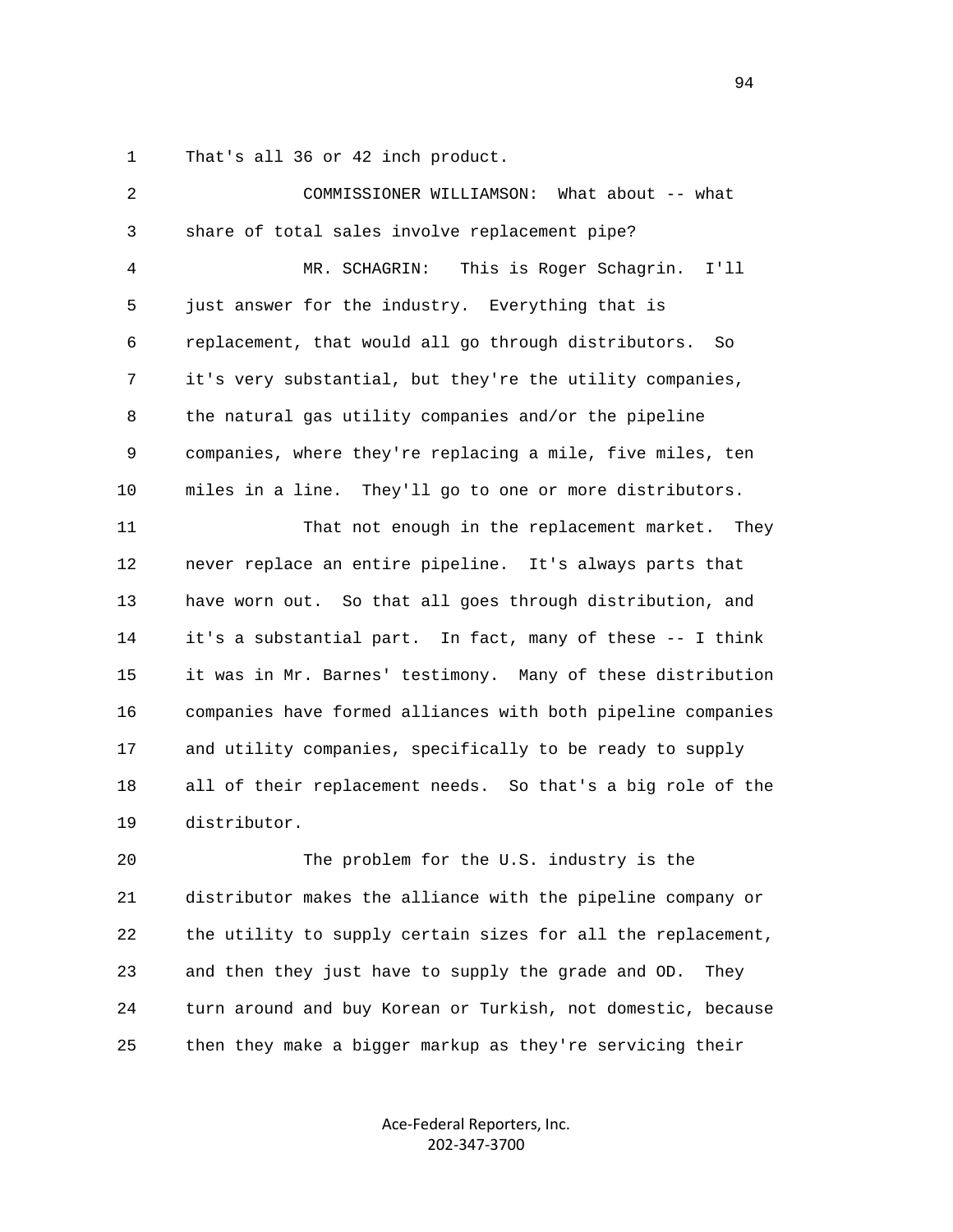That's all 36 or 42 inch product.

COMMISSIONER WILLIAMSON: What about -- what share of total sales involve replacement pipe?

MR. SCHAGRIN: This is Roger Schagrin. I'll just answer for the industry. Everything that is replacement, that would all go through distributors. So it's very substantial, but they're the utility companies, the natural gas utility companies and/or the pipeline companies, where they're replacing a mile, five miles, ten miles in a line. They'll go to one or more distributors.

That not enough in the replacement market. They never replace an entire pipeline. It's always parts that have worn out. So that all goes through distribution, and it's a substantial part. In fact, many of these -- I think it was in Mr. Barnes' testimony. Many of these distribution companies have formed alliances with both pipeline companies and utility companies, specifically to be ready to supply all of their replacement needs. So that's a big role of the distributor.

The problem for the U.S. industry is the distributor makes the alliance with the pipeline company or the utility to supply certain sizes for all the replacement, and then they just have to supply the grade and OD. They turn around and buy Korean or Turkish, not domestic, because then they make a bigger markup as they're servicing their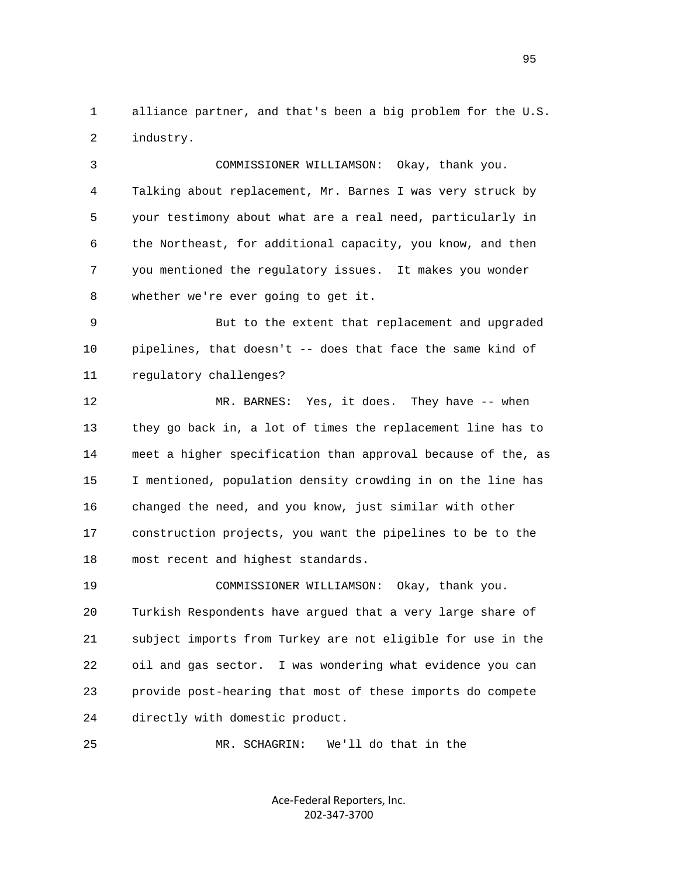alliance partner, and that's been a big problem for the U.S. industry.

COMMISSIONER WILLIAMSON: Okay, thank you. Talking about replacement, Mr. Barnes I was very struck by your testimony about what are a real need, particularly in the Northeast, for additional capacity, you know, and then you mentioned the regulatory issues. It makes you wonder whether we're ever going to get it.

But to the extent that replacement and upgraded pipelines, that doesn't -- does that face the same kind of regulatory challenges?

MR. BARNES: Yes, it does. They have -- when they go back in, a lot of times the replacement line has to meet a higher specification than approval because of the, as I mentioned, population density crowding in on the line has changed the need, and you know, just similar with other construction projects, you want the pipelines to be to the most recent and highest standards.

COMMISSIONER WILLIAMSON: Okay, thank you. Turkish Respondents have argued that a very large share of subject imports from Turkey are not eligible for use in the oil and gas sector. I was wondering what evidence you can provide post-hearing that most of these imports do compete directly with domestic product.

MR. SCHAGRIN: We'll do that in the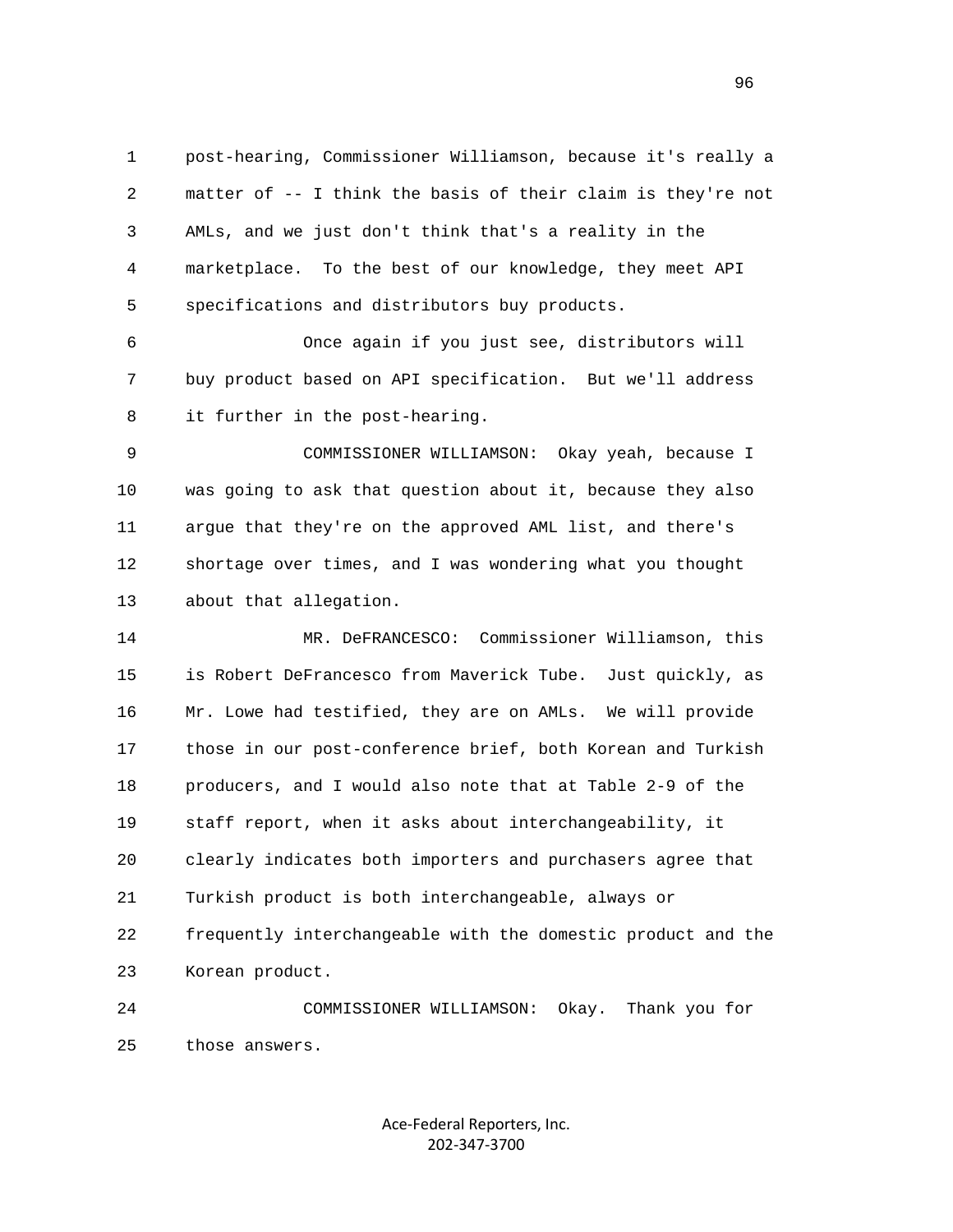1 post-hearing, Commissioner Williamson, because it's really a
2 matter of -- I think the basis of their claim is they're not
3 AMLs, and we just don't think that's a reality in the
4 marketplace. To the best of our knowledge, they meet API
5 specifications and distributors buy products.

6 Once again if you just see, distributors will
7 buy product based on API specification. But we'll address
8 it further in the post-hearing.

9 COMMISSIONER WILLIAMSON: Okay yeah, because I
10 was going to ask that question about it, because they also
11 argue that they're on the approved AML list, and there's
12 shortage over times, and I was wondering what you thought
13 about that allegation.

14 MR. DeFRANCESCO: Commissioner Williamson, this
15 is Robert DeFrancesco from Maverick Tube. Just quickly, as
16 Mr. Lowe had testified, they are on AMLs. We will provide
17 those in our post-conference brief, both Korean and Turkish
18 producers, and I would also note that at Table 2-9 of the
19 staff report, when it asks about interchangeability, it
20 clearly indicates both importers and purchasers agree that
21 Turkish product is both interchangeable, always or
22 frequently interchangeable with the domestic product and the
23 Korean product.

24 COMMISSIONER WILLIAMSON: Okay. Thank you for
25 those answers.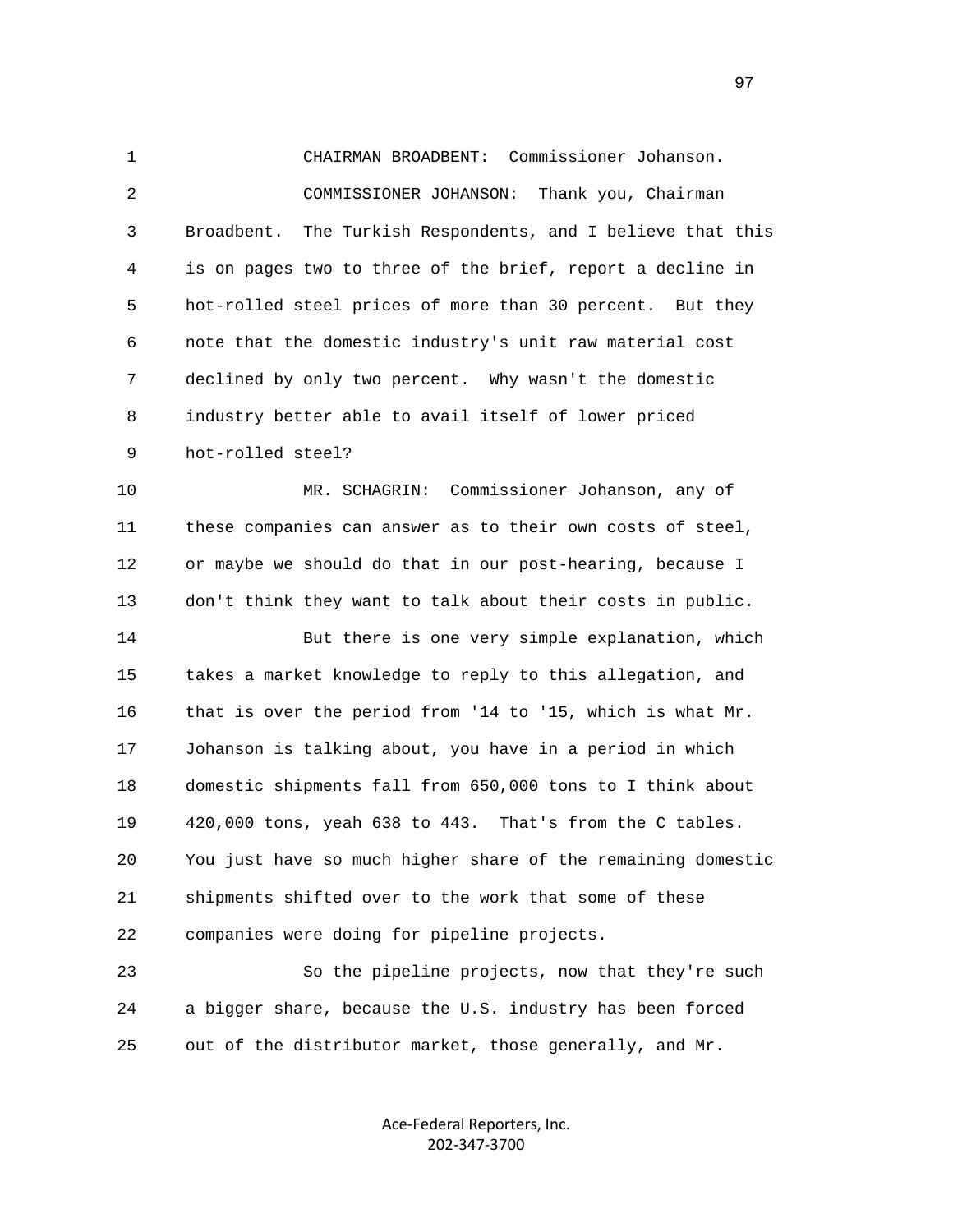CHAIRMAN BROADBENT: Commissioner Johanson.

COMMISSIONER JOHANSON: Thank you, Chairman Broadbent. The Turkish Respondents, and I believe that this is on pages two to three of the brief, report a decline in hot-rolled steel prices of more than 30 percent. But they note that the domestic industry's unit raw material cost declined by only two percent. Why wasn't the domestic industry better able to avail itself of lower priced hot-rolled steel?

MR. SCHAGRIN: Commissioner Johanson, any of these companies can answer as to their own costs of steel, or maybe we should do that in our post-hearing, because I don't think they want to talk about their costs in public.

But there is one very simple explanation, which takes a market knowledge to reply to this allegation, and that is over the period from '14 to '15, which is what Mr. Johanson is talking about, you have in a period in which domestic shipments fall from 650,000 tons to I think about 420,000 tons, yeah 638 to 443. That's from the C tables. You just have so much higher share of the remaining domestic shipments shifted over to the work that some of these companies were doing for pipeline projects.

So the pipeline projects, now that they're such a bigger share, because the U.S. industry has been forced out of the distributor market, those generally, and Mr.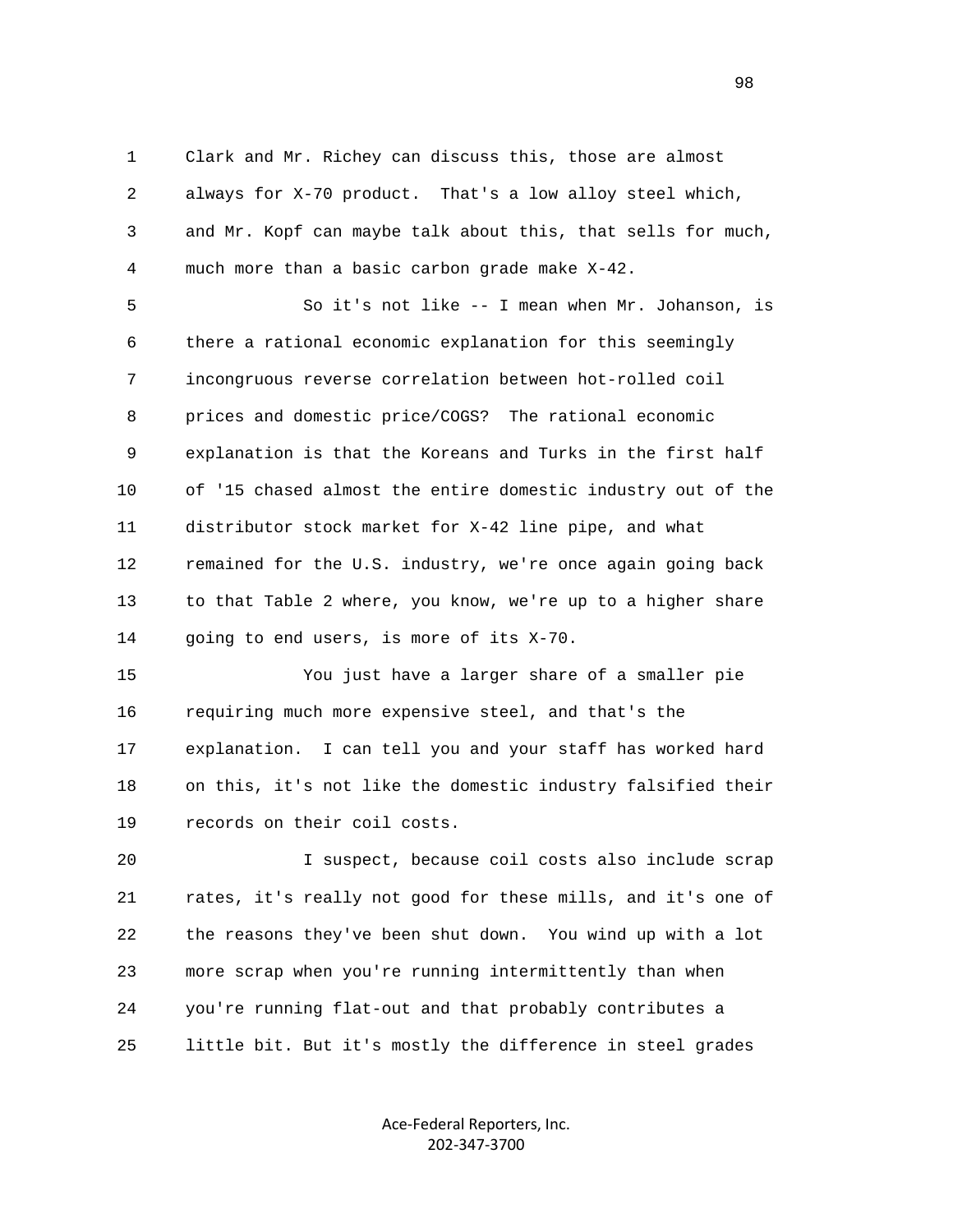1 Clark and Mr. Richey can discuss this, those are almost
2 always for X-70 product. That's a low alloy steel which,
3 and Mr. Kopf can maybe talk about this, that sells for much,
4 much more than a basic carbon grade make X-42.

5 So it's not like -- I mean when Mr. Johanson, is
6 there a rational economic explanation for this seemingly
7 incongruous reverse correlation between hot-rolled coil
8 prices and domestic price/COGS? The rational economic
9 explanation is that the Koreans and Turks in the first half
10 of '15 chased almost the entire domestic industry out of the
11 distributor stock market for X-42 line pipe, and what
12 remained for the U.S. industry, we're once again going back
13 to that Table 2 where, you know, we're up to a higher share
14 going to end users, is more of its X-70.

15 You just have a larger share of a smaller pie
16 requiring much more expensive steel, and that's the
17 explanation. I can tell you and your staff has worked hard
18 on this, it's not like the domestic industry falsified their
19 records on their coil costs.

20 I suspect, because coil costs also include scrap
21 rates, it's really not good for these mills, and it's one of
22 the reasons they've been shut down. You wind up with a lot
23 more scrap when you're running intermittently than when
24 you're running flat-out and that probably contributes a
25 little bit. But it's mostly the difference in steel grades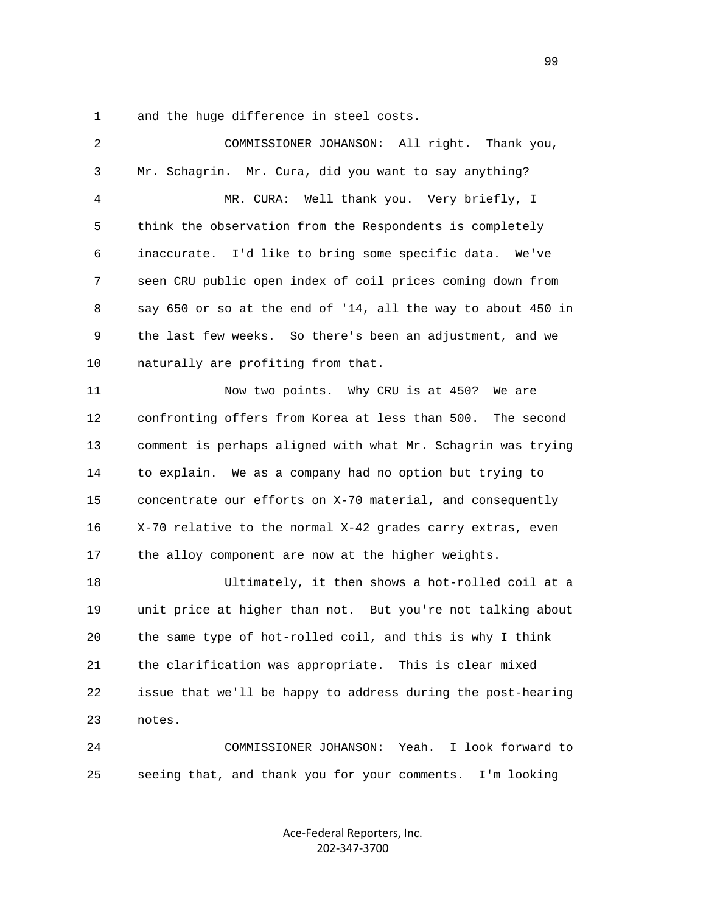1 and the huge difference in steel costs.

2 COMMISSIONER JOHANSON: All right. Thank you,

3 Mr. Schagrin. Mr. Cura, did you want to say anything?

4 MR. CURA: Well thank you. Very briefly, I

5 think the observation from the Respondents is completely

6 inaccurate. I'd like to bring some specific data. We've

7 seen CRU public open index of coil prices coming down from

8 say 650 or so at the end of '14, all the way to about 450 in

9 the last few weeks. So there's been an adjustment, and we

10 naturally are profiting from that.

11 Now two points. Why CRU is at 450? We are

12 confronting offers from Korea at less than 500. The second

13 comment is perhaps aligned with what Mr. Schagrin was trying

14 to explain. We as a company had no option but trying to

15 concentrate our efforts on X-70 material, and consequently

16 X-70 relative to the normal X-42 grades carry extras, even

17 the alloy component are now at the higher weights.

18 Ultimately, it then shows a hot-rolled coil at a

19 unit price at higher than not. But you're not talking about

20 the same type of hot-rolled coil, and this is why I think

21 the clarification was appropriate. This is clear mixed

22 issue that we'll be happy to address during the post-hearing

23 notes.

24 COMMISSIONER JOHANSON: Yeah. I look forward to

25 seeing that, and thank you for your comments. I'm looking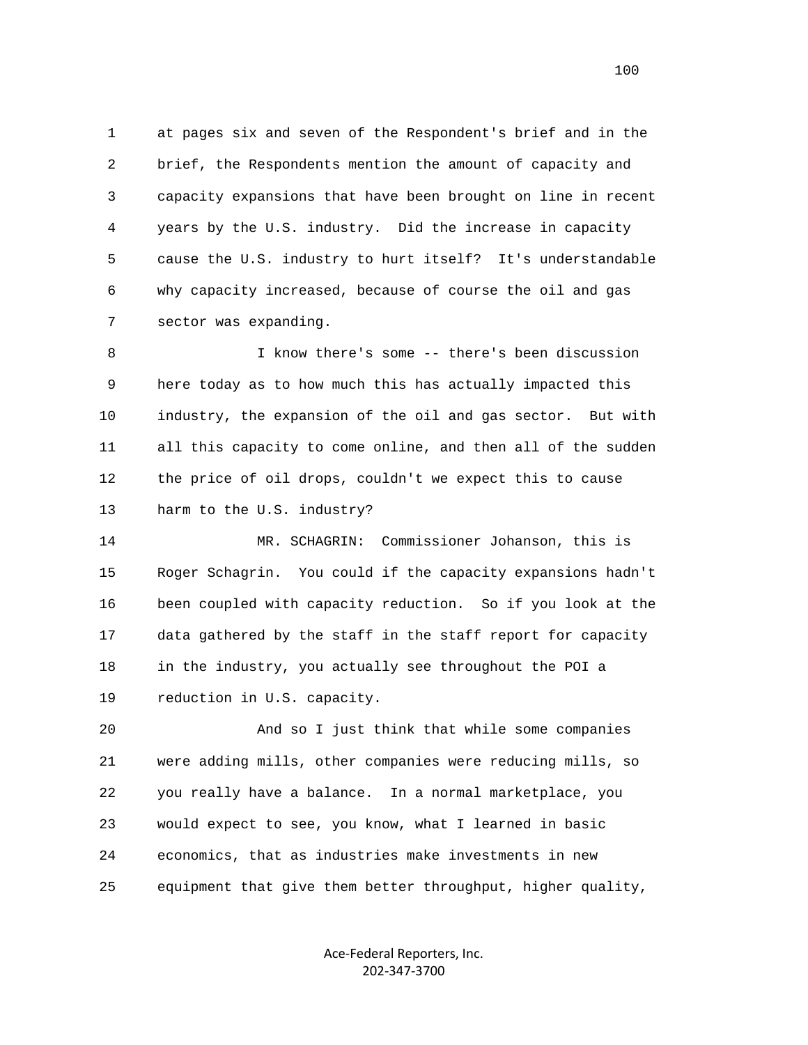at pages six and seven of the Respondent's brief and in the brief, the Respondents mention the amount of capacity and capacity expansions that have been brought on line in recent years by the U.S. industry. Did the increase in capacity cause the U.S. industry to hurt itself? It's understandable why capacity increased, because of course the oil and gas sector was expanding.

I know there's some -- there's been discussion here today as to how much this has actually impacted this industry, the expansion of the oil and gas sector. But with all this capacity to come online, and then all of the sudden the price of oil drops, couldn't we expect this to cause harm to the U.S. industry?

MR. SCHAGRIN: Commissioner Johanson, this is Roger Schagrin. You could if the capacity expansions hadn't been coupled with capacity reduction. So if you look at the data gathered by the staff in the staff report for capacity in the industry, you actually see throughout the POI a reduction in U.S. capacity.

And so I just think that while some companies were adding mills, other companies were reducing mills, so you really have a balance. In a normal marketplace, you would expect to see, you know, what I learned in basic economics, that as industries make investments in new equipment that give them better throughput, higher quality,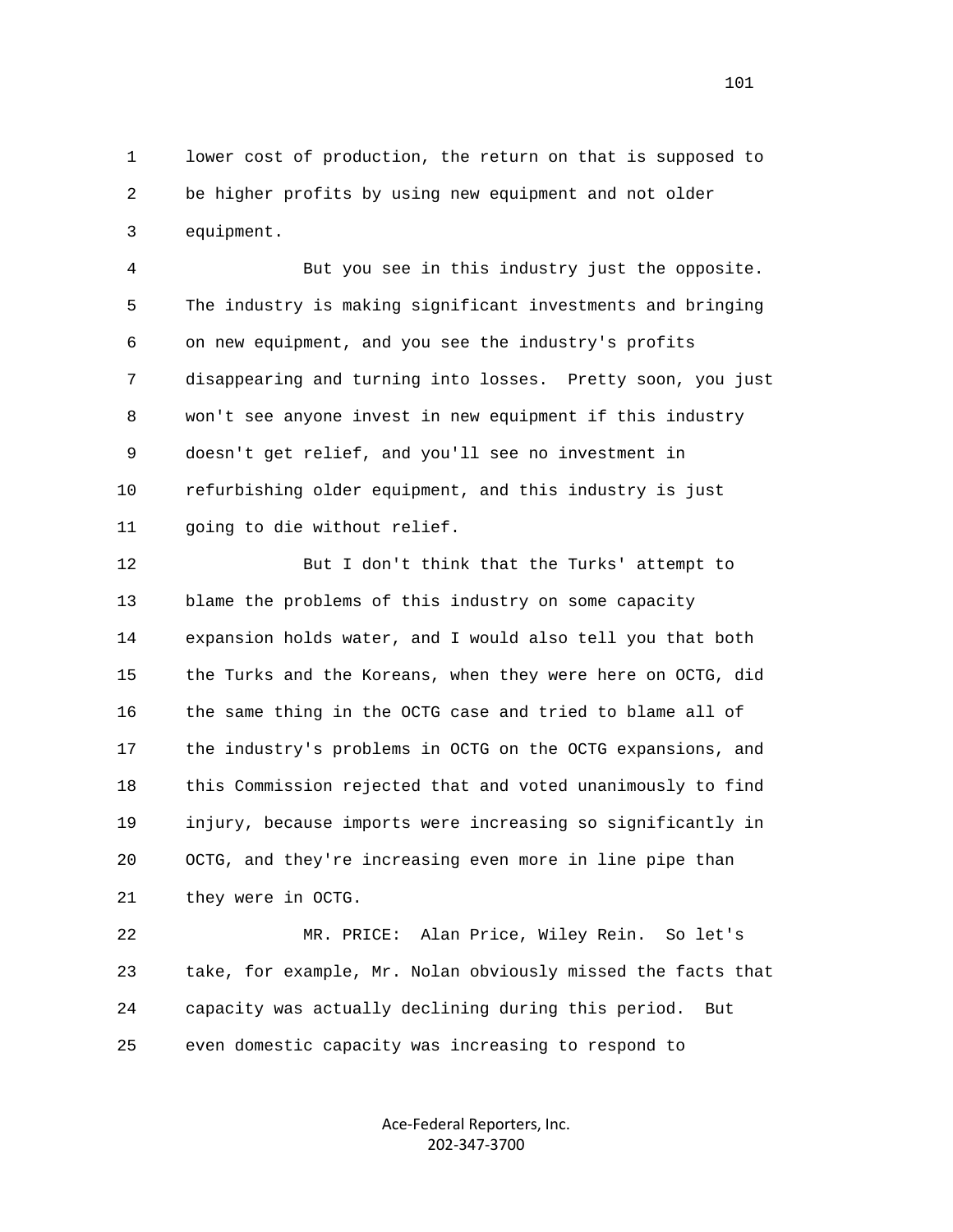lower cost of production, the return on that is supposed to be higher profits by using new equipment and not older equipment.

But you see in this industry just the opposite. The industry is making significant investments and bringing on new equipment, and you see the industry's profits disappearing and turning into losses. Pretty soon, you just won't see anyone invest in new equipment if this industry doesn't get relief, and you'll see no investment in refurbishing older equipment, and this industry is just going to die without relief.

But I don't think that the Turks' attempt to blame the problems of this industry on some capacity expansion holds water, and I would also tell you that both the Turks and the Koreans, when they were here on OCTG, did the same thing in the OCTG case and tried to blame all of the industry's problems in OCTG on the OCTG expansions, and this Commission rejected that and voted unanimously to find injury, because imports were increasing so significantly in OCTG, and they're increasing even more in line pipe than they were in OCTG.

MR. PRICE: Alan Price, Wiley Rein. So let's take, for example, Mr. Nolan obviously missed the facts that capacity was actually declining during this period. But even domestic capacity was increasing to respond to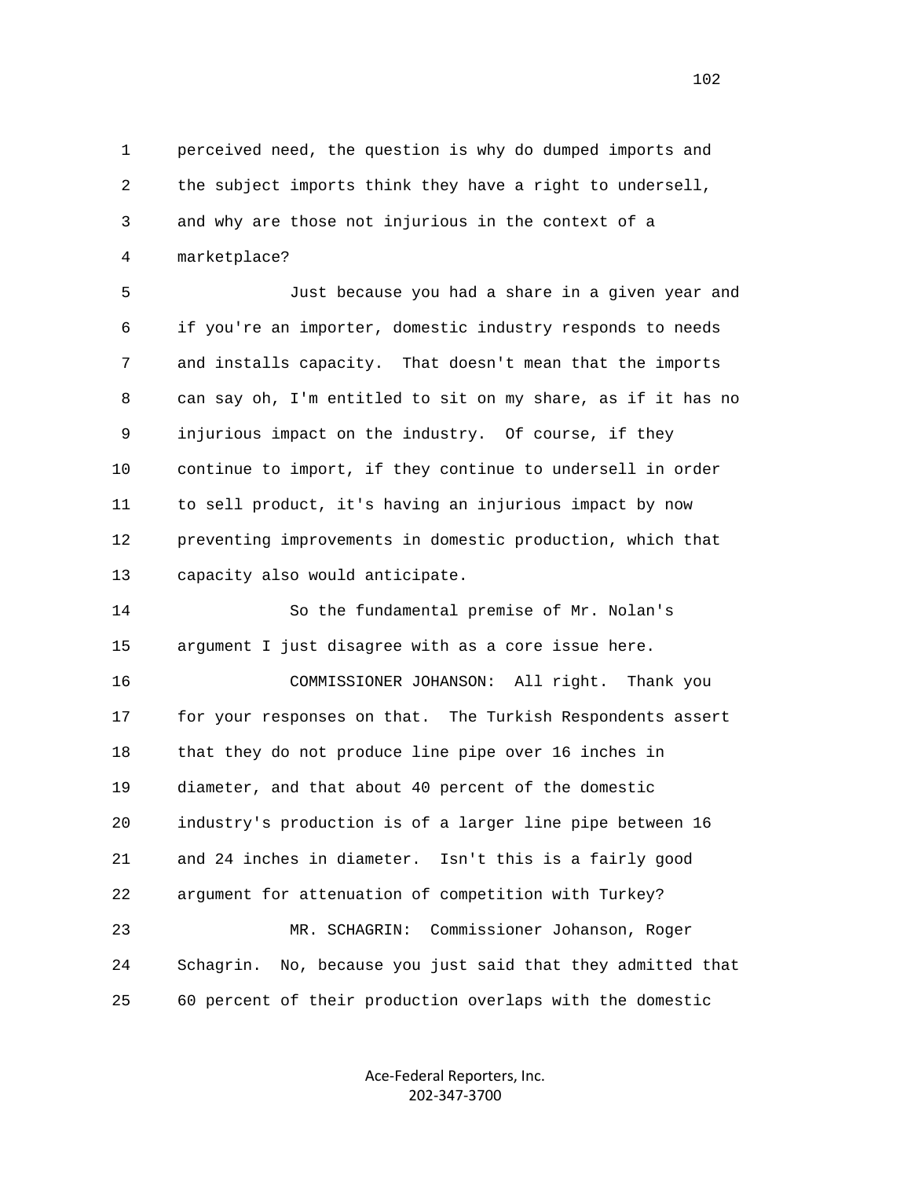perceived need, the question is why do dumped imports and the subject imports think they have a right to undersell, and why are those not injurious in the context of a marketplace?

Just because you had a share in a given year and if you're an importer, domestic industry responds to needs and installs capacity. That doesn't mean that the imports can say oh, I'm entitled to sit on my share, as if it has no injurious impact on the industry. Of course, if they continue to import, if they continue to undersell in order to sell product, it's having an injurious impact by now preventing improvements in domestic production, which that capacity also would anticipate.

So the fundamental premise of Mr. Nolan's argument I just disagree with as a core issue here.

COMMISSIONER JOHANSON: All right. Thank you for your responses on that. The Turkish Respondents assert that they do not produce line pipe over 16 inches in diameter, and that about 40 percent of the domestic industry's production is of a larger line pipe between 16 and 24 inches in diameter. Isn't this is a fairly good argument for attenuation of competition with Turkey?

MR. SCHAGRIN: Commissioner Johanson, Roger Schagrin. No, because you just said that they admitted that 60 percent of their production overlaps with the domestic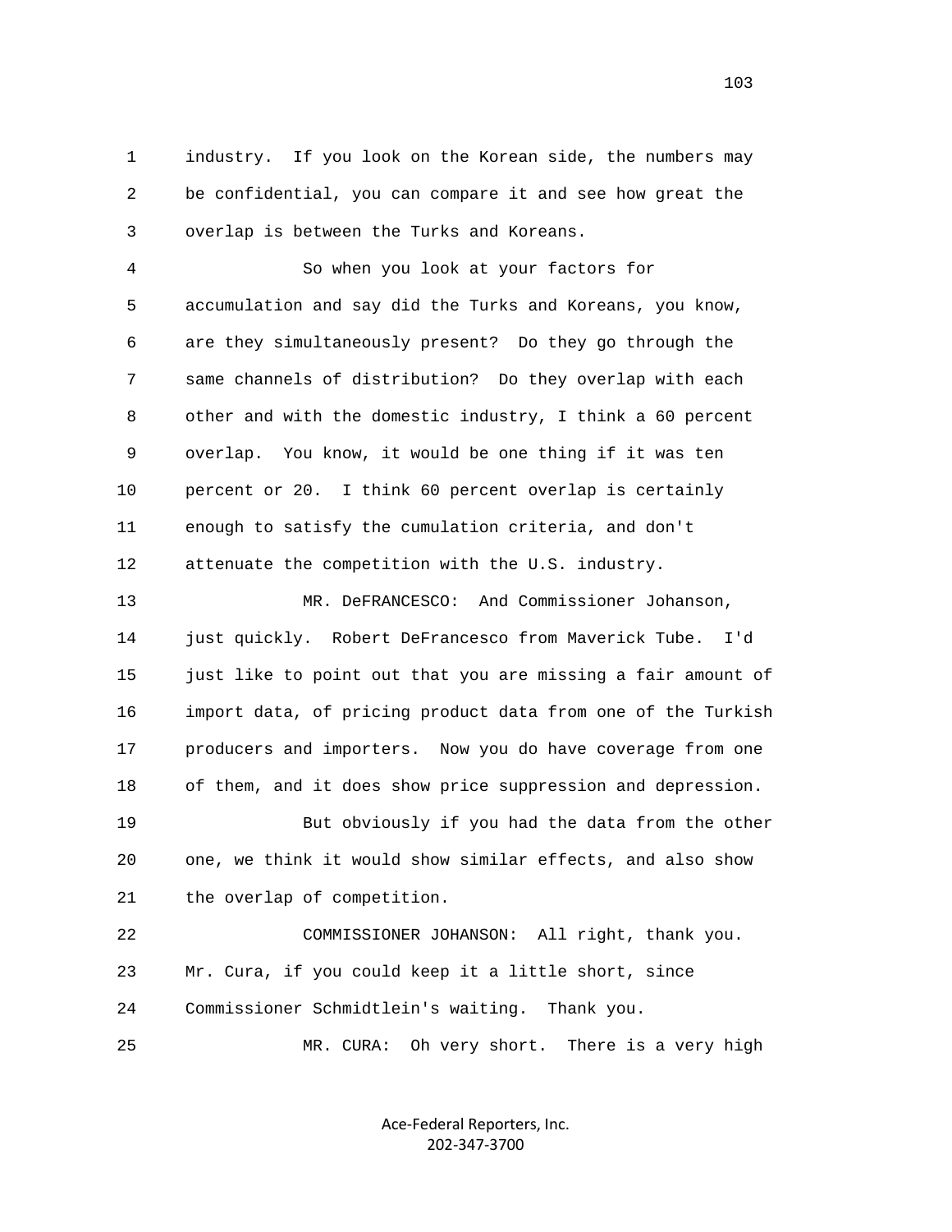industry. If you look on the Korean side, the numbers may be confidential, you can compare it and see how great the overlap is between the Turks and Koreans.

So when you look at your factors for accumulation and say did the Turks and Koreans, you know, are they simultaneously present? Do they go through the same channels of distribution? Do they overlap with each other and with the domestic industry, I think a 60 percent overlap. You know, it would be one thing if it was ten percent or 20. I think 60 percent overlap is certainly enough to satisfy the cumulation criteria, and don't attenuate the competition with the U.S. industry.

MR. DeFRANCESCO: And Commissioner Johanson, just quickly. Robert DeFrancesco from Maverick Tube. I'd just like to point out that you are missing a fair amount of import data, of pricing product data from one of the Turkish producers and importers. Now you do have coverage from one of them, and it does show price suppression and depression.

But obviously if you had the data from the other one, we think it would show similar effects, and also show the overlap of competition.

COMMISSIONER JOHANSON: All right, thank you. Mr. Cura, if you could keep it a little short, since Commissioner Schmidtlein's waiting. Thank you.

MR. CURA: Oh very short. There is a very high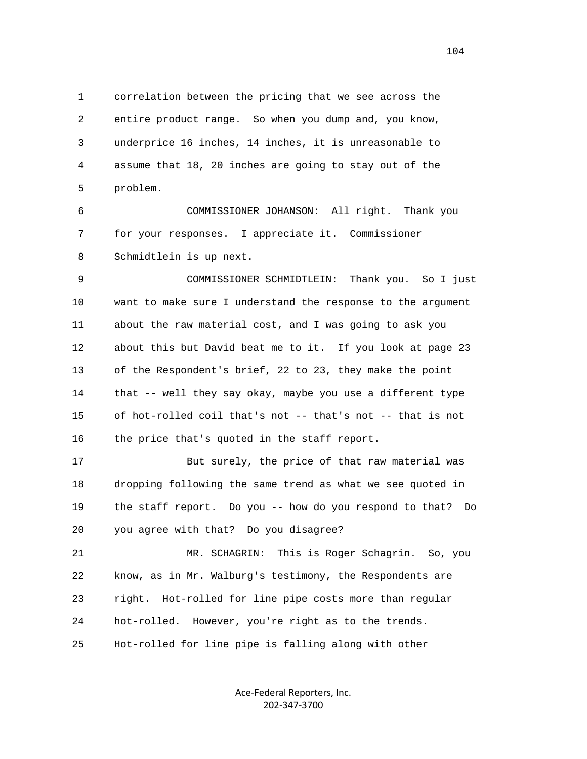1 correlation between the pricing that we see across the
2 entire product range. So when you dump and, you know,
3 underprice 16 inches, 14 inches, it is unreasonable to
4 assume that 18, 20 inches are going to stay out of the
5 problem.

6 COMMISSIONER JOHANSON: All right. Thank you
7 for your responses. I appreciate it. Commissioner
8 Schmidtlein is up next.

9 COMMISSIONER SCHMIDTLEIN: Thank you. So I just
10 want to make sure I understand the response to the argument
11 about the raw material cost, and I was going to ask you
12 about this but David beat me to it. If you look at page 23
13 of the Respondent's brief, 22 to 23, they make the point
14 that -- well they say okay, maybe you use a different type
15 of hot-rolled coil that's not -- that's not -- that is not
16 the price that's quoted in the staff report.

17 But surely, the price of that raw material was
18 dropping following the same trend as what we see quoted in
19 the staff report. Do you -- how do you respond to that? Do
20 you agree with that? Do you disagree?

21 MR. SCHAGRIN: This is Roger Schagrin. So, you
22 know, as in Mr. Walburg's testimony, the Respondents are
23 right. Hot-rolled for line pipe costs more than regular
24 hot-rolled. However, you're right as to the trends.
25 Hot-rolled for line pipe is falling along with other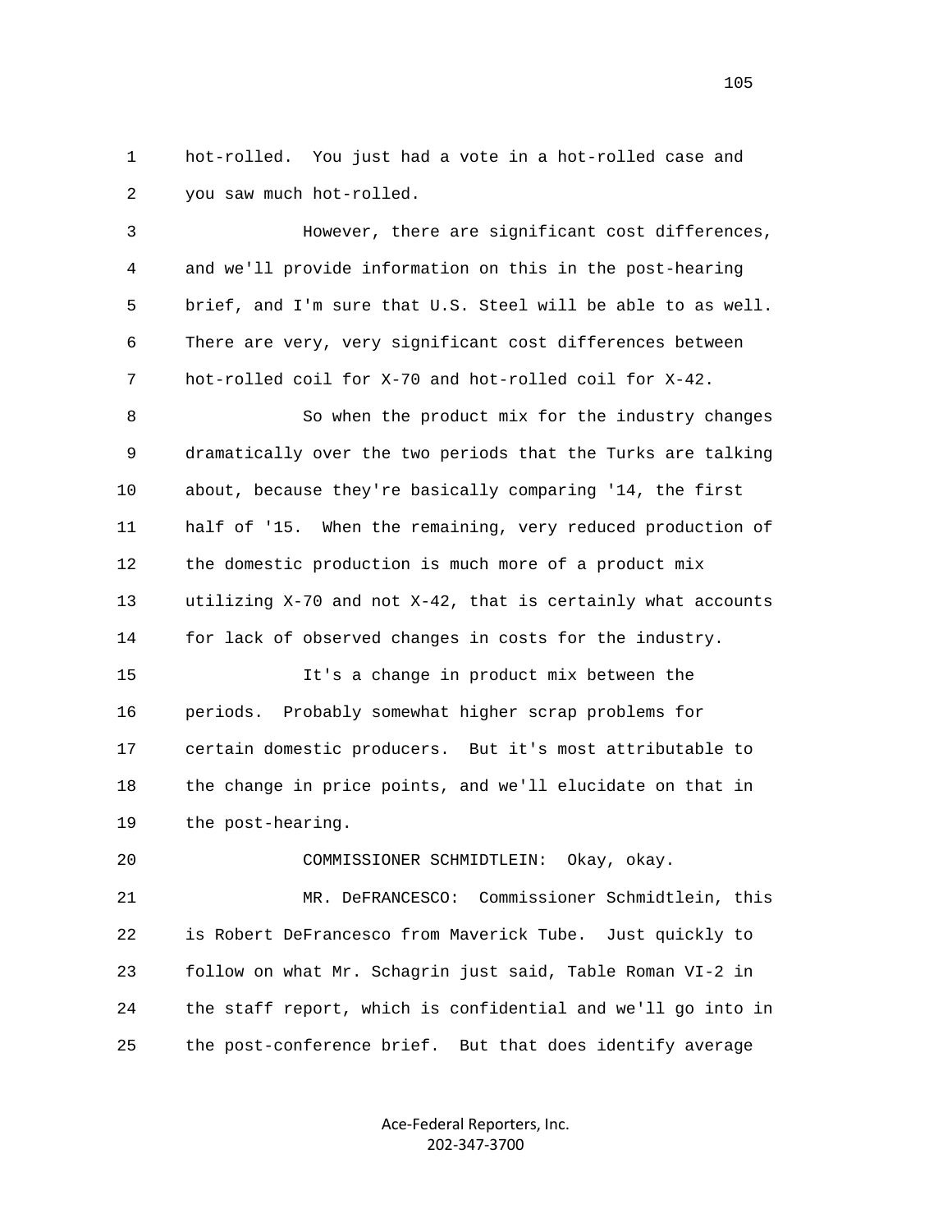hot-rolled. You just had a vote in a hot-rolled case and you saw much hot-rolled.

However, there are significant cost differences, and we'll provide information on this in the post-hearing brief, and I'm sure that U.S. Steel will be able to as well. There are very, very significant cost differences between hot-rolled coil for X-70 and hot-rolled coil for X-42.

So when the product mix for the industry changes dramatically over the two periods that the Turks are talking about, because they're basically comparing '14, the first half of '15. When the remaining, very reduced production of the domestic production is much more of a product mix utilizing X-70 and not X-42, that is certainly what accounts for lack of observed changes in costs for the industry.

It's a change in product mix between the periods. Probably somewhat higher scrap problems for certain domestic producers. But it's most attributable to the change in price points, and we'll elucidate on that in the post-hearing.

COMMISSIONER SCHMIDTLEIN: Okay, okay.

MR. DeFRANCESCO: Commissioner Schmidtlein, this is Robert DeFrancesco from Maverick Tube. Just quickly to follow on what Mr. Schagrin just said, Table Roman VI-2 in the staff report, which is confidential and we'll go into in the post-conference brief. But that does identify average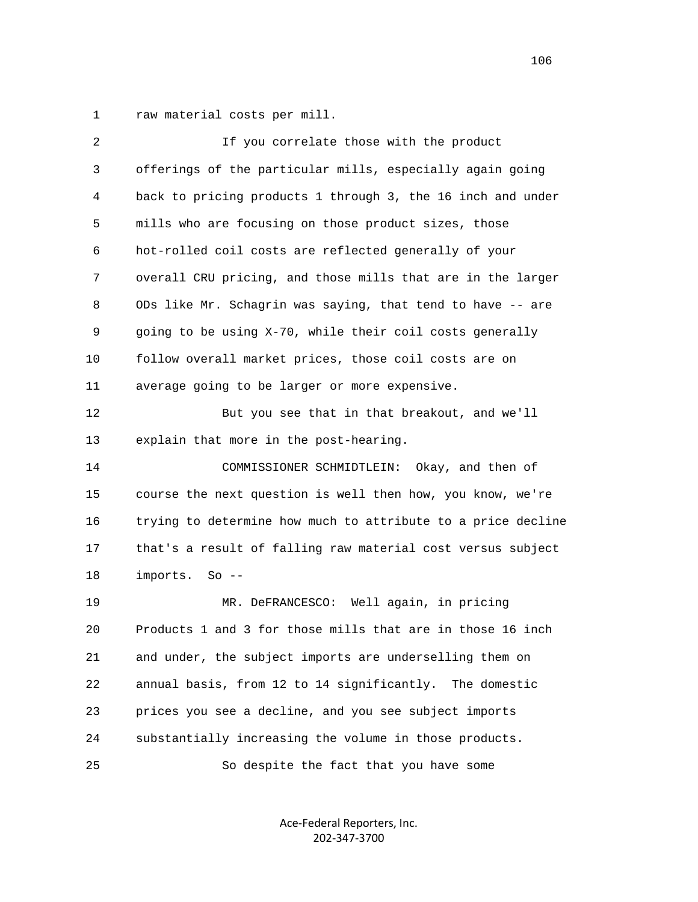raw material costs per mill.

If you correlate those with the product offerings of the particular mills, especially again going back to pricing products 1 through 3, the 16 inch and under mills who are focusing on those product sizes, those hot-rolled coil costs are reflected generally of your overall CRU pricing, and those mills that are in the larger ODs like Mr. Schagrin was saying, that tend to have -- are going to be using X-70, while their coil costs generally follow overall market prices, those coil costs are on average going to be larger or more expensive.

But you see that in that breakout, and we'll explain that more in the post-hearing.

COMMISSIONER SCHMIDTLEIN: Okay, and then of course the next question is well then how, you know, we're trying to determine how much to attribute to a price decline that's a result of falling raw material cost versus subject imports. So --

MR. DeFRANCESCO: Well again, in pricing Products 1 and 3 for those mills that are in those 16 inch and under, the subject imports are underselling them on annual basis, from 12 to 14 significantly. The domestic prices you see a decline, and you see subject imports substantially increasing the volume in those products.

So despite the fact that you have some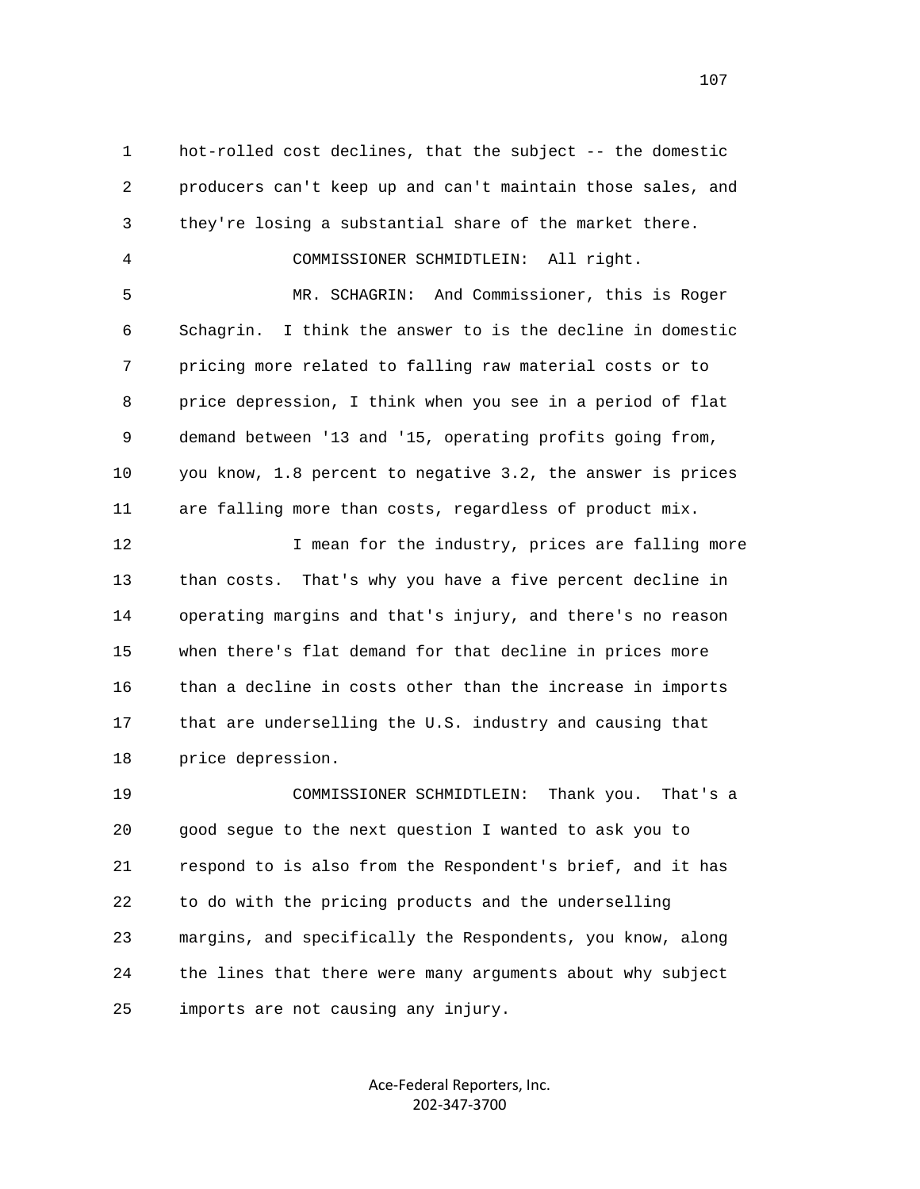1 hot-rolled cost declines, that the subject -- the domestic
2 producers can't keep up and can't maintain those sales, and
3 they're losing a substantial share of the market there.

4 COMMISSIONER SCHMIDTLEIN: All right.

5 MR. SCHAGRIN: And Commissioner, this is Roger
6 Schagrin. I think the answer to is the decline in domestic
7 pricing more related to falling raw material costs or to
8 price depression, I think when you see in a period of flat
9 demand between '13 and '15, operating profits going from,
10 you know, 1.8 percent to negative 3.2, the answer is prices
11 are falling more than costs, regardless of product mix.

12 I mean for the industry, prices are falling more
13 than costs. That's why you have a five percent decline in
14 operating margins and that's injury, and there's no reason
15 when there's flat demand for that decline in prices more
16 than a decline in costs other than the increase in imports
17 that are underselling the U.S. industry and causing that
18 price depression.

19 COMMISSIONER SCHMIDTLEIN: Thank you. That's a
20 good segue to the next question I wanted to ask you to
21 respond to is also from the Respondent's brief, and it has
22 to do with the pricing products and the underselling
23 margins, and specifically the Respondents, you know, along
24 the lines that there were many arguments about why subject
25 imports are not causing any injury.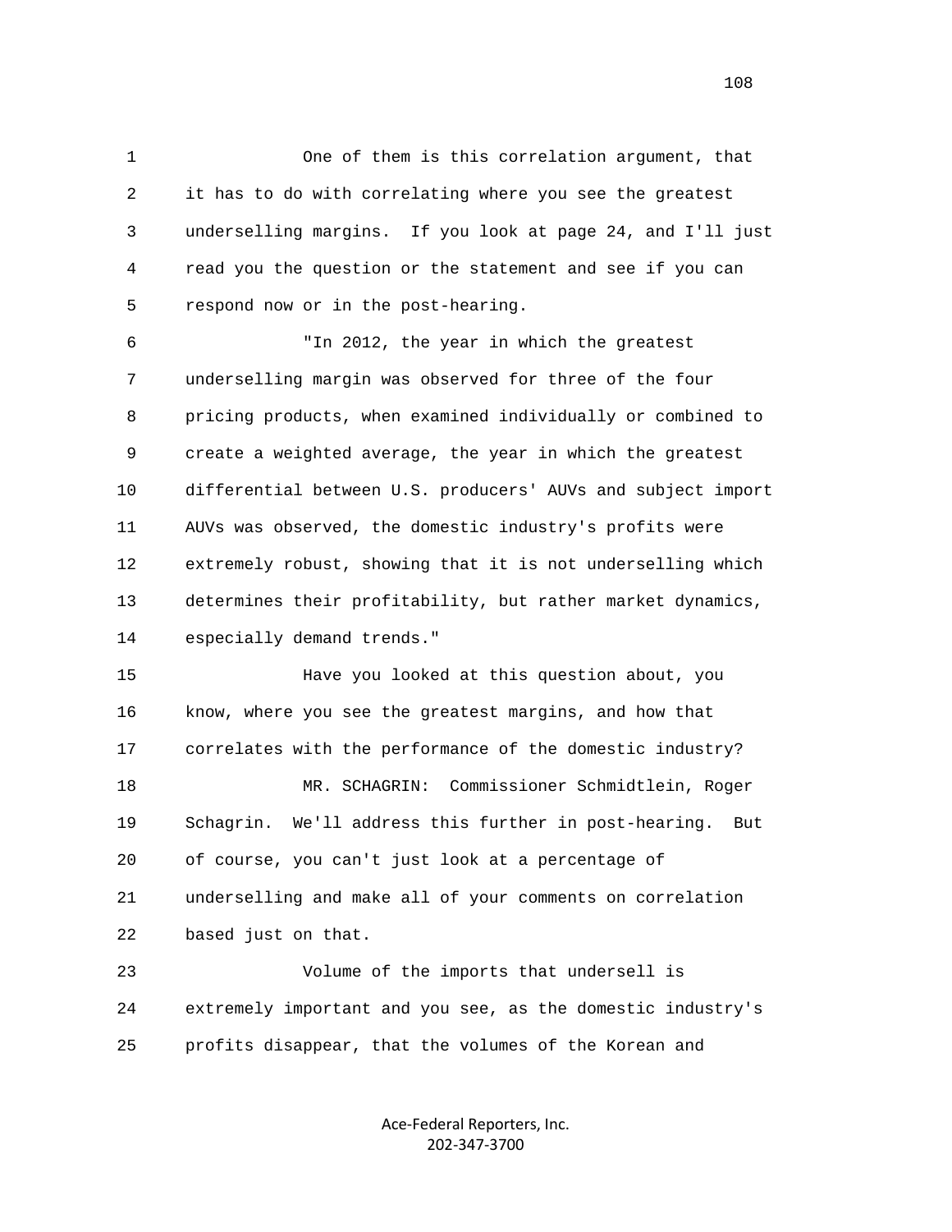One of them is this correlation argument, that it has to do with correlating where you see the greatest underselling margins. If you look at page 24, and I'll just read you the question or the statement and see if you can respond now or in the post-hearing.

"In 2012, the year in which the greatest underselling margin was observed for three of the four pricing products, when examined individually or combined to create a weighted average, the year in which the greatest differential between U.S. producers' AUVs and subject import AUVs was observed, the domestic industry's profits were extremely robust, showing that it is not underselling which determines their profitability, but rather market dynamics, especially demand trends."

Have you looked at this question about, you know, where you see the greatest margins, and how that correlates with the performance of the domestic industry?

MR. SCHAGRIN: Commissioner Schmidtlein, Roger Schagrin. We'll address this further in post-hearing. But of course, you can't just look at a percentage of underselling and make all of your comments on correlation based just on that.

Volume of the imports that undersell is extremely important and you see, as the domestic industry's profits disappear, that the volumes of the Korean and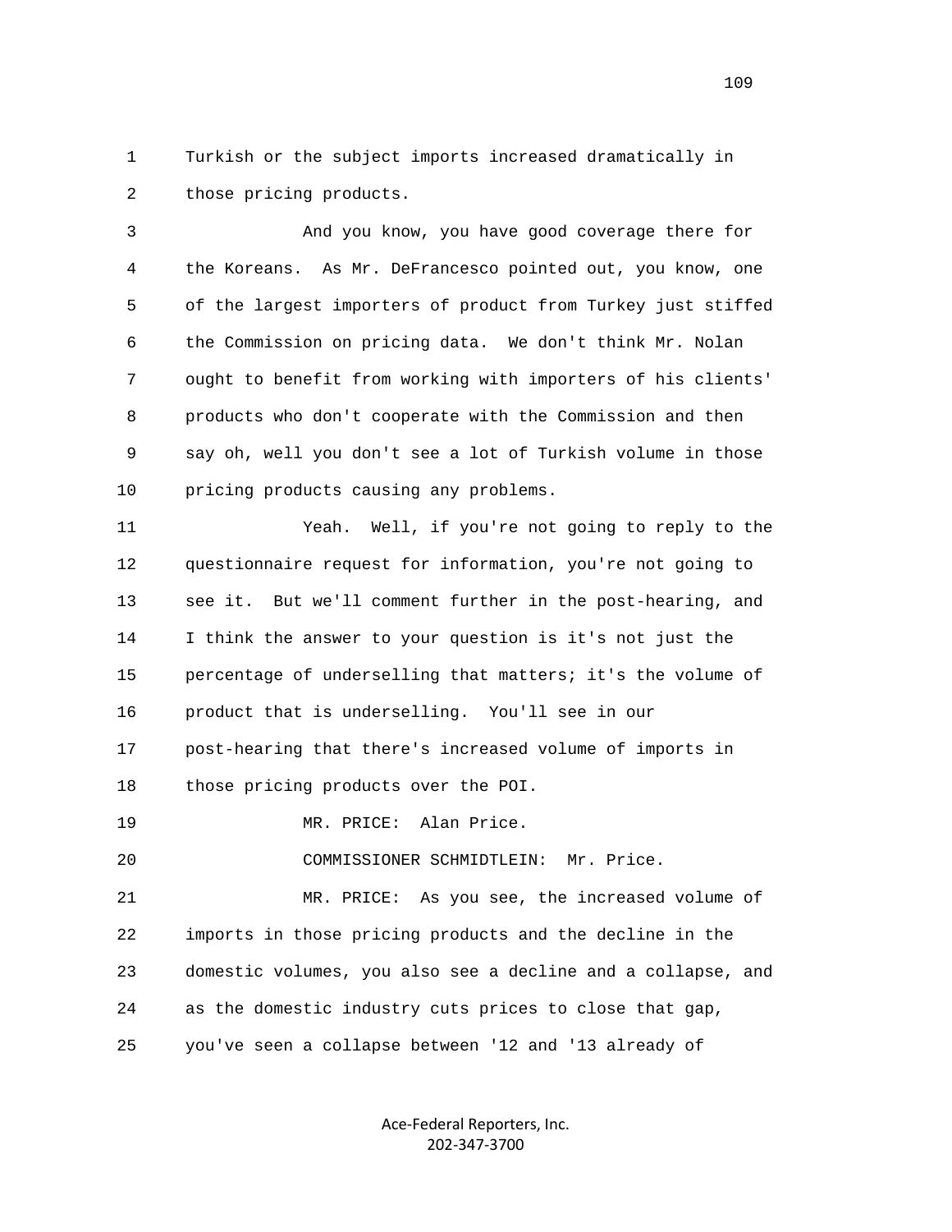1 Turkish or the subject imports increased dramatically in
2 those pricing products.

3 And you know, you have good coverage there for
4 the Koreans. As Mr. DeFrancesco pointed out, you know, one
5 of the largest importers of product from Turkey just stiffed
6 the Commission on pricing data. We don't think Mr. Nolan
7 ought to benefit from working with importers of his clients'
8 products who don't cooperate with the Commission and then
9 say oh, well you don't see a lot of Turkish volume in those
10 pricing products causing any problems.

11 Yeah. Well, if you're not going to reply to the
12 questionnaire request for information, you're not going to
13 see it. But we'll comment further in the post-hearing, and
14 I think the answer to your question is it's not just the
15 percentage of underselling that matters; it's the volume of
16 product that is underselling. You'll see in our
17 post-hearing that there's increased volume of imports in
18 those pricing products over the POI.

19 MR. PRICE: Alan Price.

20 COMMISSIONER SCHMIDTLEIN: Mr. Price.

21 MR. PRICE: As you see, the increased volume of
22 imports in those pricing products and the decline in the
23 domestic volumes, you also see a decline and a collapse, and
24 as the domestic industry cuts prices to close that gap,
25 you've seen a collapse between '12 and '13 already of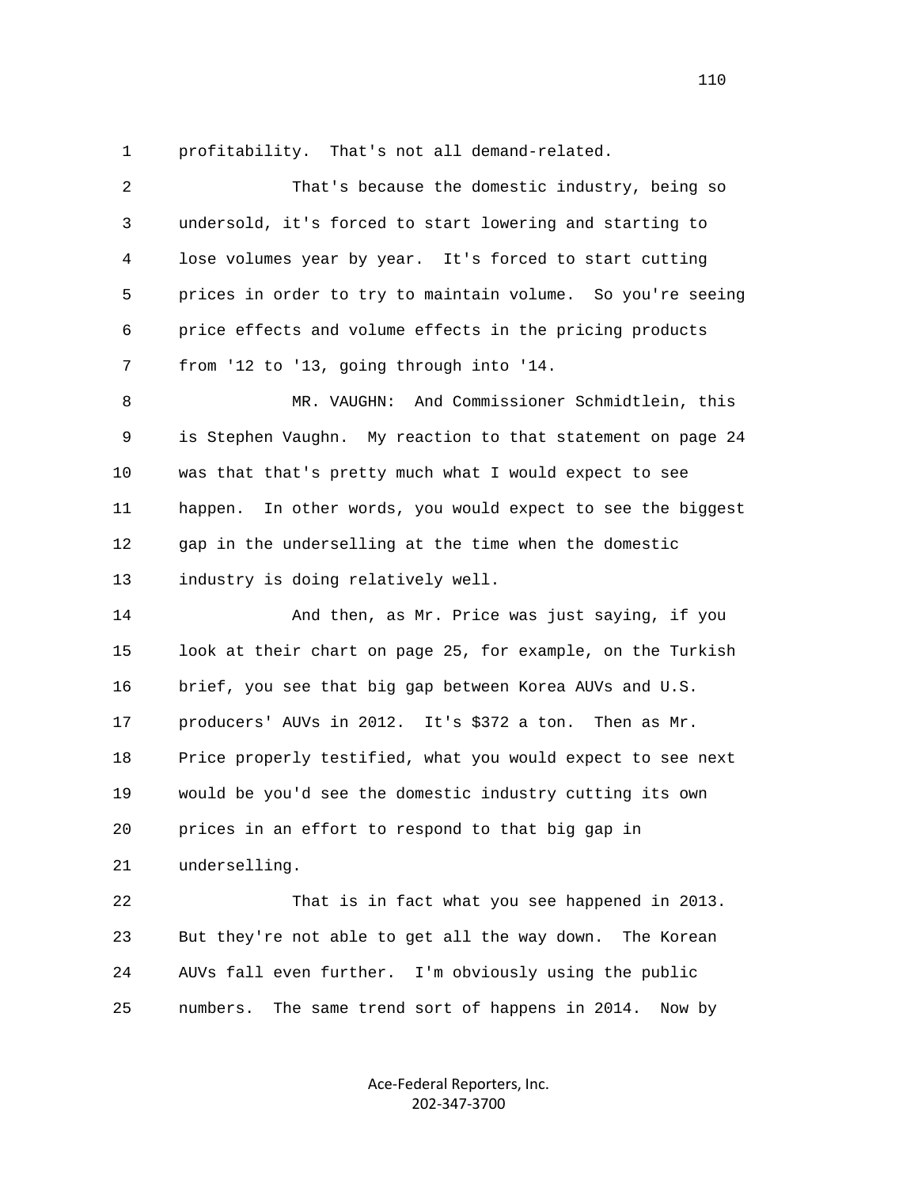profitability. That's not all demand-related.

That's because the domestic industry, being so undersold, it's forced to start lowering and starting to lose volumes year by year. It's forced to start cutting prices in order to try to maintain volume. So you're seeing price effects and volume effects in the pricing products from '12 to '13, going through into '14.

MR. VAUGHN: And Commissioner Schmidtlein, this is Stephen Vaughn. My reaction to that statement on page 24 was that that's pretty much what I would expect to see happen. In other words, you would expect to see the biggest gap in the underselling at the time when the domestic industry is doing relatively well.

And then, as Mr. Price was just saying, if you look at their chart on page 25, for example, on the Turkish brief, you see that big gap between Korea AUVs and U.S. producers' AUVs in 2012. It's $372 a ton. Then as Mr. Price properly testified, what you would expect to see next would be you'd see the domestic industry cutting its own prices in an effort to respond to that big gap in underselling.

That is in fact what you see happened in 2013. But they're not able to get all the way down. The Korean AUVs fall even further. I'm obviously using the public numbers. The same trend sort of happens in 2014. Now by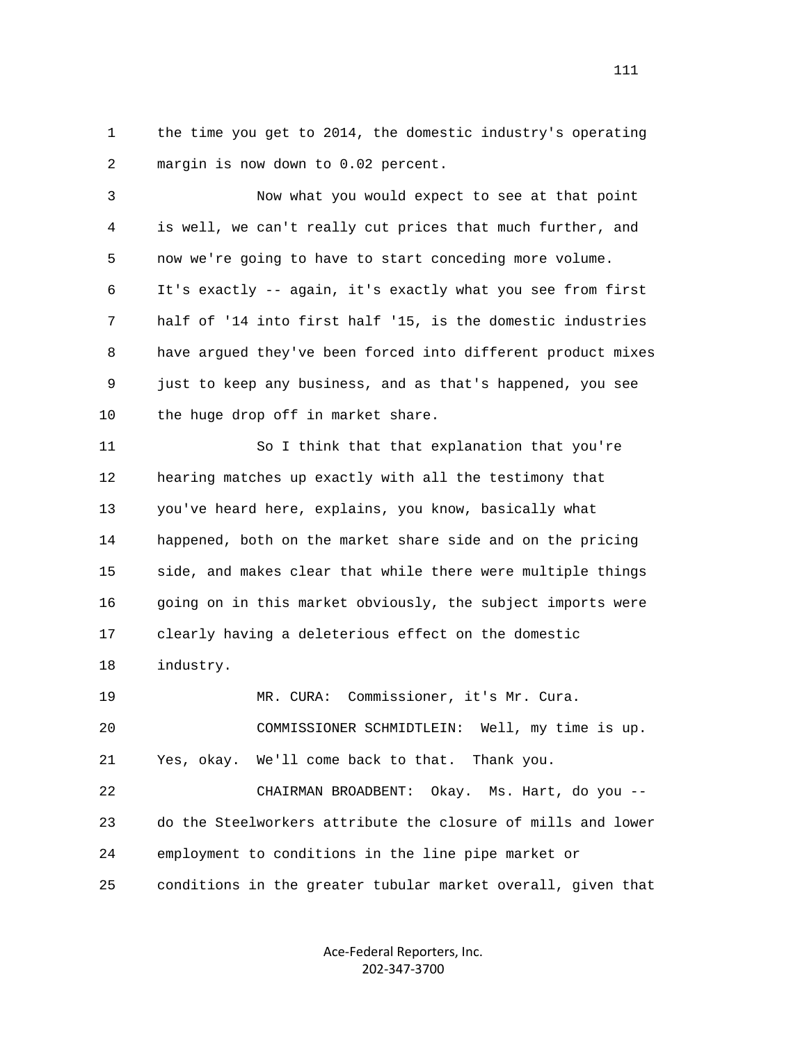1 the time you get to 2014, the domestic industry's operating
2 margin is now down to 0.02 percent.

3 Now what you would expect to see at that point
4 is well, we can't really cut prices that much further, and
5 now we're going to have to start conceding more volume.
6 It's exactly -- again, it's exactly what you see from first
7 half of '14 into first half '15, is the domestic industries
8 have argued they've been forced into different product mixes
9 just to keep any business, and as that's happened, you see
10 the huge drop off in market share.

11 So I think that that explanation that you're
12 hearing matches up exactly with all the testimony that
13 you've heard here, explains, you know, basically what
14 happened, both on the market share side and on the pricing
15 side, and makes clear that while there were multiple things
16 going on in this market obviously, the subject imports were
17 clearly having a deleterious effect on the domestic
18 industry.

19 MR. CURA: Commissioner, it's Mr. Cura.

20 COMMISSIONER SCHMIDTLEIN: Well, my time is up.
21 Yes, okay. We'll come back to that. Thank you.

22 CHAIRMAN BROADBENT: Okay. Ms. Hart, do you --
23 do the Steelworkers attribute the closure of mills and lower
24 employment to conditions in the line pipe market or
25 conditions in the greater tubular market overall, given that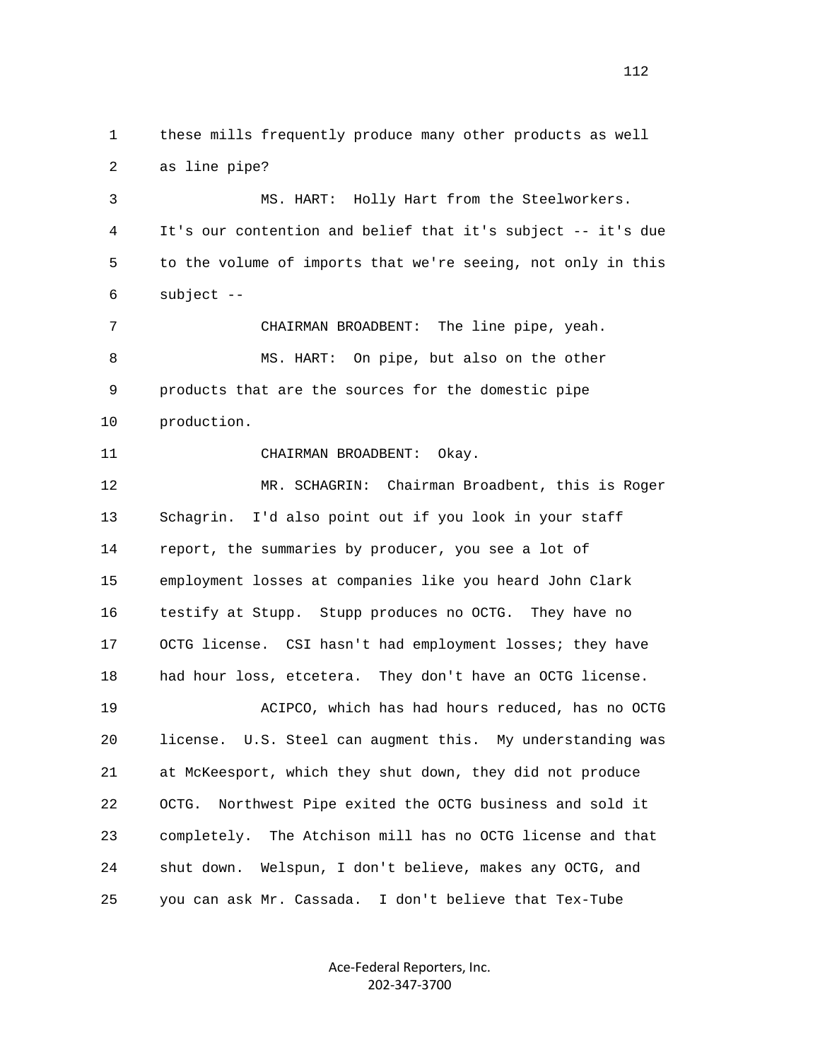these mills frequently produce many other products as well as line pipe?

MS. HART: Holly Hart from the Steelworkers. It's our contention and belief that it's subject -- it's due to the volume of imports that we're seeing, not only in this subject --

CHAIRMAN BROADBENT: The line pipe, yeah.

MS. HART: On pipe, but also on the other products that are the sources for the domestic pipe production.

CHAIRMAN BROADBENT: Okay.

MR. SCHAGRIN: Chairman Broadbent, this is Roger Schagrin. I'd also point out if you look in your staff report, the summaries by producer, you see a lot of employment losses at companies like you heard John Clark testify at Stupp. Stupp produces no OCTG. They have no OCTG license. CSI hasn't had employment losses; they have had hour loss, etcetera. They don't have an OCTG license.

ACIPCO, which has had hours reduced, has no OCTG license. U.S. Steel can augment this. My understanding was at McKeesport, which they shut down, they did not produce OCTG. Northwest Pipe exited the OCTG business and sold it completely. The Atchison mill has no OCTG license and that shut down. Welspun, I don't believe, makes any OCTG, and you can ask Mr. Cassada. I don't believe that Tex-Tube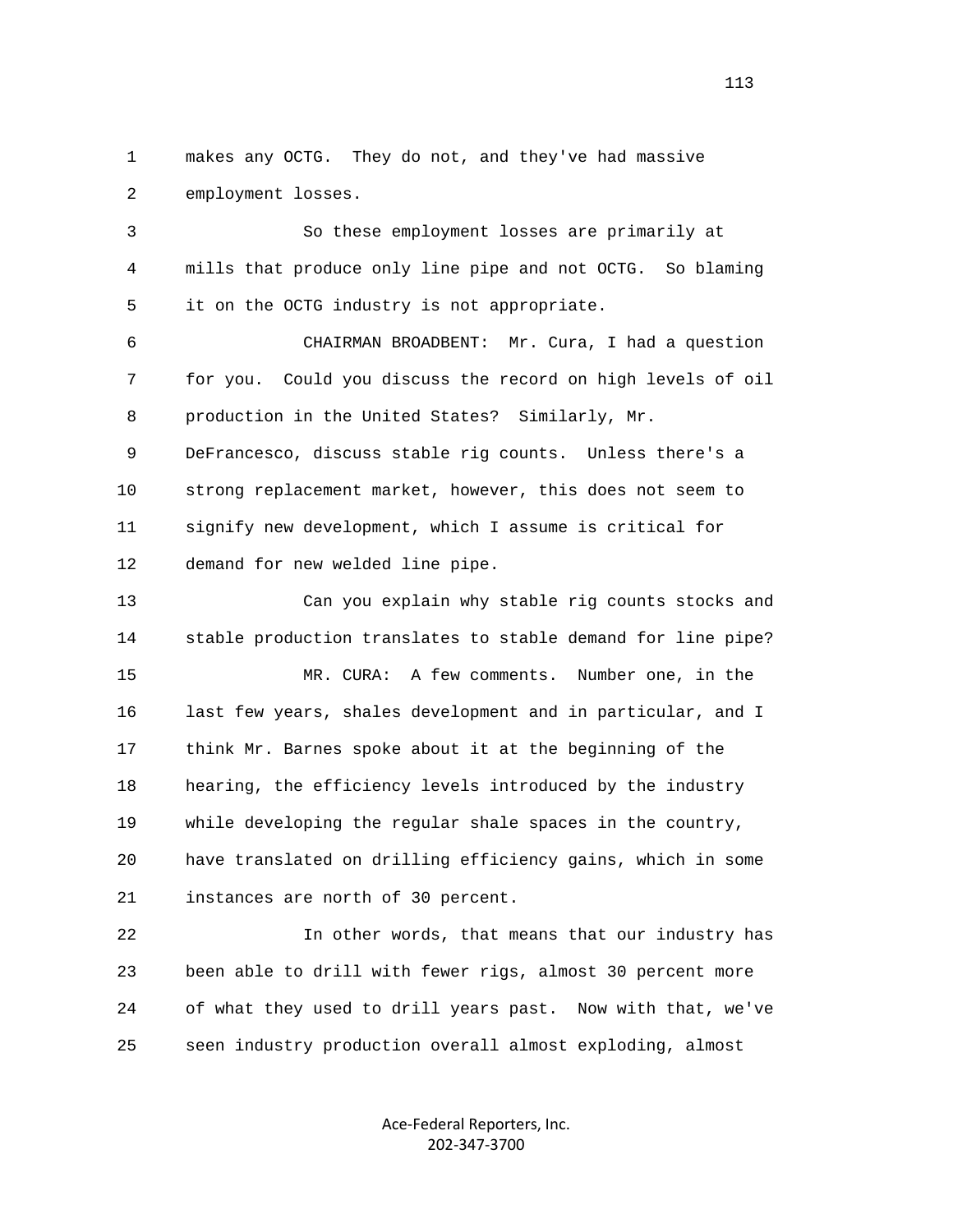makes any OCTG. They do not, and they've had massive employment losses.

So these employment losses are primarily at mills that produce only line pipe and not OCTG. So blaming it on the OCTG industry is not appropriate.

CHAIRMAN BROADBENT: Mr. Cura, I had a question for you. Could you discuss the record on high levels of oil production in the United States? Similarly, Mr. DeFrancesco, discuss stable rig counts. Unless there's a strong replacement market, however, this does not seem to signify new development, which I assume is critical for demand for new welded line pipe.

Can you explain why stable rig counts stocks and stable production translates to stable demand for line pipe?

MR. CURA: A few comments. Number one, in the last few years, shales development and in particular, and I think Mr. Barnes spoke about it at the beginning of the hearing, the efficiency levels introduced by the industry while developing the regular shale spaces in the country, have translated on drilling efficiency gains, which in some instances are north of 30 percent.

In other words, that means that our industry has been able to drill with fewer rigs, almost 30 percent more of what they used to drill years past. Now with that, we've seen industry production overall almost exploding, almost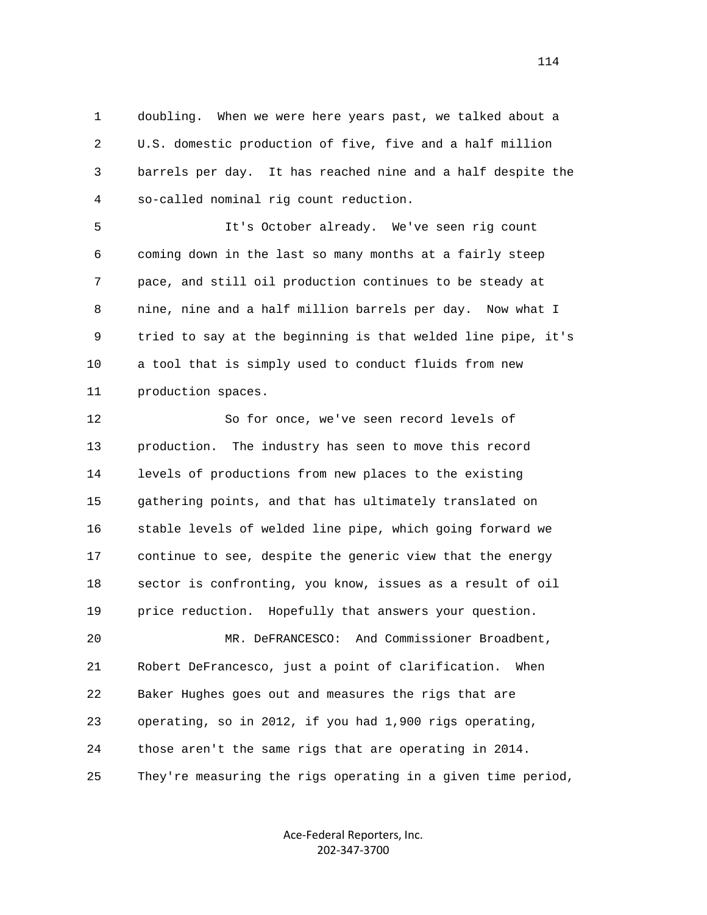doubling. When we were here years past, we talked about a U.S. domestic production of five, five and a half million barrels per day. It has reached nine and a half despite the so-called nominal rig count reduction.

It's October already. We've seen rig count coming down in the last so many months at a fairly steep pace, and still oil production continues to be steady at nine, nine and a half million barrels per day. Now what I tried to say at the beginning is that welded line pipe, it's a tool that is simply used to conduct fluids from new production spaces.

So for once, we've seen record levels of production. The industry has seen to move this record levels of productions from new places to the existing gathering points, and that has ultimately translated on stable levels of welded line pipe, which going forward we continue to see, despite the generic view that the energy sector is confronting, you know, issues as a result of oil price reduction. Hopefully that answers your question.

MR. DeFRANCESCO: And Commissioner Broadbent, Robert DeFrancesco, just a point of clarification. When Baker Hughes goes out and measures the rigs that are operating, so in 2012, if you had 1,900 rigs operating, those aren't the same rigs that are operating in 2014. They're measuring the rigs operating in a given time period,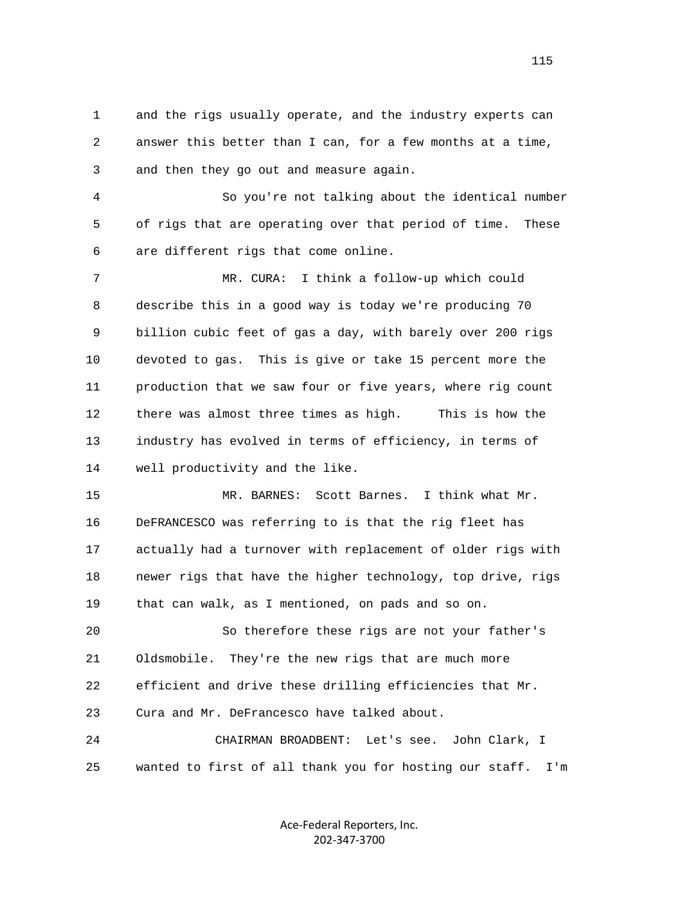and the rigs usually operate, and the industry experts can answer this better than I can, for a few months at a time, and then they go out and measure again.

So you're not talking about the identical number of rigs that are operating over that period of time. These are different rigs that come online.

MR. CURA: I think a follow-up which could describe this in a good way is today we're producing 70 billion cubic feet of gas a day, with barely over 200 rigs devoted to gas. This is give or take 15 percent more the production that we saw four or five years, where rig count there was almost three times as high. This is how the industry has evolved in terms of efficiency, in terms of well productivity and the like.

MR. BARNES: Scott Barnes. I think what Mr. DeFRANCESCO was referring to is that the rig fleet has actually had a turnover with replacement of older rigs with newer rigs that have the higher technology, top drive, rigs that can walk, as I mentioned, on pads and so on.

So therefore these rigs are not your father's Oldsmobile. They're the new rigs that are much more efficient and drive these drilling efficiencies that Mr. Cura and Mr. DeFrancesco have talked about.

CHAIRMAN BROADBENT: Let's see. John Clark, I wanted to first of all thank you for hosting our staff. I'm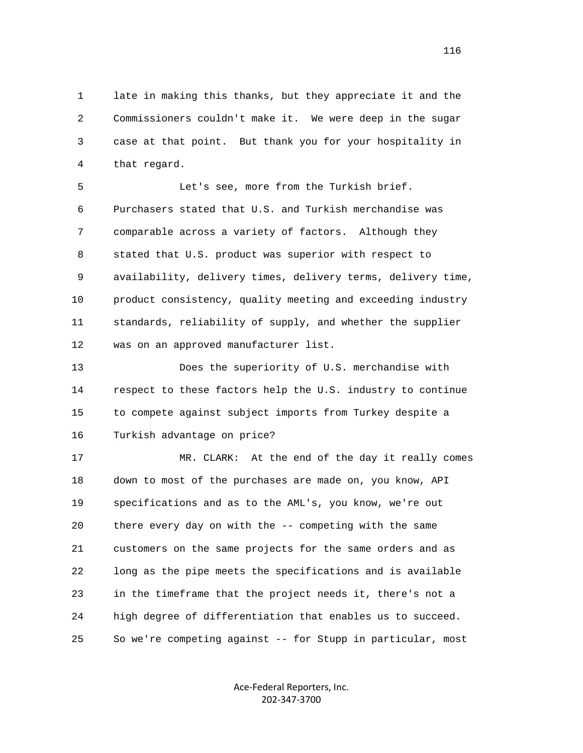1 late in making this thanks, but they appreciate it and the
2 Commissioners couldn't make it. We were deep in the sugar
3 case at that point. But thank you for your hospitality in
4 that regard.

5 Let's see, more from the Turkish brief.
6 Purchasers stated that U.S. and Turkish merchandise was
7 comparable across a variety of factors. Although they
8 stated that U.S. product was superior with respect to
9 availability, delivery times, delivery terms, delivery time,
10 product consistency, quality meeting and exceeding industry
11 standards, reliability of supply, and whether the supplier
12 was on an approved manufacturer list.

13 Does the superiority of U.S. merchandise with
14 respect to these factors help the U.S. industry to continue
15 to compete against subject imports from Turkey despite a
16 Turkish advantage on price?

17 MR. CLARK: At the end of the day it really comes
18 down to most of the purchases are made on, you know, API
19 specifications and as to the AML's, you know, we're out
20 there every day on with the -- competing with the same
21 customers on the same projects for the same orders and as
22 long as the pipe meets the specifications and is available
23 in the timeframe that the project needs it, there's not a
24 high degree of differentiation that enables us to succeed.
25 So we're competing against -- for Stupp in particular, most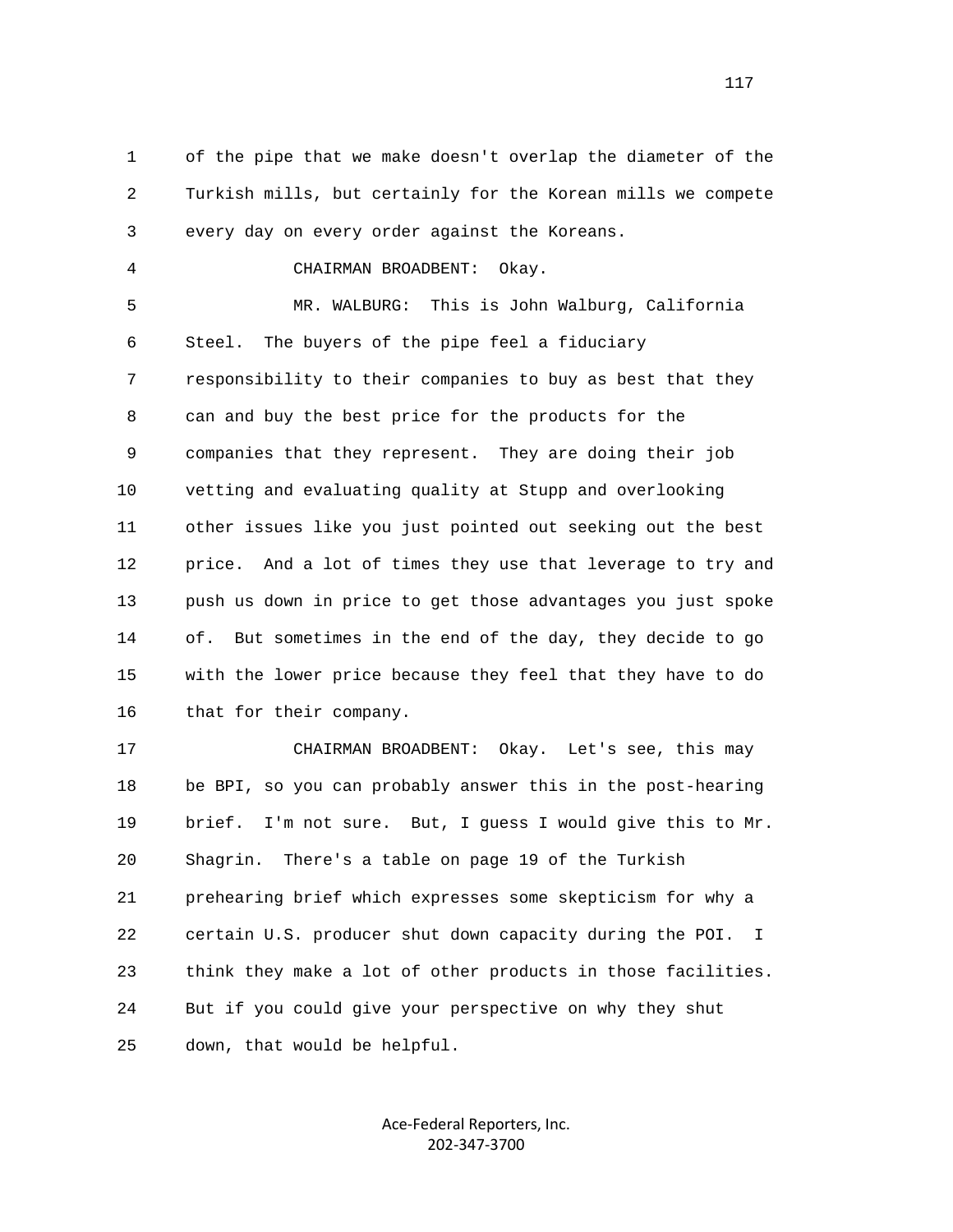1 of the pipe that we make doesn't overlap the diameter of the
2 Turkish mills, but certainly for the Korean mills we compete
3 every day on every order against the Koreans.

4 CHAIRMAN BROADBENT: Okay.

5 MR. WALBURG: This is John Walburg, California
6 Steel. The buyers of the pipe feel a fiduciary
7 responsibility to their companies to buy as best that they
8 can and buy the best price for the products for the
9 companies that they represent. They are doing their job
10 vetting and evaluating quality at Stupp and overlooking
11 other issues like you just pointed out seeking out the best
12 price. And a lot of times they use that leverage to try and
13 push us down in price to get those advantages you just spoke
14 of. But sometimes in the end of the day, they decide to go
15 with the lower price because they feel that they have to do
16 that for their company.

17 CHAIRMAN BROADBENT: Okay. Let's see, this may
18 be BPI, so you can probably answer this in the post-hearing
19 brief. I'm not sure. But, I guess I would give this to Mr.
20 Shagrin. There's a table on page 19 of the Turkish
21 prehearing brief which expresses some skepticism for why a
22 certain U.S. producer shut down capacity during the POI. I
23 think they make a lot of other products in those facilities.
24 But if you could give your perspective on why they shut
25 down, that would be helpful.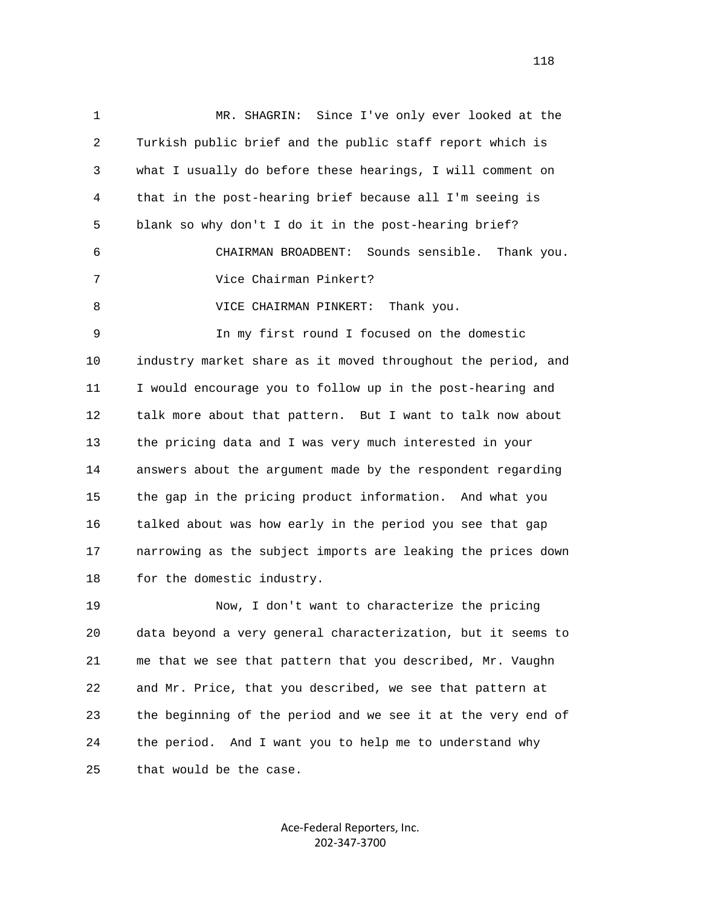MR. SHAGRIN: Since I've only ever looked at the Turkish public brief and the public staff report which is what I usually do before these hearings, I will comment on that in the post-hearing brief because all I'm seeing is blank so why don't I do it in the post-hearing brief?

CHAIRMAN BROADBENT: Sounds sensible. Thank you. Vice Chairman Pinkert?

VICE CHAIRMAN PINKERT: Thank you.

In my first round I focused on the domestic industry market share as it moved throughout the period, and I would encourage you to follow up in the post-hearing and talk more about that pattern. But I want to talk now about the pricing data and I was very much interested in your answers about the argument made by the respondent regarding the gap in the pricing product information. And what you talked about was how early in the period you see that gap narrowing as the subject imports are leaking the prices down for the domestic industry.

Now, I don't want to characterize the pricing data beyond a very general characterization, but it seems to me that we see that pattern that you described, Mr. Vaughn and Mr. Price, that you described, we see that pattern at the beginning of the period and we see it at the very end of the period. And I want you to help me to understand why that would be the case.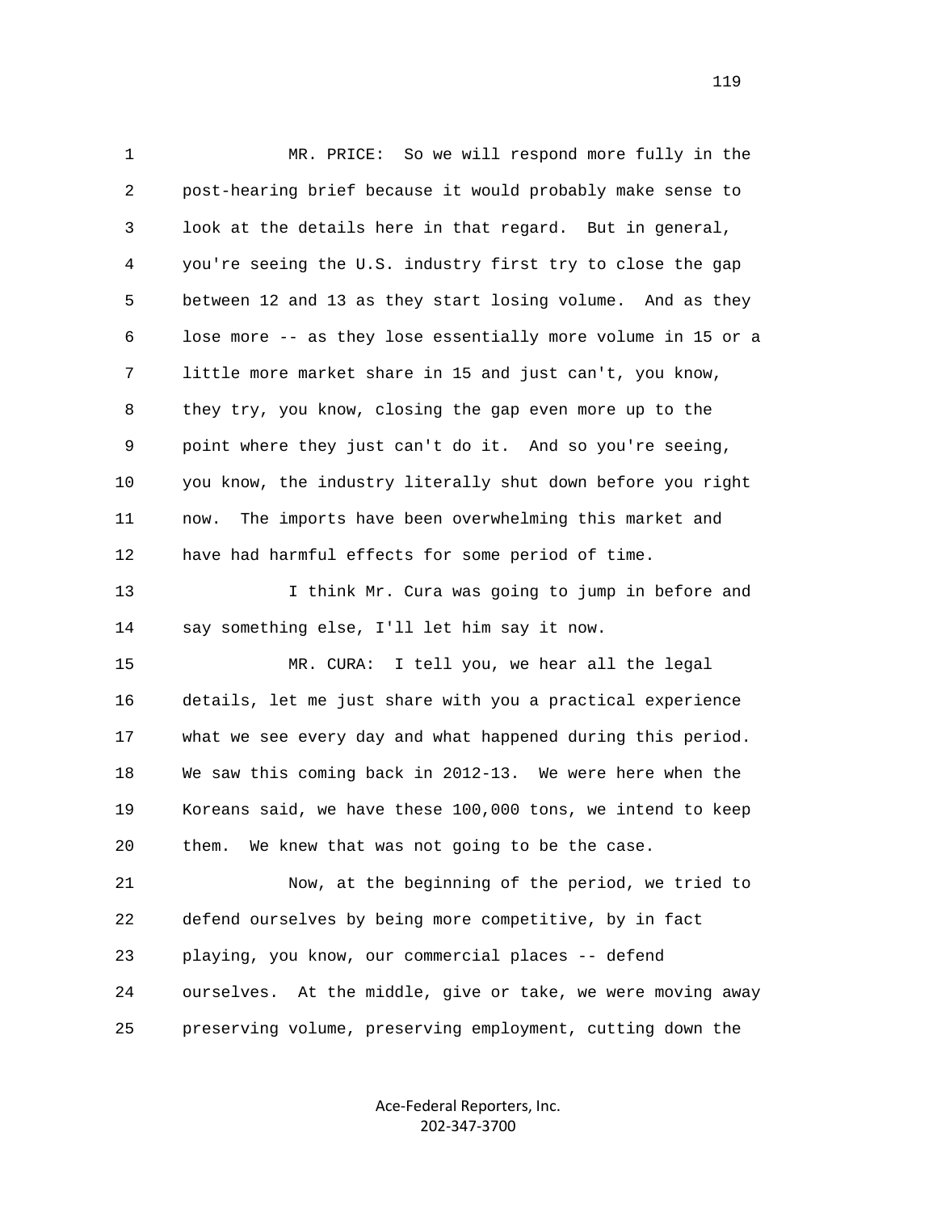MR. PRICE: So we will respond more fully in the post-hearing brief because it would probably make sense to look at the details here in that regard. But in general, you're seeing the U.S. industry first try to close the gap between 12 and 13 as they start losing volume. And as they lose more -- as they lose essentially more volume in 15 or a little more market share in 15 and just can't, you know, they try, you know, closing the gap even more up to the point where they just can't do it. And so you're seeing, you know, the industry literally shut down before you right now. The imports have been overwhelming this market and have had harmful effects for some period of time.

I think Mr. Cura was going to jump in before and say something else, I'll let him say it now.

MR. CURA: I tell you, we hear all the legal details, let me just share with you a practical experience what we see every day and what happened during this period. We saw this coming back in 2012-13. We were here when the Koreans said, we have these 100,000 tons, we intend to keep them. We knew that was not going to be the case.

Now, at the beginning of the period, we tried to defend ourselves by being more competitive, by in fact playing, you know, our commercial places -- defend ourselves. At the middle, give or take, we were moving away preserving volume, preserving employment, cutting down the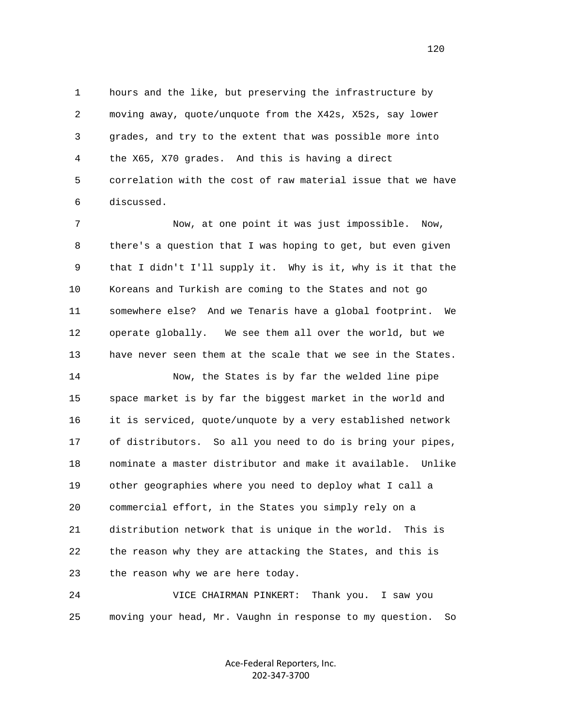1 hours and the like, but preserving the infrastructure by
2 moving away, quote/unquote from the X42s, X52s, say lower
3 grades, and try to the extent that was possible more into
4 the X65, X70 grades. And this is having a direct
5 correlation with the cost of raw material issue that we have
6 discussed.

7 Now, at one point it was just impossible. Now,
8 there's a question that I was hoping to get, but even given
9 that I didn't I'll supply it. Why is it, why is it that the
10 Koreans and Turkish are coming to the States and not go
11 somewhere else? And we Tenaris have a global footprint. We
12 operate globally. We see them all over the world, but we
13 have never seen them at the scale that we see in the States.

14 Now, the States is by far the welded line pipe
15 space market is by far the biggest market in the world and
16 it is serviced, quote/unquote by a very established network
17 of distributors. So all you need to do is bring your pipes,
18 nominate a master distributor and make it available. Unlike
19 other geographies where you need to deploy what I call a
20 commercial effort, in the States you simply rely on a
21 distribution network that is unique in the world. This is
22 the reason why they are attacking the States, and this is
23 the reason why we are here today.

24 VICE CHAIRMAN PINKERT: Thank you. I saw you
25 moving your head, Mr. Vaughn in response to my question. So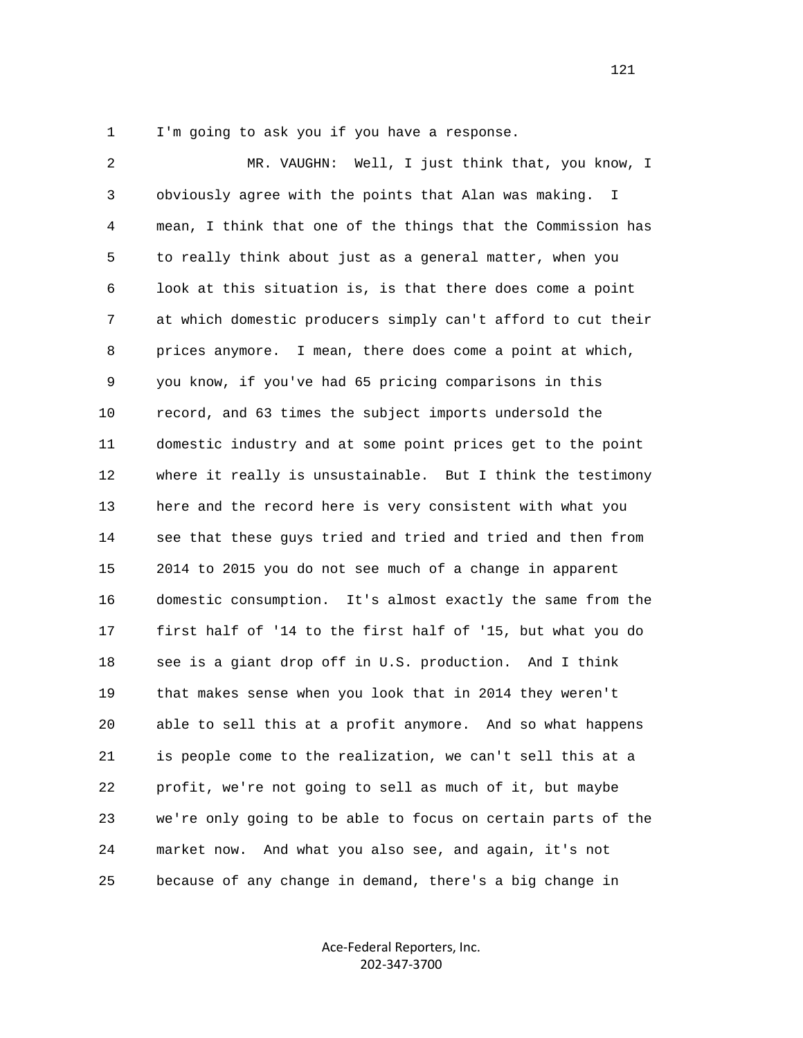I'm going to ask you if you have a response.

MR. VAUGHN: Well, I just think that, you know, I obviously agree with the points that Alan was making. I mean, I think that one of the things that the Commission has to really think about just as a general matter, when you look at this situation is, is that there does come a point at which domestic producers simply can't afford to cut their prices anymore. I mean, there does come a point at which, you know, if you've had 65 pricing comparisons in this record, and 63 times the subject imports undersold the domestic industry and at some point prices get to the point where it really is unsustainable. But I think the testimony here and the record here is very consistent with what you see that these guys tried and tried and tried and then from 2014 to 2015 you do not see much of a change in apparent domestic consumption. It's almost exactly the same from the first half of '14 to the first half of '15, but what you do see is a giant drop off in U.S. production. And I think that makes sense when you look that in 2014 they weren't able to sell this at a profit anymore. And so what happens is people come to the realization, we can't sell this at a profit, we're not going to sell as much of it, but maybe we're only going to be able to focus on certain parts of the market now. And what you also see, and again, it's not because of any change in demand, there's a big change in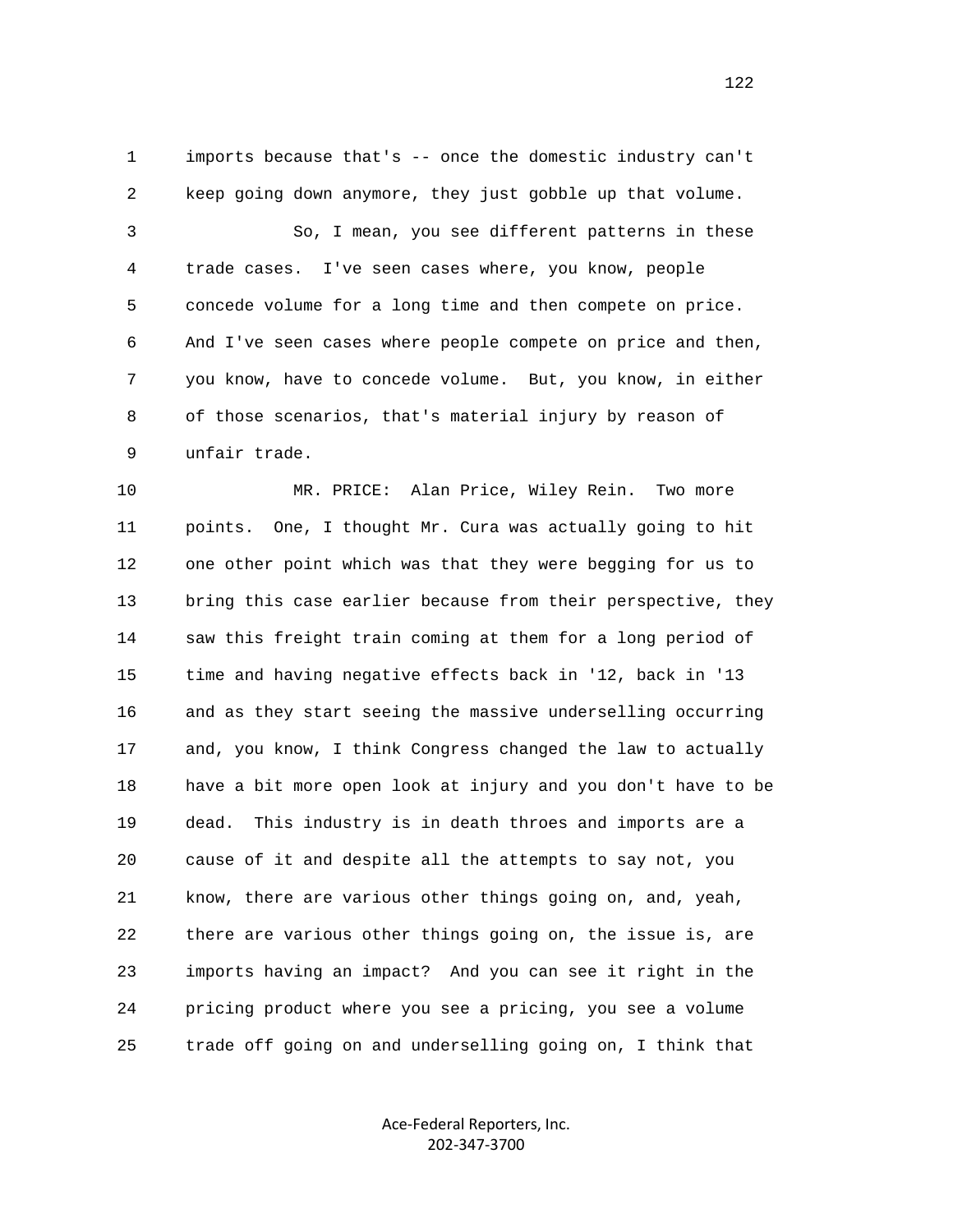imports because that's -- once the domestic industry can't keep going down anymore, they just gobble up that volume.

So, I mean, you see different patterns in these trade cases. I've seen cases where, you know, people concede volume for a long time and then compete on price. And I've seen cases where people compete on price and then, you know, have to concede volume. But, you know, in either of those scenarios, that's material injury by reason of unfair trade.

MR. PRICE: Alan Price, Wiley Rein. Two more points. One, I thought Mr. Cura was actually going to hit one other point which was that they were begging for us to bring this case earlier because from their perspective, they saw this freight train coming at them for a long period of time and having negative effects back in '12, back in '13 and as they start seeing the massive underselling occurring and, you know, I think Congress changed the law to actually have a bit more open look at injury and you don't have to be dead. This industry is in death throes and imports are a cause of it and despite all the attempts to say not, you know, there are various other things going on, and, yeah, there are various other things going on, the issue is, are imports having an impact? And you can see it right in the pricing product where you see a pricing, you see a volume trade off going on and underselling going on, I think that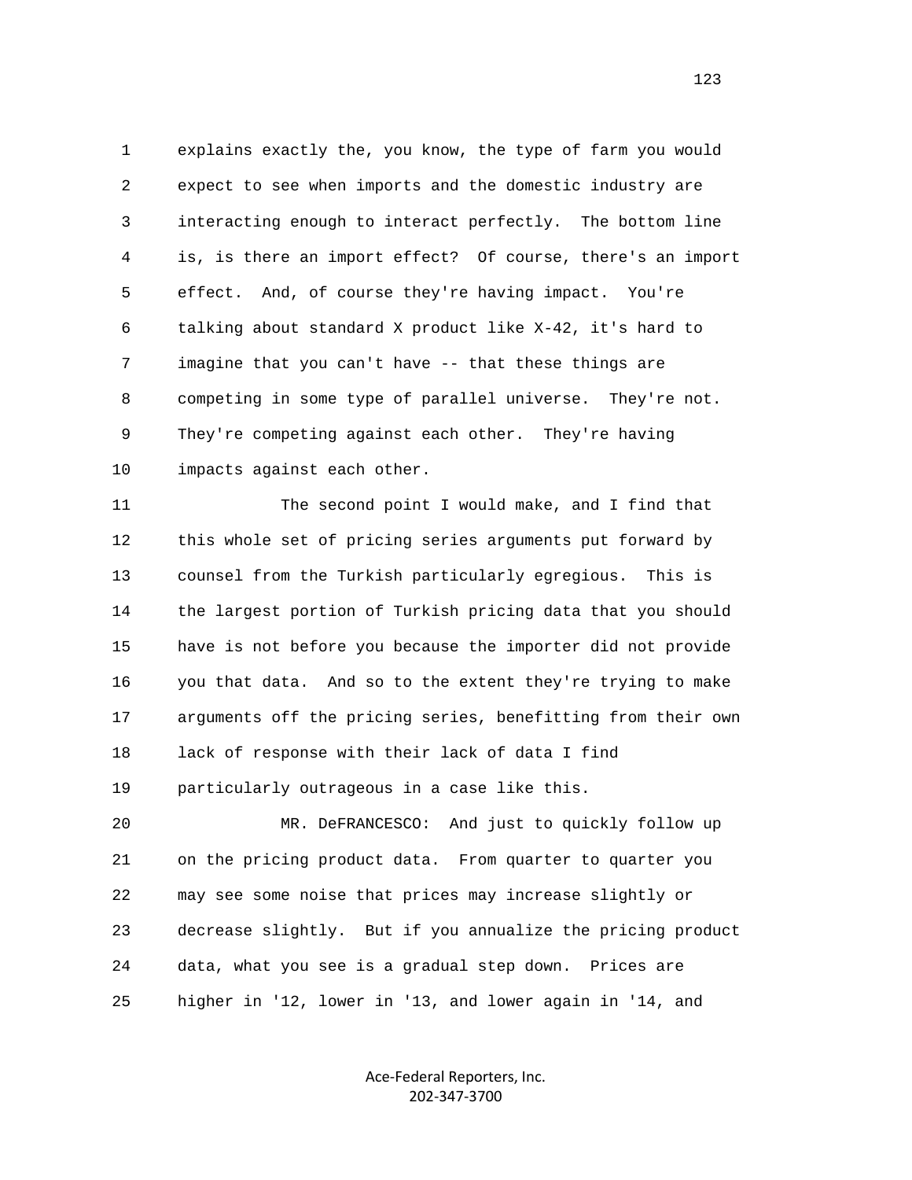1 explains exactly the, you know, the type of farm you would
2 expect to see when imports and the domestic industry are
3 interacting enough to interact perfectly. The bottom line
4 is, is there an import effect? Of course, there's an import
5 effect. And, of course they're having impact. You're
6 talking about standard X product like X-42, it's hard to
7 imagine that you can't have -- that these things are
8 competing in some type of parallel universe. They're not.
9 They're competing against each other. They're having
10 impacts against each other.

11 The second point I would make, and I find that
12 this whole set of pricing series arguments put forward by
13 counsel from the Turkish particularly egregious. This is
14 the largest portion of Turkish pricing data that you should
15 have is not before you because the importer did not provide
16 you that data. And so to the extent they're trying to make
17 arguments off the pricing series, benefitting from their own
18 lack of response with their lack of data I find
19 particularly outrageous in a case like this.

20 MR. DeFRANCESCO: And just to quickly follow up
21 on the pricing product data. From quarter to quarter you
22 may see some noise that prices may increase slightly or
23 decrease slightly. But if you annualize the pricing product
24 data, what you see is a gradual step down. Prices are
25 higher in '12, lower in '13, and lower again in '14, and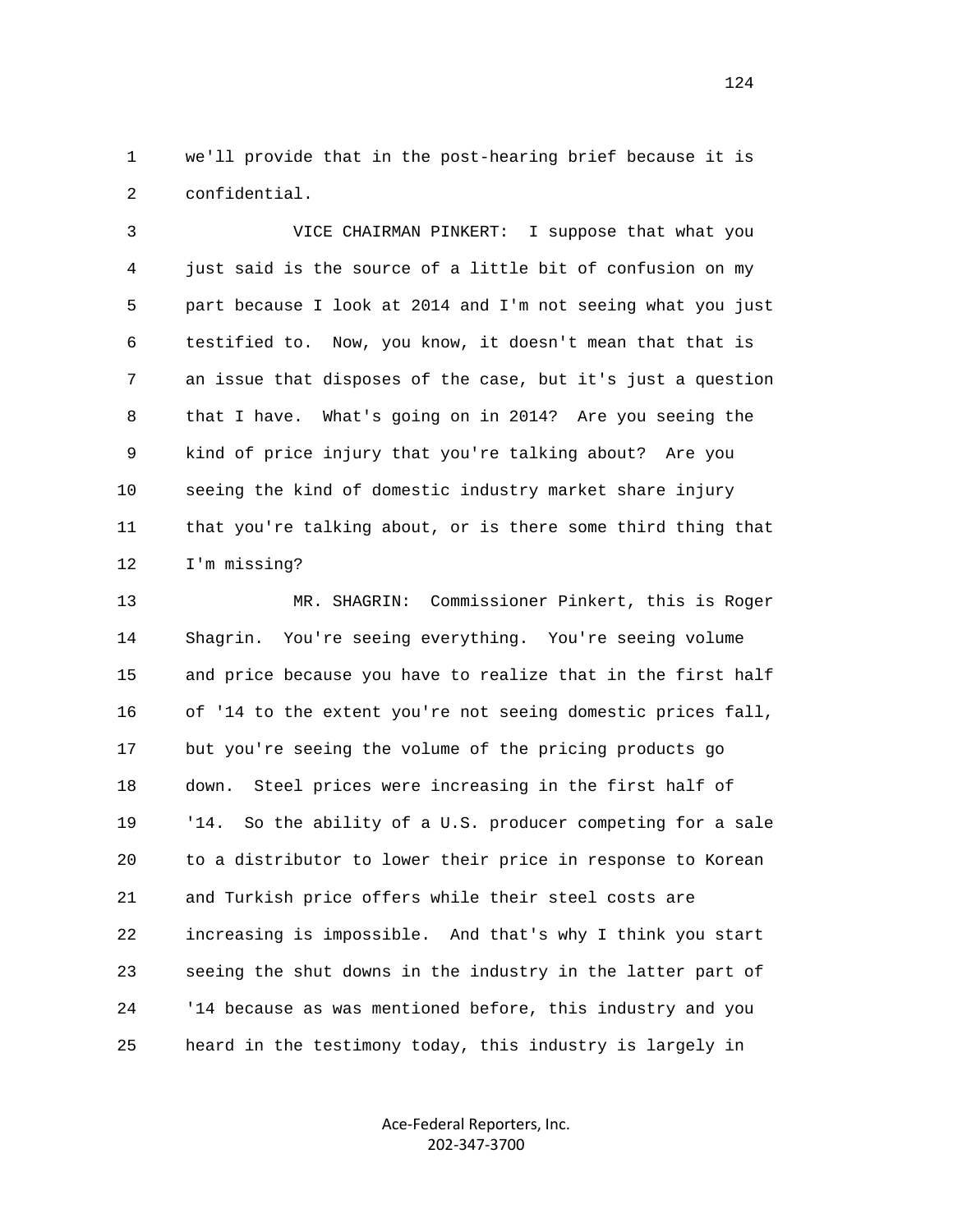we'll provide that in the post-hearing brief because it is confidential.

VICE CHAIRMAN PINKERT: I suppose that what you just said is the source of a little bit of confusion on my part because I look at 2014 and I'm not seeing what you just testified to. Now, you know, it doesn't mean that that is an issue that disposes of the case, but it's just a question that I have. What's going on in 2014? Are you seeing the kind of price injury that you're talking about? Are you seeing the kind of domestic industry market share injury that you're talking about, or is there some third thing that I'm missing?

MR. SHAGRIN: Commissioner Pinkert, this is Roger Shagrin. You're seeing everything. You're seeing volume and price because you have to realize that in the first half of '14 to the extent you're not seeing domestic prices fall, but you're seeing the volume of the pricing products go down. Steel prices were increasing in the first half of '14. So the ability of a U.S. producer competing for a sale to a distributor to lower their price in response to Korean and Turkish price offers while their steel costs are increasing is impossible. And that's why I think you start seeing the shut downs in the industry in the latter part of '14 because as was mentioned before, this industry and you heard in the testimony today, this industry is largely in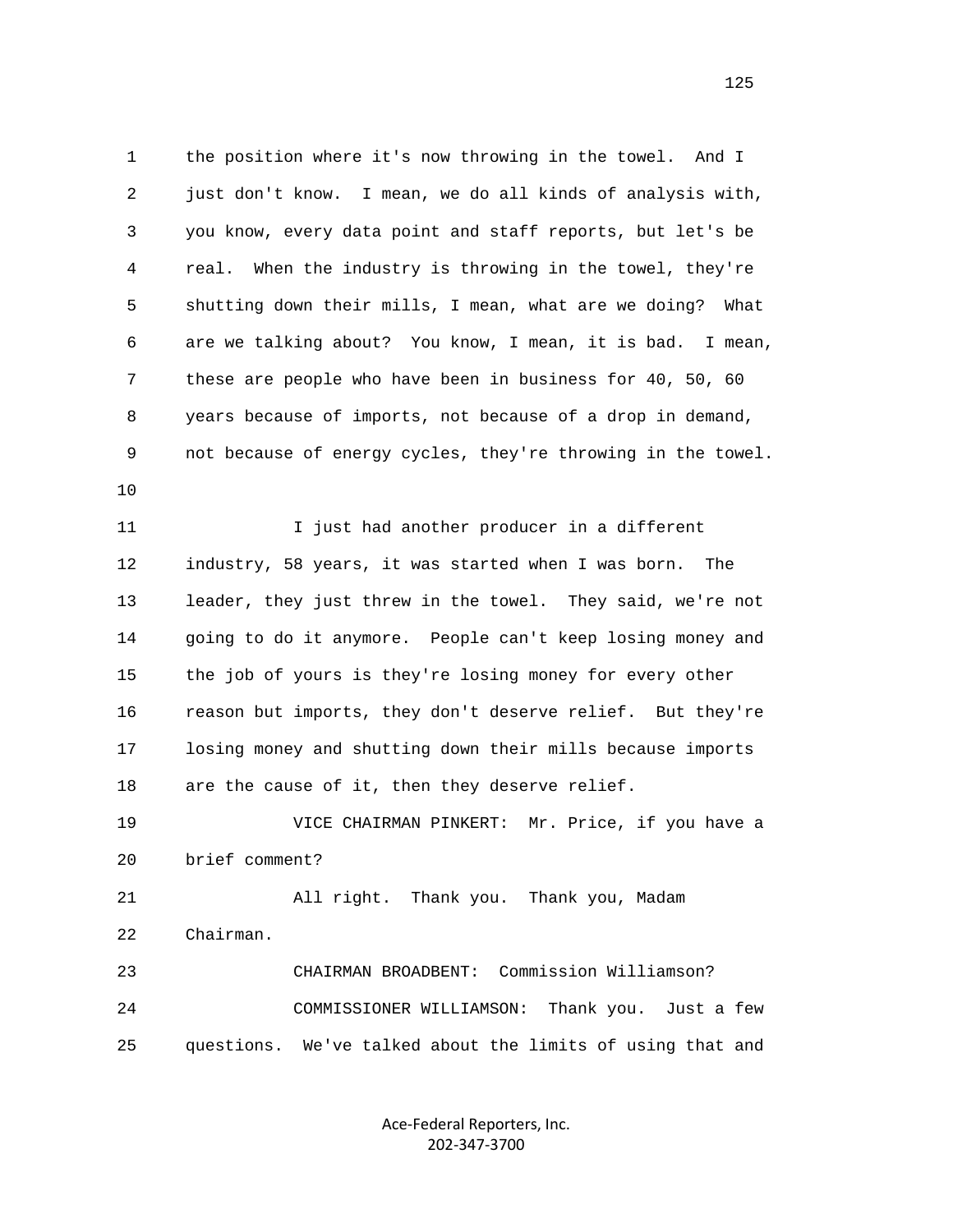the position where it's now throwing in the towel. And I just don't know. I mean, we do all kinds of analysis with, you know, every data point and staff reports, but let's be real. When the industry is throwing in the towel, they're shutting down their mills, I mean, what are we doing? What are we talking about? You know, I mean, it is bad. I mean, these are people who have been in business for 40, 50, 60 years because of imports, not because of a drop in demand, not because of energy cycles, they're throwing in the towel.

I just had another producer in a different industry, 58 years, it was started when I was born. The leader, they just threw in the towel. They said, we're not going to do it anymore. People can't keep losing money and the job of yours is they're losing money for every other reason but imports, they don't deserve relief. But they're losing money and shutting down their mills because imports are the cause of it, then they deserve relief.

VICE CHAIRMAN PINKERT: Mr. Price, if you have a brief comment?

All right. Thank you. Thank you, Madam Chairman.

CHAIRMAN BROADBENT: Commission Williamson?

COMMISSIONER WILLIAMSON: Thank you. Just a few questions. We've talked about the limits of using that and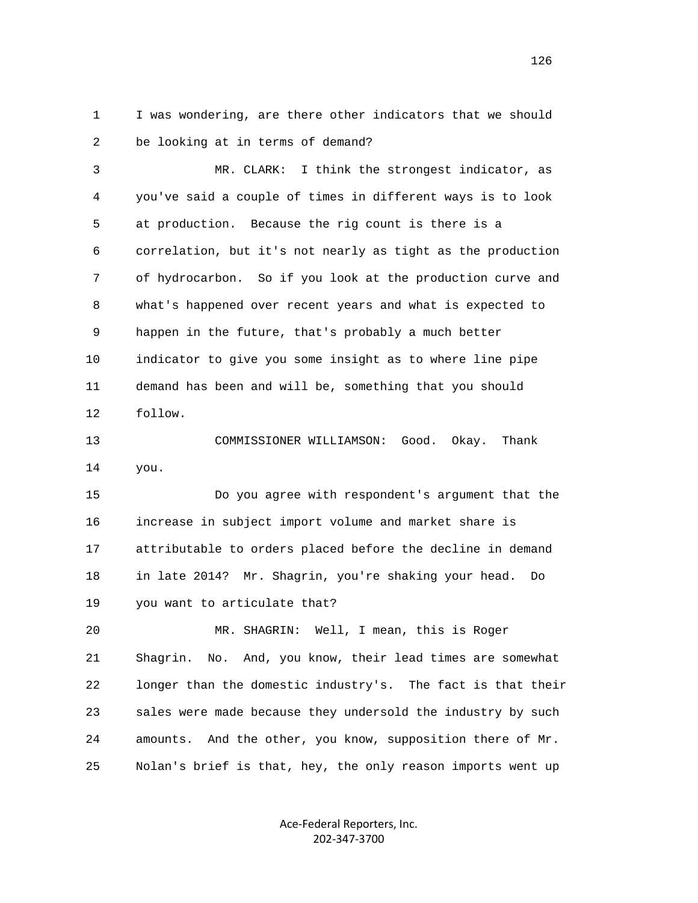I was wondering, are there other indicators that we should be looking at in terms of demand?

MR. CLARK: I think the strongest indicator, as you've said a couple of times in different ways is to look at production. Because the rig count is there is a correlation, but it's not nearly as tight as the production of hydrocarbon. So if you look at the production curve and what's happened over recent years and what is expected to happen in the future, that's probably a much better indicator to give you some insight as to where line pipe demand has been and will be, something that you should follow.

COMMISSIONER WILLIAMSON: Good. Okay. Thank you.

Do you agree with respondent's argument that the increase in subject import volume and market share is attributable to orders placed before the decline in demand in late 2014? Mr. Shagrin, you're shaking your head. Do you want to articulate that?

MR. SHAGRIN: Well, I mean, this is Roger Shagrin. No. And, you know, their lead times are somewhat longer than the domestic industry's. The fact is that their sales were made because they undersold the industry by such amounts. And the other, you know, supposition there of Mr. Nolan's brief is that, hey, the only reason imports went up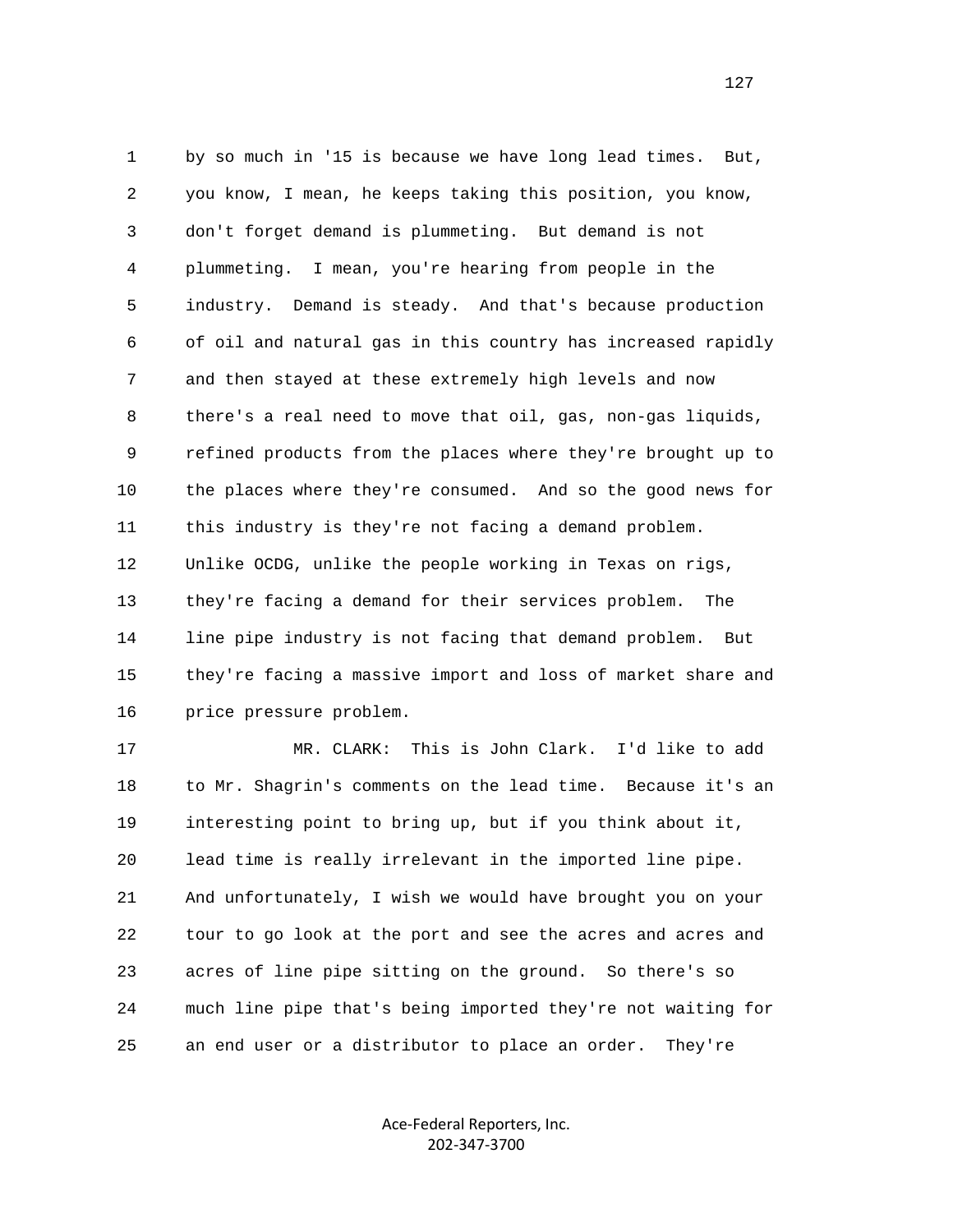by so much in '15 is because we have long lead times. But, you know, I mean, he keeps taking this position, you know, don't forget demand is plummeting. But demand is not plummeting. I mean, you're hearing from people in the industry. Demand is steady. And that's because production of oil and natural gas in this country has increased rapidly and then stayed at these extremely high levels and now there's a real need to move that oil, gas, non-gas liquids, refined products from the places where they're brought up to the places where they're consumed. And so the good news for this industry is they're not facing a demand problem. Unlike OCDG, unlike the people working in Texas on rigs, they're facing a demand for their services problem. The line pipe industry is not facing that demand problem. But they're facing a massive import and loss of market share and price pressure problem.

MR. CLARK: This is John Clark. I'd like to add to Mr. Shagrin's comments on the lead time. Because it's an interesting point to bring up, but if you think about it, lead time is really irrelevant in the imported line pipe. And unfortunately, I wish we would have brought you on your tour to go look at the port and see the acres and acres and acres of line pipe sitting on the ground. So there's so much line pipe that's being imported they're not waiting for an end user or a distributor to place an order. They're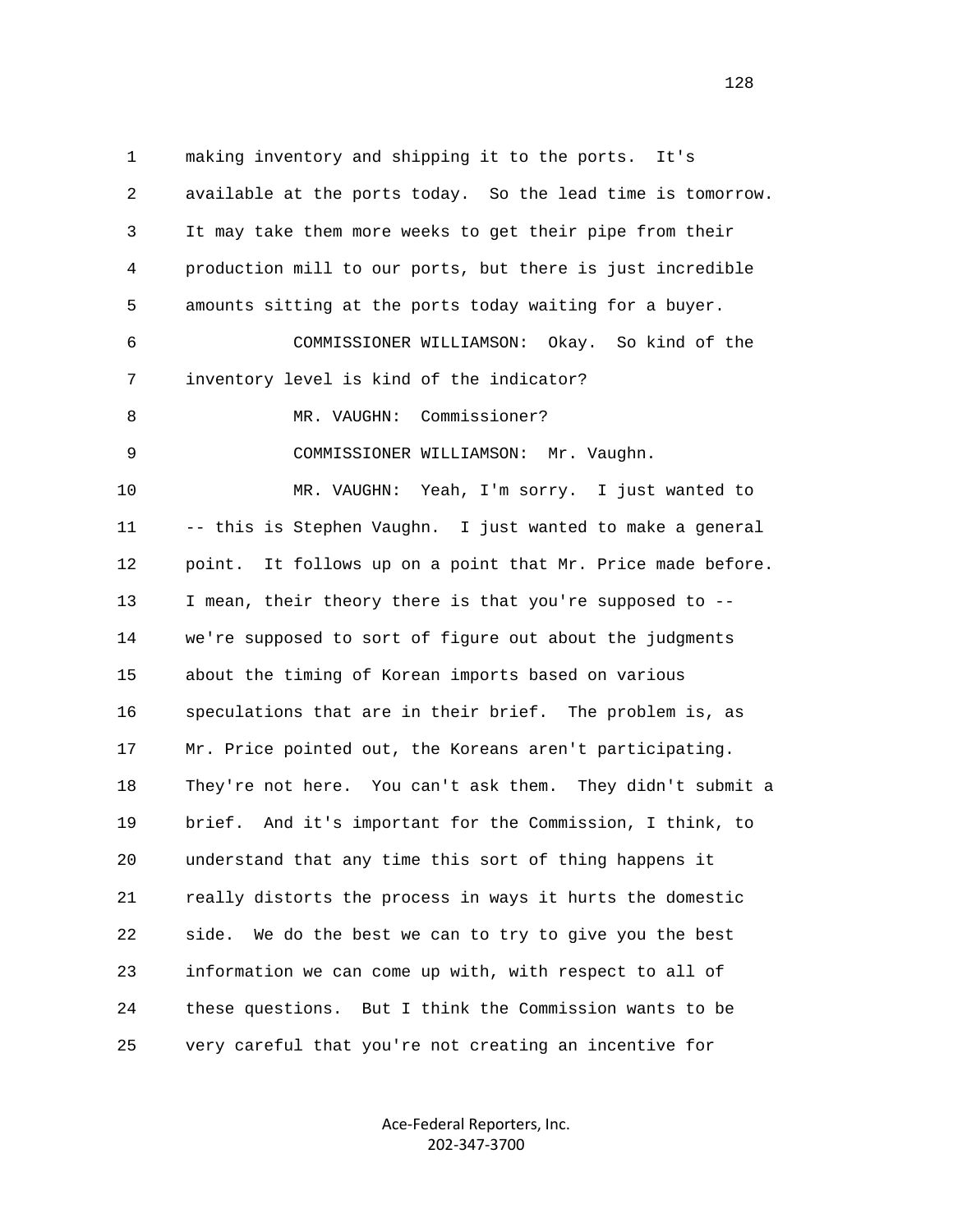making inventory and shipping it to the ports. It's available at the ports today. So the lead time is tomorrow. It may take them more weeks to get their pipe from their production mill to our ports, but there is just incredible amounts sitting at the ports today waiting for a buyer.

COMMISSIONER WILLIAMSON: Okay. So kind of the inventory level is kind of the indicator?

MR. VAUGHN: Commissioner?

COMMISSIONER WILLIAMSON: Mr. Vaughn.

MR. VAUGHN: Yeah, I'm sorry. I just wanted to -- this is Stephen Vaughn. I just wanted to make a general point. It follows up on a point that Mr. Price made before. I mean, their theory there is that you're supposed to -- we're supposed to sort of figure out about the judgments about the timing of Korean imports based on various speculations that are in their brief. The problem is, as Mr. Price pointed out, the Koreans aren't participating. They're not here. You can't ask them. They didn't submit a brief. And it's important for the Commission, I think, to understand that any time this sort of thing happens it really distorts the process in ways it hurts the domestic side. We do the best we can to try to give you the best information we can come up with, with respect to all of these questions. But I think the Commission wants to be very careful that you're not creating an incentive for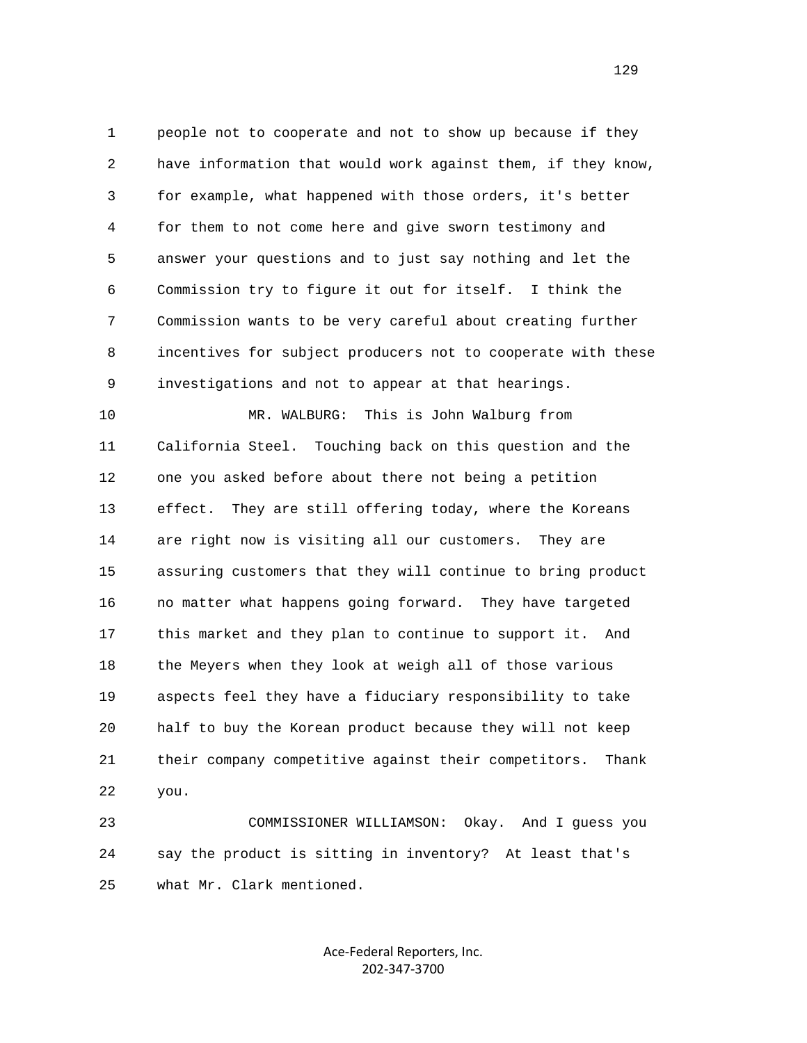people not to cooperate and not to show up because if they have information that would work against them, if they know, for example, what happened with those orders, it's better for them to not come here and give sworn testimony and answer your questions and to just say nothing and let the Commission try to figure it out for itself. I think the Commission wants to be very careful about creating further incentives for subject producers not to cooperate with these investigations and not to appear at that hearings.

MR. WALBURG: This is John Walburg from California Steel. Touching back on this question and the one you asked before about there not being a petition effect. They are still offering today, where the Koreans are right now is visiting all our customers. They are assuring customers that they will continue to bring product no matter what happens going forward. They have targeted this market and they plan to continue to support it. And the Meyers when they look at weigh all of those various aspects feel they have a fiduciary responsibility to take half to buy the Korean product because they will not keep their company competitive against their competitors. Thank you.

COMMISSIONER WILLIAMSON: Okay. And I guess you say the product is sitting in inventory? At least that's what Mr. Clark mentioned.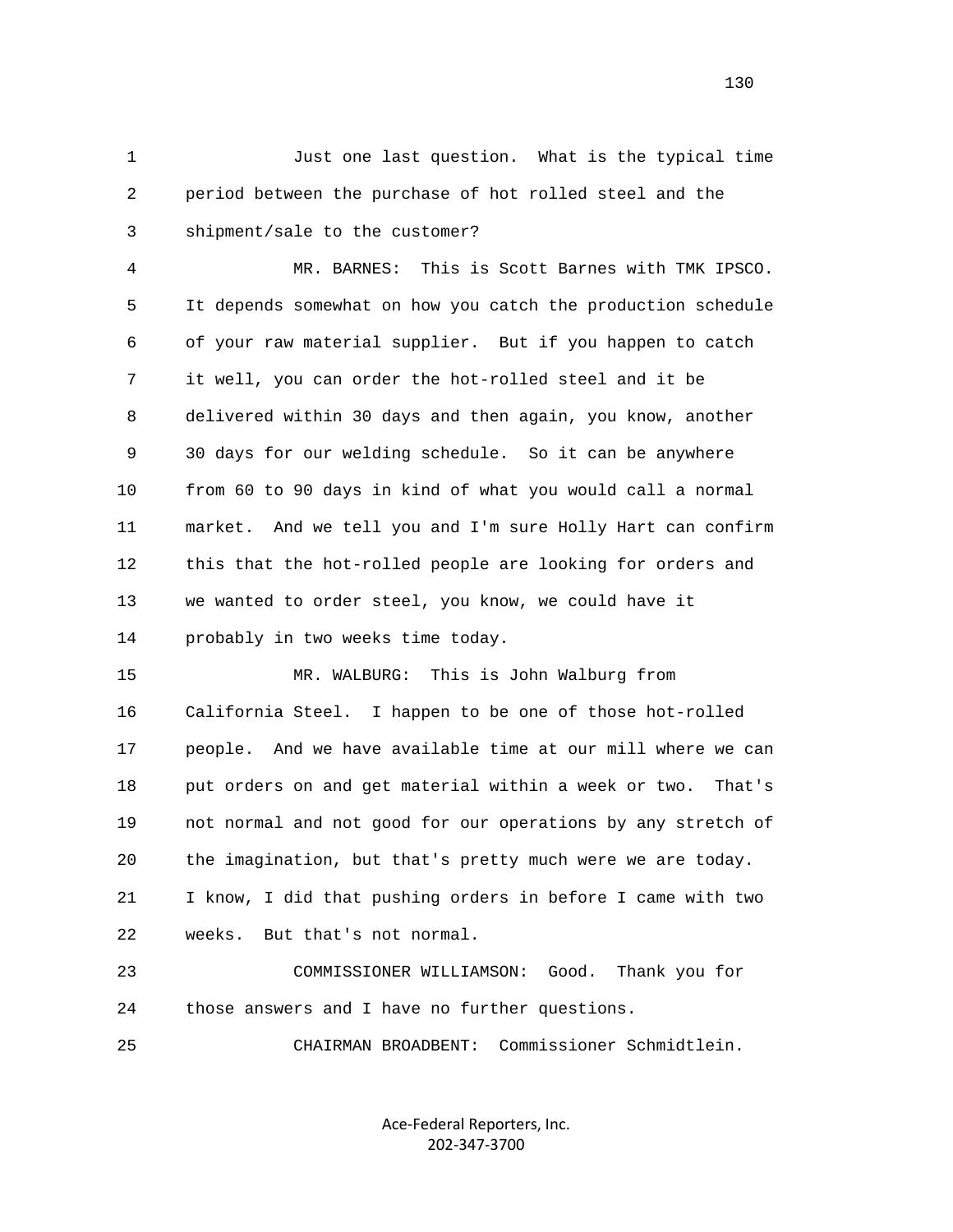Just one last question. What is the typical time period between the purchase of hot rolled steel and the shipment/sale to the customer?

MR. BARNES: This is Scott Barnes with TMK IPSCO. It depends somewhat on how you catch the production schedule of your raw material supplier. But if you happen to catch it well, you can order the hot-rolled steel and it be delivered within 30 days and then again, you know, another 30 days for our welding schedule. So it can be anywhere from 60 to 90 days in kind of what you would call a normal market. And we tell you and I'm sure Holly Hart can confirm this that the hot-rolled people are looking for orders and we wanted to order steel, you know, we could have it probably in two weeks time today.

MR. WALBURG: This is John Walburg from California Steel. I happen to be one of those hot-rolled people. And we have available time at our mill where we can put orders on and get material within a week or two. That's not normal and not good for our operations by any stretch of the imagination, but that's pretty much were we are today. I know, I did that pushing orders in before I came with two weeks. But that's not normal.

COMMISSIONER WILLIAMSON: Good. Thank you for those answers and I have no further questions.

CHAIRMAN BROADBENT: Commissioner Schmidtlein.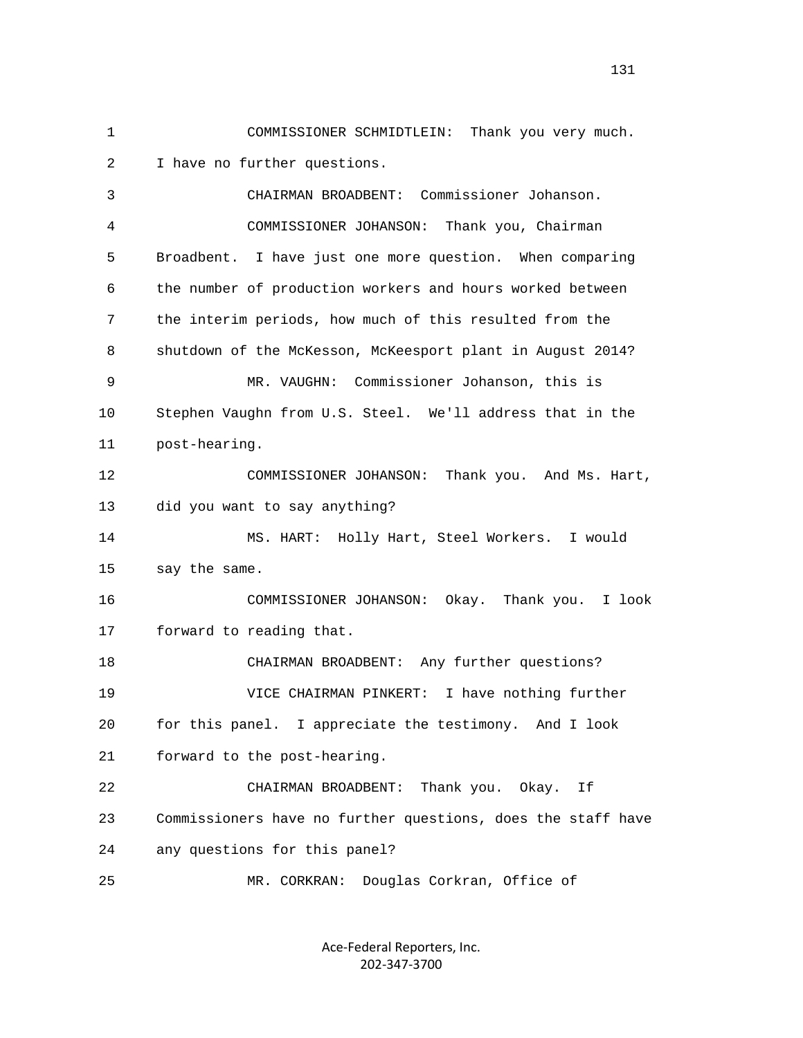COMMISSIONER SCHMIDTLEIN: Thank you very much. I have no further questions.

CHAIRMAN BROADBENT: Commissioner Johanson.

COMMISSIONER JOHANSON: Thank you, Chairman Broadbent. I have just one more question. When comparing the number of production workers and hours worked between the interim periods, how much of this resulted from the shutdown of the McKesson, McKeesport plant in August 2014?

MR. VAUGHN: Commissioner Johanson, this is Stephen Vaughn from U.S. Steel. We'll address that in the post-hearing.

COMMISSIONER JOHANSON: Thank you. And Ms. Hart, did you want to say anything?

MS. HART: Holly Hart, Steel Workers. I would say the same.

COMMISSIONER JOHANSON: Okay. Thank you. I look forward to reading that.

CHAIRMAN BROADBENT: Any further questions?

VICE CHAIRMAN PINKERT: I have nothing further for this panel. I appreciate the testimony. And I look forward to the post-hearing.

CHAIRMAN BROADBENT: Thank you. Okay. If Commissioners have no further questions, does the staff have any questions for this panel?

MR. CORKRAN: Douglas Corkran, Office of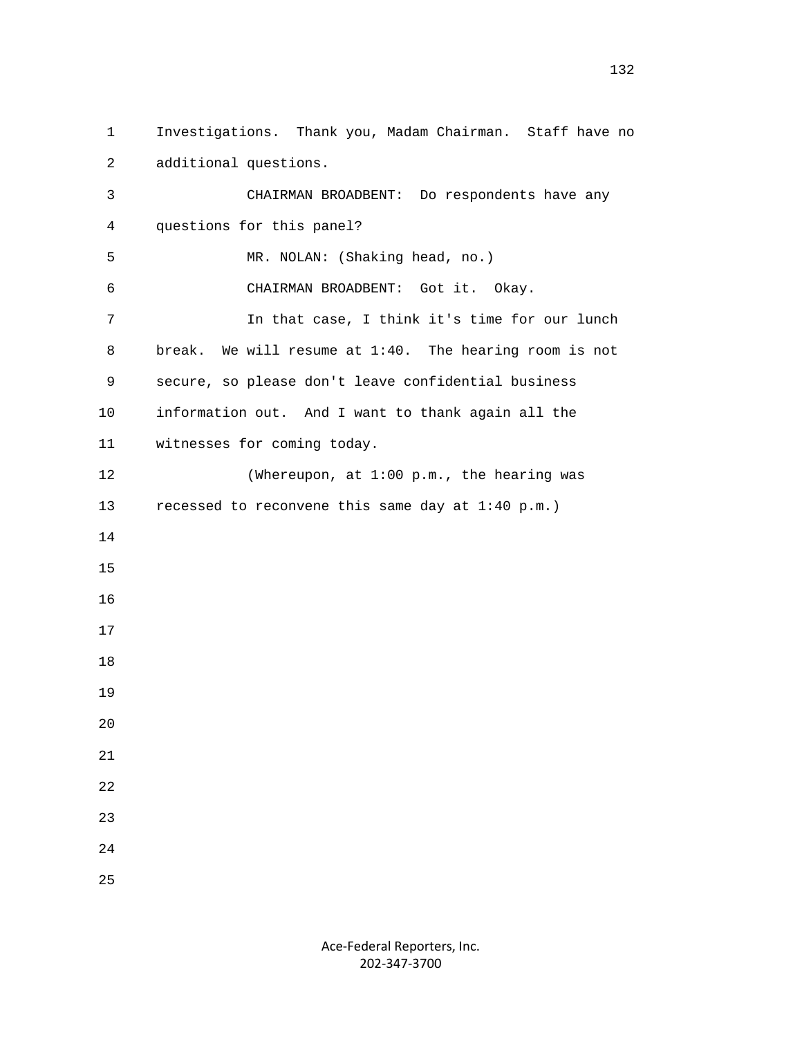Investigations. Thank you, Madam Chairman. Staff have no additional questions.

CHAIRMAN BROADBENT: Do respondents have any questions for this panel?

MR. NOLAN: (Shaking head, no.)

CHAIRMAN BROADBENT: Got it. Okay.

In that case, I think it's time for our lunch break. We will resume at 1:40. The hearing room is not secure, so please don't leave confidential business information out. And I want to thank again all the witnesses for coming today.

(Whereupon, at 1:00 p.m., the hearing was recessed to reconvene this same day at 1:40 p.m.)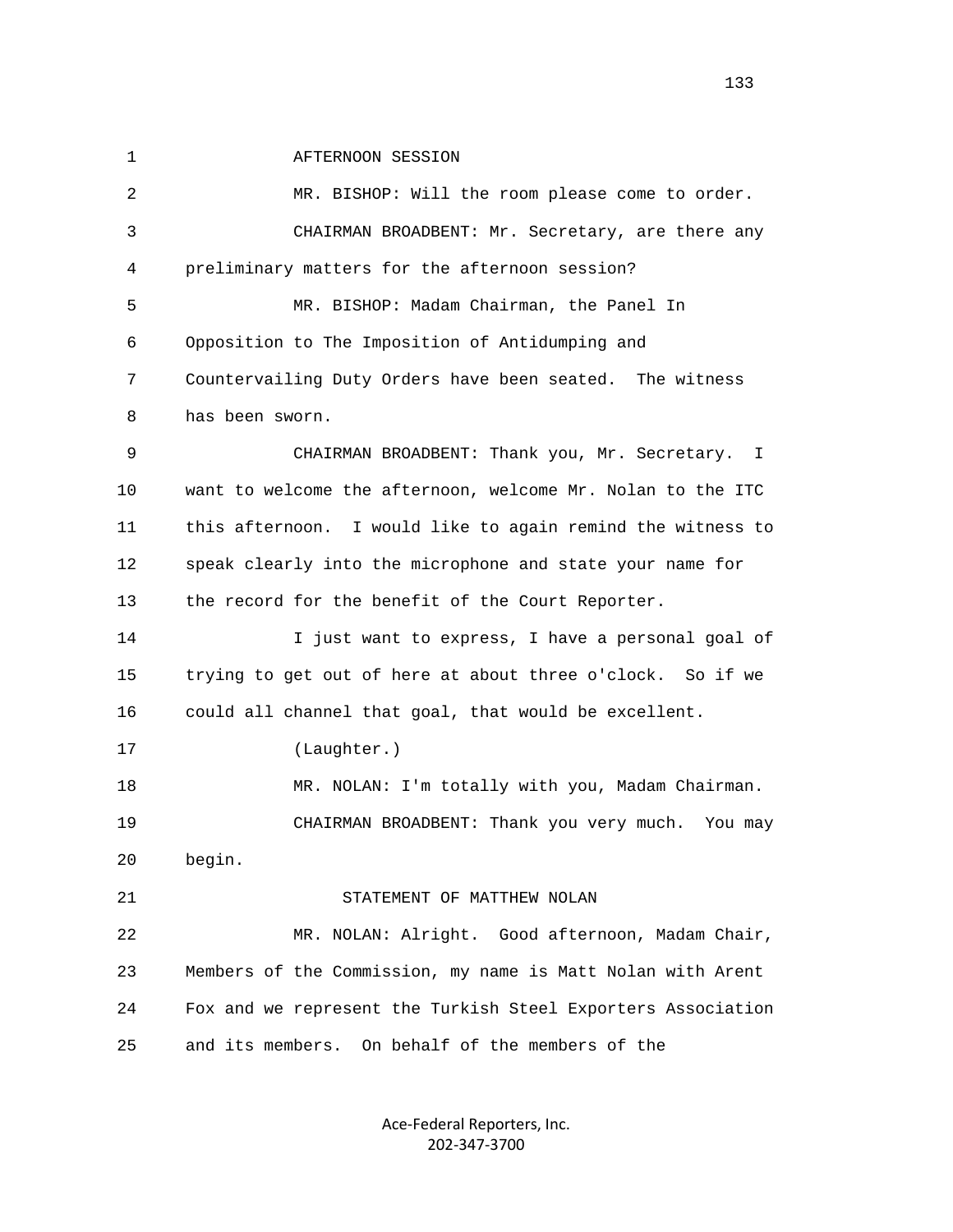AFTERNOON SESSION

MR. BISHOP: Will the room please come to order.

CHAIRMAN BROADBENT: Mr. Secretary, are there any preliminary matters for the afternoon session?

MR. BISHOP: Madam Chairman, the Panel In Opposition to The Imposition of Antidumping and Countervailing Duty Orders have been seated. The witness has been sworn.

CHAIRMAN BROADBENT: Thank you, Mr. Secretary. I want to welcome the afternoon, welcome Mr. Nolan to the ITC this afternoon. I would like to again remind the witness to speak clearly into the microphone and state your name for the record for the benefit of the Court Reporter.

I just want to express, I have a personal goal of trying to get out of here at about three o'clock. So if we could all channel that goal, that would be excellent.

(Laughter.)

MR. NOLAN: I'm totally with you, Madam Chairman.

CHAIRMAN BROADBENT: Thank you very much. You may begin.

STATEMENT OF MATTHEW NOLAN

MR. NOLAN: Alright. Good afternoon, Madam Chair, Members of the Commission, my name is Matt Nolan with Arent Fox and we represent the Turkish Steel Exporters Association and its members. On behalf of the members of the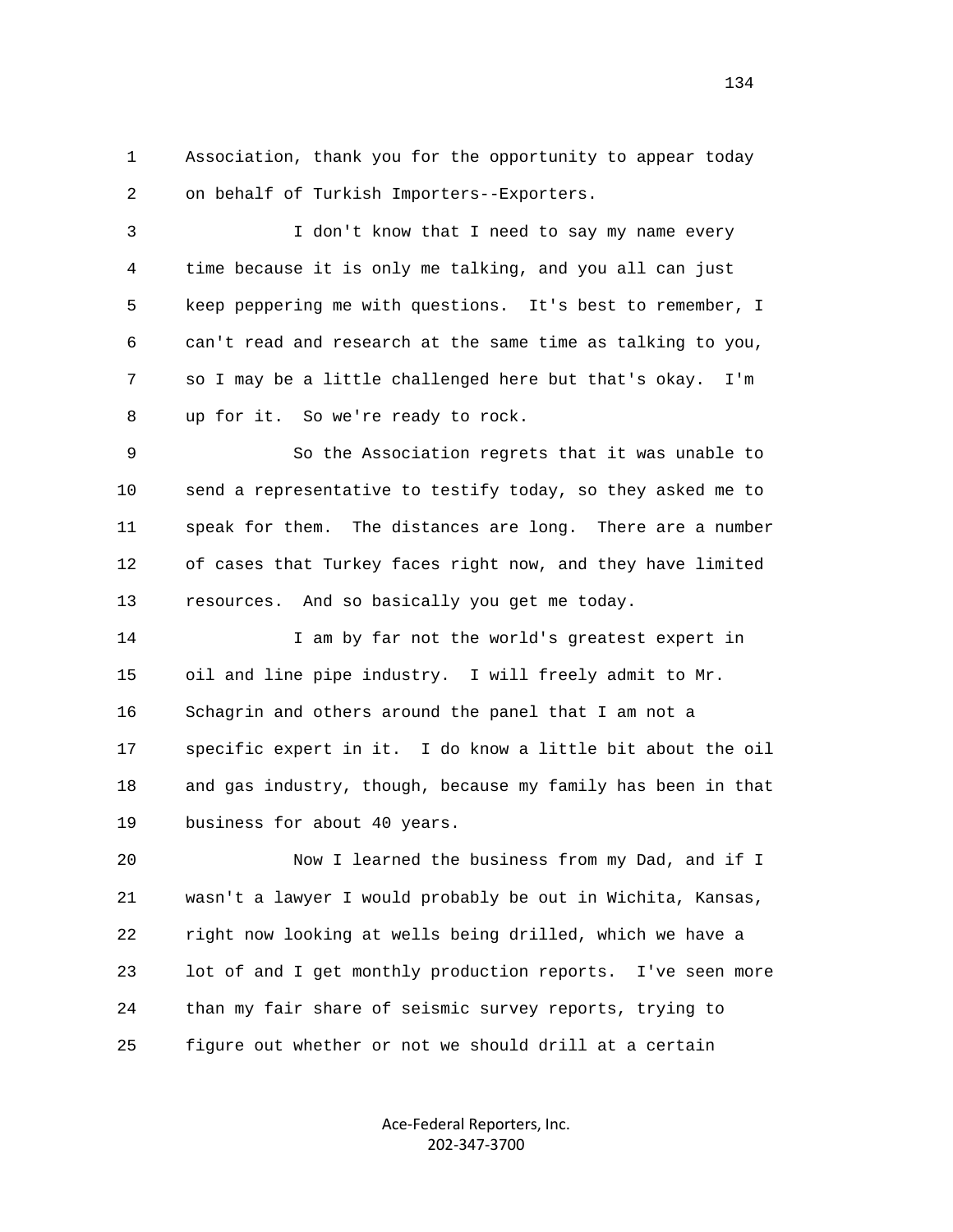Association, thank you for the opportunity to appear today on behalf of Turkish Importers--Exporters.

I don't know that I need to say my name every time because it is only me talking, and you all can just keep peppering me with questions. It's best to remember, I can't read and research at the same time as talking to you, so I may be a little challenged here but that's okay. I'm up for it. So we're ready to rock.

So the Association regrets that it was unable to send a representative to testify today, so they asked me to speak for them. The distances are long. There are a number of cases that Turkey faces right now, and they have limited resources. And so basically you get me today.

I am by far not the world's greatest expert in oil and line pipe industry. I will freely admit to Mr. Schagrin and others around the panel that I am not a specific expert in it. I do know a little bit about the oil and gas industry, though, because my family has been in that business for about 40 years.

Now I learned the business from my Dad, and if I wasn't a lawyer I would probably be out in Wichita, Kansas, right now looking at wells being drilled, which we have a lot of and I get monthly production reports. I've seen more than my fair share of seismic survey reports, trying to figure out whether or not we should drill at a certain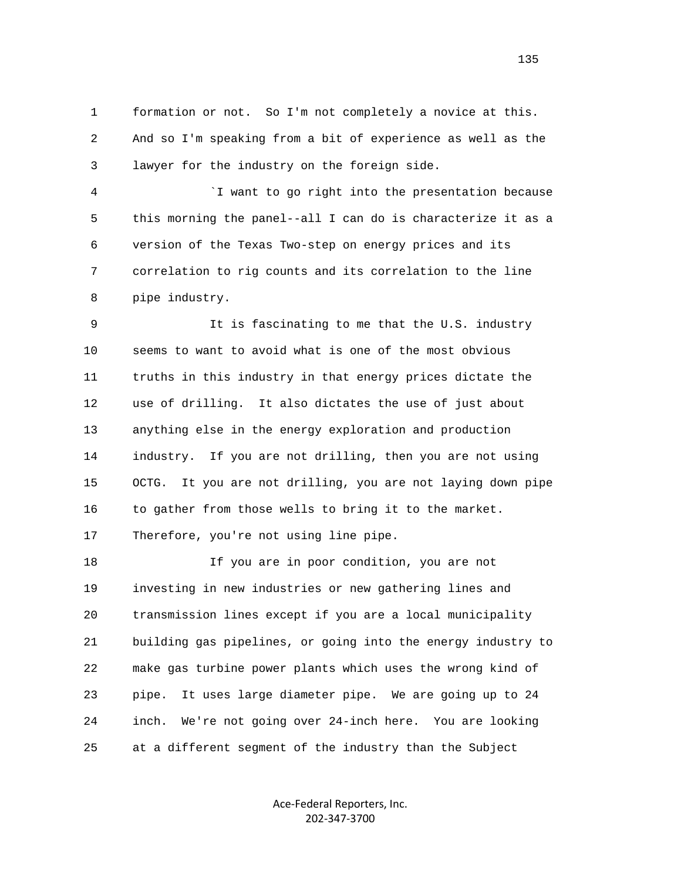formation or not. So I'm not completely a novice at this. And so I'm speaking from a bit of experience as well as the lawyer for the industry on the foreign side.

`I want to go right into the presentation because this morning the panel--all I can do is characterize it as a version of the Texas Two-step on energy prices and its correlation to rig counts and its correlation to the line pipe industry.

It is fascinating to me that the U.S. industry seems to want to avoid what is one of the most obvious truths in this industry in that energy prices dictate the use of drilling. It also dictates the use of just about anything else in the energy exploration and production industry. If you are not drilling, then you are not using OCTG. It you are not drilling, you are not laying down pipe to gather from those wells to bring it to the market. Therefore, you're not using line pipe.

If you are in poor condition, you are not investing in new industries or new gathering lines and transmission lines except if you are a local municipality building gas pipelines, or going into the energy industry to make gas turbine power plants which uses the wrong kind of pipe. It uses large diameter pipe. We are going up to 24 inch. We're not going over 24-inch here. You are looking at a different segment of the industry than the Subject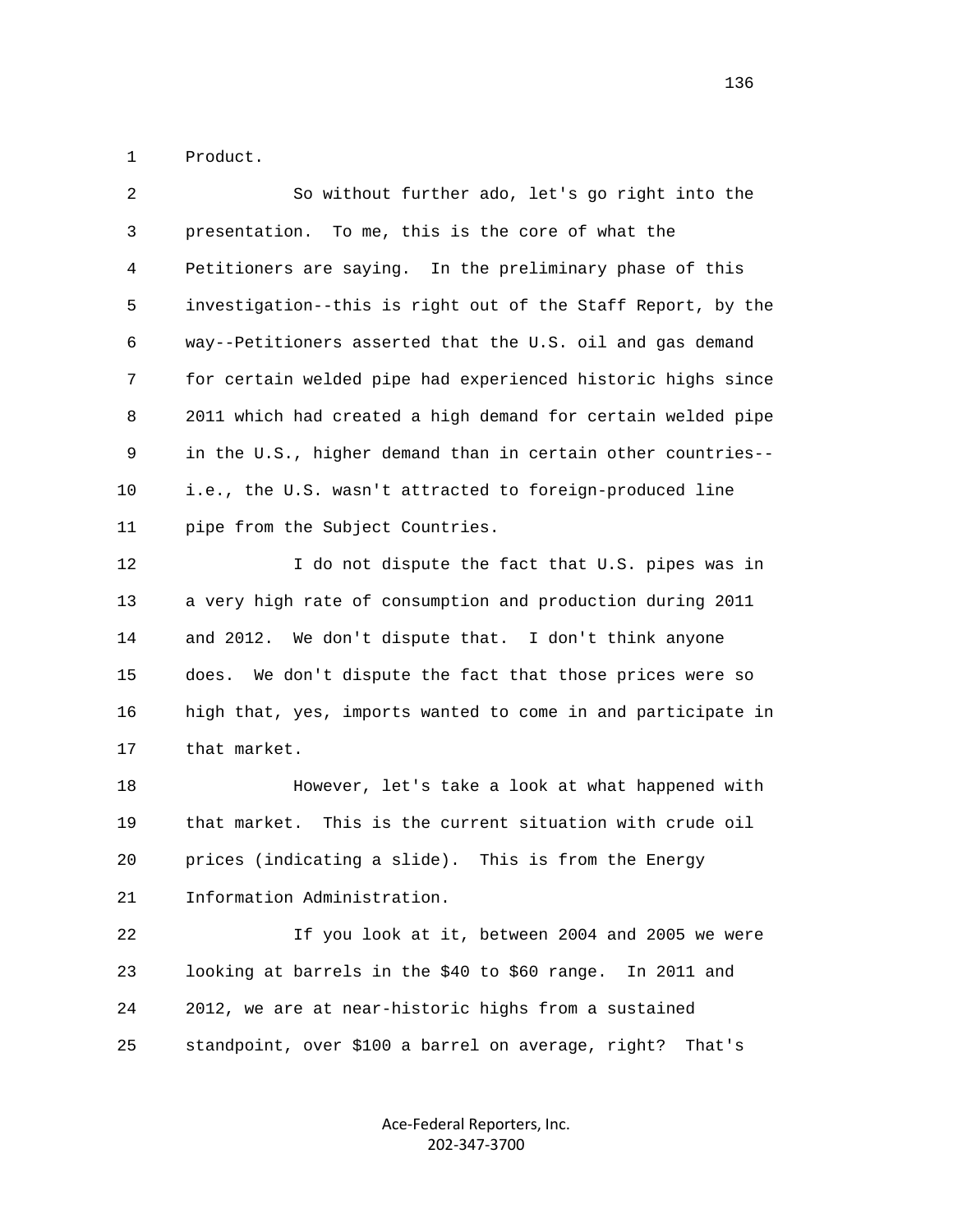1 Product.

2 So without further ado, let's go right into the
3 presentation. To me, this is the core of what the
4 Petitioners are saying. In the preliminary phase of this
5 investigation--this is right out of the Staff Report, by the
6 way--Petitioners asserted that the U.S. oil and gas demand
7 for certain welded pipe had experienced historic highs since
8 2011 which had created a high demand for certain welded pipe
9 in the U.S., higher demand than in certain other countries--
10 i.e., the U.S. wasn't attracted to foreign-produced line
11 pipe from the Subject Countries.

12 I do not dispute the fact that U.S. pipes was in
13 a very high rate of consumption and production during 2011
14 and 2012. We don't dispute that. I don't think anyone
15 does. We don't dispute the fact that those prices were so
16 high that, yes, imports wanted to come in and participate in
17 that market.

18 However, let's take a look at what happened with
19 that market. This is the current situation with crude oil
20 prices (indicating a slide). This is from the Energy
21 Information Administration.

22 If you look at it, between 2004 and 2005 we were
23 looking at barrels in the $40 to $60 range. In 2011 and
24 2012, we are at near-historic highs from a sustained
25 standpoint, over $100 a barrel on average, right? That's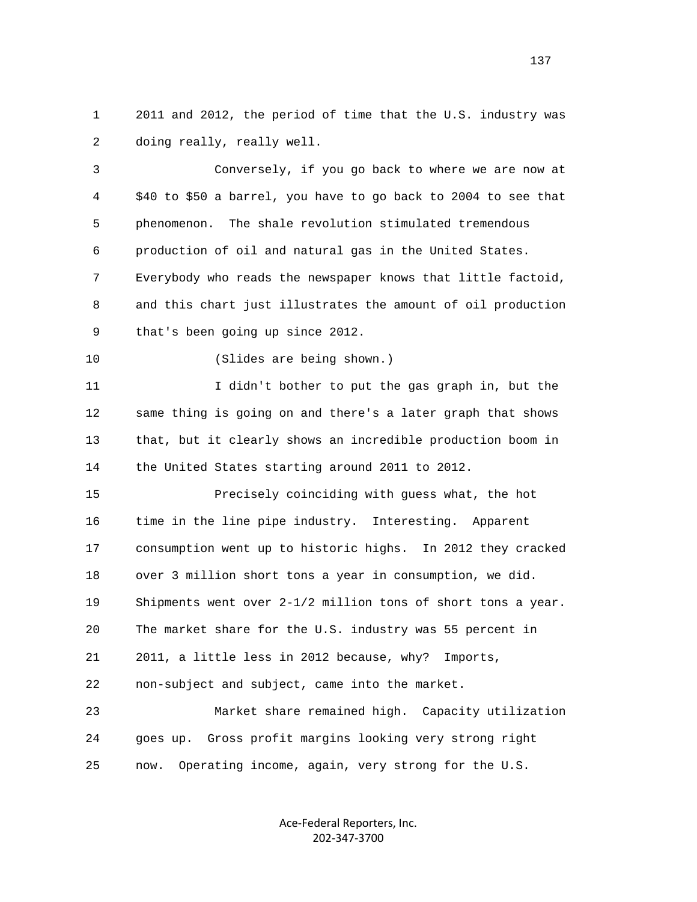1 2011 and 2012, the period of time that the U.S. industry was
2 doing really, really well.

3 Conversely, if you go back to where we are now at
4 $40 to $50 a barrel, you have to go back to 2004 to see that
5 phenomenon. The shale revolution stimulated tremendous
6 production of oil and natural gas in the United States.
7 Everybody who reads the newspaper knows that little factoid,
8 and this chart just illustrates the amount of oil production
9 that's been going up since 2012.

10 (Slides are being shown.)

11 I didn't bother to put the gas graph in, but the
12 same thing is going on and there's a later graph that shows
13 that, but it clearly shows an incredible production boom in
14 the United States starting around 2011 to 2012.

15 Precisely coinciding with guess what, the hot
16 time in the line pipe industry. Interesting. Apparent
17 consumption went up to historic highs. In 2012 they cracked
18 over 3 million short tons a year in consumption, we did.
19 Shipments went over 2-1/2 million tons of short tons a year.
20 The market share for the U.S. industry was 55 percent in
21 2011, a little less in 2012 because, why? Imports,
22 non-subject and subject, came into the market.

23 Market share remained high. Capacity utilization
24 goes up. Gross profit margins looking very strong right
25 now. Operating income, again, very strong for the U.S.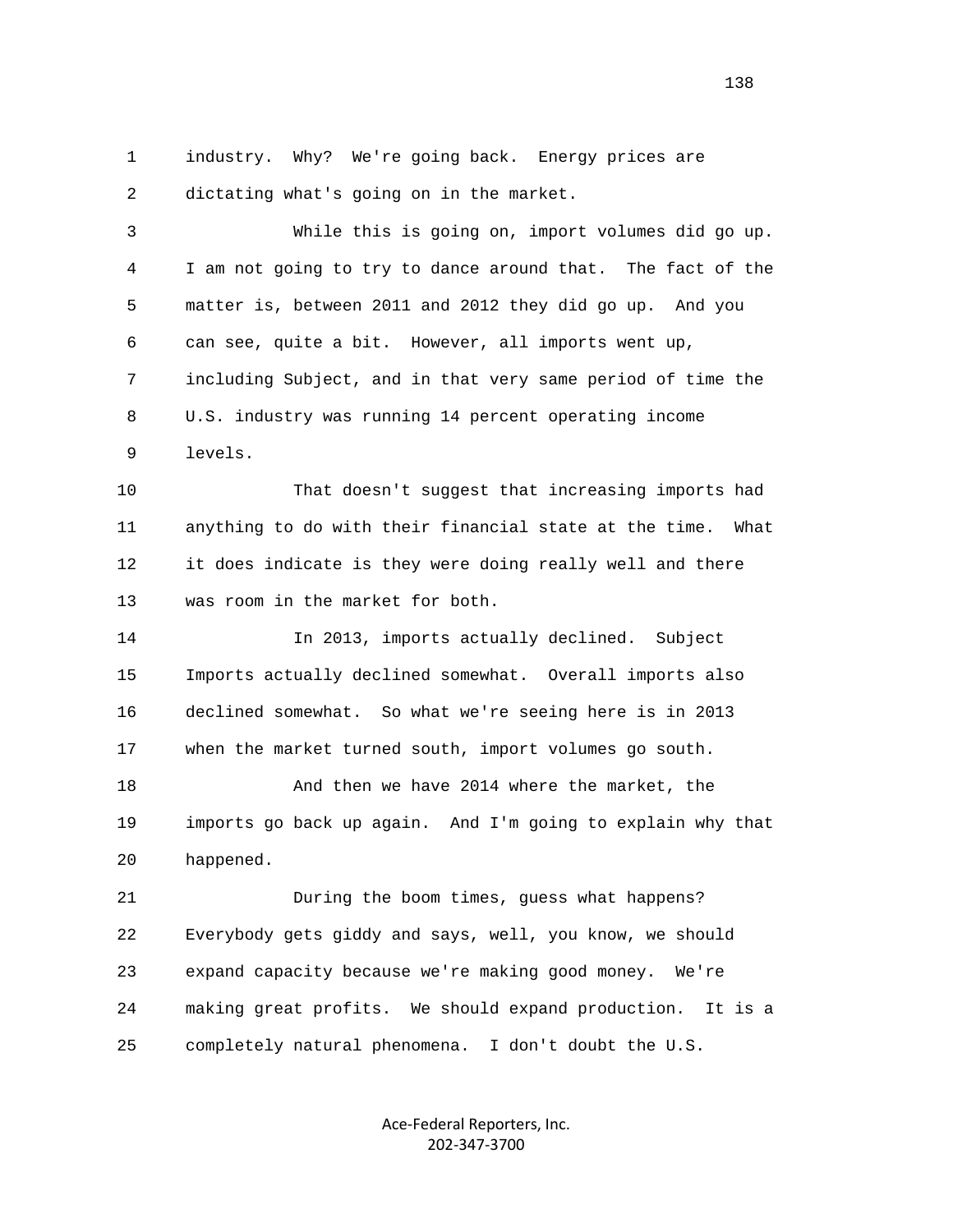industry. Why? We're going back. Energy prices are dictating what's going on in the market.

While this is going on, import volumes did go up. I am not going to try to dance around that. The fact of the matter is, between 2011 and 2012 they did go up. And you can see, quite a bit. However, all imports went up, including Subject, and in that very same period of time the U.S. industry was running 14 percent operating income levels.

That doesn't suggest that increasing imports had anything to do with their financial state at the time. What it does indicate is they were doing really well and there was room in the market for both.

In 2013, imports actually declined. Subject Imports actually declined somewhat. Overall imports also declined somewhat. So what we're seeing here is in 2013 when the market turned south, import volumes go south.

And then we have 2014 where the market, the imports go back up again. And I'm going to explain why that happened.

During the boom times, guess what happens? Everybody gets giddy and says, well, you know, we should expand capacity because we're making good money. We're making great profits. We should expand production. It is a completely natural phenomena. I don't doubt the U.S.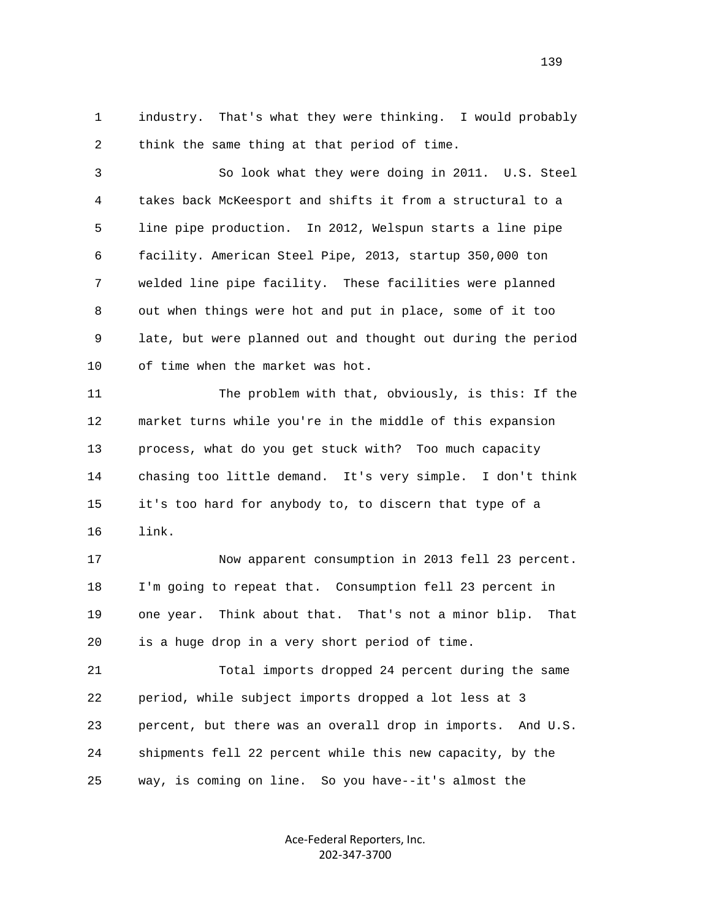industry. That's what they were thinking. I would probably think the same thing at that period of time.

So look what they were doing in 2011. U.S. Steel takes back McKeesport and shifts it from a structural to a line pipe production. In 2012, Welspun starts a line pipe facility. American Steel Pipe, 2013, startup 350,000 ton welded line pipe facility. These facilities were planned out when things were hot and put in place, some of it too late, but were planned out and thought out during the period of time when the market was hot.

The problem with that, obviously, is this: If the market turns while you're in the middle of this expansion process, what do you get stuck with? Too much capacity chasing too little demand. It's very simple. I don't think it's too hard for anybody to, to discern that type of a link.

Now apparent consumption in 2013 fell 23 percent. I'm going to repeat that. Consumption fell 23 percent in one year. Think about that. That's not a minor blip. That is a huge drop in a very short period of time.

Total imports dropped 24 percent during the same period, while subject imports dropped a lot less at 3 percent, but there was an overall drop in imports. And U.S. shipments fell 22 percent while this new capacity, by the way, is coming on line. So you have--it's almost the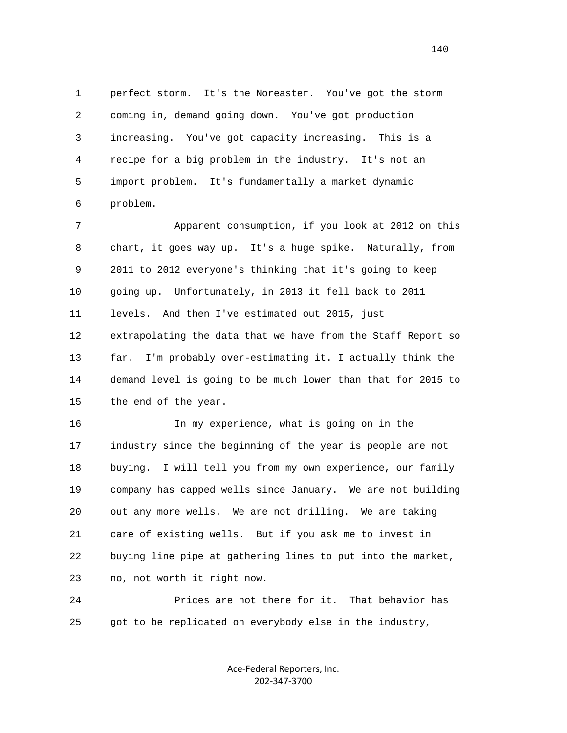perfect storm. It's the Noreaster. You've got the storm coming in, demand going down. You've got production increasing. You've got capacity increasing. This is a recipe for a big problem in the industry. It's not an import problem. It's fundamentally a market dynamic problem.

Apparent consumption, if you look at 2012 on this chart, it goes way up. It's a huge spike. Naturally, from 2011 to 2012 everyone's thinking that it's going to keep going up. Unfortunately, in 2013 it fell back to 2011 levels. And then I've estimated out 2015, just extrapolating the data that we have from the Staff Report so far. I'm probably over-estimating it. I actually think the demand level is going to be much lower than that for 2015 to the end of the year.

In my experience, what is going on in the industry since the beginning of the year is people are not buying. I will tell you from my own experience, our family company has capped wells since January. We are not building out any more wells. We are not drilling. We are taking care of existing wells. But if you ask me to invest in buying line pipe at gathering lines to put into the market, no, not worth it right now.

Prices are not there for it. That behavior has got to be replicated on everybody else in the industry,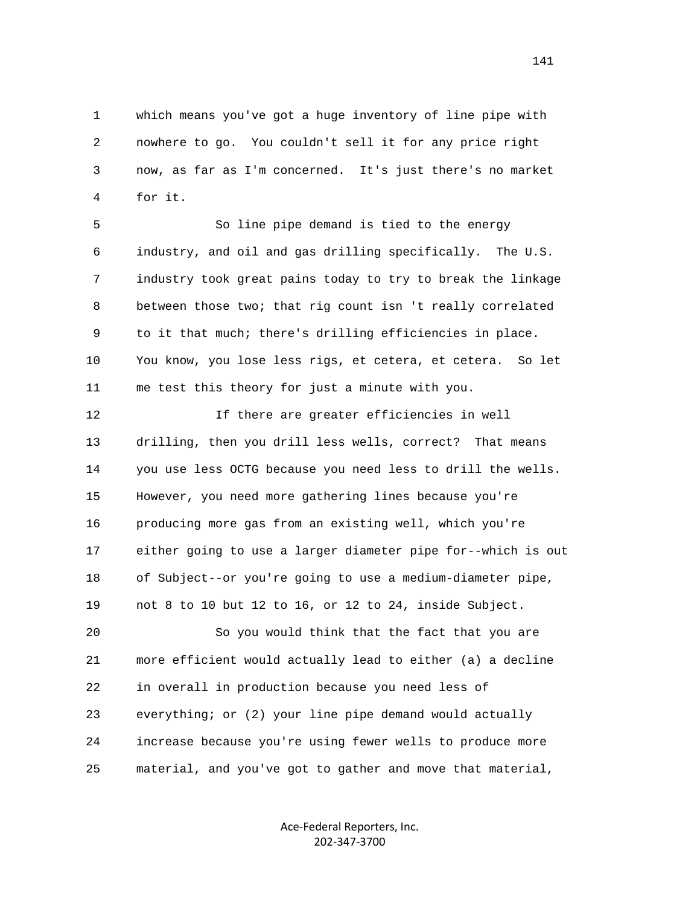which means you've got a huge inventory of line pipe with nowhere to go. You couldn't sell it for any price right now, as far as I'm concerned. It's just there's no market for it.

So line pipe demand is tied to the energy industry, and oil and gas drilling specifically. The U.S. industry took great pains today to try to break the linkage between those two; that rig count isn 't really correlated to it that much; there's drilling efficiencies in place. You know, you lose less rigs, et cetera, et cetera. So let me test this theory for just a minute with you.

If there are greater efficiencies in well drilling, then you drill less wells, correct? That means you use less OCTG because you need less to drill the wells. However, you need more gathering lines because you're producing more gas from an existing well, which you're either going to use a larger diameter pipe for--which is out of Subject--or you're going to use a medium-diameter pipe, not 8 to 10 but 12 to 16, or 12 to 24, inside Subject.

So you would think that the fact that you are more efficient would actually lead to either (a) a decline in overall in production because you need less of everything; or (2) your line pipe demand would actually increase because you're using fewer wells to produce more material, and you've got to gather and move that material,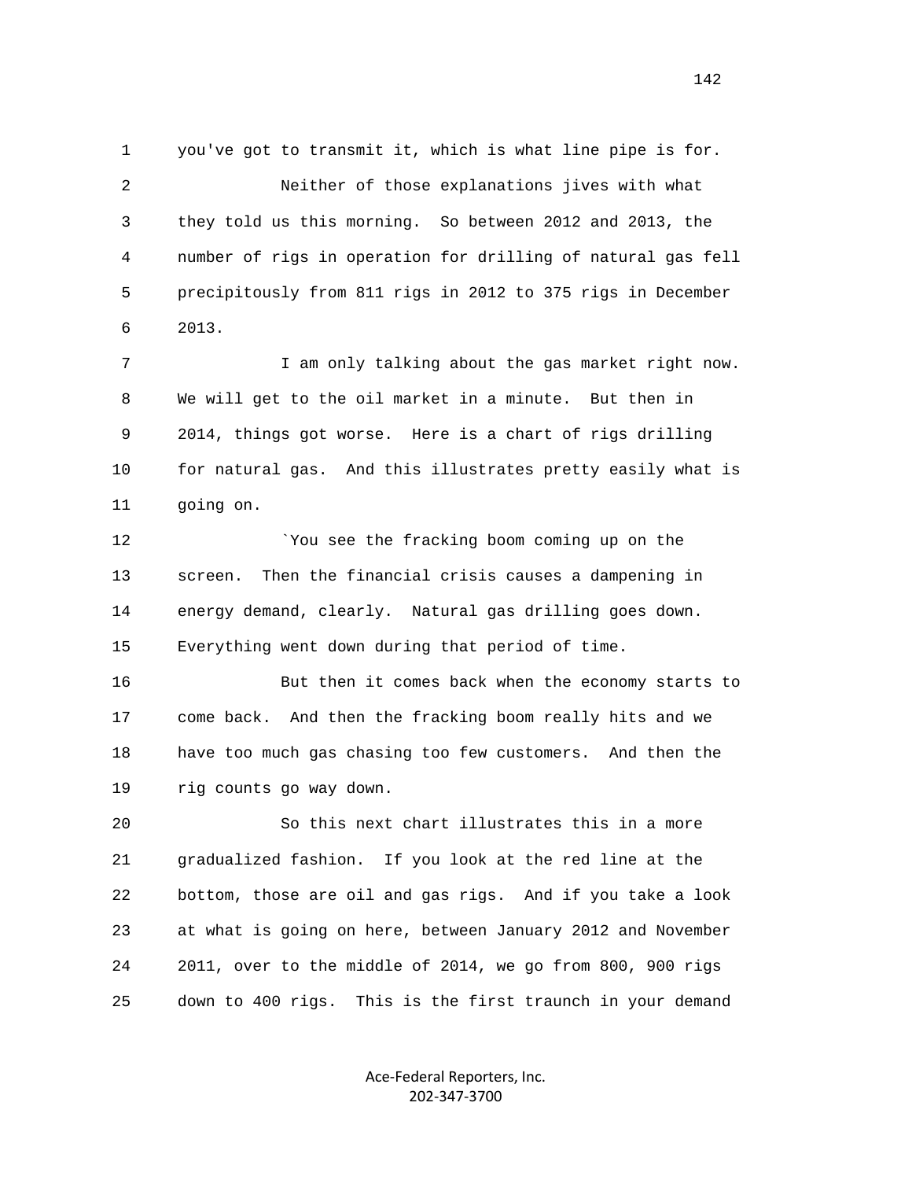1 you've got to transmit it, which is what line pipe is for.

2 Neither of those explanations jives with what

3 they told us this morning. So between 2012 and 2013, the

4 number of rigs in operation for drilling of natural gas fell

5 precipitously from 811 rigs in 2012 to 375 rigs in December

6 2013.

7 I am only talking about the gas market right now.

8 We will get to the oil market in a minute. But then in

9 2014, things got worse. Here is a chart of rigs drilling

10 for natural gas. And this illustrates pretty easily what is

11 going on.

12 `You see the fracking boom coming up on the

13 screen. Then the financial crisis causes a dampening in

14 energy demand, clearly. Natural gas drilling goes down.

15 Everything went down during that period of time.

16 But then it comes back when the economy starts to

17 come back. And then the fracking boom really hits and we

18 have too much gas chasing too few customers. And then the

19 rig counts go way down.

20 So this next chart illustrates this in a more

21 gradualized fashion. If you look at the red line at the

22 bottom, those are oil and gas rigs. And if you take a look

23 at what is going on here, between January 2012 and November

24 2011, over to the middle of 2014, we go from 800, 900 rigs

25 down to 400 rigs. This is the first traunch in your demand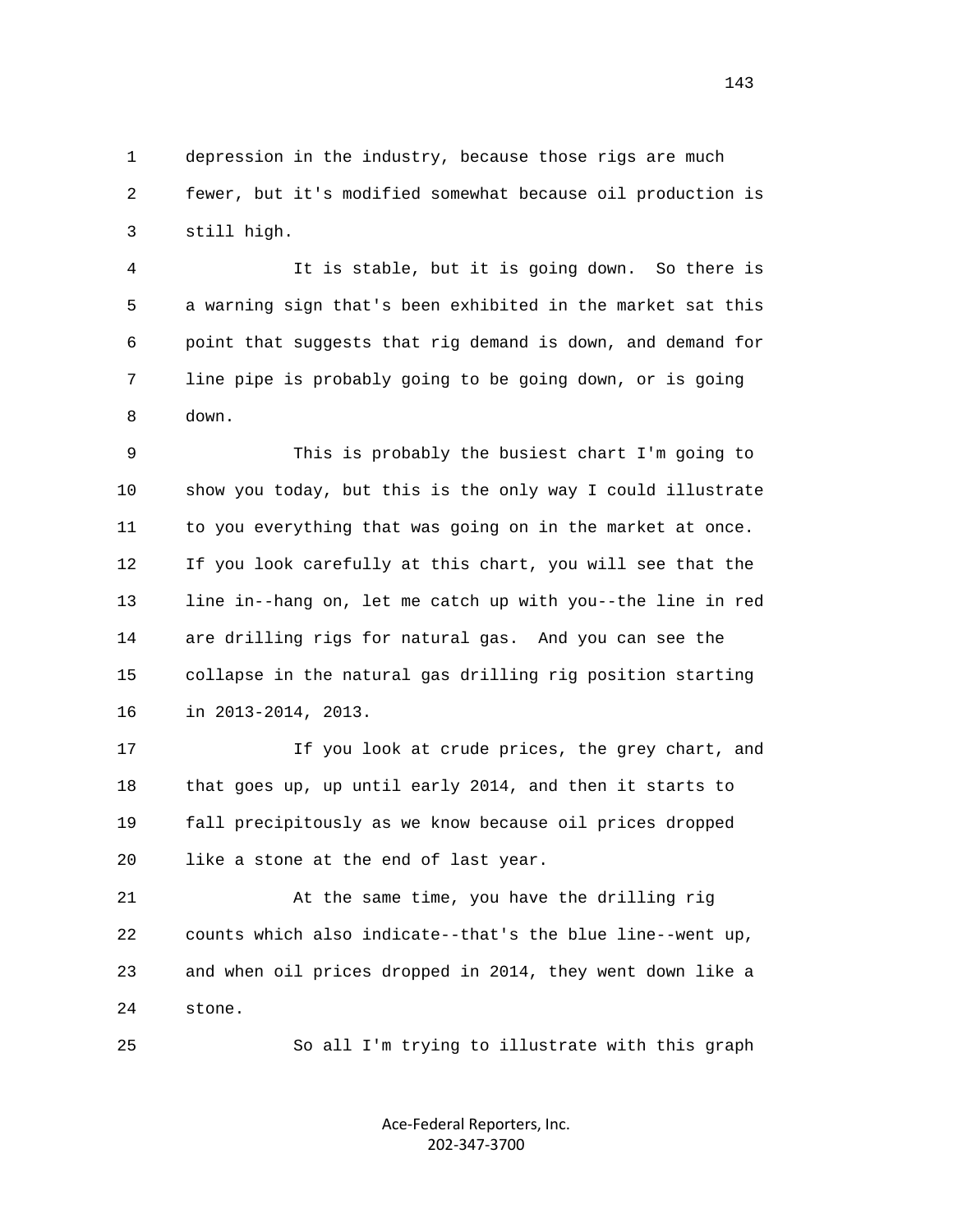depression in the industry, because those rigs are much fewer, but it's modified somewhat because oil production is still high.

It is stable, but it is going down. So there is a warning sign that's been exhibited in the market sat this point that suggests that rig demand is down, and demand for line pipe is probably going to be going down, or is going down.

This is probably the busiest chart I'm going to show you today, but this is the only way I could illustrate to you everything that was going on in the market at once. If you look carefully at this chart, you will see that the line in--hang on, let me catch up with you--the line in red are drilling rigs for natural gas. And you can see the collapse in the natural gas drilling rig position starting in 2013-2014, 2013.

If you look at crude prices, the grey chart, and that goes up, up until early 2014, and then it starts to fall precipitously as we know because oil prices dropped like a stone at the end of last year.

At the same time, you have the drilling rig counts which also indicate--that's the blue line--went up, and when oil prices dropped in 2014, they went down like a stone.

So all I'm trying to illustrate with this graph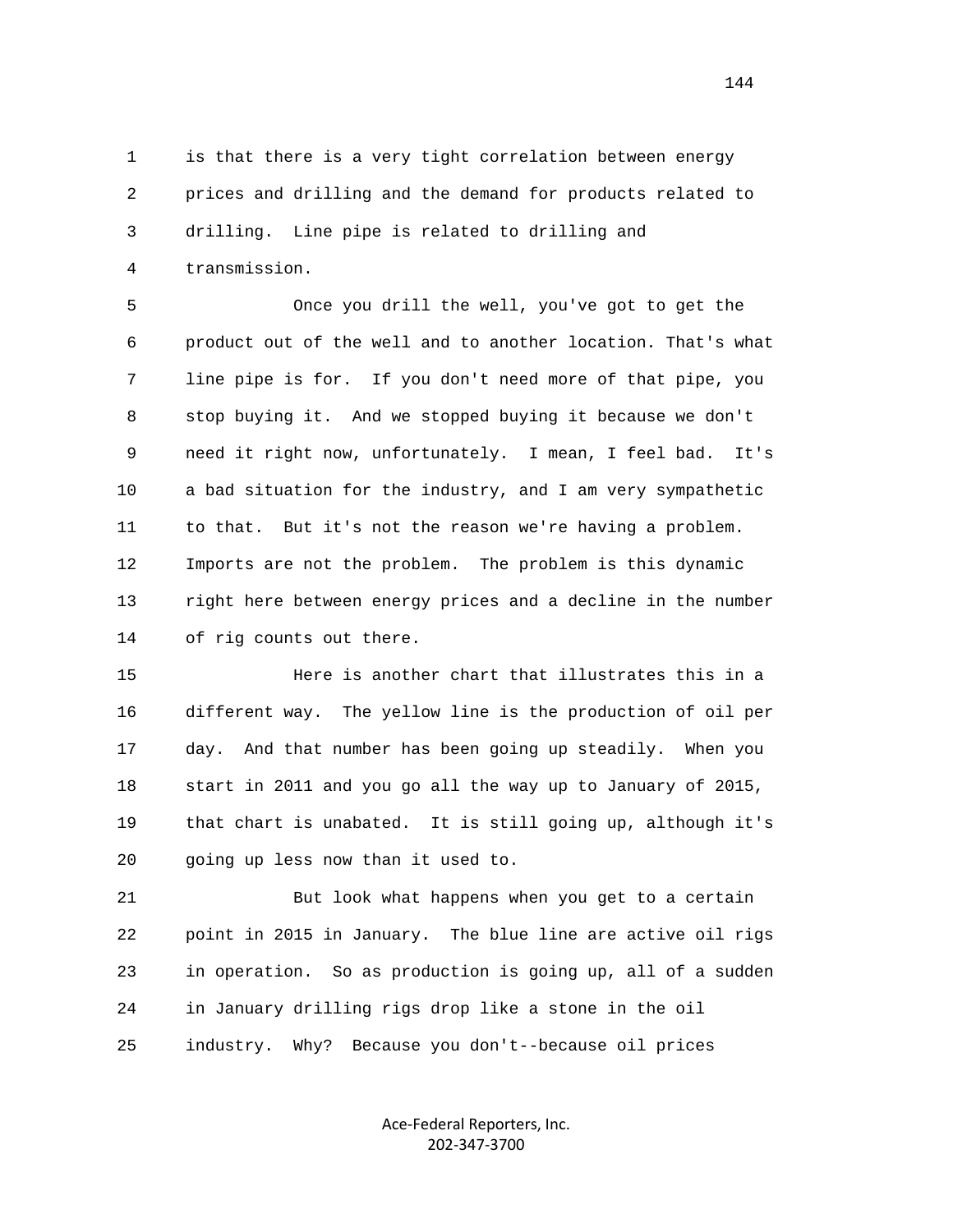is that there is a very tight correlation between energy prices and drilling and the demand for products related to drilling. Line pipe is related to drilling and transmission.

Once you drill the well, you've got to get the product out of the well and to another location. That's what line pipe is for. If you don't need more of that pipe, you stop buying it. And we stopped buying it because we don't need it right now, unfortunately. I mean, I feel bad. It's a bad situation for the industry, and I am very sympathetic to that. But it's not the reason we're having a problem. Imports are not the problem. The problem is this dynamic right here between energy prices and a decline in the number of rig counts out there.

Here is another chart that illustrates this in a different way. The yellow line is the production of oil per day. And that number has been going up steadily. When you start in 2011 and you go all the way up to January of 2015, that chart is unabated. It is still going up, although it's going up less now than it used to.

But look what happens when you get to a certain point in 2015 in January. The blue line are active oil rigs in operation. So as production is going up, all of a sudden in January drilling rigs drop like a stone in the oil industry. Why? Because you don't--because oil prices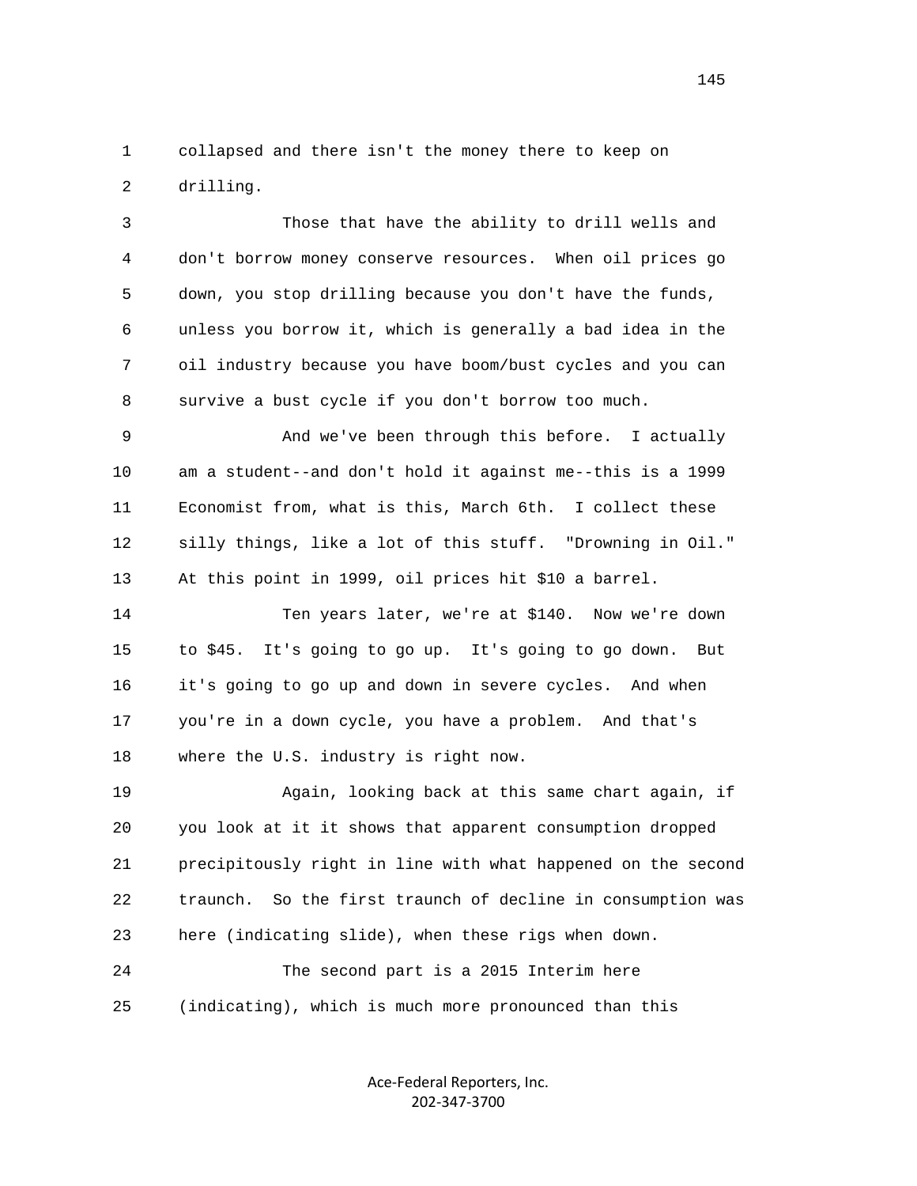collapsed and there isn't the money there to keep on drilling.

Those that have the ability to drill wells and don't borrow money conserve resources. When oil prices go down, you stop drilling because you don't have the funds, unless you borrow it, which is generally a bad idea in the oil industry because you have boom/bust cycles and you can survive a bust cycle if you don't borrow too much.

And we've been through this before. I actually am a student--and don't hold it against me--this is a 1999 Economist from, what is this, March 6th. I collect these silly things, like a lot of this stuff. "Drowning in Oil." At this point in 1999, oil prices hit $10 a barrel.

Ten years later, we're at $140. Now we're down to $45. It's going to go up. It's going to go down. But it's going to go up and down in severe cycles. And when you're in a down cycle, you have a problem. And that's where the U.S. industry is right now.

Again, looking back at this same chart again, if you look at it it shows that apparent consumption dropped precipitously right in line with what happened on the second traunch. So the first traunch of decline in consumption was here (indicating slide), when these rigs when down.

The second part is a 2015 Interim here (indicating), which is much more pronounced than this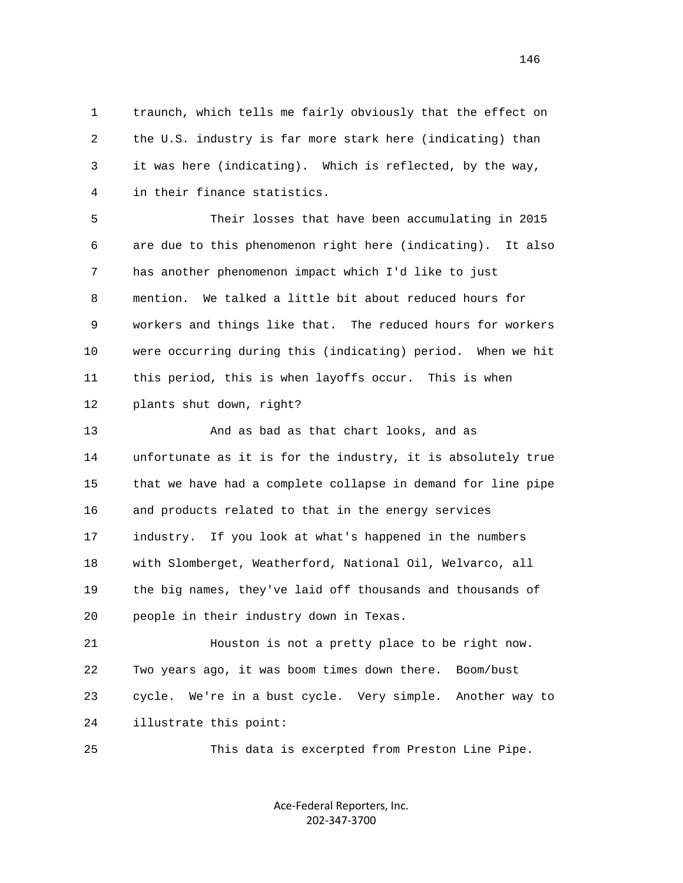traunch, which tells me fairly obviously that the effect on the U.S. industry is far more stark here (indicating) than it was here (indicating). Which is reflected, by the way, in their finance statistics.

Their losses that have been accumulating in 2015 are due to this phenomenon right here (indicating). It also has another phenomenon impact which I'd like to just mention. We talked a little bit about reduced hours for workers and things like that. The reduced hours for workers were occurring during this (indicating) period. When we hit this period, this is when layoffs occur. This is when plants shut down, right?

And as bad as that chart looks, and as unfortunate as it is for the industry, it is absolutely true that we have had a complete collapse in demand for line pipe and products related to that in the energy services industry. If you look at what's happened in the numbers with Slomberget, Weatherford, National Oil, Welvarco, all the big names, they've laid off thousands and thousands of people in their industry down in Texas.

Houston is not a pretty place to be right now. Two years ago, it was boom times down there. Boom/bust cycle. We're in a bust cycle. Very simple. Another way to illustrate this point:

This data is excerpted from Preston Line Pipe.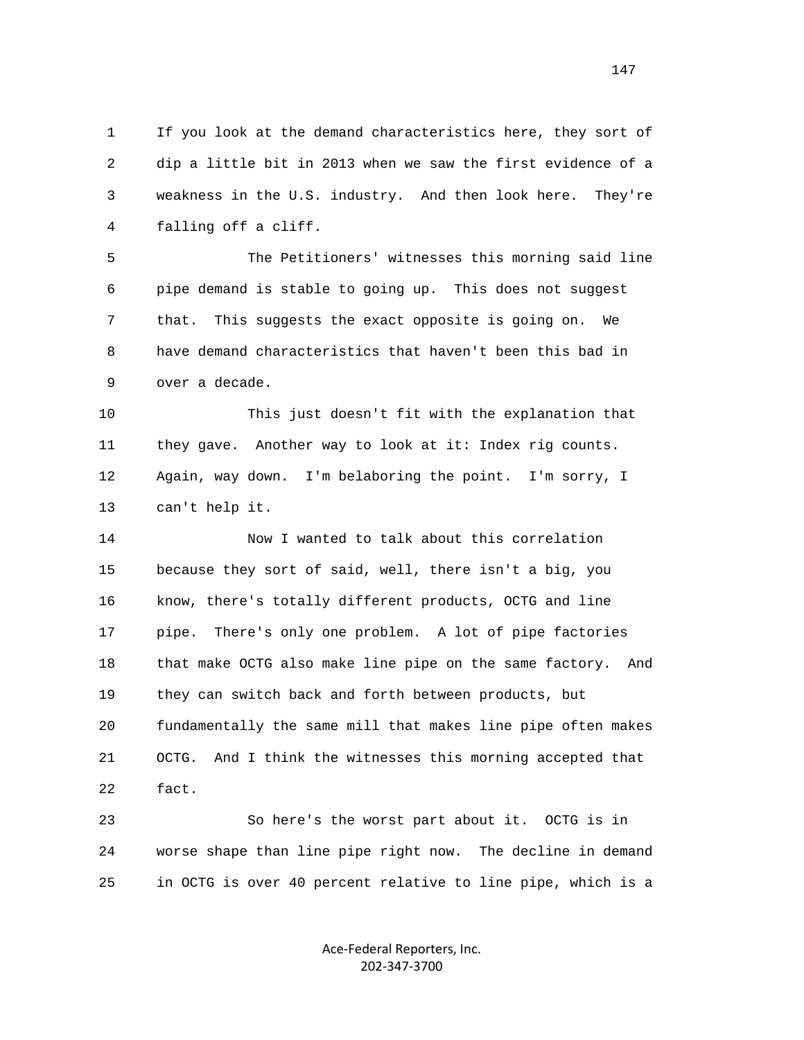If you look at the demand characteristics here, they sort of dip a little bit in 2013 when we saw the first evidence of a weakness in the U.S. industry. And then look here. They're falling off a cliff.

The Petitioners' witnesses this morning said line pipe demand is stable to going up. This does not suggest that. This suggests the exact opposite is going on. We have demand characteristics that haven't been this bad in over a decade.

This just doesn't fit with the explanation that they gave. Another way to look at it: Index rig counts. Again, way down. I'm belaboring the point. I'm sorry, I can't help it.

Now I wanted to talk about this correlation because they sort of said, well, there isn't a big, you know, there's totally different products, OCTG and line pipe. There's only one problem. A lot of pipe factories that make OCTG also make line pipe on the same factory. And they can switch back and forth between products, but fundamentally the same mill that makes line pipe often makes OCTG. And I think the witnesses this morning accepted that fact.

So here's the worst part about it. OCTG is in worse shape than line pipe right now. The decline in demand in OCTG is over 40 percent relative to line pipe, which is a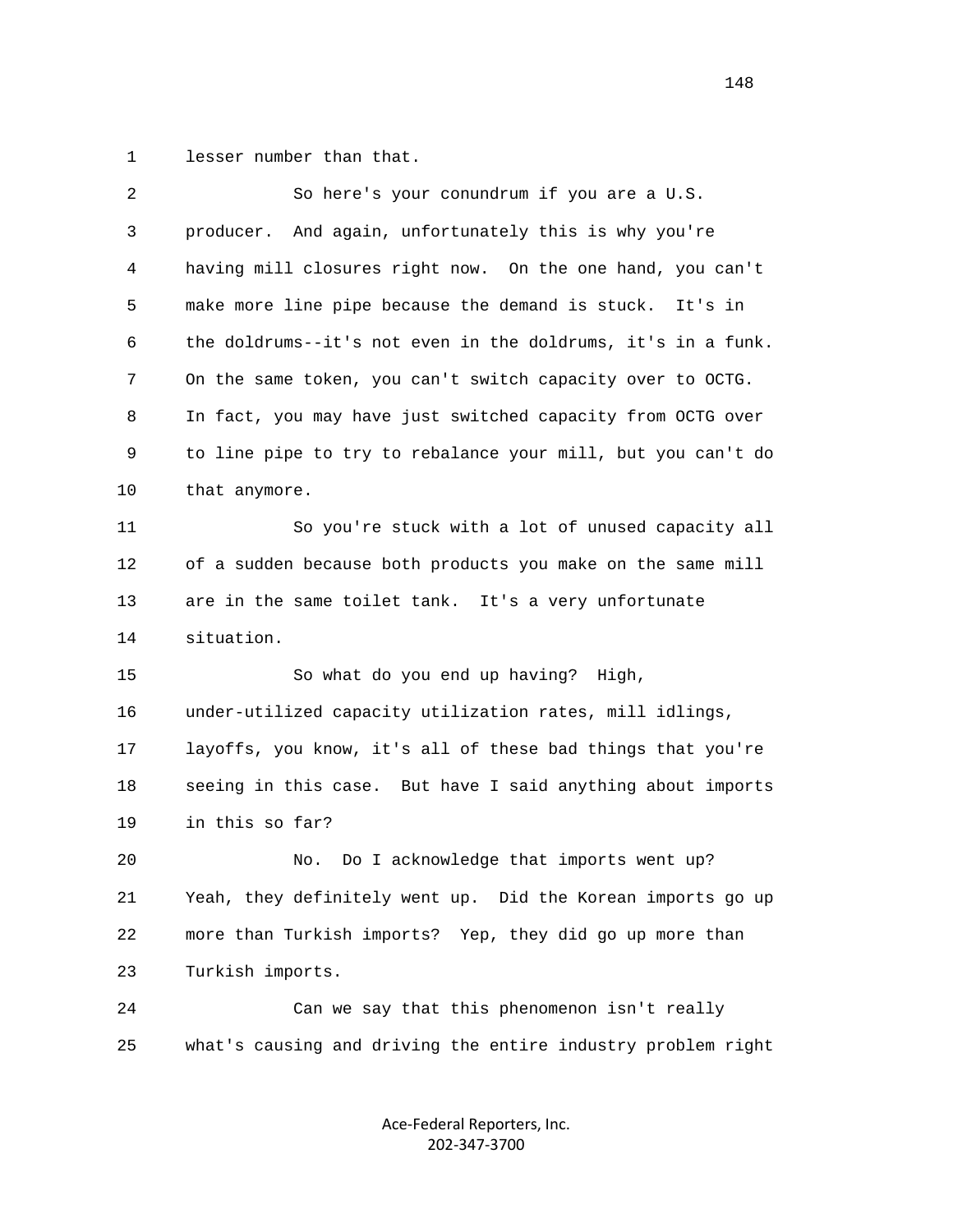lesser number than that.

So here's your conundrum if you are a U.S. producer. And again, unfortunately this is why you're having mill closures right now. On the one hand, you can't make more line pipe because the demand is stuck. It's in the doldrums--it's not even in the doldrums, it's in a funk. On the same token, you can't switch capacity over to OCTG. In fact, you may have just switched capacity from OCTG over to line pipe to try to rebalance your mill, but you can't do that anymore.

So you're stuck with a lot of unused capacity all of a sudden because both products you make on the same mill are in the same toilet tank. It's a very unfortunate situation.

So what do you end up having? High, under-utilized capacity utilization rates, mill idlings, layoffs, you know, it's all of these bad things that you're seeing in this case. But have I said anything about imports in this so far?

No. Do I acknowledge that imports went up? Yeah, they definitely went up. Did the Korean imports go up more than Turkish imports? Yep, they did go up more than Turkish imports.

Can we say that this phenomenon isn't really what's causing and driving the entire industry problem right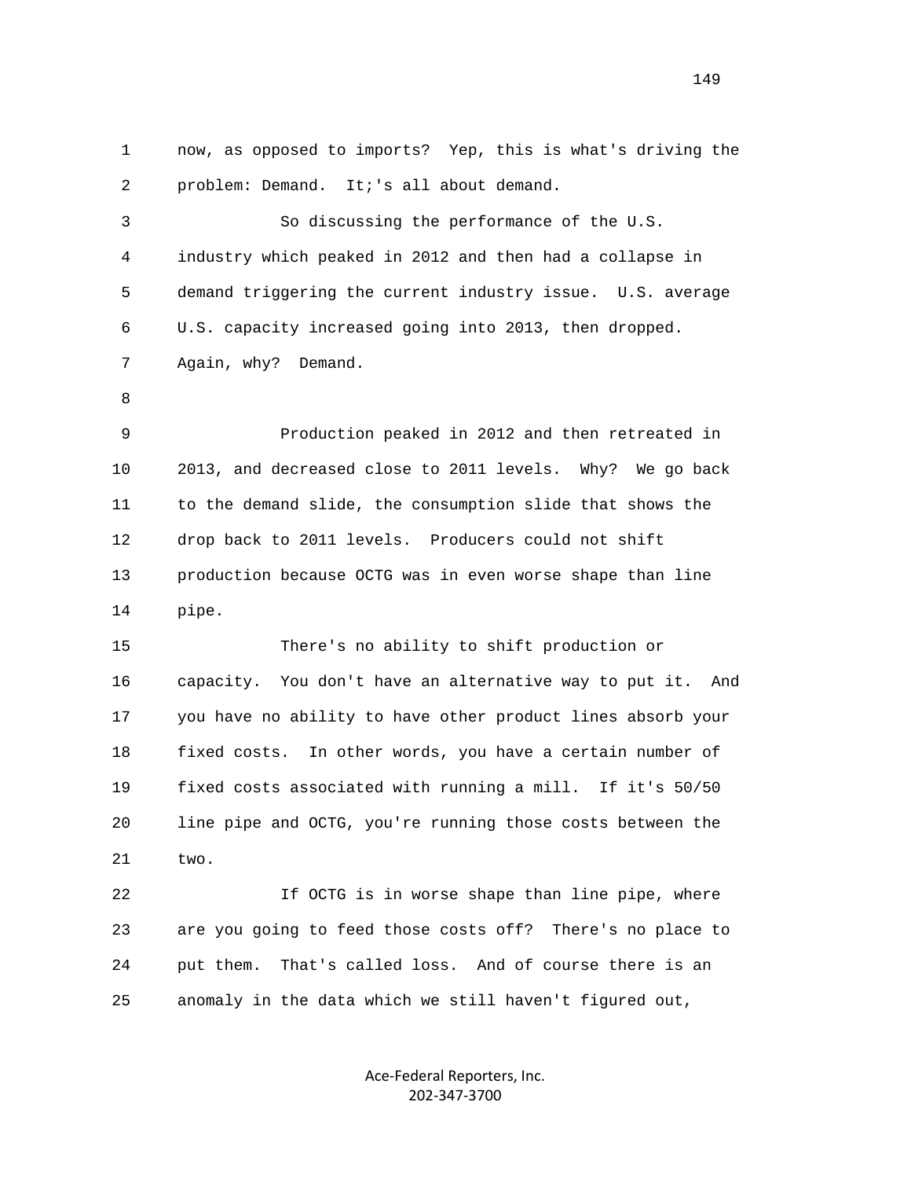now, as opposed to imports? Yep, this is what's driving the problem: Demand. It;'s all about demand.

So discussing the performance of the U.S. industry which peaked in 2012 and then had a collapse in demand triggering the current industry issue. U.S. average U.S. capacity increased going into 2013, then dropped. Again, why? Demand.

Production peaked in 2012 and then retreated in 2013, and decreased close to 2011 levels. Why? We go back to the demand slide, the consumption slide that shows the drop back to 2011 levels. Producers could not shift production because OCTG was in even worse shape than line pipe.

There's no ability to shift production or capacity. You don't have an alternative way to put it. And you have no ability to have other product lines absorb your fixed costs. In other words, you have a certain number of fixed costs associated with running a mill. If it's 50/50 line pipe and OCTG, you're running those costs between the two.

If OCTG is in worse shape than line pipe, where are you going to feed those costs off? There's no place to put them. That's called loss. And of course there is an anomaly in the data which we still haven't figured out,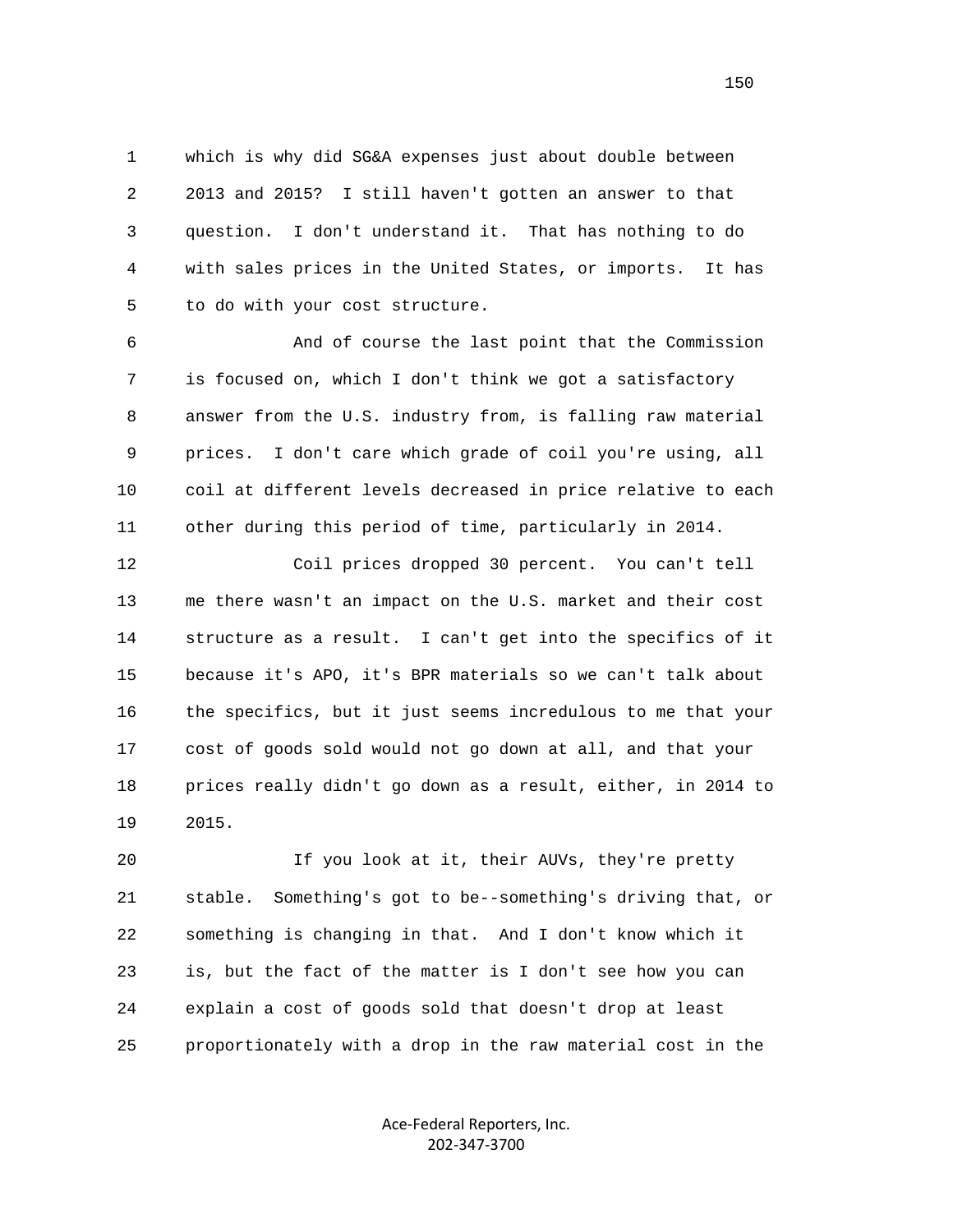which is why did SG&A expenses just about double between 2013 and 2015? I still haven't gotten an answer to that question. I don't understand it. That has nothing to do with sales prices in the United States, or imports. It has to do with your cost structure.

And of course the last point that the Commission is focused on, which I don't think we got a satisfactory answer from the U.S. industry from, is falling raw material prices. I don't care which grade of coil you're using, all coil at different levels decreased in price relative to each other during this period of time, particularly in 2014.

Coil prices dropped 30 percent. You can't tell me there wasn't an impact on the U.S. market and their cost structure as a result. I can't get into the specifics of it because it's APO, it's BPR materials so we can't talk about the specifics, but it just seems incredulous to me that your cost of goods sold would not go down at all, and that your prices really didn't go down as a result, either, in 2014 to 2015.

If you look at it, their AUVs, they're pretty stable. Something's got to be--something's driving that, or something is changing in that. And I don't know which it is, but the fact of the matter is I don't see how you can explain a cost of goods sold that doesn't drop at least proportionately with a drop in the raw material cost in the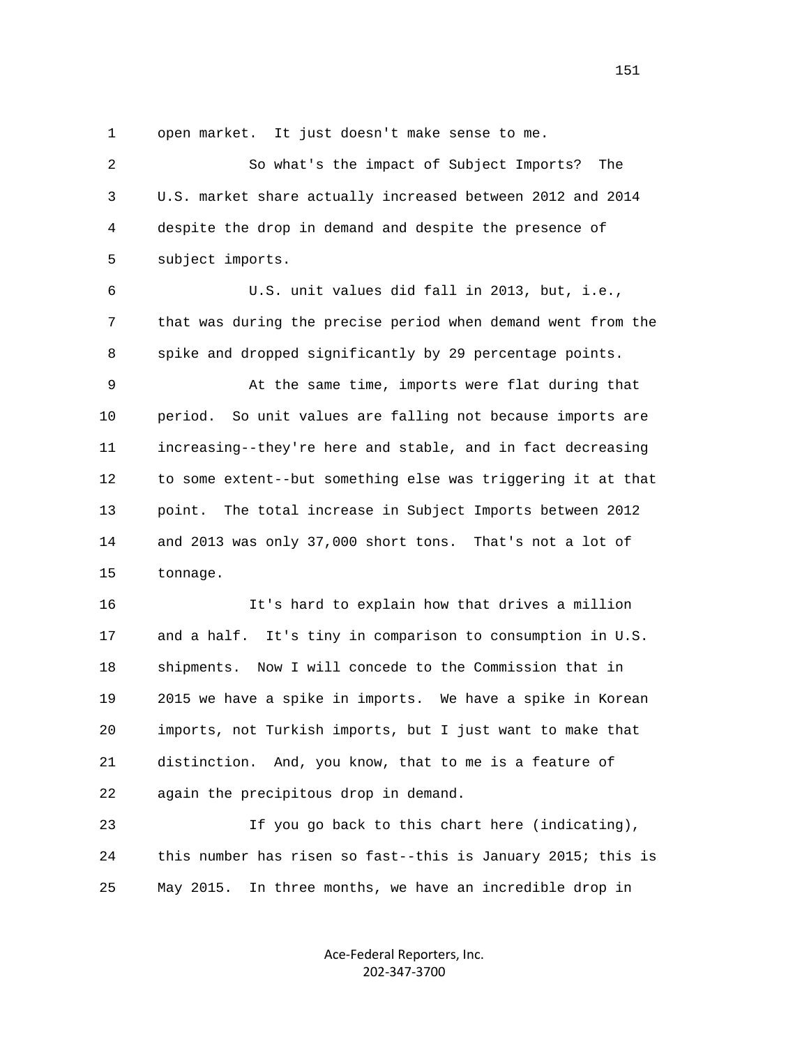1 open market. It just doesn't make sense to me.

2 So what's the impact of Subject Imports? The

3 U.S. market share actually increased between 2012 and 2014

4 despite the drop in demand and despite the presence of

5 subject imports.

6 U.S. unit values did fall in 2013, but, i.e.,

7 that was during the precise period when demand went from the

8 spike and dropped significantly by 29 percentage points.

9 At the same time, imports were flat during that

10 period. So unit values are falling not because imports are

11 increasing--they're here and stable, and in fact decreasing

12 to some extent--but something else was triggering it at that

13 point. The total increase in Subject Imports between 2012

14 and 2013 was only 37,000 short tons. That's not a lot of

15 tonnage.

16 It's hard to explain how that drives a million

17 and a half. It's tiny in comparison to consumption in U.S.

18 shipments. Now I will concede to the Commission that in

19 2015 we have a spike in imports. We have a spike in Korean

20 imports, not Turkish imports, but I just want to make that

21 distinction. And, you know, that to me is a feature of

22 again the precipitous drop in demand.

23 If you go back to this chart here (indicating),

24 this number has risen so fast--this is January 2015; this is

25 May 2015. In three months, we have an incredible drop in

Ace-Federal Reporters, Inc.
202-347-3700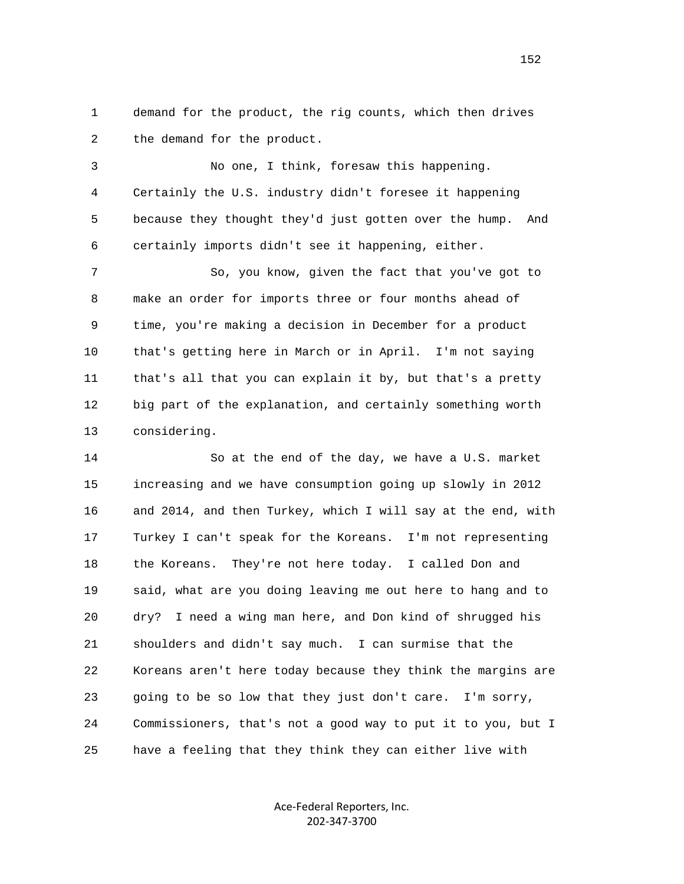demand for the product, the rig counts, which then drives the demand for the product.

No one, I think, foresaw this happening. Certainly the U.S. industry didn't foresee it happening because they thought they'd just gotten over the hump. And certainly imports didn't see it happening, either.

So, you know, given the fact that you've got to make an order for imports three or four months ahead of time, you're making a decision in December for a product that's getting here in March or in April. I'm not saying that's all that you can explain it by, but that's a pretty big part of the explanation, and certainly something worth considering.

So at the end of the day, we have a U.S. market increasing and we have consumption going up slowly in 2012 and 2014, and then Turkey, which I will say at the end, with Turkey I can't speak for the Koreans. I'm not representing the Koreans. They're not here today. I called Don and said, what are you doing leaving me out here to hang and to dry? I need a wing man here, and Don kind of shrugged his shoulders and didn't say much. I can surmise that the Koreans aren't here today because they think the margins are going to be so low that they just don't care. I'm sorry, Commissioners, that's not a good way to put it to you, but I have a feeling that they think they can either live with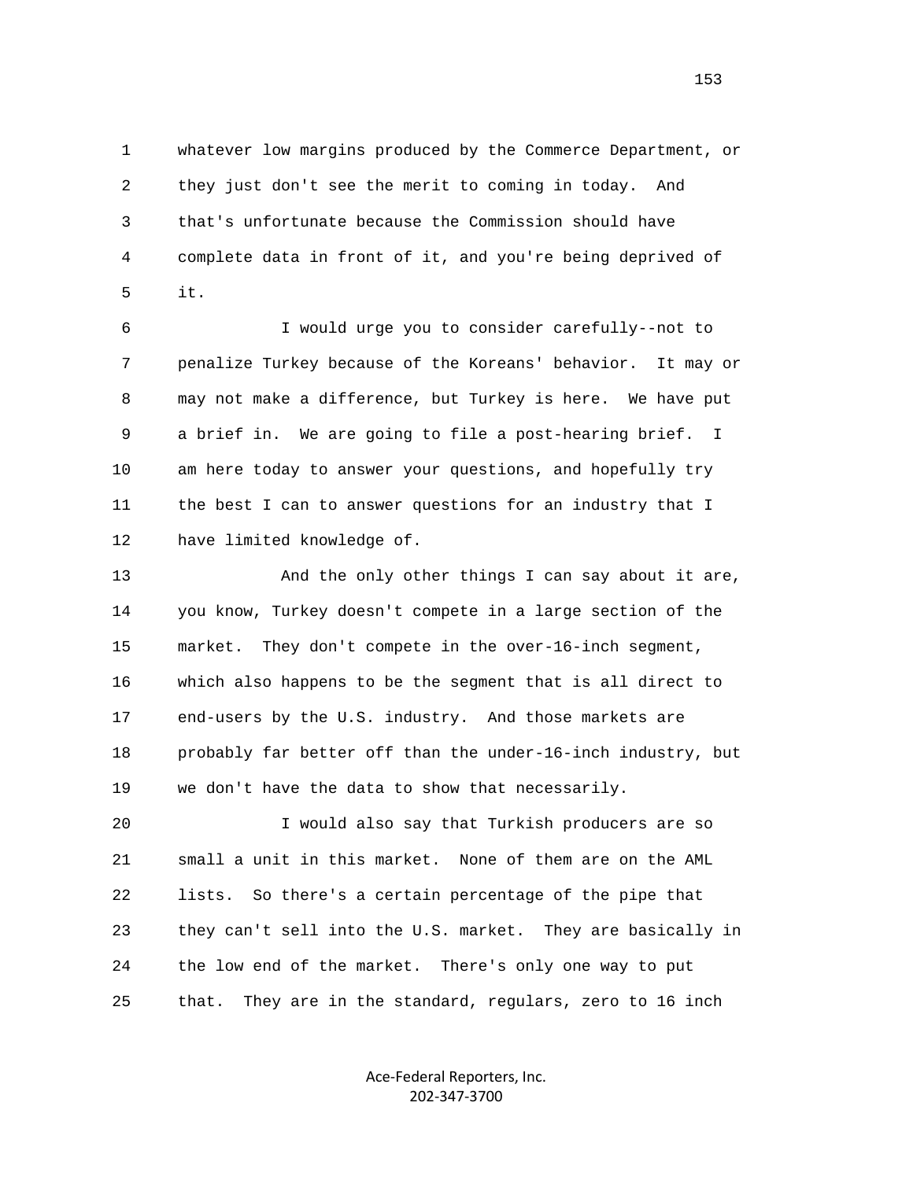whatever low margins produced by the Commerce Department, or they just don't see the merit to coming in today. And that's unfortunate because the Commission should have complete data in front of it, and you're being deprived of it.

I would urge you to consider carefully--not to penalize Turkey because of the Koreans' behavior. It may or may not make a difference, but Turkey is here. We have put a brief in. We are going to file a post-hearing brief. I am here today to answer your questions, and hopefully try the best I can to answer questions for an industry that I have limited knowledge of.

And the only other things I can say about it are, you know, Turkey doesn't compete in a large section of the market. They don't compete in the over-16-inch segment, which also happens to be the segment that is all direct to end-users by the U.S. industry. And those markets are probably far better off than the under-16-inch industry, but we don't have the data to show that necessarily.

I would also say that Turkish producers are so small a unit in this market. None of them are on the AML lists. So there's a certain percentage of the pipe that they can't sell into the U.S. market. They are basically in the low end of the market. There's only one way to put that. They are in the standard, regulars, zero to 16 inch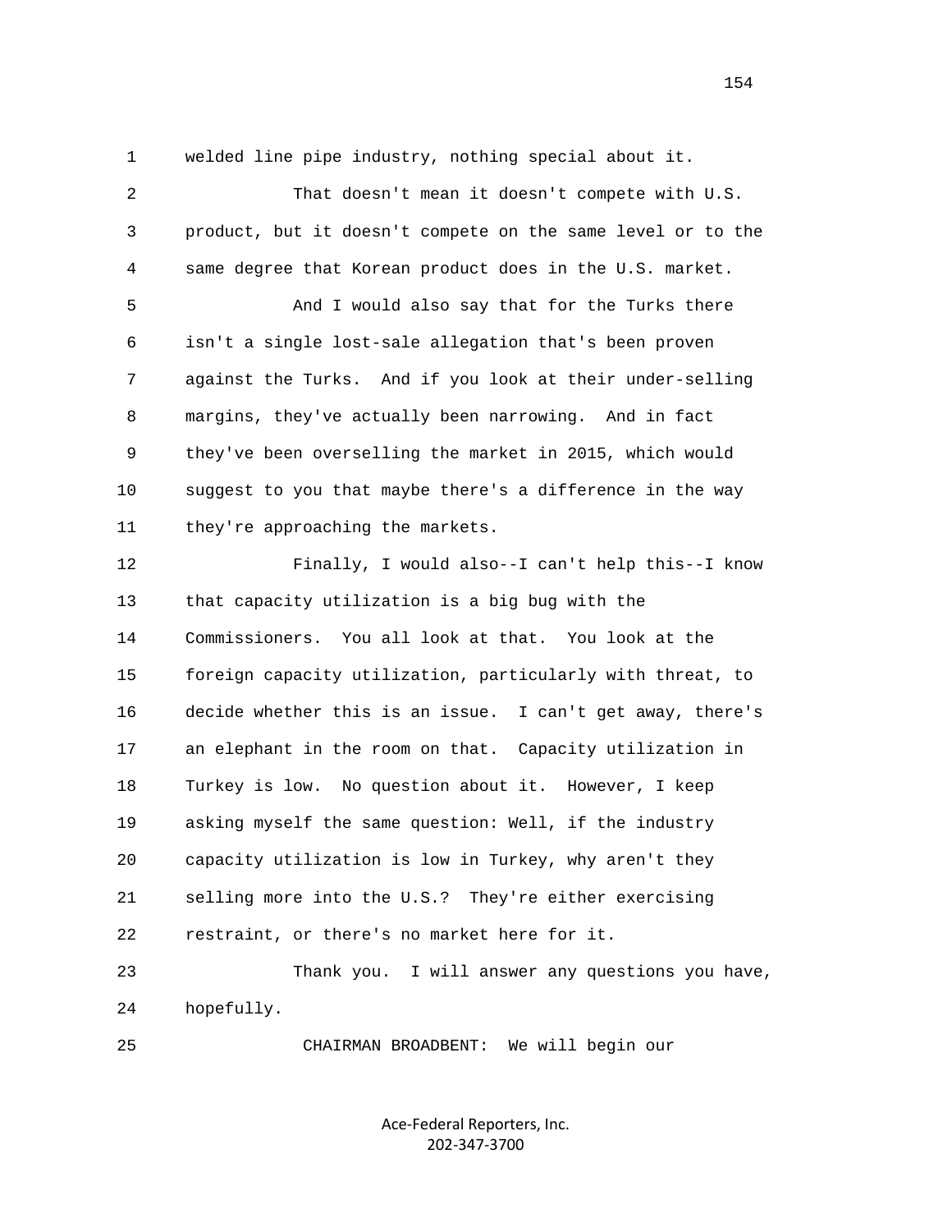welded line pipe industry, nothing special about it.

That doesn't mean it doesn't compete with U.S. product, but it doesn't compete on the same level or to the same degree that Korean product does in the U.S. market.

And I would also say that for the Turks there isn't a single lost-sale allegation that's been proven against the Turks. And if you look at their under-selling margins, they've actually been narrowing. And in fact they've been overselling the market in 2015, which would suggest to you that maybe there's a difference in the way they're approaching the markets.

Finally, I would also--I can't help this--I know that capacity utilization is a big bug with the Commissioners. You all look at that. You look at the foreign capacity utilization, particularly with threat, to decide whether this is an issue. I can't get away, there's an elephant in the room on that. Capacity utilization in Turkey is low. No question about it. However, I keep asking myself the same question: Well, if the industry capacity utilization is low in Turkey, why aren't they selling more into the U.S.? They're either exercising restraint, or there's no market here for it.

Thank you. I will answer any questions you have, hopefully.

CHAIRMAN BROADBENT: We will begin our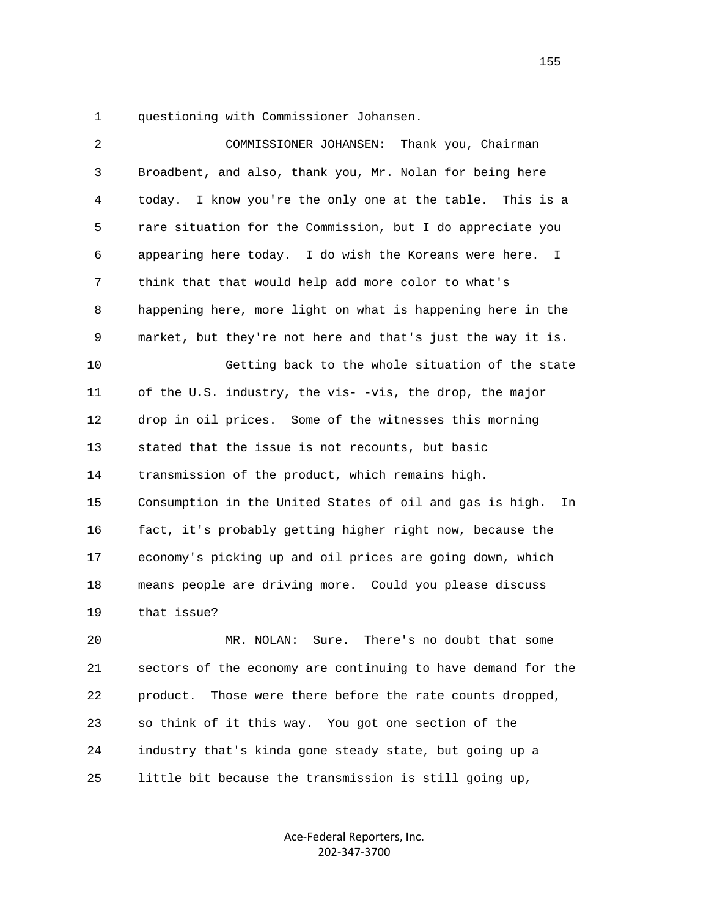1 questioning with Commissioner Johansen.

2 COMMISSIONER JOHANSEN: Thank you, Chairman

3 Broadbent, and also, thank you, Mr. Nolan for being here

4 today. I know you're the only one at the table. This is a

5 rare situation for the Commission, but I do appreciate you

6 appearing here today. I do wish the Koreans were here. I

7 think that that would help add more color to what's

8 happening here, more light on what is happening here in the

9 market, but they're not here and that's just the way it is.

10 Getting back to the whole situation of the state

11 of the U.S. industry, the vis- -vis, the drop, the major

12 drop in oil prices. Some of the witnesses this morning

13 stated that the issue is not recounts, but basic

14 transmission of the product, which remains high.

15 Consumption in the United States of oil and gas is high. In

16 fact, it's probably getting higher right now, because the

17 economy's picking up and oil prices are going down, which

18 means people are driving more. Could you please discuss

19 that issue?

20 MR. NOLAN: Sure. There's no doubt that some

21 sectors of the economy are continuing to have demand for the

22 product. Those were there before the rate counts dropped,

23 so think of it this way. You got one section of the

24 industry that's kinda gone steady state, but going up a

25 little bit because the transmission is still going up,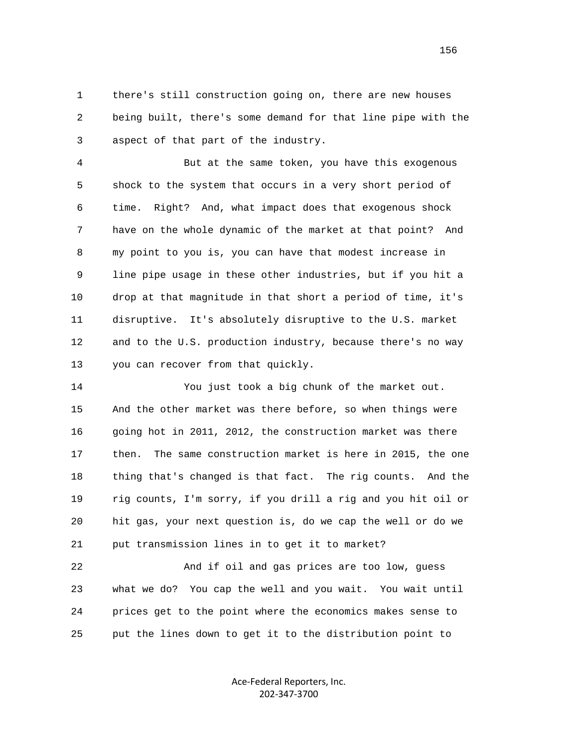there's still construction going on, there are new houses being built, there's some demand for that line pipe with the aspect of that part of the industry.

But at the same token, you have this exogenous shock to the system that occurs in a very short period of time. Right? And, what impact does that exogenous shock have on the whole dynamic of the market at that point? And my point to you is, you can have that modest increase in line pipe usage in these other industries, but if you hit a drop at that magnitude in that short a period of time, it's disruptive. It's absolutely disruptive to the U.S. market and to the U.S. production industry, because there's no way you can recover from that quickly.

You just took a big chunk of the market out. And the other market was there before, so when things were going hot in 2011, 2012, the construction market was there then. The same construction market is here in 2015, the one thing that's changed is that fact. The rig counts. And the rig counts, I'm sorry, if you drill a rig and you hit oil or hit gas, your next question is, do we cap the well or do we put transmission lines in to get it to market?

And if oil and gas prices are too low, guess what we do? You cap the well and you wait. You wait until prices get to the point where the economics makes sense to put the lines down to get it to the distribution point to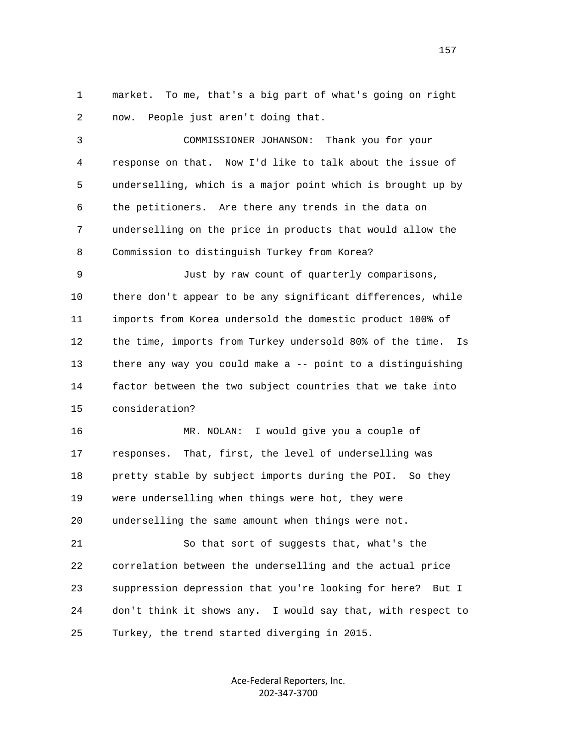market. To me, that's a big part of what's going on right now. People just aren't doing that.

COMMISSIONER JOHANSON: Thank you for your response on that. Now I'd like to talk about the issue of underselling, which is a major point which is brought up by the petitioners. Are there any trends in the data on underselling on the price in products that would allow the Commission to distinguish Turkey from Korea?

Just by raw count of quarterly comparisons, there don't appear to be any significant differences, while imports from Korea undersold the domestic product 100% of the time, imports from Turkey undersold 80% of the time. Is there any way you could make a -- point to a distinguishing factor between the two subject countries that we take into consideration?

MR. NOLAN: I would give you a couple of responses. That, first, the level of underselling was pretty stable by subject imports during the POI. So they were underselling when things were hot, they were underselling the same amount when things were not.

So that sort of suggests that, what's the correlation between the underselling and the actual price suppression depression that you're looking for here? But I don't think it shows any. I would say that, with respect to Turkey, the trend started diverging in 2015.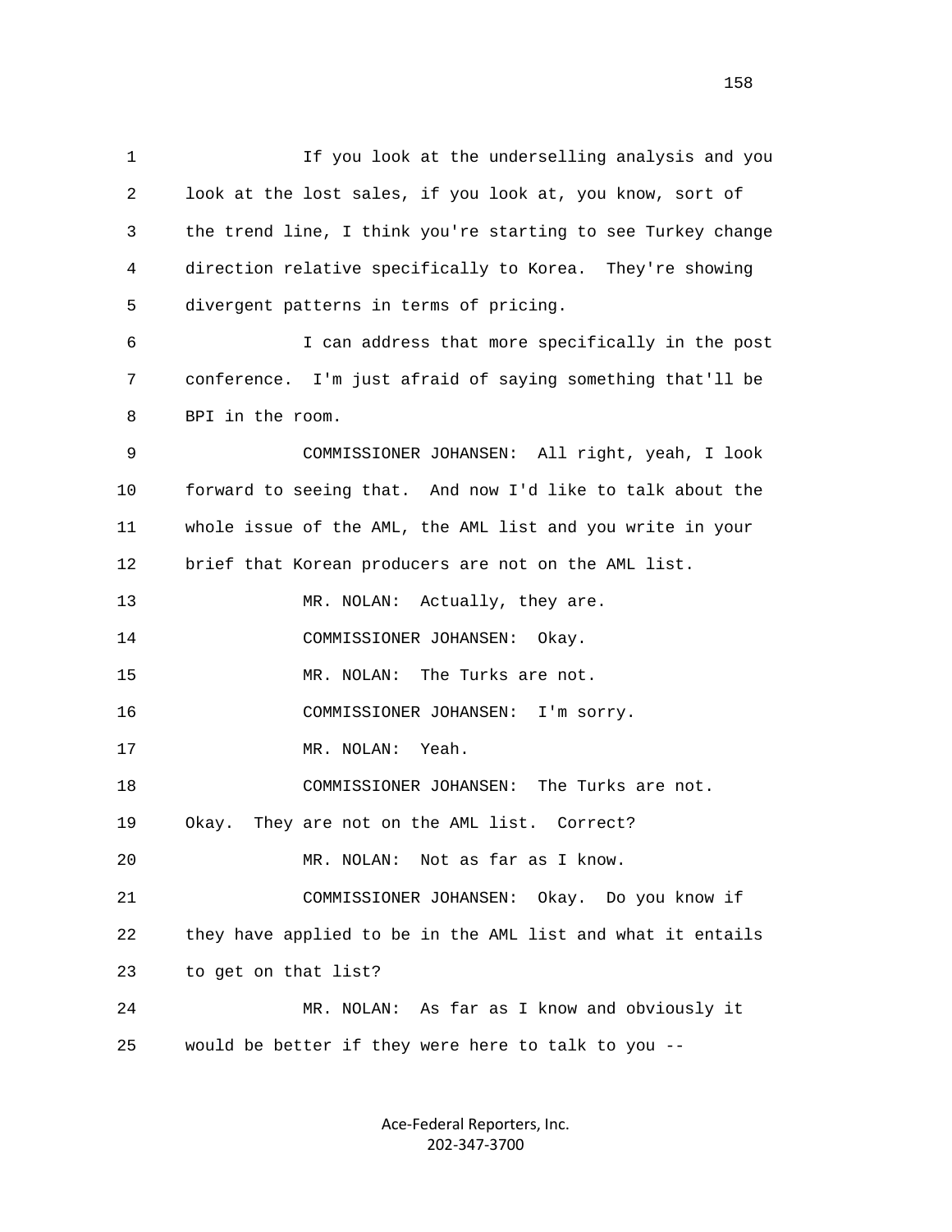If you look at the underselling analysis and you look at the lost sales, if you look at, you know, sort of the trend line, I think you're starting to see Turkey change direction relative specifically to Korea. They're showing divergent patterns in terms of pricing.

I can address that more specifically in the post conference. I'm just afraid of saying something that'll be BPI in the room.

COMMISSIONER JOHANSEN: All right, yeah, I look forward to seeing that. And now I'd like to talk about the whole issue of the AML, the AML list and you write in your brief that Korean producers are not on the AML list.

MR. NOLAN: Actually, they are.

COMMISSIONER JOHANSEN: Okay.

MR. NOLAN: The Turks are not.

COMMISSIONER JOHANSEN: I'm sorry.

MR. NOLAN: Yeah.

COMMISSIONER JOHANSEN: The Turks are not. Okay. They are not on the AML list. Correct?

MR. NOLAN: Not as far as I know.

COMMISSIONER JOHANSEN: Okay. Do you know if they have applied to be in the AML list and what it entails to get on that list?

MR. NOLAN: As far as I know and obviously it would be better if they were here to talk to you --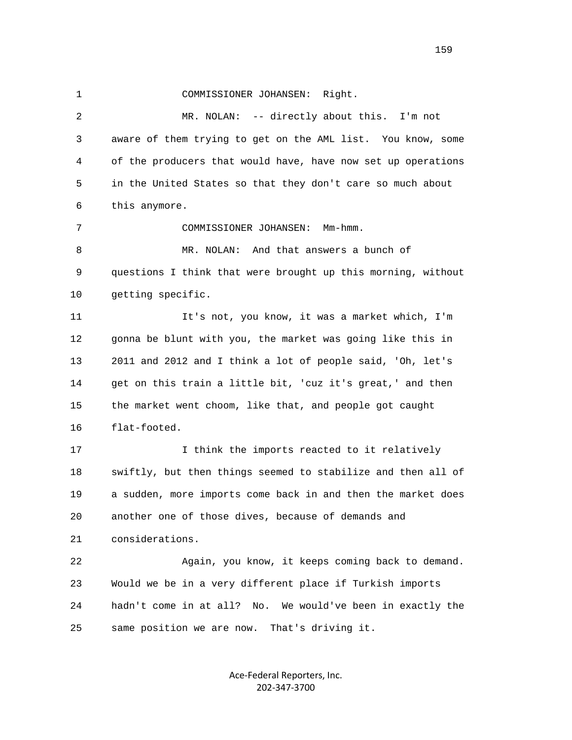COMMISSIONER JOHANSEN: Right.

MR. NOLAN: -- directly about this. I'm not aware of them trying to get on the AML list. You know, some of the producers that would have, have now set up operations in the United States so that they don't care so much about this anymore.

COMMISSIONER JOHANSEN: Mm-hmm.

MR. NOLAN: And that answers a bunch of questions I think that were brought up this morning, without getting specific.

It's not, you know, it was a market which, I'm gonna be blunt with you, the market was going like this in 2011 and 2012 and I think a lot of people said, 'Oh, let's get on this train a little bit, 'cuz it's great,' and then the market went choom, like that, and people got caught flat-footed.

I think the imports reacted to it relatively swiftly, but then things seemed to stabilize and then all of a sudden, more imports come back in and then the market does another one of those dives, because of demands and considerations.

Again, you know, it keeps coming back to demand. Would we be in a very different place if Turkish imports hadn't come in at all? No. We would've been in exactly the same position we are now. That's driving it.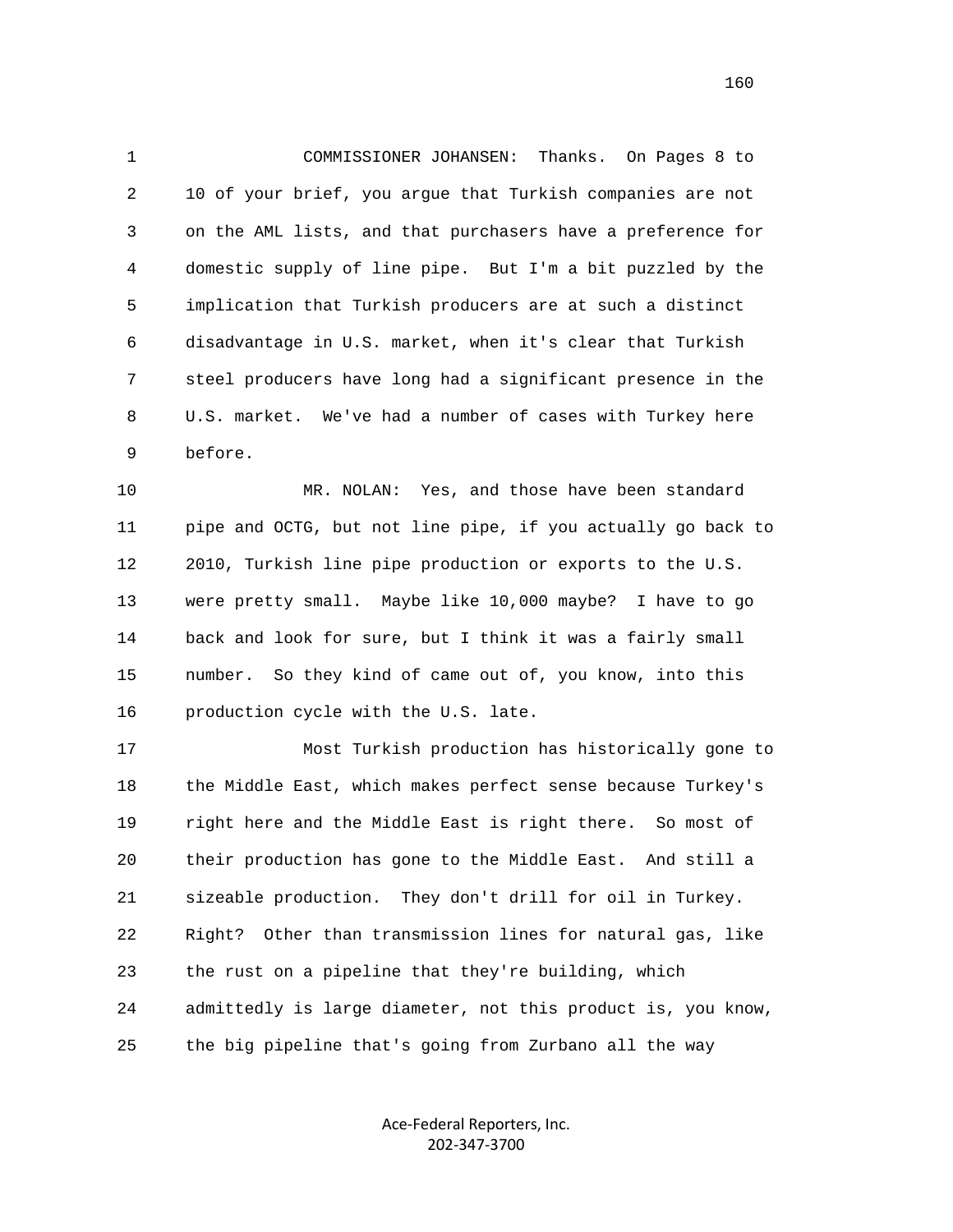1 COMMISSIONER JOHANSEN: Thanks. On Pages 8 to
2 10 of your brief, you argue that Turkish companies are not
3 on the AML lists, and that purchasers have a preference for
4 domestic supply of line pipe. But I'm a bit puzzled by the
5 implication that Turkish producers are at such a distinct
6 disadvantage in U.S. market, when it's clear that Turkish
7 steel producers have long had a significant presence in the
8 U.S. market. We've had a number of cases with Turkey here
9 before.

10 MR. NOLAN: Yes, and those have been standard
11 pipe and OCTG, but not line pipe, if you actually go back to
12 2010, Turkish line pipe production or exports to the U.S.
13 were pretty small. Maybe like 10,000 maybe? I have to go
14 back and look for sure, but I think it was a fairly small
15 number. So they kind of came out of, you know, into this
16 production cycle with the U.S. late.

17 Most Turkish production has historically gone to
18 the Middle East, which makes perfect sense because Turkey's
19 right here and the Middle East is right there. So most of
20 their production has gone to the Middle East. And still a
21 sizeable production. They don't drill for oil in Turkey.
22 Right? Other than transmission lines for natural gas, like
23 the rust on a pipeline that they're building, which
24 admittedly is large diameter, not this product is, you know,
25 the big pipeline that's going from Zurbano all the way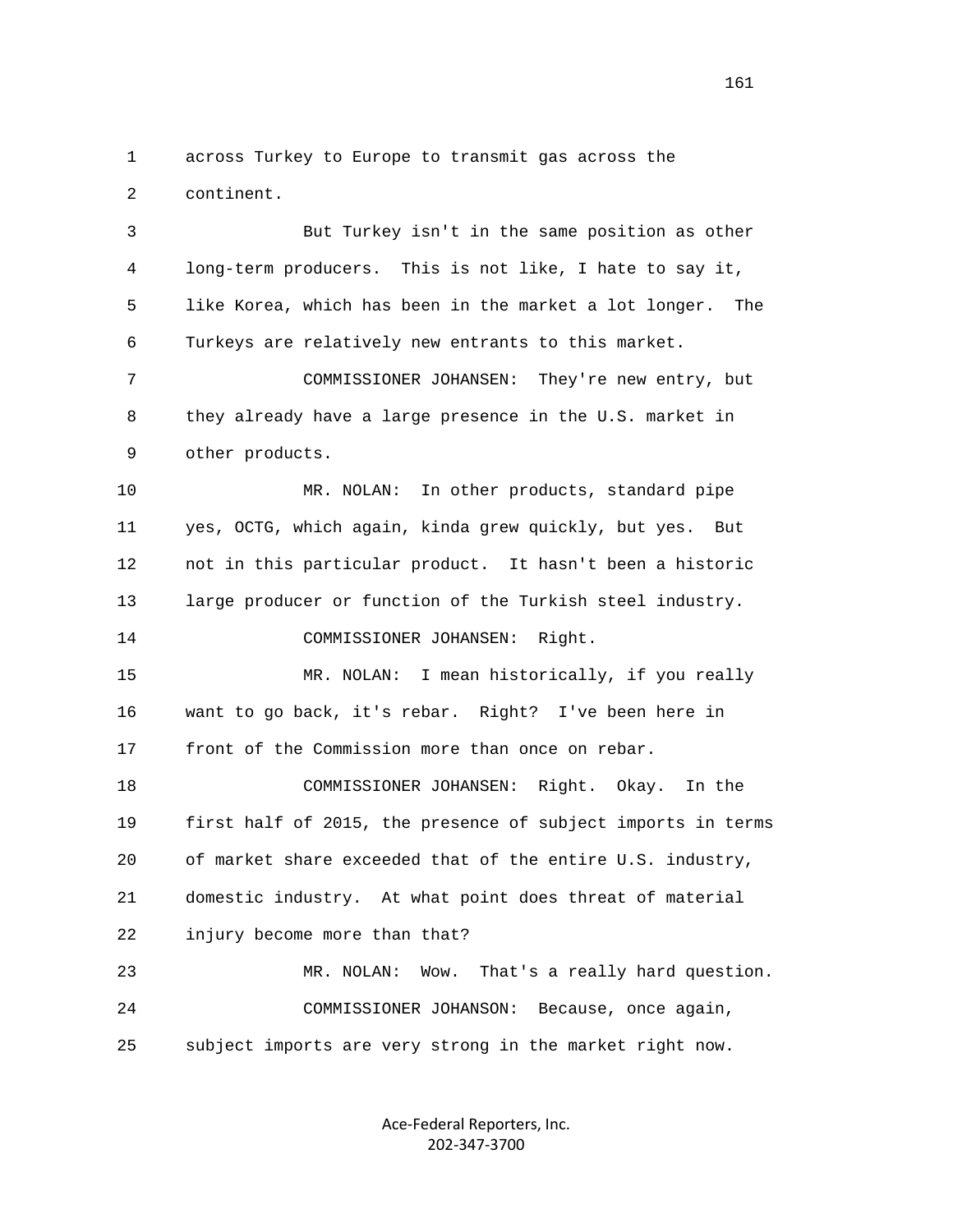across Turkey to Europe to transmit gas across the continent.

But Turkey isn't in the same position as other long-term producers. This is not like, I hate to say it, like Korea, which has been in the market a lot longer. The Turkeys are relatively new entrants to this market.

COMMISSIONER JOHANSEN: They're new entry, but they already have a large presence in the U.S. market in other products.

MR. NOLAN: In other products, standard pipe yes, OCTG, which again, kinda grew quickly, but yes. But not in this particular product. It hasn't been a historic large producer or function of the Turkish steel industry.

COMMISSIONER JOHANSEN: Right.

MR. NOLAN: I mean historically, if you really want to go back, it's rebar. Right? I've been here in front of the Commission more than once on rebar.

COMMISSIONER JOHANSEN: Right. Okay. In the first half of 2015, the presence of subject imports in terms of market share exceeded that of the entire U.S. industry, domestic industry. At what point does threat of material injury become more than that?

MR. NOLAN: Wow. That's a really hard question.

COMMISSIONER JOHANSON: Because, once again, subject imports are very strong in the market right now.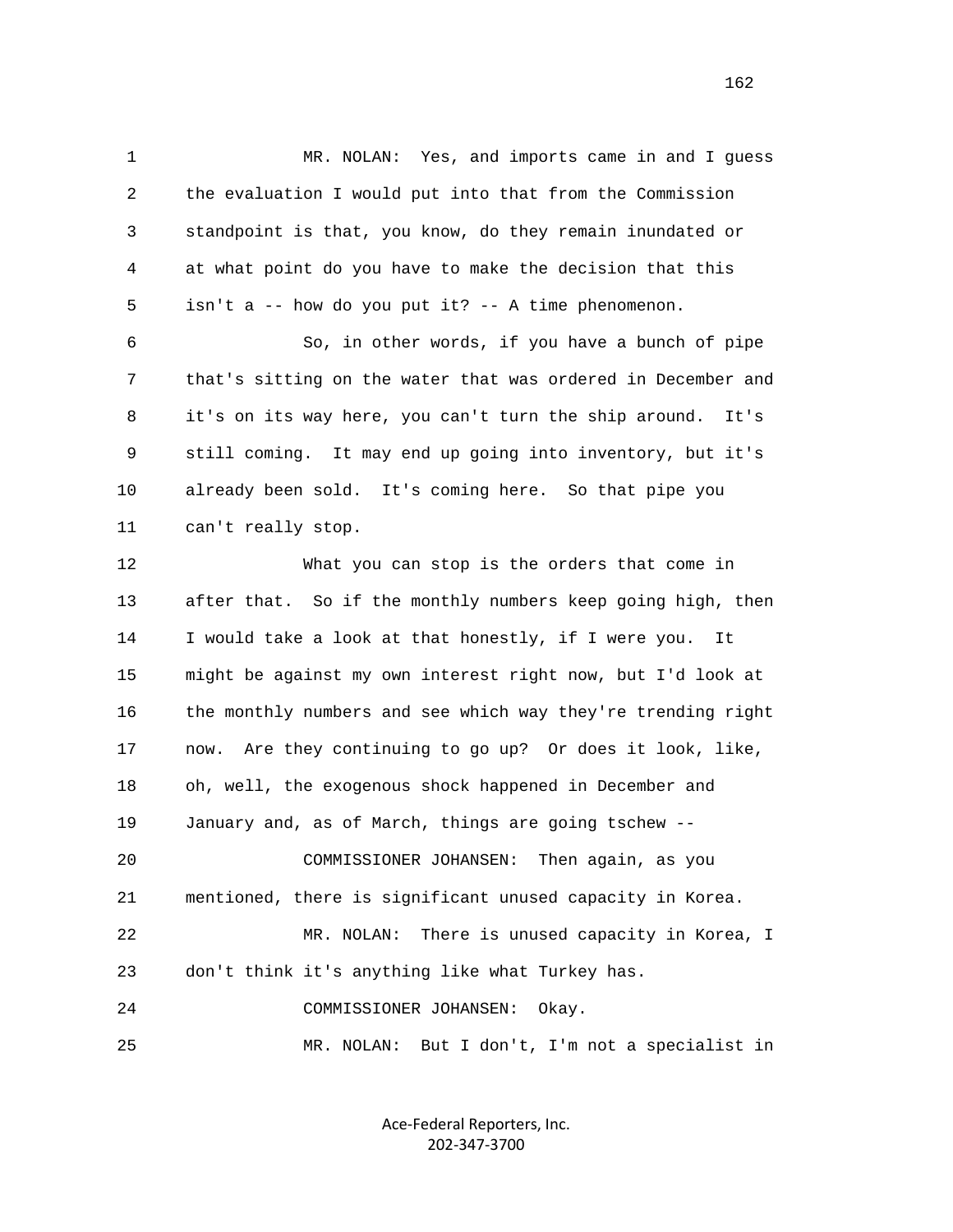MR. NOLAN: Yes, and imports came in and I guess the evaluation I would put into that from the Commission standpoint is that, you know, do they remain inundated or at what point do you have to make the decision that this isn't a -- how do you put it? -- A time phenomenon.

So, in other words, if you have a bunch of pipe that's sitting on the water that was ordered in December and it's on its way here, you can't turn the ship around. It's still coming. It may end up going into inventory, but it's already been sold. It's coming here. So that pipe you can't really stop.

What you can stop is the orders that come in after that. So if the monthly numbers keep going high, then I would take a look at that honestly, if I were you. It might be against my own interest right now, but I'd look at the monthly numbers and see which way they're trending right now. Are they continuing to go up? Or does it look, like, oh, well, the exogenous shock happened in December and January and, as of March, things are going tschew --

COMMISSIONER JOHANSEN: Then again, as you mentioned, there is significant unused capacity in Korea.

MR. NOLAN: There is unused capacity in Korea, I don't think it's anything like what Turkey has.

COMMISSIONER JOHANSEN: Okay.

MR. NOLAN: But I don't, I'm not a specialist in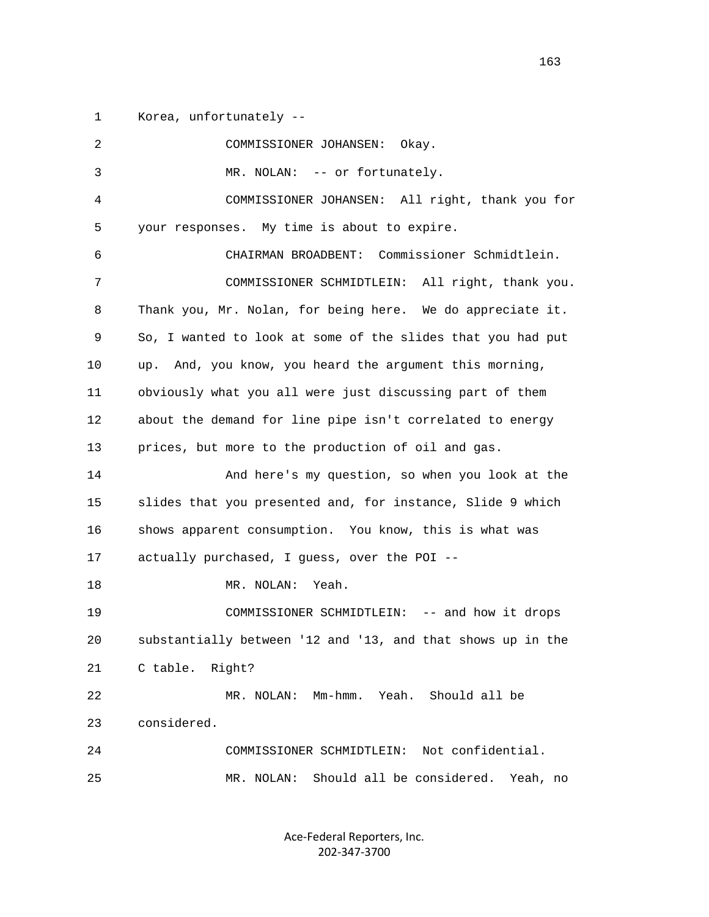1 Korea, unfortunately --

2 COMMISSIONER JOHANSEN: Okay.

3 MR. NOLAN: -- or fortunately.

4 COMMISSIONER JOHANSEN: All right, thank you for

5 your responses. My time is about to expire.

6 CHAIRMAN BROADBENT: Commissioner Schmidtlein.

7 COMMISSIONER SCHMIDTLEIN: All right, thank you.

8 Thank you, Mr. Nolan, for being here. We do appreciate it.

9 So, I wanted to look at some of the slides that you had put

10 up. And, you know, you heard the argument this morning,

11 obviously what you all were just discussing part of them

12 about the demand for line pipe isn't correlated to energy

13 prices, but more to the production of oil and gas.

14 And here's my question, so when you look at the

15 slides that you presented and, for instance, Slide 9 which

16 shows apparent consumption. You know, this is what was

17 actually purchased, I guess, over the POI --

18 MR. NOLAN: Yeah.

19 COMMISSIONER SCHMIDTLEIN: -- and how it drops

20 substantially between '12 and '13, and that shows up in the

21 C table. Right?

22 MR. NOLAN: Mm-hmm. Yeah. Should all be

23 considered.

24 COMMISSIONER SCHMIDTLEIN: Not confidential.

25 MR. NOLAN: Should all be considered. Yeah, no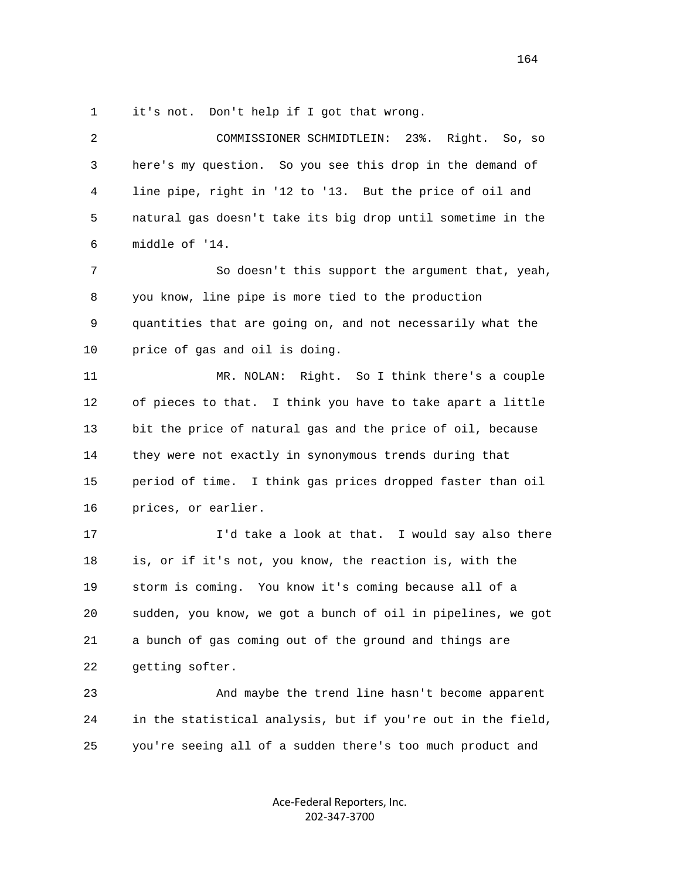it's not. Don't help if I got that wrong.

COMMISSIONER SCHMIDTLEIN: 23%. Right. So, so here's my question. So you see this drop in the demand of line pipe, right in '12 to '13. But the price of oil and natural gas doesn't take its big drop until sometime in the middle of '14.

So doesn't this support the argument that, yeah, you know, line pipe is more tied to the production quantities that are going on, and not necessarily what the price of gas and oil is doing.

MR. NOLAN: Right. So I think there's a couple of pieces to that. I think you have to take apart a little bit the price of natural gas and the price of oil, because they were not exactly in synonymous trends during that period of time. I think gas prices dropped faster than oil prices, or earlier.

I'd take a look at that. I would say also there is, or if it's not, you know, the reaction is, with the storm is coming. You know it's coming because all of a sudden, you know, we got a bunch of oil in pipelines, we got a bunch of gas coming out of the ground and things are getting softer.

And maybe the trend line hasn't become apparent in the statistical analysis, but if you're out in the field, you're seeing all of a sudden there's too much product and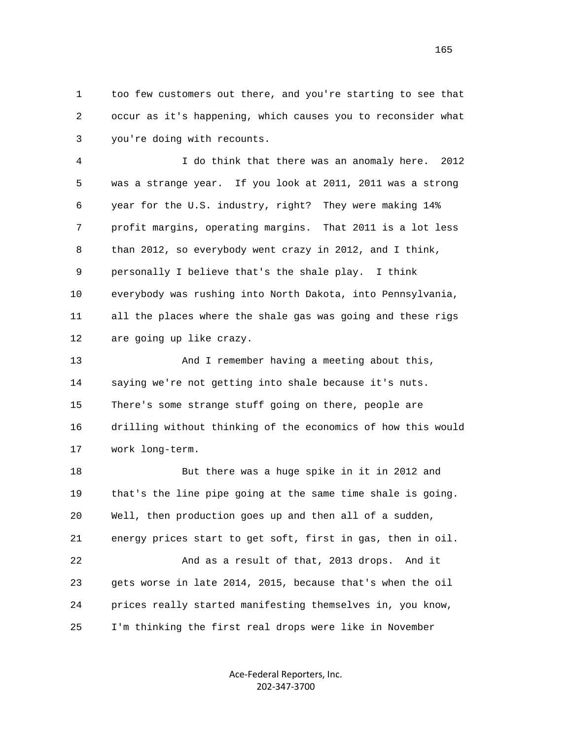too few customers out there, and you're starting to see that occur as it's happening, which causes you to reconsider what you're doing with recounts.

I do think that there was an anomaly here. 2012 was a strange year. If you look at 2011, 2011 was a strong year for the U.S. industry, right? They were making 14% profit margins, operating margins. That 2011 is a lot less than 2012, so everybody went crazy in 2012, and I think, personally I believe that's the shale play. I think everybody was rushing into North Dakota, into Pennsylvania, all the places where the shale gas was going and these rigs are going up like crazy.

And I remember having a meeting about this, saying we're not getting into shale because it's nuts. There's some strange stuff going on there, people are drilling without thinking of the economics of how this would work long-term.

But there was a huge spike in it in 2012 and that's the line pipe going at the same time shale is going. Well, then production goes up and then all of a sudden, energy prices start to get soft, first in gas, then in oil.

And as a result of that, 2013 drops. And it gets worse in late 2014, 2015, because that's when the oil prices really started manifesting themselves in, you know, I'm thinking the first real drops were like in November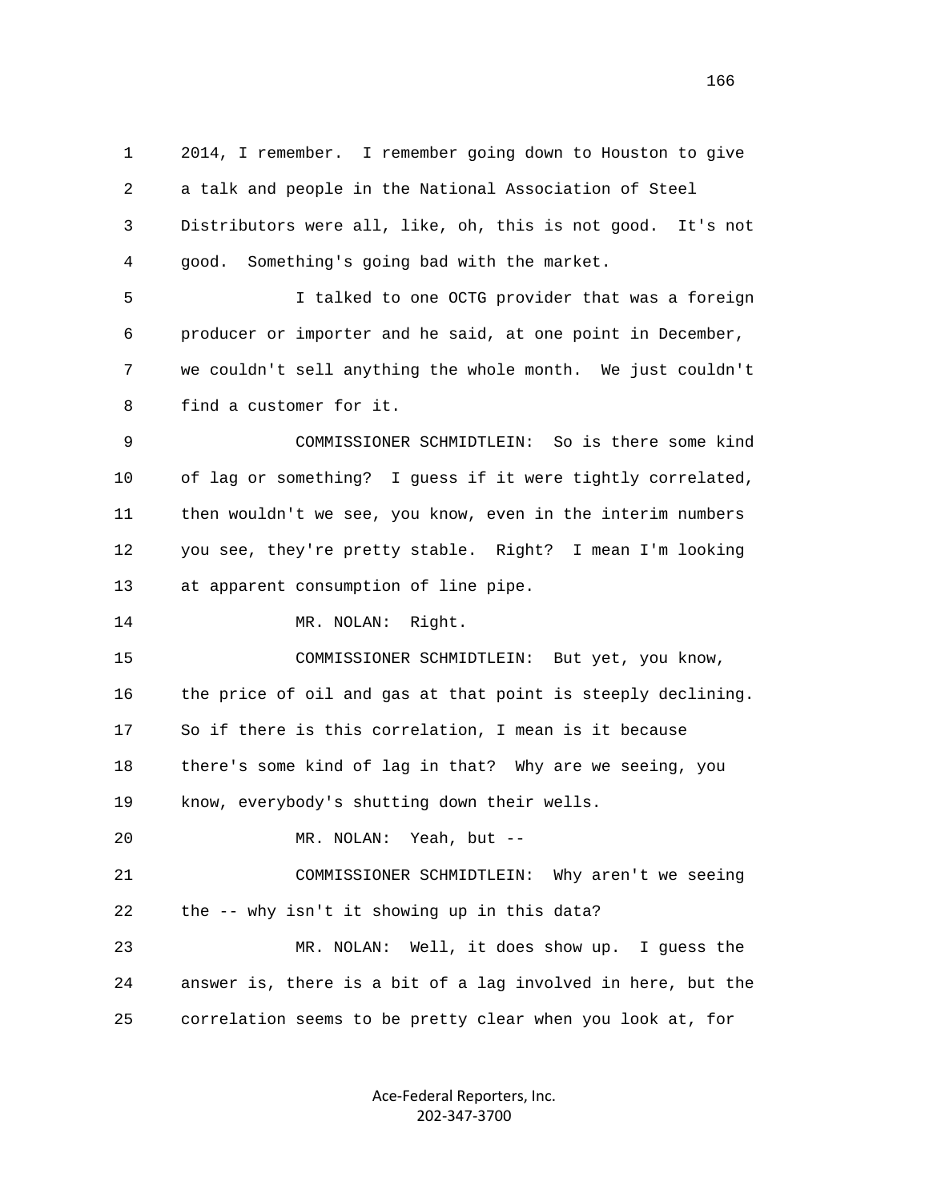2014, I remember. I remember going down to Houston to give a talk and people in the National Association of Steel Distributors were all, like, oh, this is not good. It's not good. Something's going bad with the market.

I talked to one OCTG provider that was a foreign producer or importer and he said, at one point in December, we couldn't sell anything the whole month. We just couldn't find a customer for it.

COMMISSIONER SCHMIDTLEIN: So is there some kind of lag or something? I guess if it were tightly correlated, then wouldn't we see, you know, even in the interim numbers you see, they're pretty stable. Right? I mean I'm looking at apparent consumption of line pipe.

MR. NOLAN: Right.

COMMISSIONER SCHMIDTLEIN: But yet, you know, the price of oil and gas at that point is steeply declining. So if there is this correlation, I mean is it because there's some kind of lag in that? Why are we seeing, you know, everybody's shutting down their wells.

MR. NOLAN: Yeah, but --

COMMISSIONER SCHMIDTLEIN: Why aren't we seeing the -- why isn't it showing up in this data?

MR. NOLAN: Well, it does show up. I guess the answer is, there is a bit of a lag involved in here, but the correlation seems to be pretty clear when you look at, for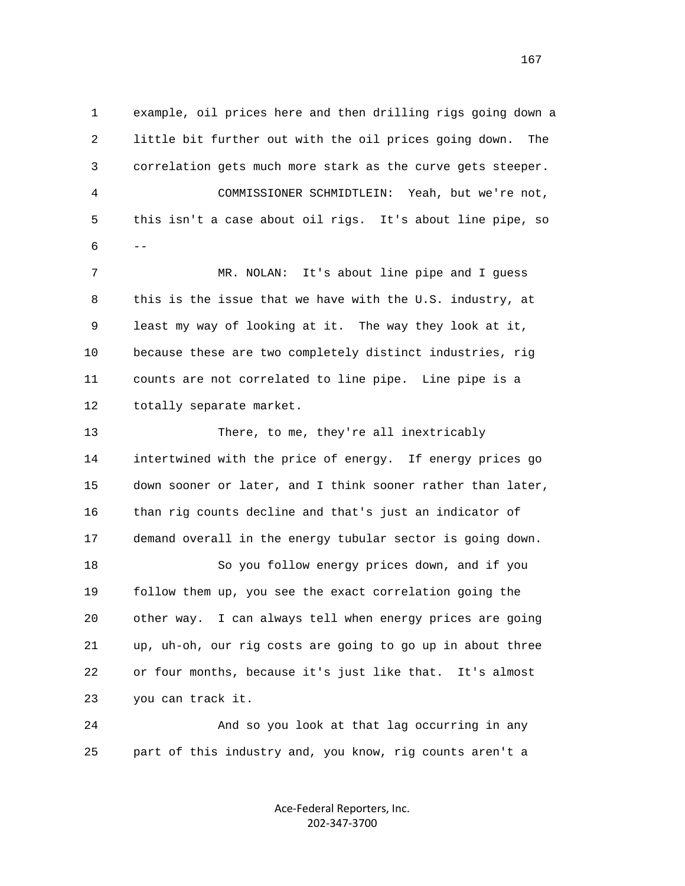example, oil prices here and then drilling rigs going down a little bit further out with the oil prices going down. The correlation gets much more stark as the curve gets steeper.

COMMISSIONER SCHMIDTLEIN: Yeah, but we're not, this isn't a case about oil rigs. It's about line pipe, so --

MR. NOLAN: It's about line pipe and I guess this is the issue that we have with the U.S. industry, at least my way of looking at it. The way they look at it, because these are two completely distinct industries, rig counts are not correlated to line pipe. Line pipe is a totally separate market.

There, to me, they're all inextricably intertwined with the price of energy. If energy prices go down sooner or later, and I think sooner rather than later, than rig counts decline and that's just an indicator of demand overall in the energy tubular sector is going down.

So you follow energy prices down, and if you follow them up, you see the exact correlation going the other way. I can always tell when energy prices are going up, uh-oh, our rig costs are going to go up in about three or four months, because it's just like that. It's almost you can track it.

And so you look at that lag occurring in any part of this industry and, you know, rig counts aren't a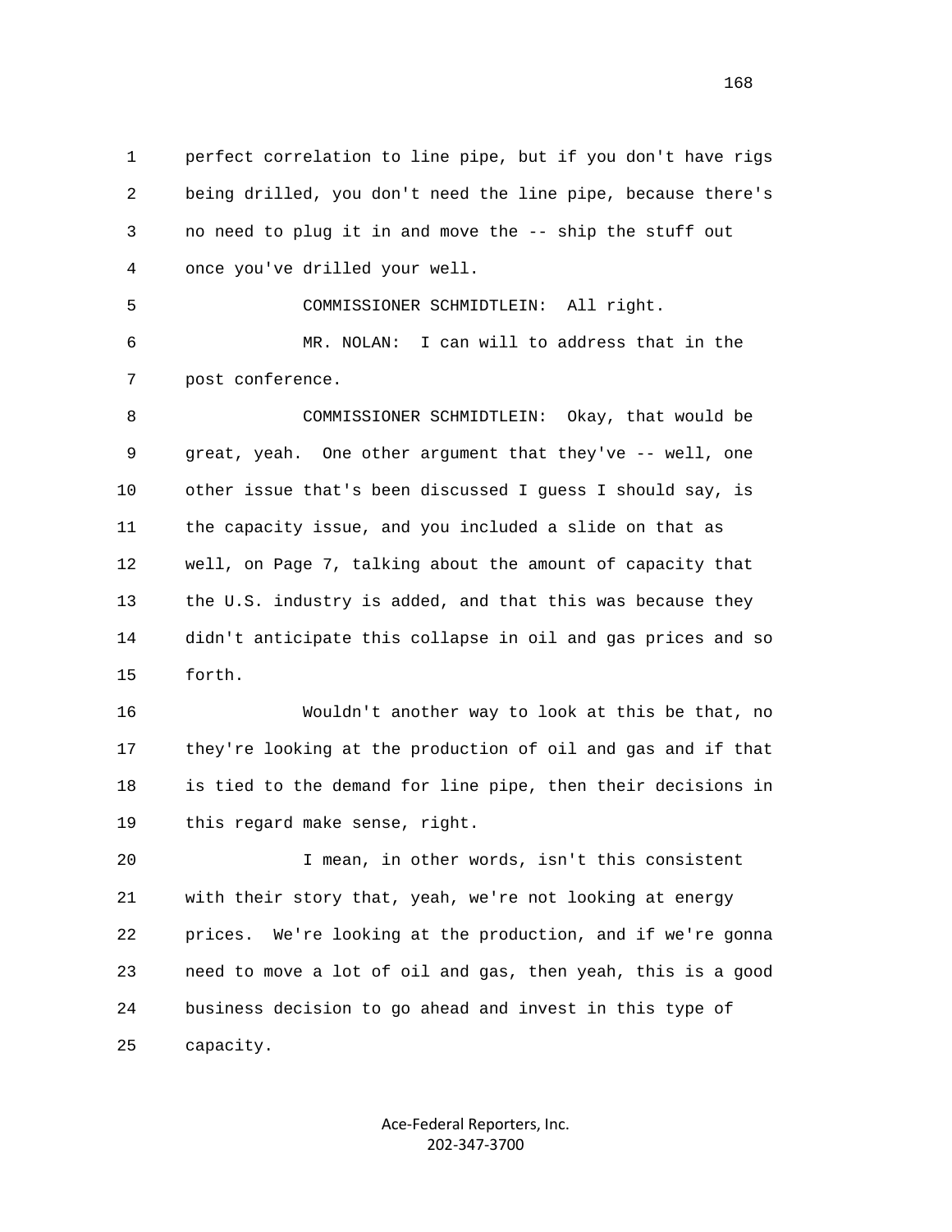perfect correlation to line pipe, but if you don't have rigs being drilled, you don't need the line pipe, because there's no need to plug it in and move the -- ship the stuff out once you've drilled your well.

COMMISSIONER SCHMIDTLEIN: All right.

MR. NOLAN: I can will to address that in the post conference.

COMMISSIONER SCHMIDTLEIN: Okay, that would be great, yeah. One other argument that they've -- well, one other issue that's been discussed I guess I should say, is the capacity issue, and you included a slide on that as well, on Page 7, talking about the amount of capacity that the U.S. industry is added, and that this was because they didn't anticipate this collapse in oil and gas prices and so forth.

Wouldn't another way to look at this be that, no they're looking at the production of oil and gas and if that is tied to the demand for line pipe, then their decisions in this regard make sense, right.

I mean, in other words, isn't this consistent with their story that, yeah, we're not looking at energy prices. We're looking at the production, and if we're gonna need to move a lot of oil and gas, then yeah, this is a good business decision to go ahead and invest in this type of capacity.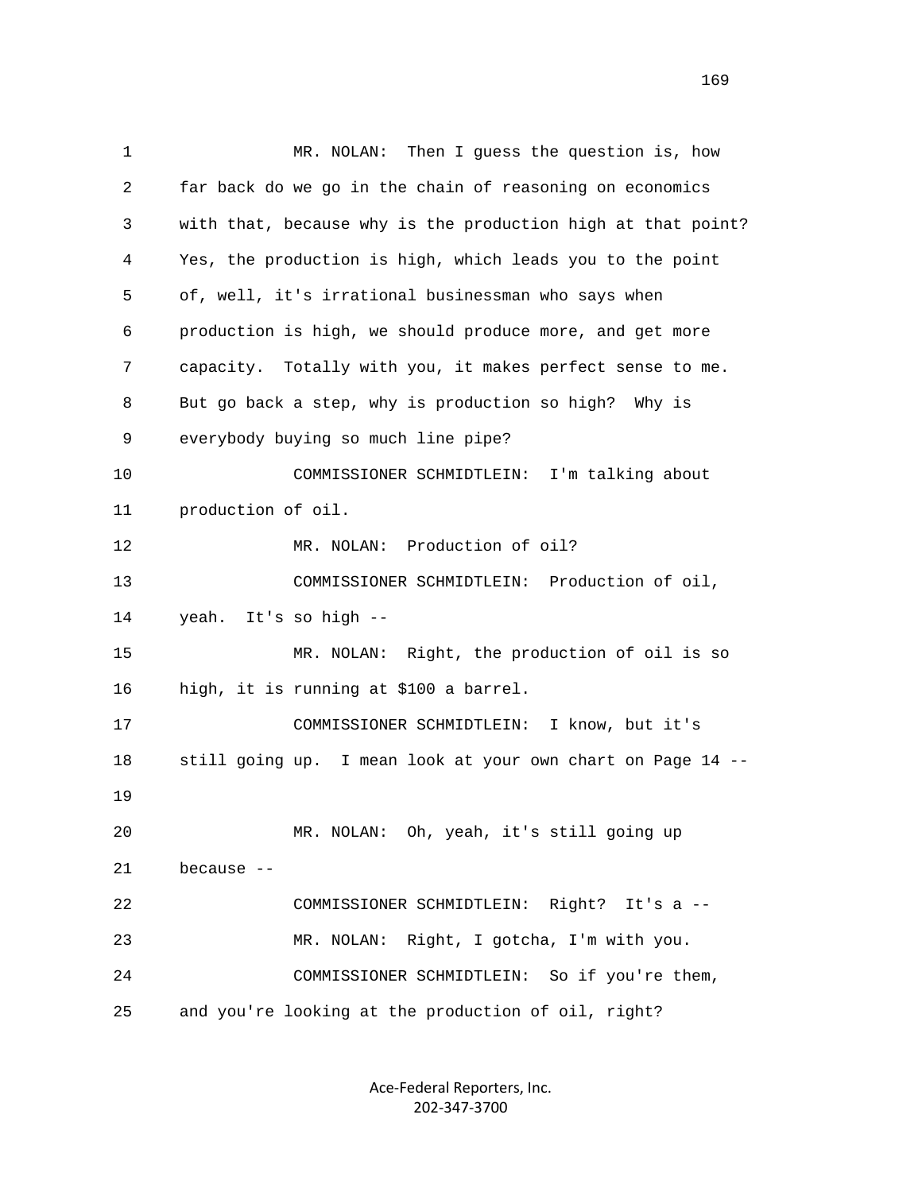MR. NOLAN: Then I guess the question is, how far back do we go in the chain of reasoning on economics with that, because why is the production high at that point? Yes, the production is high, which leads you to the point of, well, it's irrational businessman who says when production is high, we should produce more, and get more capacity. Totally with you, it makes perfect sense to me. But go back a step, why is production so high? Why is everybody buying so much line pipe?

COMMISSIONER SCHMIDTLEIN: I'm talking about production of oil.

MR. NOLAN: Production of oil?

COMMISSIONER SCHMIDTLEIN: Production of oil, yeah. It's so high --

MR. NOLAN: Right, the production of oil is so high, it is running at $100 a barrel.

COMMISSIONER SCHMIDTLEIN: I know, but it's still going up. I mean look at your own chart on Page 14 --

MR. NOLAN: Oh, yeah, it's still going up because --

COMMISSIONER SCHMIDTLEIN: Right? It's a --

MR. NOLAN: Right, I gotcha, I'm with you.

COMMISSIONER SCHMIDTLEIN: So if you're them, and you're looking at the production of oil, right?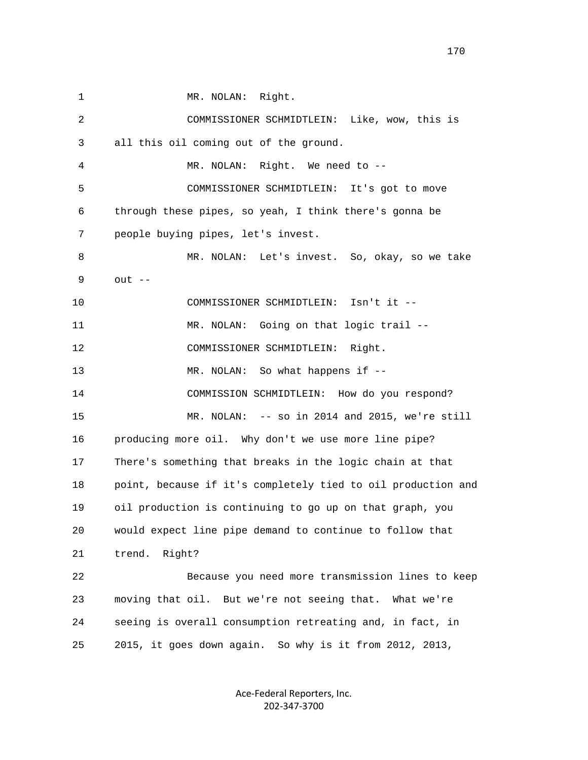MR. NOLAN: Right.

COMMISSIONER SCHMIDTLEIN: Like, wow, this is all this oil coming out of the ground.

MR. NOLAN: Right. We need to --

COMMISSIONER SCHMIDTLEIN: It's got to move through these pipes, so yeah, I think there's gonna be people buying pipes, let's invest.

MR. NOLAN: Let's invest. So, okay, so we take out --

COMMISSIONER SCHMIDTLEIN: Isn't it --

MR. NOLAN: Going on that logic trail --

COMMISSIONER SCHMIDTLEIN: Right.

MR. NOLAN: So what happens if --

COMMISSION SCHMIDTLEIN: How do you respond?

MR. NOLAN: -- so in 2014 and 2015, we're still producing more oil. Why don't we use more line pipe? There's something that breaks in the logic chain at that point, because if it's completely tied to oil production and oil production is continuing to go up on that graph, you would expect line pipe demand to continue to follow that trend. Right?

Because you need more transmission lines to keep moving that oil. But we're not seeing that. What we're seeing is overall consumption retreating and, in fact, in 2015, it goes down again. So why is it from 2012, 2013,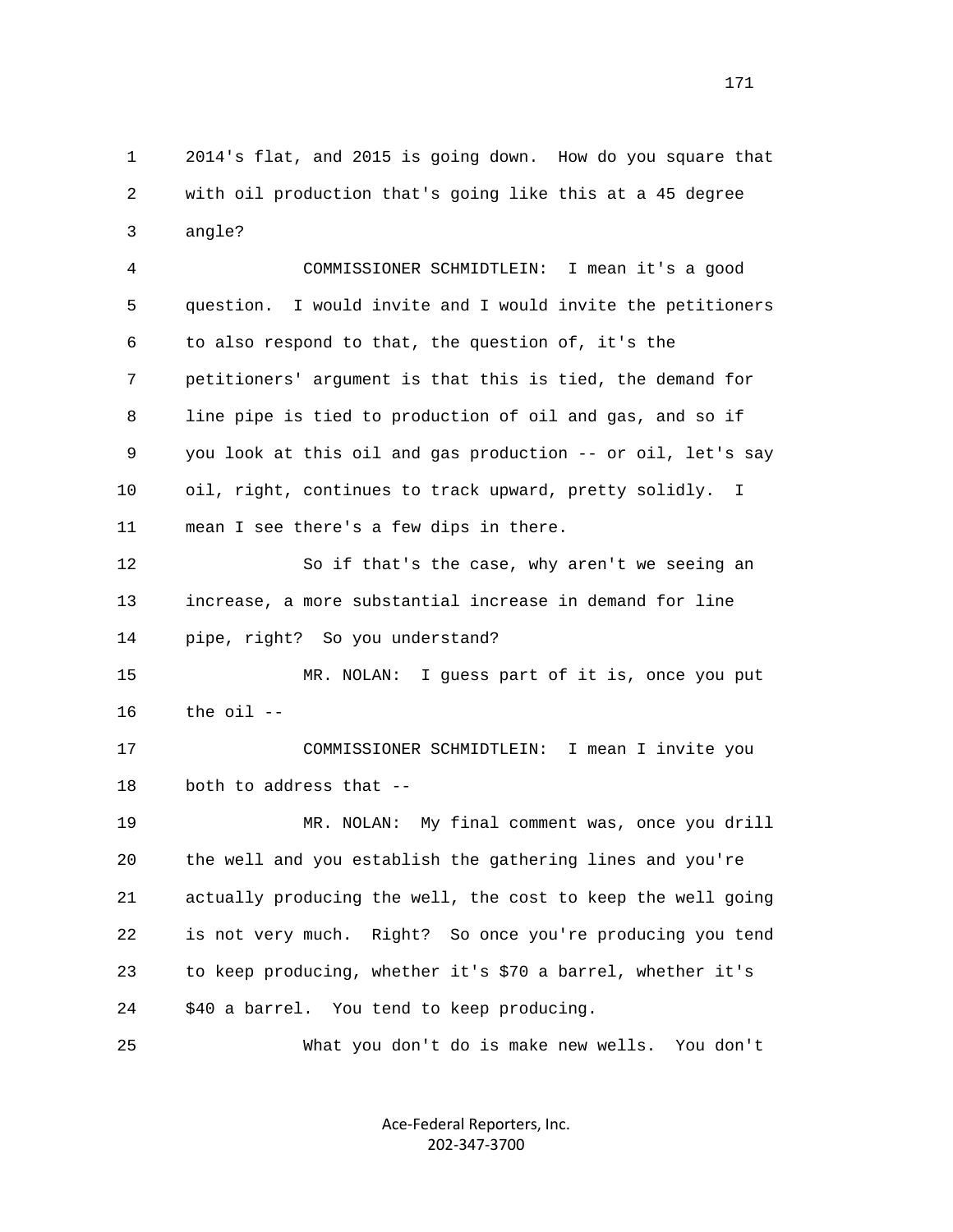2014's flat, and 2015 is going down. How do you square that with oil production that's going like this at a 45 degree angle?

COMMISSIONER SCHMIDTLEIN: I mean it's a good question. I would invite and I would invite the petitioners to also respond to that, the question of, it's the petitioners' argument is that this is tied, the demand for line pipe is tied to production of oil and gas, and so if you look at this oil and gas production -- or oil, let's say oil, right, continues to track upward, pretty solidly. I mean I see there's a few dips in there.

So if that's the case, why aren't we seeing an increase, a more substantial increase in demand for line pipe, right? So you understand?

MR. NOLAN: I guess part of it is, once you put the oil --

COMMISSIONER SCHMIDTLEIN: I mean I invite you both to address that --

MR. NOLAN: My final comment was, once you drill the well and you establish the gathering lines and you're actually producing the well, the cost to keep the well going is not very much. Right? So once you're producing you tend to keep producing, whether it's $70 a barrel, whether it's $40 a barrel. You tend to keep producing.

What you don't do is make new wells. You don't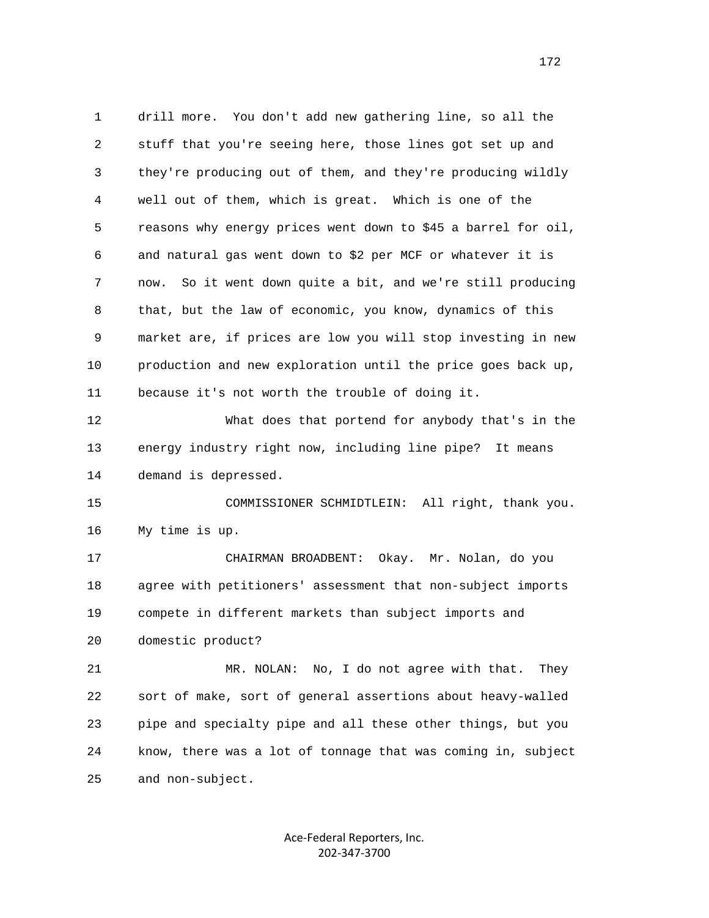drill more. You don't add new gathering line, so all the stuff that you're seeing here, those lines got set up and they're producing out of them, and they're producing wildly well out of them, which is great. Which is one of the reasons why energy prices went down to $45 a barrel for oil, and natural gas went down to $2 per MCF or whatever it is now. So it went down quite a bit, and we're still producing that, but the law of economic, you know, dynamics of this market are, if prices are low you will stop investing in new production and new exploration until the price goes back up, because it's not worth the trouble of doing it.

What does that portend for anybody that's in the energy industry right now, including line pipe? It means demand is depressed.

COMMISSIONER SCHMIDTLEIN: All right, thank you. My time is up.

CHAIRMAN BROADBENT: Okay. Mr. Nolan, do you agree with petitioners' assessment that non-subject imports compete in different markets than subject imports and domestic product?

MR. NOLAN: No, I do not agree with that. They sort of make, sort of general assertions about heavy-walled pipe and specialty pipe and all these other things, but you know, there was a lot of tonnage that was coming in, subject and non-subject.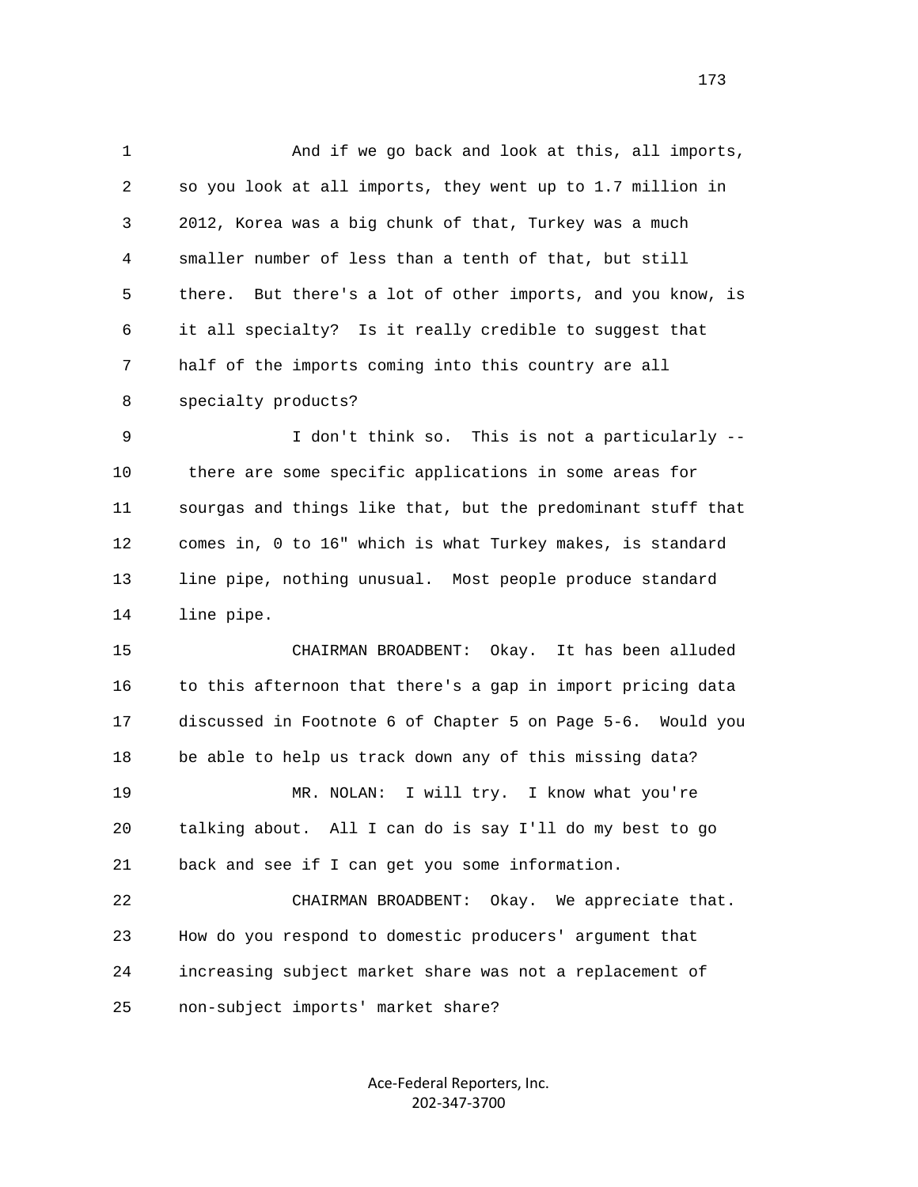And if we go back and look at this, all imports, so you look at all imports, they went up to 1.7 million in 2012, Korea was a big chunk of that, Turkey was a much smaller number of less than a tenth of that, but still there. But there's a lot of other imports, and you know, is it all specialty? Is it really credible to suggest that half of the imports coming into this country are all specialty products?

I don't think so. This is not a particularly -- there are some specific applications in some areas for sourgas and things like that, but the predominant stuff that comes in, 0 to 16" which is what Turkey makes, is standard line pipe, nothing unusual. Most people produce standard line pipe.

CHAIRMAN BROADBENT: Okay. It has been alluded to this afternoon that there's a gap in import pricing data discussed in Footnote 6 of Chapter 5 on Page 5-6. Would you be able to help us track down any of this missing data?

MR. NOLAN: I will try. I know what you're talking about. All I can do is say I'll do my best to go back and see if I can get you some information.

CHAIRMAN BROADBENT: Okay. We appreciate that. How do you respond to domestic producers' argument that increasing subject market share was not a replacement of non-subject imports' market share?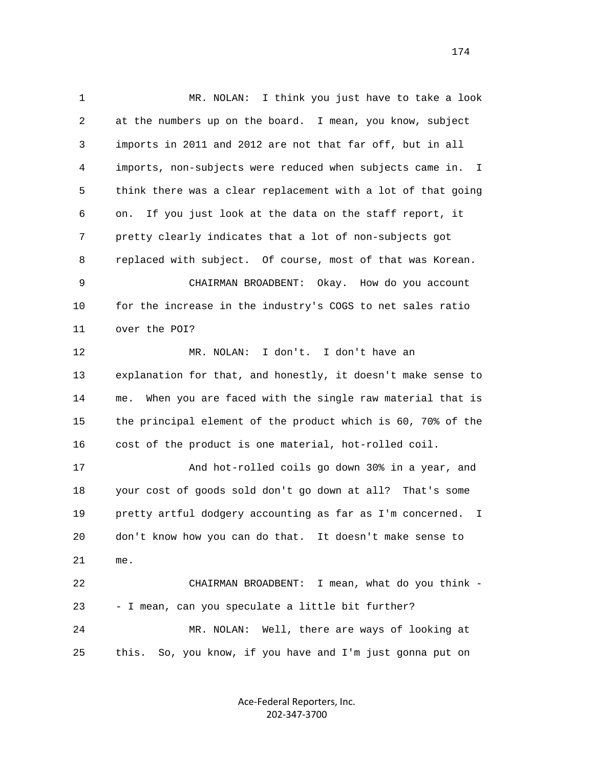MR. NOLAN: I think you just have to take a look at the numbers up on the board. I mean, you know, subject imports in 2011 and 2012 are not that far off, but in all imports, non-subjects were reduced when subjects came in. I think there was a clear replacement with a lot of that going on. If you just look at the data on the staff report, it pretty clearly indicates that a lot of non-subjects got replaced with subject. Of course, most of that was Korean.

CHAIRMAN BROADBENT: Okay. How do you account for the increase in the industry's COGS to net sales ratio over the POI?

MR. NOLAN: I don't. I don't have an explanation for that, and honestly, it doesn't make sense to me. When you are faced with the single raw material that is the principal element of the product which is 60, 70% of the cost of the product is one material, hot-rolled coil.

And hot-rolled coils go down 30% in a year, and your cost of goods sold don't go down at all? That's some pretty artful dodgery accounting as far as I'm concerned. I don't know how you can do that. It doesn't make sense to me.

CHAIRMAN BROADBENT: I mean, what do you think -- I mean, can you speculate a little bit further?

MR. NOLAN: Well, there are ways of looking at this. So, you know, if you have and I'm just gonna put on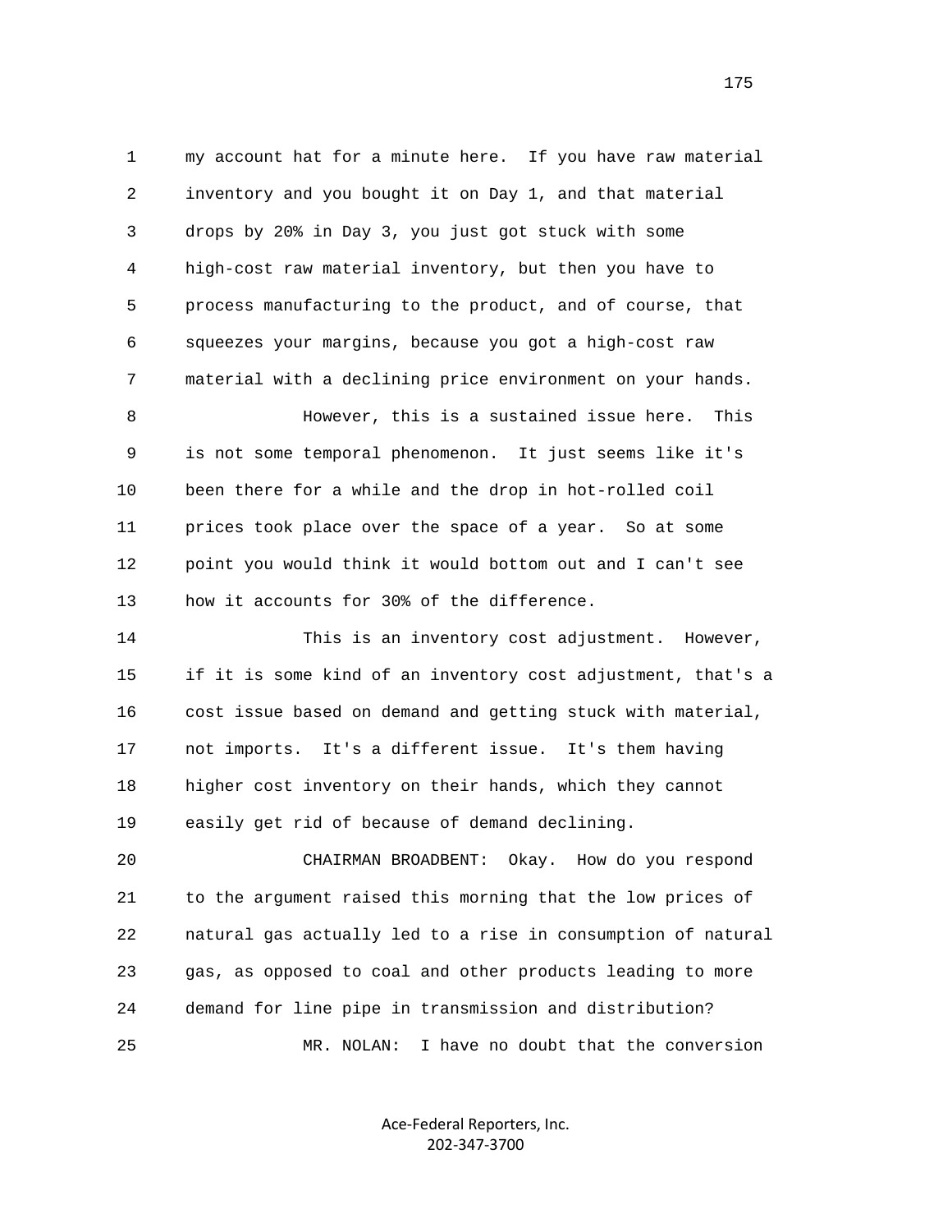my account hat for a minute here. If you have raw material inventory and you bought it on Day 1, and that material drops by 20% in Day 3, you just got stuck with some high-cost raw material inventory, but then you have to process manufacturing to the product, and of course, that squeezes your margins, because you got a high-cost raw material with a declining price environment on your hands.

However, this is a sustained issue here. This is not some temporal phenomenon. It just seems like it's been there for a while and the drop in hot-rolled coil prices took place over the space of a year. So at some point you would think it would bottom out and I can't see how it accounts for 30% of the difference.

This is an inventory cost adjustment. However, if it is some kind of an inventory cost adjustment, that's a cost issue based on demand and getting stuck with material, not imports. It's a different issue. It's them having higher cost inventory on their hands, which they cannot easily get rid of because of demand declining.

CHAIRMAN BROADBENT: Okay. How do you respond to the argument raised this morning that the low prices of natural gas actually led to a rise in consumption of natural gas, as opposed to coal and other products leading to more demand for line pipe in transmission and distribution?

MR. NOLAN: I have no doubt that the conversion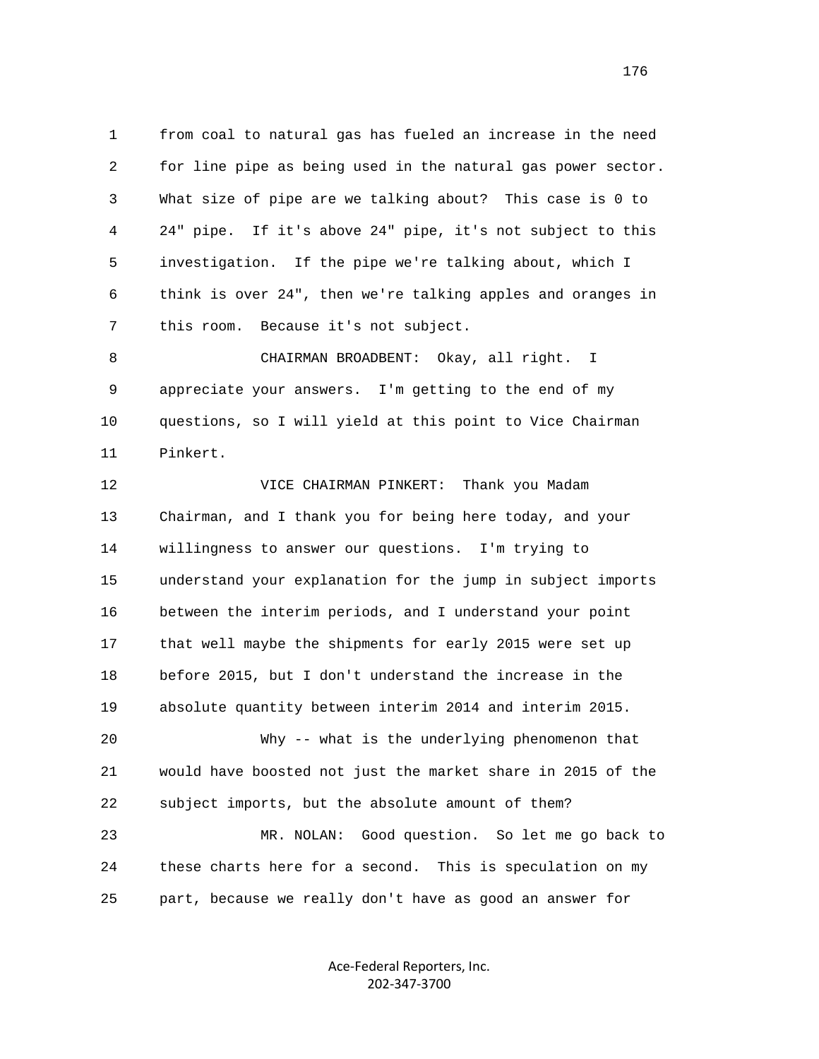from coal to natural gas has fueled an increase in the need for line pipe as being used in the natural gas power sector. What size of pipe are we talking about? This case is 0 to 24" pipe. If it's above 24" pipe, it's not subject to this investigation. If the pipe we're talking about, which I think is over 24", then we're talking apples and oranges in this room. Because it's not subject.

CHAIRMAN BROADBENT: Okay, all right. I appreciate your answers. I'm getting to the end of my questions, so I will yield at this point to Vice Chairman Pinkert.

VICE CHAIRMAN PINKERT: Thank you Madam Chairman, and I thank you for being here today, and your willingness to answer our questions. I'm trying to understand your explanation for the jump in subject imports between the interim periods, and I understand your point that well maybe the shipments for early 2015 were set up before 2015, but I don't understand the increase in the absolute quantity between interim 2014 and interim 2015.

Why -- what is the underlying phenomenon that would have boosted not just the market share in 2015 of the subject imports, but the absolute amount of them?

MR. NOLAN: Good question. So let me go back to these charts here for a second. This is speculation on my part, because we really don't have as good an answer for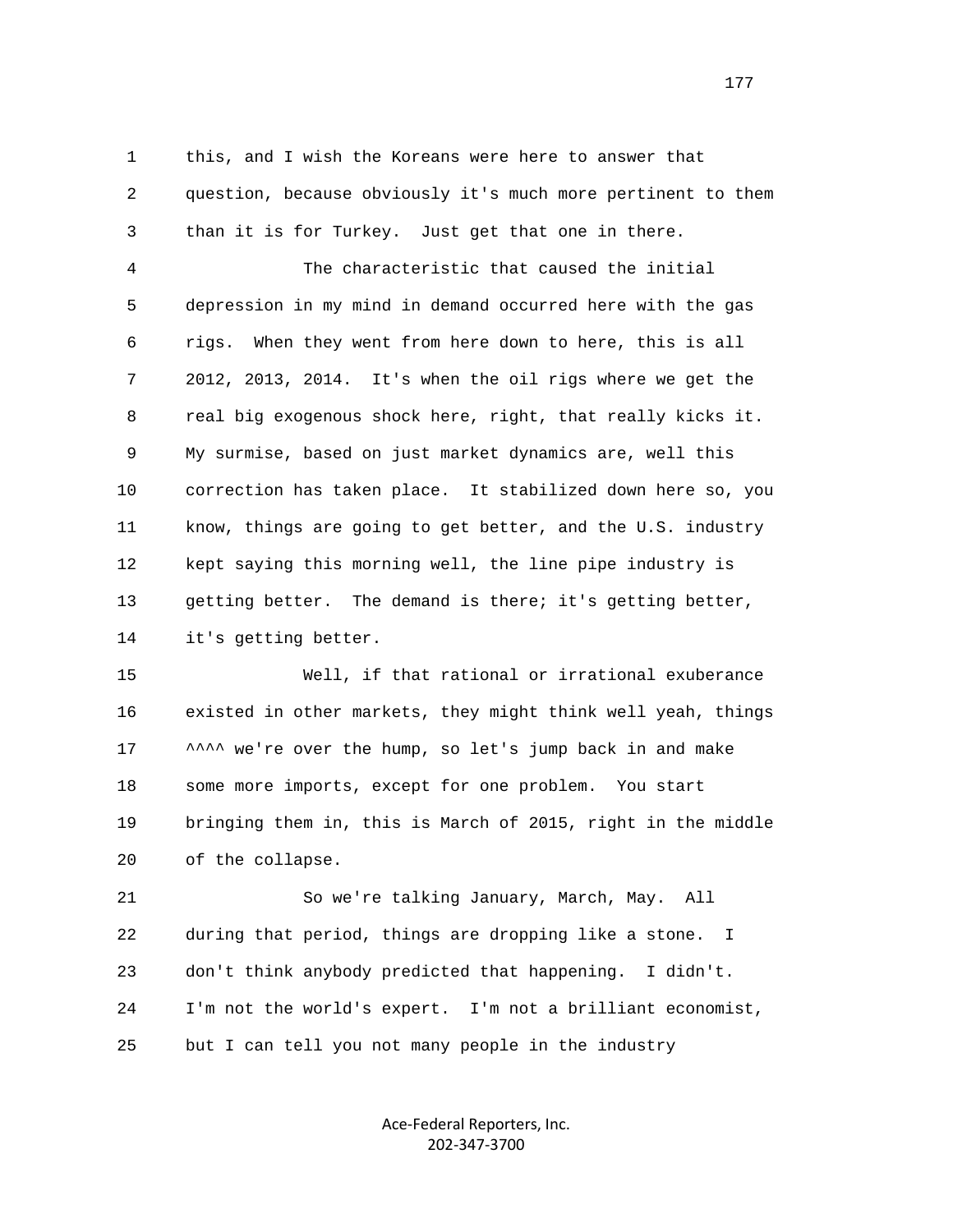this, and I wish the Koreans were here to answer that question, because obviously it's much more pertinent to them than it is for Turkey. Just get that one in there.

The characteristic that caused the initial depression in my mind in demand occurred here with the gas rigs. When they went from here down to here, this is all 2012, 2013, 2014. It's when the oil rigs where we get the real big exogenous shock here, right, that really kicks it. My surmise, based on just market dynamics are, well this correction has taken place. It stabilized down here so, you know, things are going to get better, and the U.S. industry kept saying this morning well, the line pipe industry is getting better. The demand is there; it's getting better, it's getting better.

Well, if that rational or irrational exuberance existed in other markets, they might think well yeah, things ^^^^ we're over the hump, so let's jump back in and make some more imports, except for one problem. You start bringing them in, this is March of 2015, right in the middle of the collapse.

So we're talking January, March, May. All during that period, things are dropping like a stone. I don't think anybody predicted that happening. I didn't. I'm not the world's expert. I'm not a brilliant economist, but I can tell you not many people in the industry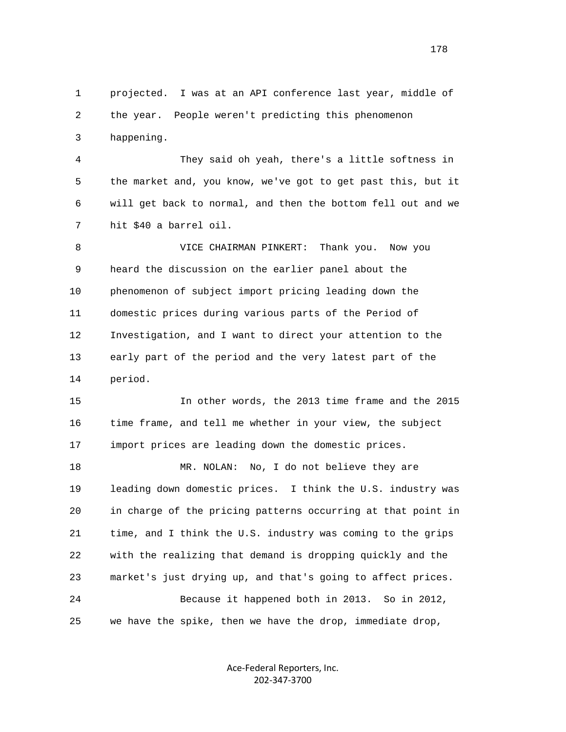projected. I was at an API conference last year, middle of the year. People weren't predicting this phenomenon happening.

They said oh yeah, there's a little softness in the market and, you know, we've got to get past this, but it will get back to normal, and then the bottom fell out and we hit $40 a barrel oil.

VICE CHAIRMAN PINKERT: Thank you. Now you heard the discussion on the earlier panel about the phenomenon of subject import pricing leading down the domestic prices during various parts of the Period of Investigation, and I want to direct your attention to the early part of the period and the very latest part of the period.

In other words, the 2013 time frame and the 2015 time frame, and tell me whether in your view, the subject import prices are leading down the domestic prices.

MR. NOLAN: No, I do not believe they are leading down domestic prices. I think the U.S. industry was in charge of the pricing patterns occurring at that point in time, and I think the U.S. industry was coming to the grips with the realizing that demand is dropping quickly and the market's just drying up, and that's going to affect prices.

Because it happened both in 2013. So in 2012, we have the spike, then we have the drop, immediate drop,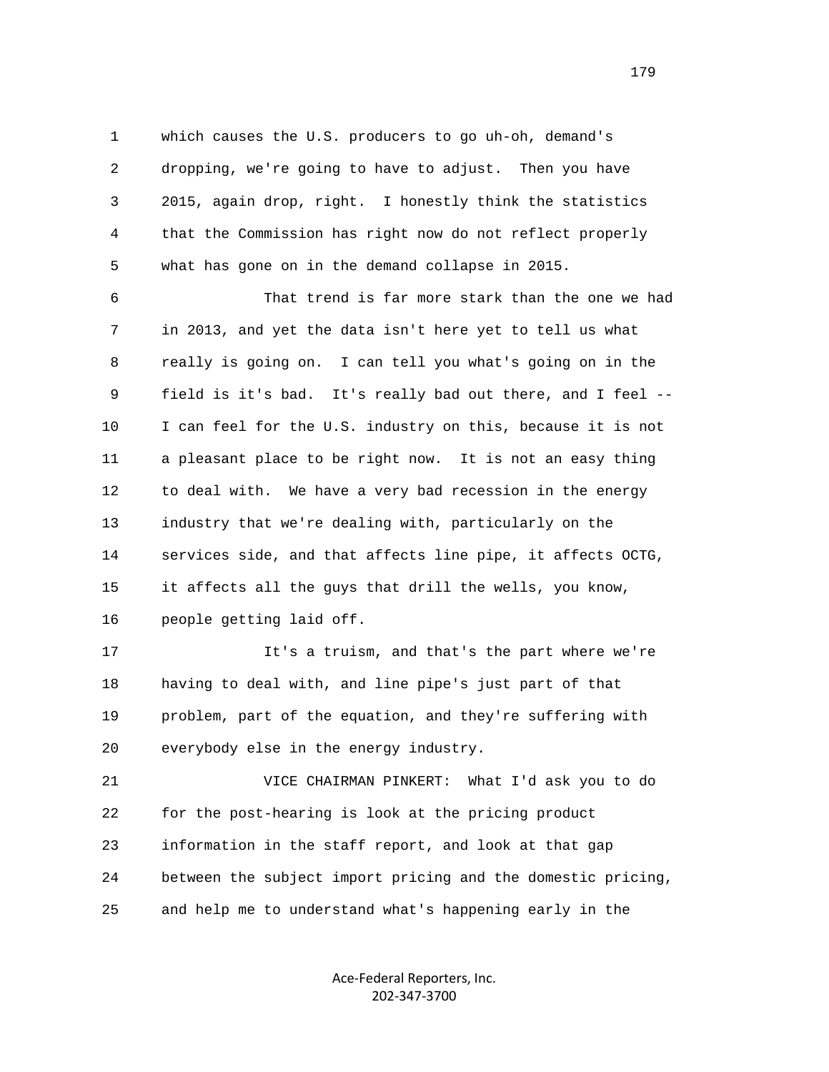1 which causes the U.S. producers to go uh-oh, demand's
2 dropping, we're going to have to adjust. Then you have
3 2015, again drop, right. I honestly think the statistics
4 that the Commission has right now do not reflect properly
5 what has gone on in the demand collapse in 2015.

6 That trend is far more stark than the one we had
7 in 2013, and yet the data isn't here yet to tell us what
8 really is going on. I can tell you what's going on in the
9 field is it's bad. It's really bad out there, and I feel --
10 I can feel for the U.S. industry on this, because it is not
11 a pleasant place to be right now. It is not an easy thing
12 to deal with. We have a very bad recession in the energy
13 industry that we're dealing with, particularly on the
14 services side, and that affects line pipe, it affects OCTG,
15 it affects all the guys that drill the wells, you know,
16 people getting laid off.

17 It's a truism, and that's the part where we're
18 having to deal with, and line pipe's just part of that
19 problem, part of the equation, and they're suffering with
20 everybody else in the energy industry.

21 VICE CHAIRMAN PINKERT: What I'd ask you to do
22 for the post-hearing is look at the pricing product
23 information in the staff report, and look at that gap
24 between the subject import pricing and the domestic pricing,
25 and help me to understand what's happening early in the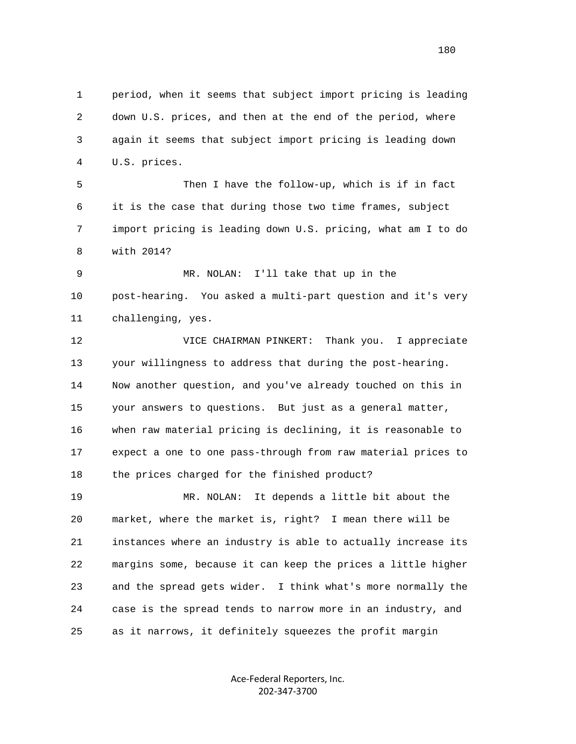1 period, when it seems that subject import pricing is leading
2 down U.S. prices, and then at the end of the period, where
3 again it seems that subject import pricing is leading down
4 U.S. prices.

5 Then I have the follow-up, which is if in fact
6 it is the case that during those two time frames, subject
7 import pricing is leading down U.S. pricing, what am I to do
8 with 2014?

9 MR. NOLAN: I'll take that up in the
10 post-hearing. You asked a multi-part question and it's very
11 challenging, yes.

12 VICE CHAIRMAN PINKERT: Thank you. I appreciate
13 your willingness to address that during the post-hearing.
14 Now another question, and you've already touched on this in
15 your answers to questions. But just as a general matter,
16 when raw material pricing is declining, it is reasonable to
17 expect a one to one pass-through from raw material prices to
18 the prices charged for the finished product?

19 MR. NOLAN: It depends a little bit about the
20 market, where the market is, right? I mean there will be
21 instances where an industry is able to actually increase its
22 margins some, because it can keep the prices a little higher
23 and the spread gets wider. I think what's more normally the
24 case is the spread tends to narrow more in an industry, and
25 as it narrows, it definitely squeezes the profit margin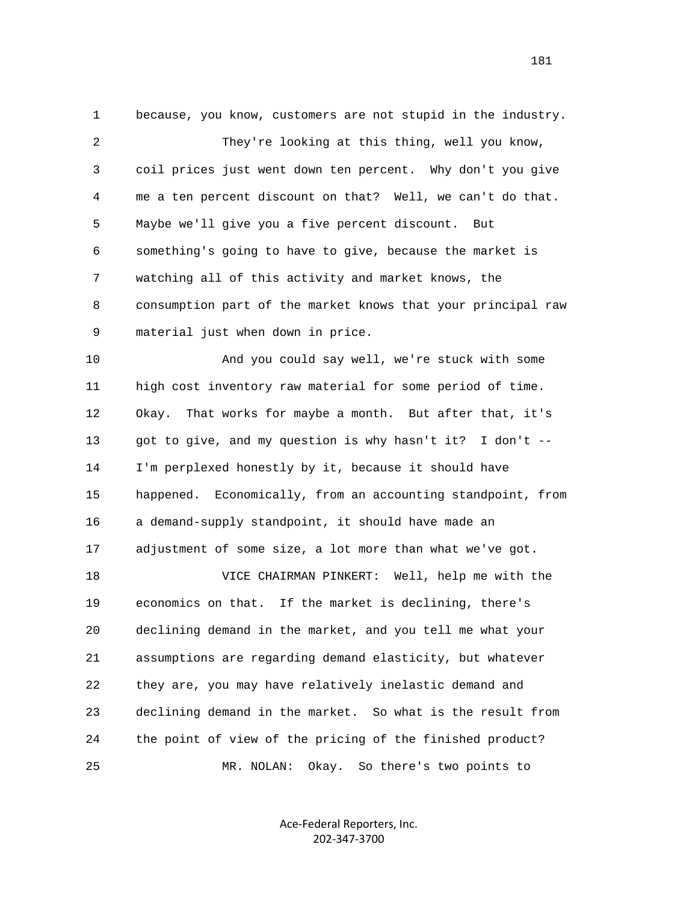because, you know, customers are not stupid in the industry.

They're looking at this thing, well you know, coil prices just went down ten percent. Why don't you give me a ten percent discount on that? Well, we can't do that. Maybe we'll give you a five percent discount. But something's going to have to give, because the market is watching all of this activity and market knows, the consumption part of the market knows that your principal raw material just when down in price.

And you could say well, we're stuck with some high cost inventory raw material for some period of time. Okay. That works for maybe a month. But after that, it's got to give, and my question is why hasn't it? I don't -- I'm perplexed honestly by it, because it should have happened. Economically, from an accounting standpoint, from a demand-supply standpoint, it should have made an adjustment of some size, a lot more than what we've got.

VICE CHAIRMAN PINKERT: Well, help me with the economics on that. If the market is declining, there's declining demand in the market, and you tell me what your assumptions are regarding demand elasticity, but whatever they are, you may have relatively inelastic demand and declining demand in the market. So what is the result from the point of view of the pricing of the finished product?

MR. NOLAN: Okay. So there's two points to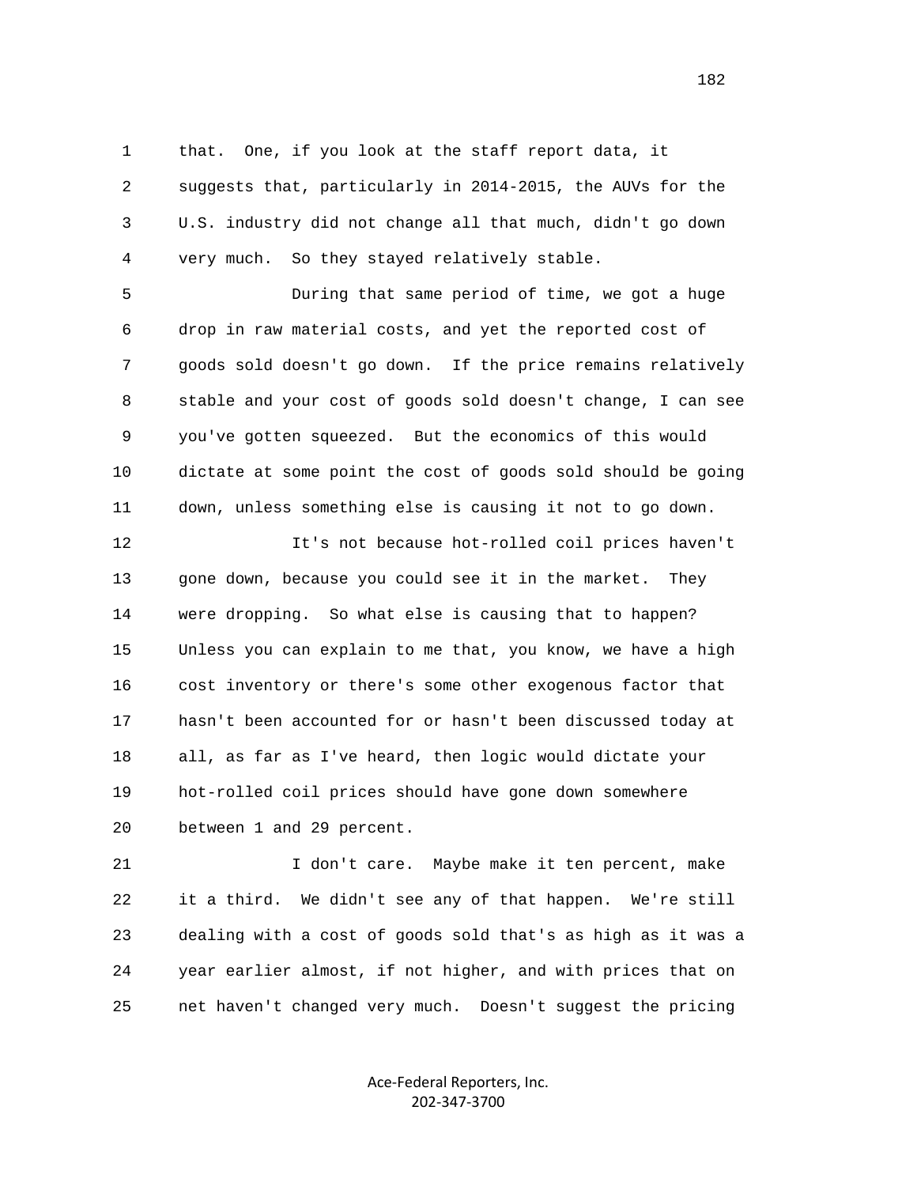that. One, if you look at the staff report data, it suggests that, particularly in 2014-2015, the AUVs for the U.S. industry did not change all that much, didn't go down very much. So they stayed relatively stable.

During that same period of time, we got a huge drop in raw material costs, and yet the reported cost of goods sold doesn't go down. If the price remains relatively stable and your cost of goods sold doesn't change, I can see you've gotten squeezed. But the economics of this would dictate at some point the cost of goods sold should be going down, unless something else is causing it not to go down.

It's not because hot-rolled coil prices haven't gone down, because you could see it in the market. They were dropping. So what else is causing that to happen? Unless you can explain to me that, you know, we have a high cost inventory or there's some other exogenous factor that hasn't been accounted for or hasn't been discussed today at all, as far as I've heard, then logic would dictate your hot-rolled coil prices should have gone down somewhere between 1 and 29 percent.

I don't care. Maybe make it ten percent, make it a third. We didn't see any of that happen. We're still dealing with a cost of goods sold that's as high as it was a year earlier almost, if not higher, and with prices that on net haven't changed very much. Doesn't suggest the pricing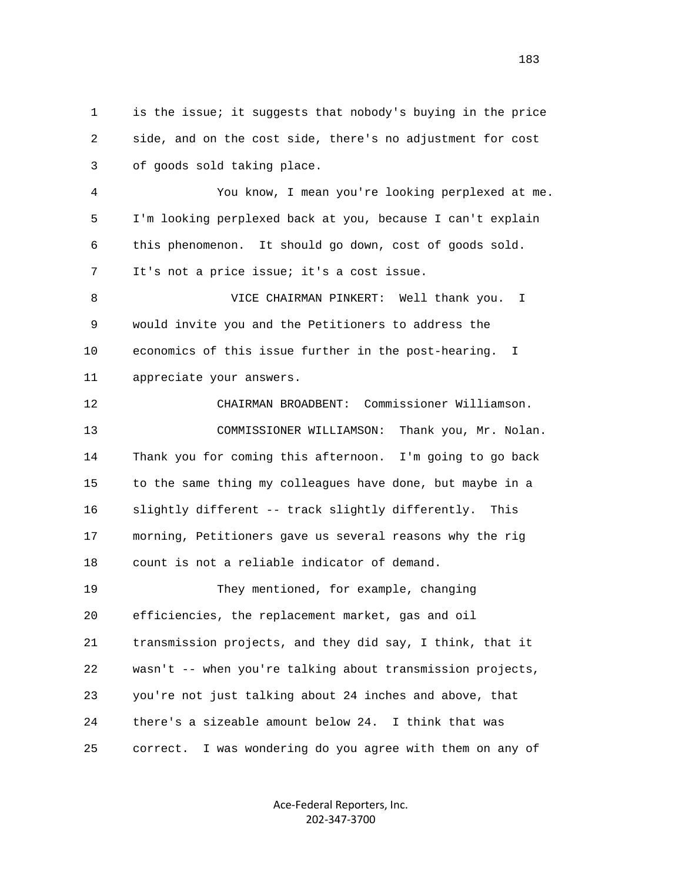is the issue; it suggests that nobody's buying in the price side, and on the cost side, there's no adjustment for cost of goods sold taking place.

You know, I mean you're looking perplexed at me. I'm looking perplexed back at you, because I can't explain this phenomenon. It should go down, cost of goods sold. It's not a price issue; it's a cost issue.

VICE CHAIRMAN PINKERT: Well thank you. I would invite you and the Petitioners to address the economics of this issue further in the post-hearing. I appreciate your answers.

CHAIRMAN BROADBENT: Commissioner Williamson.

COMMISSIONER WILLIAMSON: Thank you, Mr. Nolan. Thank you for coming this afternoon. I'm going to go back to the same thing my colleagues have done, but maybe in a slightly different -- track slightly differently. This morning, Petitioners gave us several reasons why the rig count is not a reliable indicator of demand.

They mentioned, for example, changing efficiencies, the replacement market, gas and oil transmission projects, and they did say, I think, that it wasn't -- when you're talking about transmission projects, you're not just talking about 24 inches and above, that there's a sizeable amount below 24. I think that was correct. I was wondering do you agree with them on any of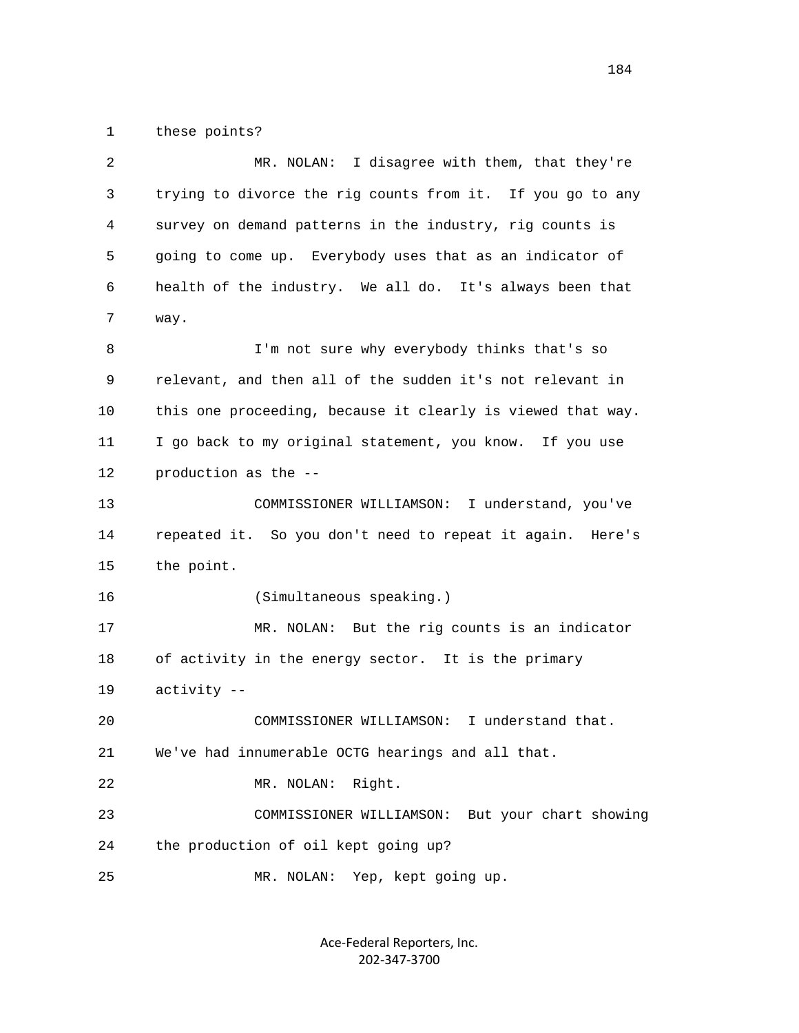these points?

MR. NOLAN: I disagree with them, that they're trying to divorce the rig counts from it. If you go to any survey on demand patterns in the industry, rig counts is going to come up. Everybody uses that as an indicator of health of the industry. We all do. It's always been that way.

I'm not sure why everybody thinks that's so relevant, and then all of the sudden it's not relevant in this one proceeding, because it clearly is viewed that way. I go back to my original statement, you know. If you use production as the --

COMMISSIONER WILLIAMSON: I understand, you've repeated it. So you don't need to repeat it again. Here's the point.

(Simultaneous speaking.)

MR. NOLAN: But the rig counts is an indicator of activity in the energy sector. It is the primary activity --

COMMISSIONER WILLIAMSON: I understand that. We've had innumerable OCTG hearings and all that.

MR. NOLAN: Right.

COMMISSIONER WILLIAMSON: But your chart showing the production of oil kept going up?

MR. NOLAN: Yep, kept going up.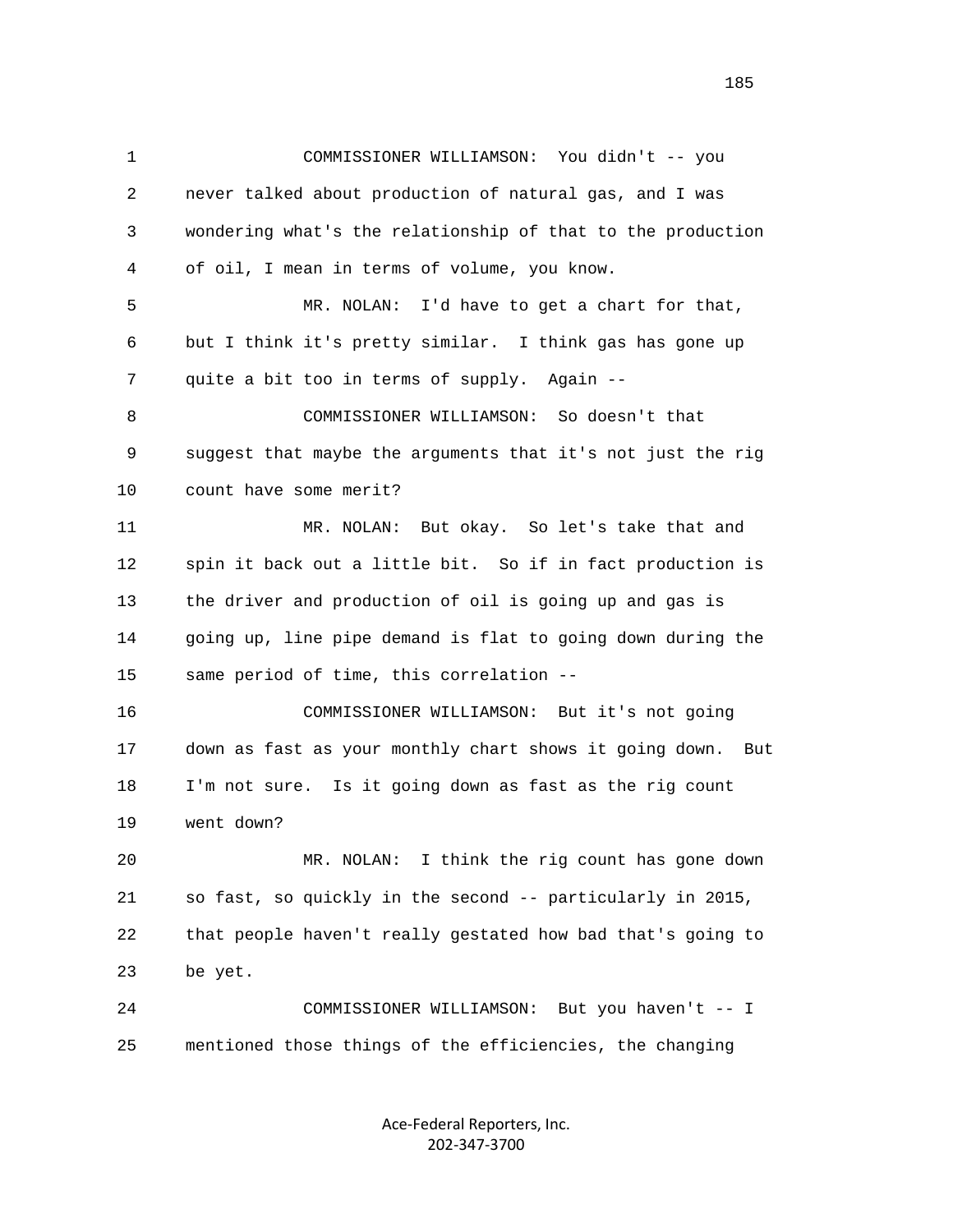COMMISSIONER WILLIAMSON: You didn't -- you never talked about production of natural gas, and I was wondering what's the relationship of that to the production of oil, I mean in terms of volume, you know.

MR. NOLAN: I'd have to get a chart for that, but I think it's pretty similar. I think gas has gone up quite a bit too in terms of supply. Again --

COMMISSIONER WILLIAMSON: So doesn't that suggest that maybe the arguments that it's not just the rig count have some merit?

MR. NOLAN: But okay. So let's take that and spin it back out a little bit. So if in fact production is the driver and production of oil is going up and gas is going up, line pipe demand is flat to going down during the same period of time, this correlation --

COMMISSIONER WILLIAMSON: But it's not going down as fast as your monthly chart shows it going down. But I'm not sure. Is it going down as fast as the rig count went down?

MR. NOLAN: I think the rig count has gone down so fast, so quickly in the second -- particularly in 2015, that people haven't really gestated how bad that's going to be yet.

COMMISSIONER WILLIAMSON: But you haven't -- I mentioned those things of the efficiencies, the changing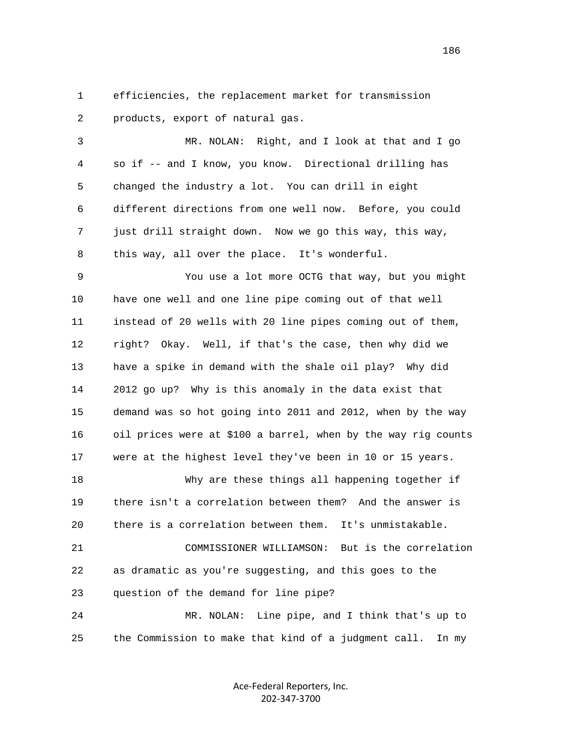efficiencies, the replacement market for transmission products, export of natural gas.

MR. NOLAN: Right, and I look at that and I go so if -- and I know, you know. Directional drilling has changed the industry a lot. You can drill in eight different directions from one well now. Before, you could just drill straight down. Now we go this way, this way, this way, all over the place. It's wonderful.

You use a lot more OCTG that way, but you might have one well and one line pipe coming out of that well instead of 20 wells with 20 line pipes coming out of them, right? Okay. Well, if that's the case, then why did we have a spike in demand with the shale oil play? Why did 2012 go up? Why is this anomaly in the data exist that demand was so hot going into 2011 and 2012, when by the way oil prices were at $100 a barrel, when by the way rig counts were at the highest level they've been in 10 or 15 years.

Why are these things all happening together if there isn't a correlation between them? And the answer is there is a correlation between them. It's unmistakable.

COMMISSIONER WILLIAMSON: But is the correlation as dramatic as you're suggesting, and this goes to the question of the demand for line pipe?

MR. NOLAN: Line pipe, and I think that's up to the Commission to make that kind of a judgment call. In my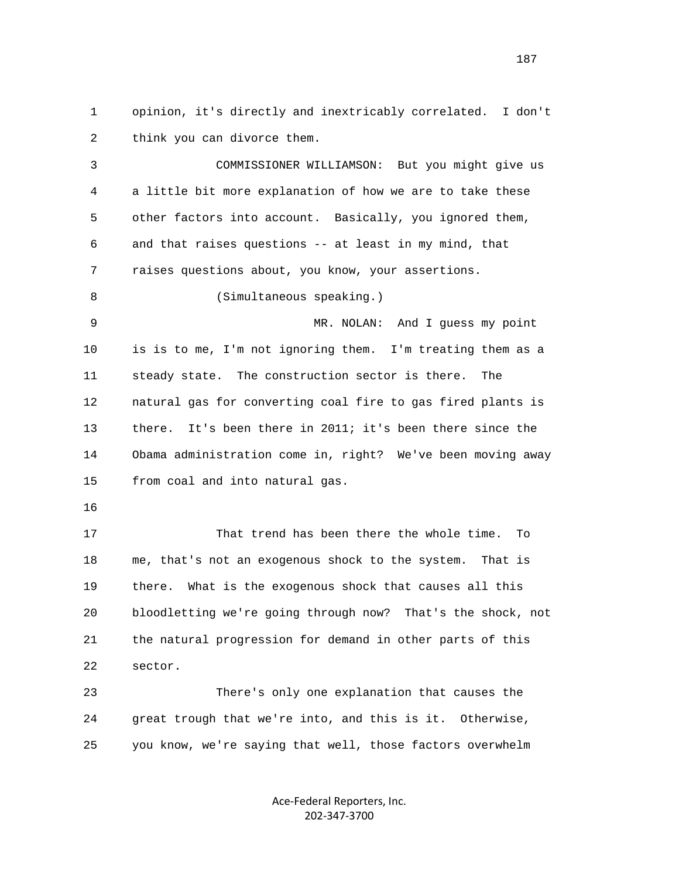opinion, it's directly and inextricably correlated. I don't think you can divorce them.

COMMISSIONER WILLIAMSON: But you might give us a little bit more explanation of how we are to take these other factors into account. Basically, you ignored them, and that raises questions -- at least in my mind, that raises questions about, you know, your assertions.

(Simultaneous speaking.)

MR. NOLAN: And I guess my point is is to me, I'm not ignoring them. I'm treating them as a steady state. The construction sector is there. The natural gas for converting coal fire to gas fired plants is there. It's been there in 2011; it's been there since the Obama administration come in, right? We've been moving away from coal and into natural gas.

That trend has been there the whole time. To me, that's not an exogenous shock to the system. That is there. What is the exogenous shock that causes all this bloodletting we're going through now? That's the shock, not the natural progression for demand in other parts of this sector.

There's only one explanation that causes the great trough that we're into, and this is it. Otherwise, you know, we're saying that well, those factors overwhelm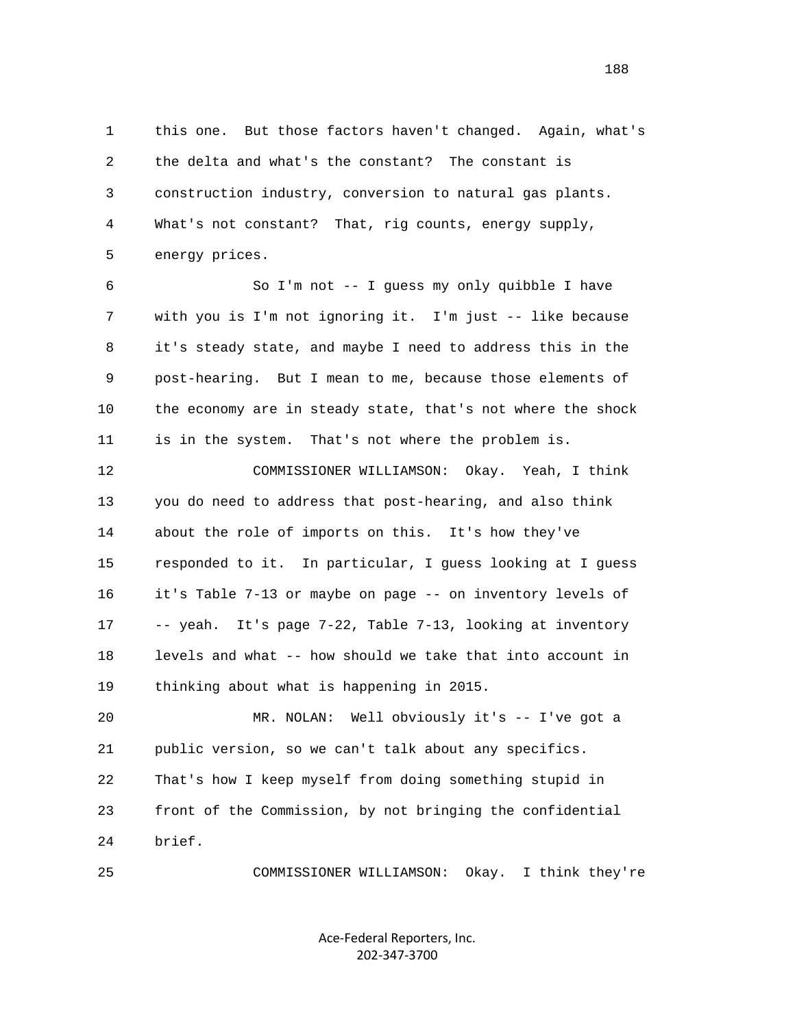this one. But those factors haven't changed. Again, what's the delta and what's the constant? The constant is construction industry, conversion to natural gas plants. What's not constant? That, rig counts, energy supply, energy prices.

So I'm not -- I guess my only quibble I have with you is I'm not ignoring it. I'm just -- like because it's steady state, and maybe I need to address this in the post-hearing. But I mean to me, because those elements of the economy are in steady state, that's not where the shock is in the system. That's not where the problem is.

COMMISSIONER WILLIAMSON: Okay. Yeah, I think you do need to address that post-hearing, and also think about the role of imports on this. It's how they've responded to it. In particular, I guess looking at I guess it's Table 7-13 or maybe on page -- on inventory levels of -- yeah. It's page 7-22, Table 7-13, looking at inventory levels and what -- how should we take that into account in thinking about what is happening in 2015.

MR. NOLAN: Well obviously it's -- I've got a public version, so we can't talk about any specifics. That's how I keep myself from doing something stupid in front of the Commission, by not bringing the confidential brief.

COMMISSIONER WILLIAMSON: Okay. I think they're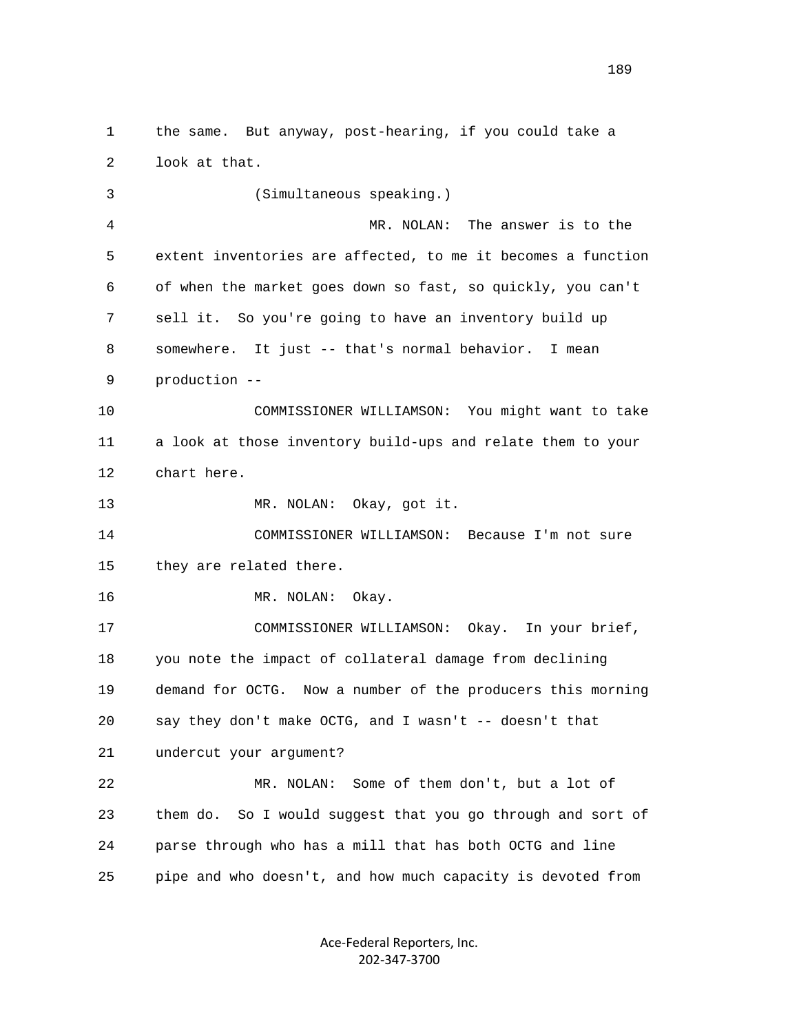the same. But anyway, post-hearing, if you could take a look at that.

(Simultaneous speaking.)

MR. NOLAN: The answer is to the extent inventories are affected, to me it becomes a function of when the market goes down so fast, so quickly, you can't sell it. So you're going to have an inventory build up somewhere. It just -- that's normal behavior. I mean production --

COMMISSIONER WILLIAMSON: You might want to take a look at those inventory build-ups and relate them to your chart here.

MR. NOLAN: Okay, got it.

COMMISSIONER WILLIAMSON: Because I'm not sure they are related there.

MR. NOLAN: Okay.

COMMISSIONER WILLIAMSON: Okay. In your brief, you note the impact of collateral damage from declining demand for OCTG. Now a number of the producers this morning say they don't make OCTG, and I wasn't -- doesn't that undercut your argument?

MR. NOLAN: Some of them don't, but a lot of them do. So I would suggest that you go through and sort of parse through who has a mill that has both OCTG and line pipe and who doesn't, and how much capacity is devoted from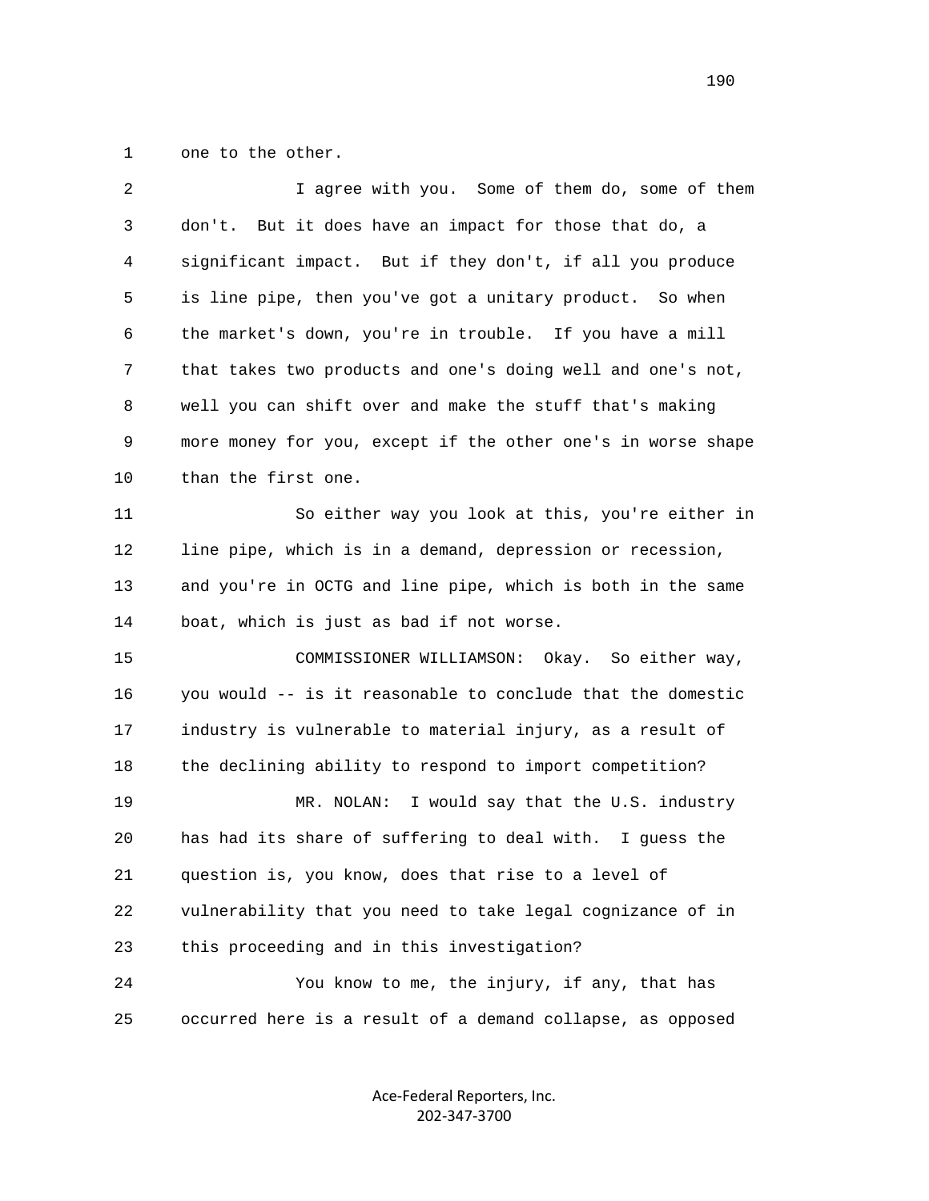one to the other.

I agree with you. Some of them do, some of them don't. But it does have an impact for those that do, a significant impact. But if they don't, if all you produce is line pipe, then you've got a unitary product. So when the market's down, you're in trouble. If you have a mill that takes two products and one's doing well and one's not, well you can shift over and make the stuff that's making more money for you, except if the other one's in worse shape than the first one.

So either way you look at this, you're either in line pipe, which is in a demand, depression or recession, and you're in OCTG and line pipe, which is both in the same boat, which is just as bad if not worse.

COMMISSIONER WILLIAMSON: Okay. So either way, you would -- is it reasonable to conclude that the domestic industry is vulnerable to material injury, as a result of the declining ability to respond to import competition?

MR. NOLAN: I would say that the U.S. industry has had its share of suffering to deal with. I guess the question is, you know, does that rise to a level of vulnerability that you need to take legal cognizance of in this proceeding and in this investigation?

You know to me, the injury, if any, that has occurred here is a result of a demand collapse, as opposed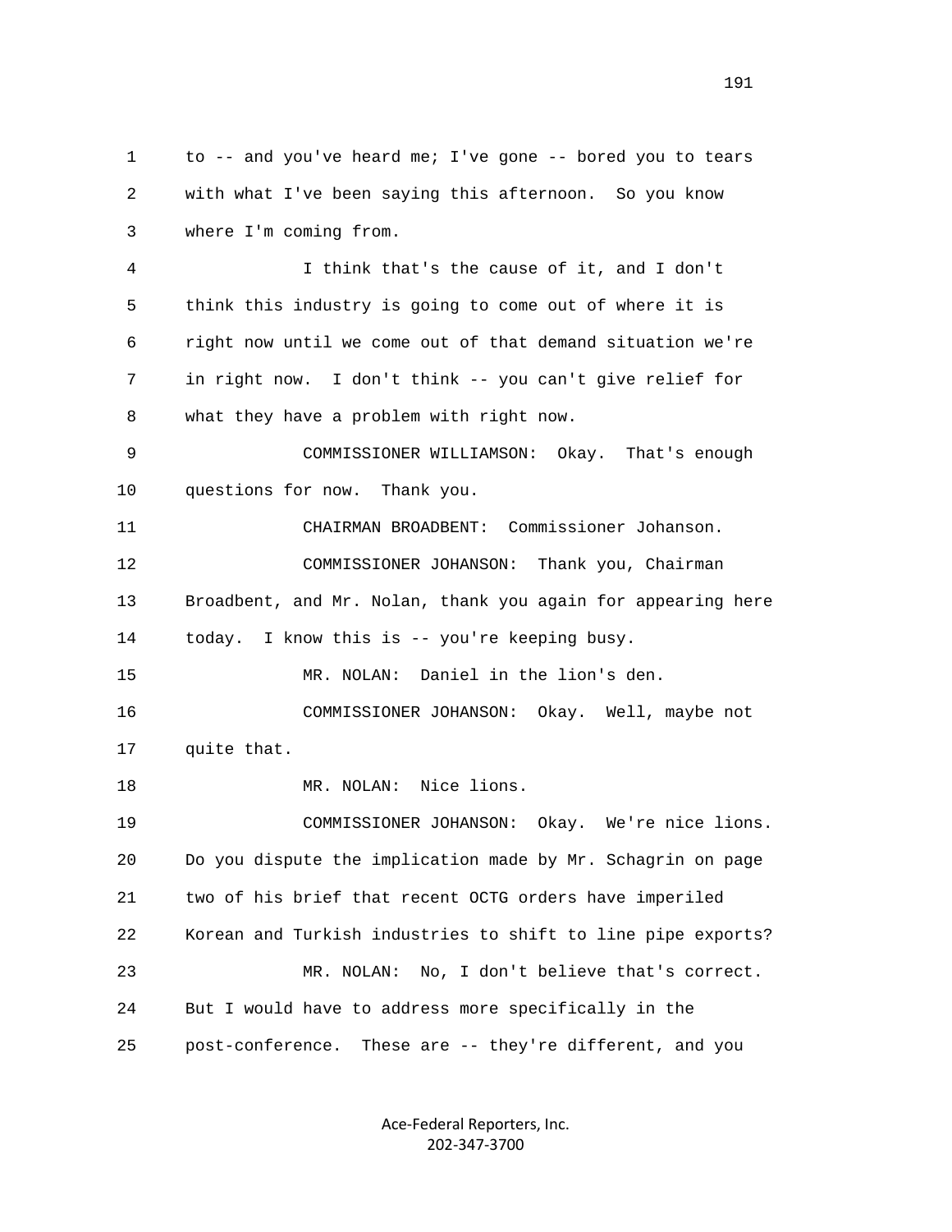to -- and you've heard me; I've gone -- bored you to tears with what I've been saying this afternoon. So you know where I'm coming from.

I think that's the cause of it, and I don't think this industry is going to come out of where it is right now until we come out of that demand situation we're in right now. I don't think -- you can't give relief for what they have a problem with right now.

COMMISSIONER WILLIAMSON: Okay. That's enough questions for now. Thank you.

CHAIRMAN BROADBENT: Commissioner Johanson.

COMMISSIONER JOHANSON: Thank you, Chairman Broadbent, and Mr. Nolan, thank you again for appearing here today. I know this is -- you're keeping busy.

MR. NOLAN: Daniel in the lion's den.

COMMISSIONER JOHANSON: Okay. Well, maybe not quite that.

MR. NOLAN: Nice lions.

COMMISSIONER JOHANSON: Okay. We're nice lions. Do you dispute the implication made by Mr. Schagrin on page two of his brief that recent OCTG orders have imperiled Korean and Turkish industries to shift to line pipe exports?

MR. NOLAN: No, I don't believe that's correct. But I would have to address more specifically in the post-conference. These are -- they're different, and you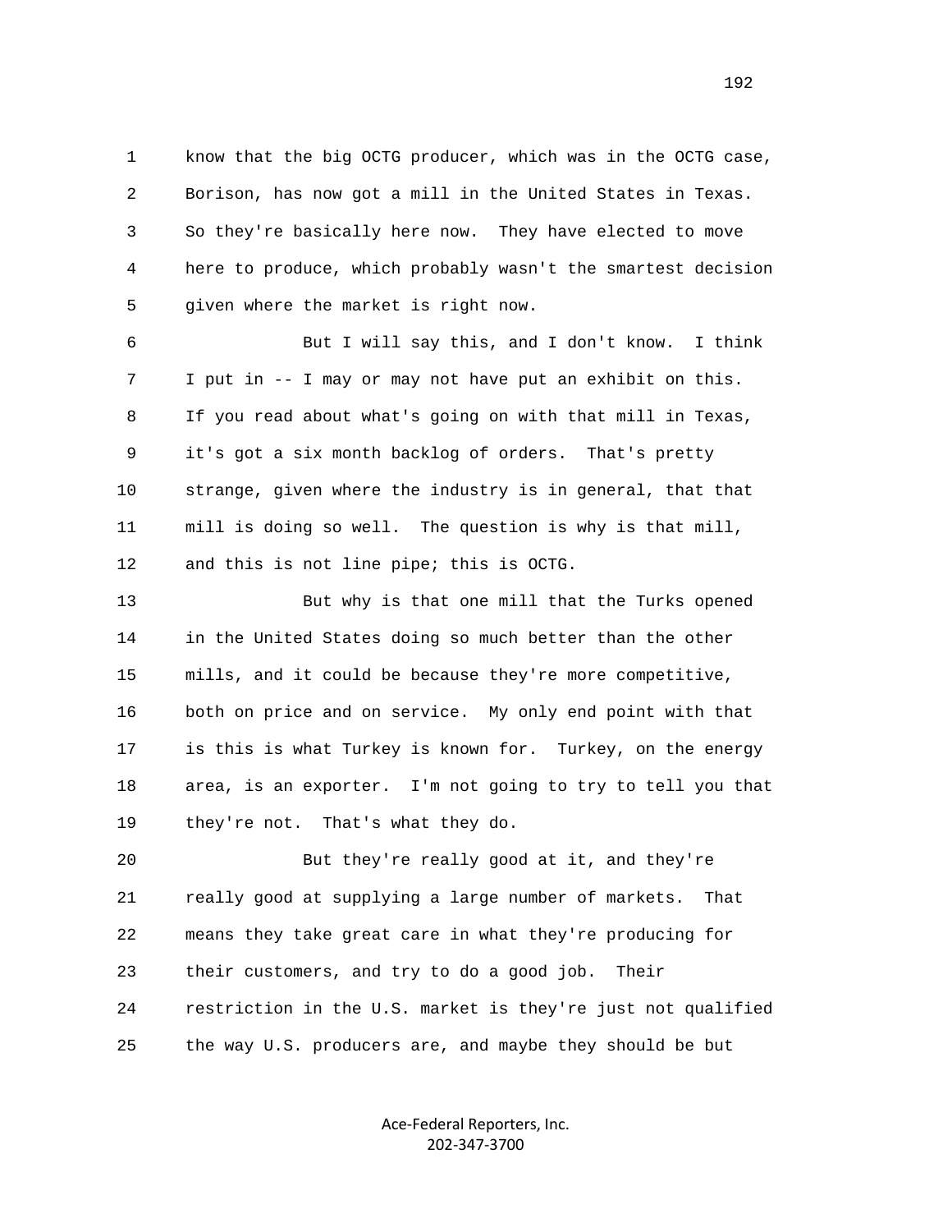1 know that the big OCTG producer, which was in the OCTG case,
2 Borison, has now got a mill in the United States in Texas.
3 So they're basically here now. They have elected to move
4 here to produce, which probably wasn't the smartest decision
5 given where the market is right now.

6 But I will say this, and I don't know. I think
7 I put in -- I may or may not have put an exhibit on this.
8 If you read about what's going on with that mill in Texas,
9 it's got a six month backlog of orders. That's pretty
10 strange, given where the industry is in general, that that
11 mill is doing so well. The question is why is that mill,
12 and this is not line pipe; this is OCTG.

13 But why is that one mill that the Turks opened
14 in the United States doing so much better than the other
15 mills, and it could be because they're more competitive,
16 both on price and on service. My only end point with that
17 is this is what Turkey is known for. Turkey, on the energy
18 area, is an exporter. I'm not going to try to tell you that
19 they're not. That's what they do.

20 But they're really good at it, and they're
21 really good at supplying a large number of markets. That
22 means they take great care in what they're producing for
23 their customers, and try to do a good job. Their
24 restriction in the U.S. market is they're just not qualified
25 the way U.S. producers are, and maybe they should be but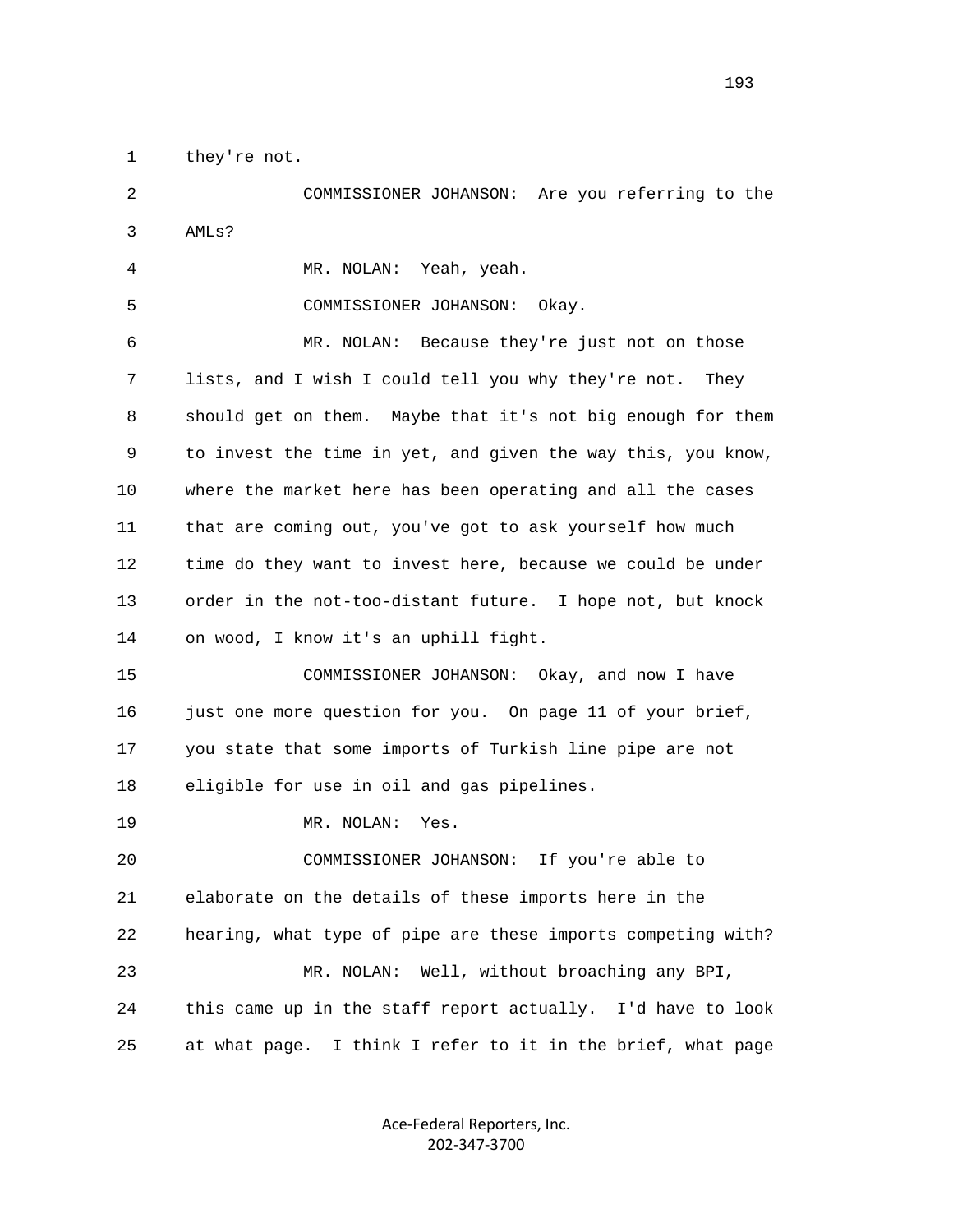1 they're not.

2 COMMISSIONER JOHANSON: Are you referring to the

3 AMLs?

4 MR. NOLAN: Yeah, yeah.

5 COMMISSIONER JOHANSON: Okay.

6 MR. NOLAN: Because they're just not on those

7 lists, and I wish I could tell you why they're not. They

8 should get on them. Maybe that it's not big enough for them

9 to invest the time in yet, and given the way this, you know,

10 where the market here has been operating and all the cases

11 that are coming out, you've got to ask yourself how much

12 time do they want to invest here, because we could be under

13 order in the not-too-distant future. I hope not, but knock

14 on wood, I know it's an uphill fight.

15 COMMISSIONER JOHANSON: Okay, and now I have

16 just one more question for you. On page 11 of your brief,

17 you state that some imports of Turkish line pipe are not

18 eligible for use in oil and gas pipelines.

19 MR. NOLAN: Yes.

20 COMMISSIONER JOHANSON: If you're able to

21 elaborate on the details of these imports here in the

22 hearing, what type of pipe are these imports competing with?

23 MR. NOLAN: Well, without broaching any BPI,

24 this came up in the staff report actually. I'd have to look

25 at what page. I think I refer to it in the brief, what page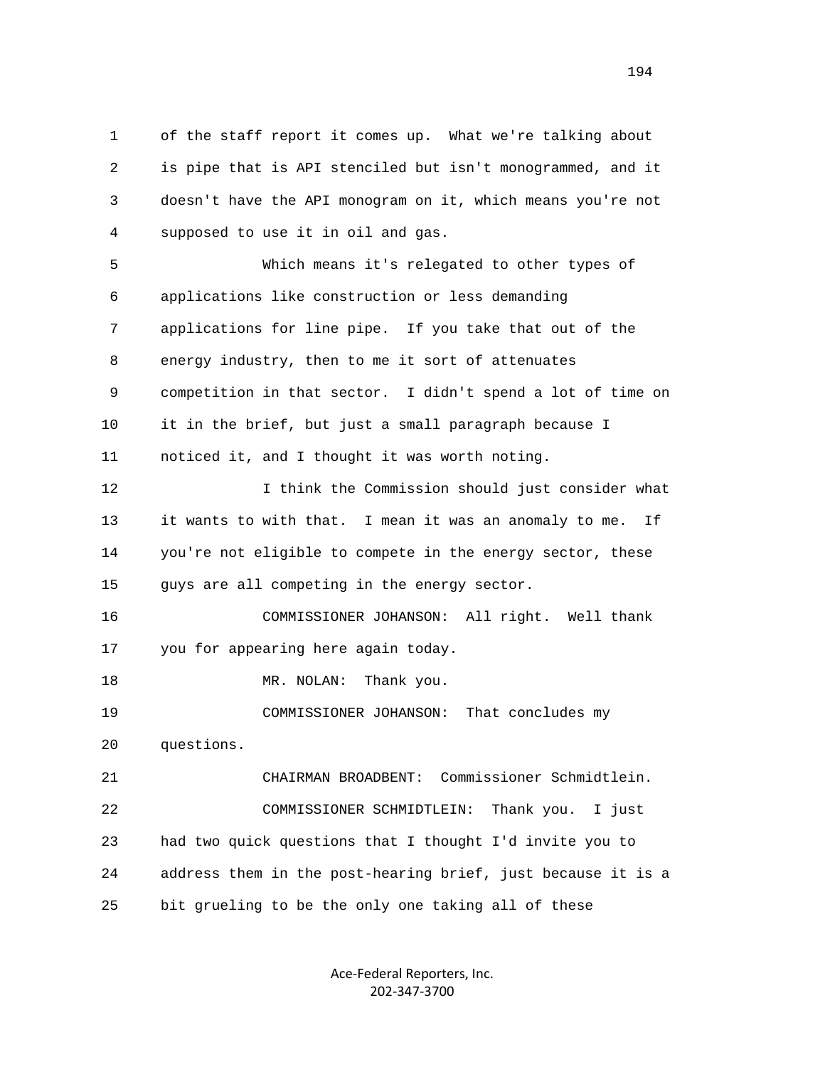of the staff report it comes up. What we're talking about is pipe that is API stenciled but isn't monogrammed, and it doesn't have the API monogram on it, which means you're not supposed to use it in oil and gas.

Which means it's relegated to other types of applications like construction or less demanding applications for line pipe. If you take that out of the energy industry, then to me it sort of attenuates competition in that sector. I didn't spend a lot of time on it in the brief, but just a small paragraph because I noticed it, and I thought it was worth noting.

I think the Commission should just consider what it wants to with that. I mean it was an anomaly to me. If you're not eligible to compete in the energy sector, these guys are all competing in the energy sector.

COMMISSIONER JOHANSON: All right. Well thank you for appearing here again today.

MR. NOLAN: Thank you.

COMMISSIONER JOHANSON: That concludes my questions.

CHAIRMAN BROADBENT: Commissioner Schmidtlein.

COMMISSIONER SCHMIDTLEIN: Thank you. I just had two quick questions that I thought I'd invite you to address them in the post-hearing brief, just because it is a bit grueling to be the only one taking all of these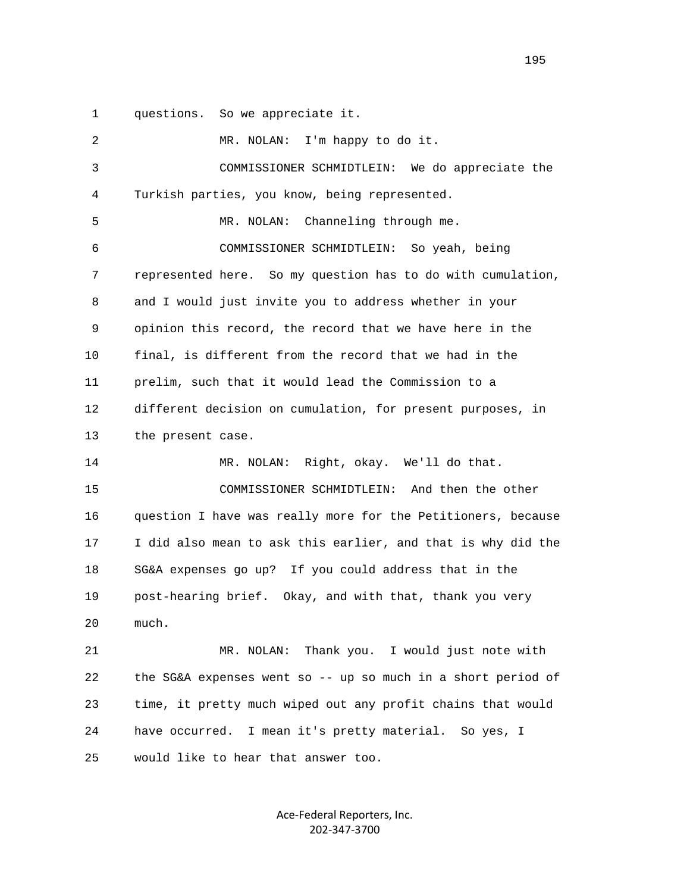1 questions. So we appreciate it.

2 MR. NOLAN: I'm happy to do it.

3 COMMISSIONER SCHMIDTLEIN: We do appreciate the

4 Turkish parties, you know, being represented.

5 MR. NOLAN: Channeling through me.

6 COMMISSIONER SCHMIDTLEIN: So yeah, being

7 represented here. So my question has to do with cumulation,

8 and I would just invite you to address whether in your

9 opinion this record, the record that we have here in the

10 final, is different from the record that we had in the

11 prelim, such that it would lead the Commission to a

12 different decision on cumulation, for present purposes, in

13 the present case.

14 MR. NOLAN: Right, okay. We'll do that.

15 COMMISSIONER SCHMIDTLEIN: And then the other

16 question I have was really more for the Petitioners, because

17 I did also mean to ask this earlier, and that is why did the

18 SG&A expenses go up? If you could address that in the

19 post-hearing brief. Okay, and with that, thank you very

20 much.

21 MR. NOLAN: Thank you. I would just note with

22 the SG&A expenses went so -- up so much in a short period of

23 time, it pretty much wiped out any profit chains that would

24 have occurred. I mean it's pretty material. So yes, I

25 would like to hear that answer too.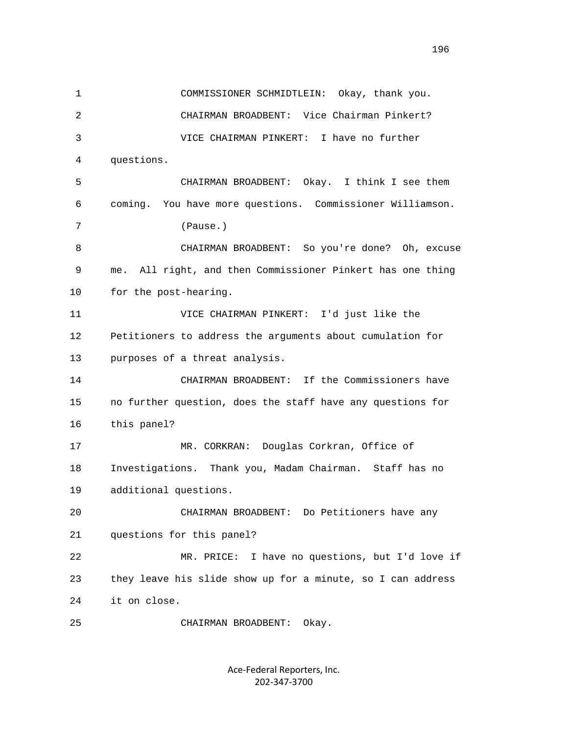COMMISSIONER SCHMIDTLEIN: Okay, thank you.

CHAIRMAN BROADBENT: Vice Chairman Pinkert?

VICE CHAIRMAN PINKERT: I have no further questions.

CHAIRMAN BROADBENT: Okay. I think I see them coming. You have more questions. Commissioner Williamson.

(Pause.)

CHAIRMAN BROADBENT: So you're done? Oh, excuse me. All right, and then Commissioner Pinkert has one thing for the post-hearing.

VICE CHAIRMAN PINKERT: I'd just like the Petitioners to address the arguments about cumulation for purposes of a threat analysis.

CHAIRMAN BROADBENT: If the Commissioners have no further question, does the staff have any questions for this panel?

MR. CORKRAN: Douglas Corkran, Office of Investigations. Thank you, Madam Chairman. Staff has no additional questions.

CHAIRMAN BROADBENT: Do Petitioners have any questions for this panel?

MR. PRICE: I have no questions, but I'd love if they leave his slide show up for a minute, so I can address it on close.

CHAIRMAN BROADBENT: Okay.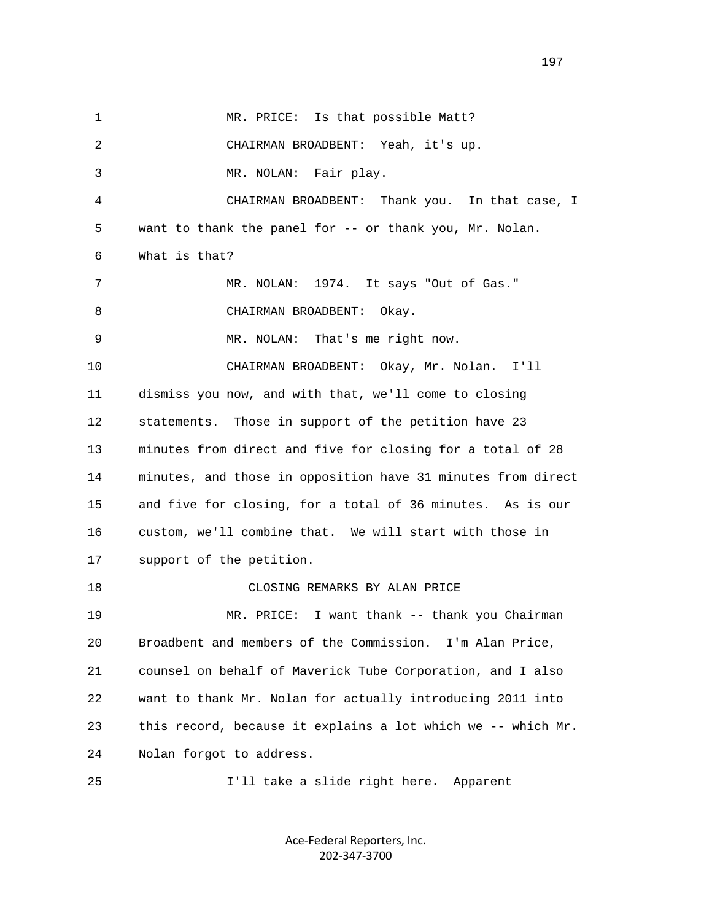1 MR. PRICE: Is that possible Matt?

2 CHAIRMAN BROADBENT: Yeah, it's up.

3 MR. NOLAN: Fair play.

4 CHAIRMAN BROADBENT: Thank you. In that case, I

5 want to thank the panel for -- or thank you, Mr. Nolan.

6 What is that?

7 MR. NOLAN: 1974. It says "Out of Gas."

8 CHAIRMAN BROADBENT: Okay.

9 MR. NOLAN: That's me right now.

10 CHAIRMAN BROADBENT: Okay, Mr. Nolan. I'll

11 dismiss you now, and with that, we'll come to closing

12 statements. Those in support of the petition have 23

13 minutes from direct and five for closing for a total of 28

14 minutes, and those in opposition have 31 minutes from direct

15 and five for closing, for a total of 36 minutes. As is our

16 custom, we'll combine that. We will start with those in

17 support of the petition.

18 CLOSING REMARKS BY ALAN PRICE

19 MR. PRICE: I want thank -- thank you Chairman

20 Broadbent and members of the Commission. I'm Alan Price,

21 counsel on behalf of Maverick Tube Corporation, and I also

22 want to thank Mr. Nolan for actually introducing 2011 into

23 this record, because it explains a lot which we -- which Mr.

24 Nolan forgot to address.

25 I'll take a slide right here. Apparent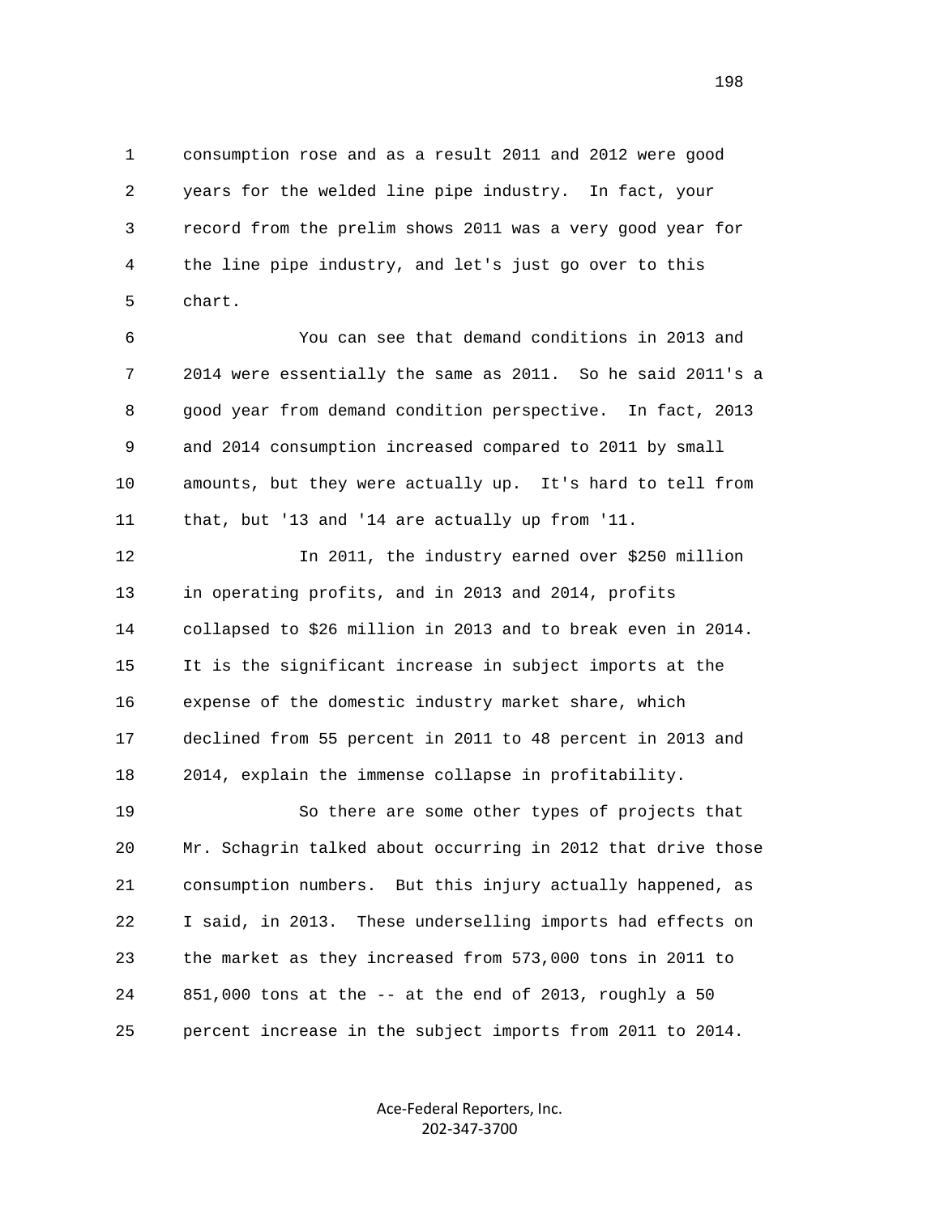consumption rose and as a result 2011 and 2012 were good years for the welded line pipe industry. In fact, your record from the prelim shows 2011 was a very good year for the line pipe industry, and let's just go over to this chart.

You can see that demand conditions in 2013 and 2014 were essentially the same as 2011. So he said 2011's a good year from demand condition perspective. In fact, 2013 and 2014 consumption increased compared to 2011 by small amounts, but they were actually up. It's hard to tell from that, but '13 and '14 are actually up from '11.

In 2011, the industry earned over $250 million in operating profits, and in 2013 and 2014, profits collapsed to $26 million in 2013 and to break even in 2014. It is the significant increase in subject imports at the expense of the domestic industry market share, which declined from 55 percent in 2011 to 48 percent in 2013 and 2014, explain the immense collapse in profitability.

So there are some other types of projects that Mr. Schagrin talked about occurring in 2012 that drive those consumption numbers. But this injury actually happened, as I said, in 2013. These underselling imports had effects on the market as they increased from 573,000 tons in 2011 to 851,000 tons at the -- at the end of 2013, roughly a 50 percent increase in the subject imports from 2011 to 2014.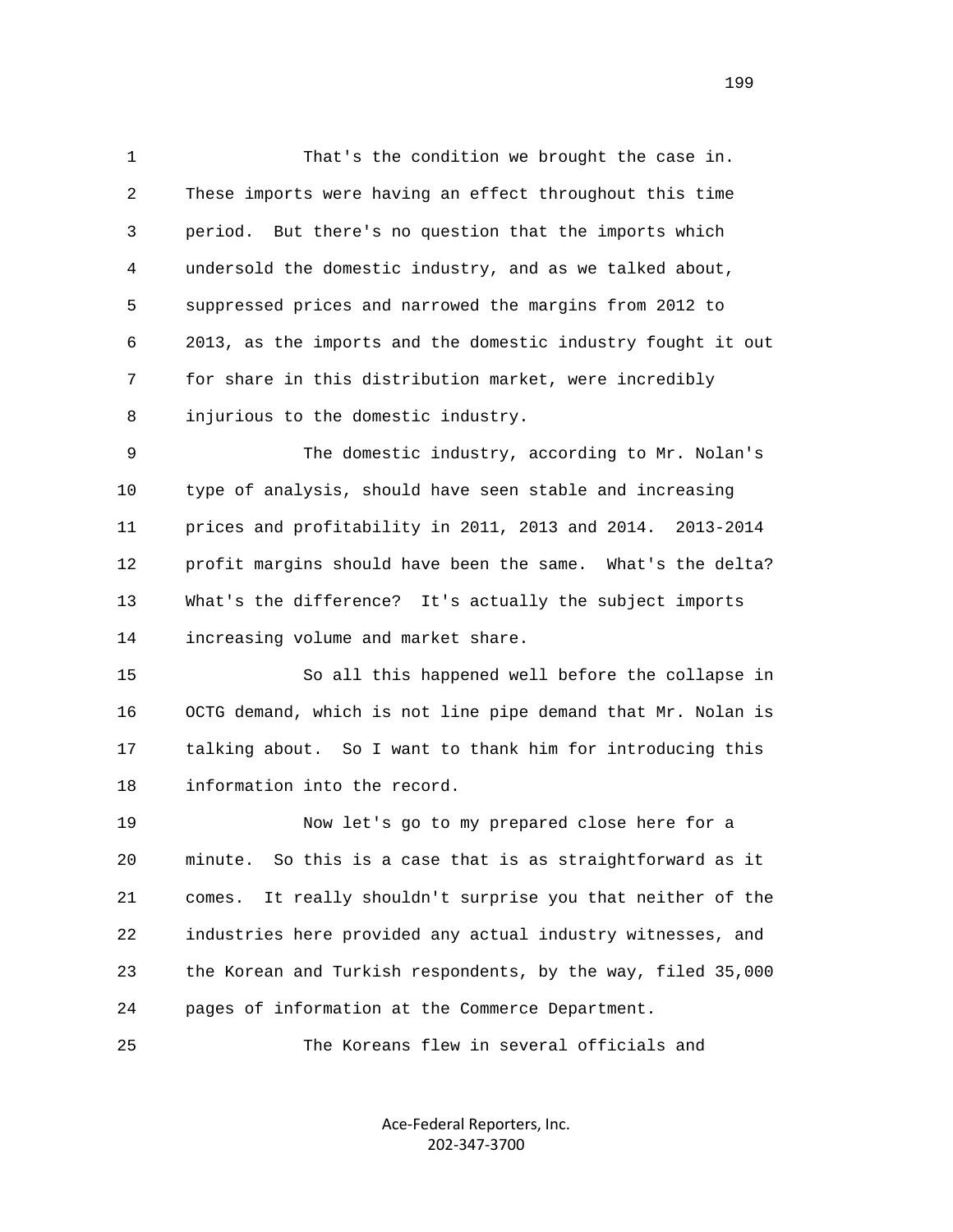That's the condition we brought the case in. These imports were having an effect throughout this time period. But there's no question that the imports which undersold the domestic industry, and as we talked about, suppressed prices and narrowed the margins from 2012 to 2013, as the imports and the domestic industry fought it out for share in this distribution market, were incredibly injurious to the domestic industry.

The domestic industry, according to Mr. Nolan's type of analysis, should have seen stable and increasing prices and profitability in 2011, 2013 and 2014. 2013-2014 profit margins should have been the same. What's the delta? What's the difference? It's actually the subject imports increasing volume and market share.

So all this happened well before the collapse in OCTG demand, which is not line pipe demand that Mr. Nolan is talking about. So I want to thank him for introducing this information into the record.

Now let's go to my prepared close here for a minute. So this is a case that is as straightforward as it comes. It really shouldn't surprise you that neither of the industries here provided any actual industry witnesses, and the Korean and Turkish respondents, by the way, filed 35,000 pages of information at the Commerce Department.

The Koreans flew in several officials and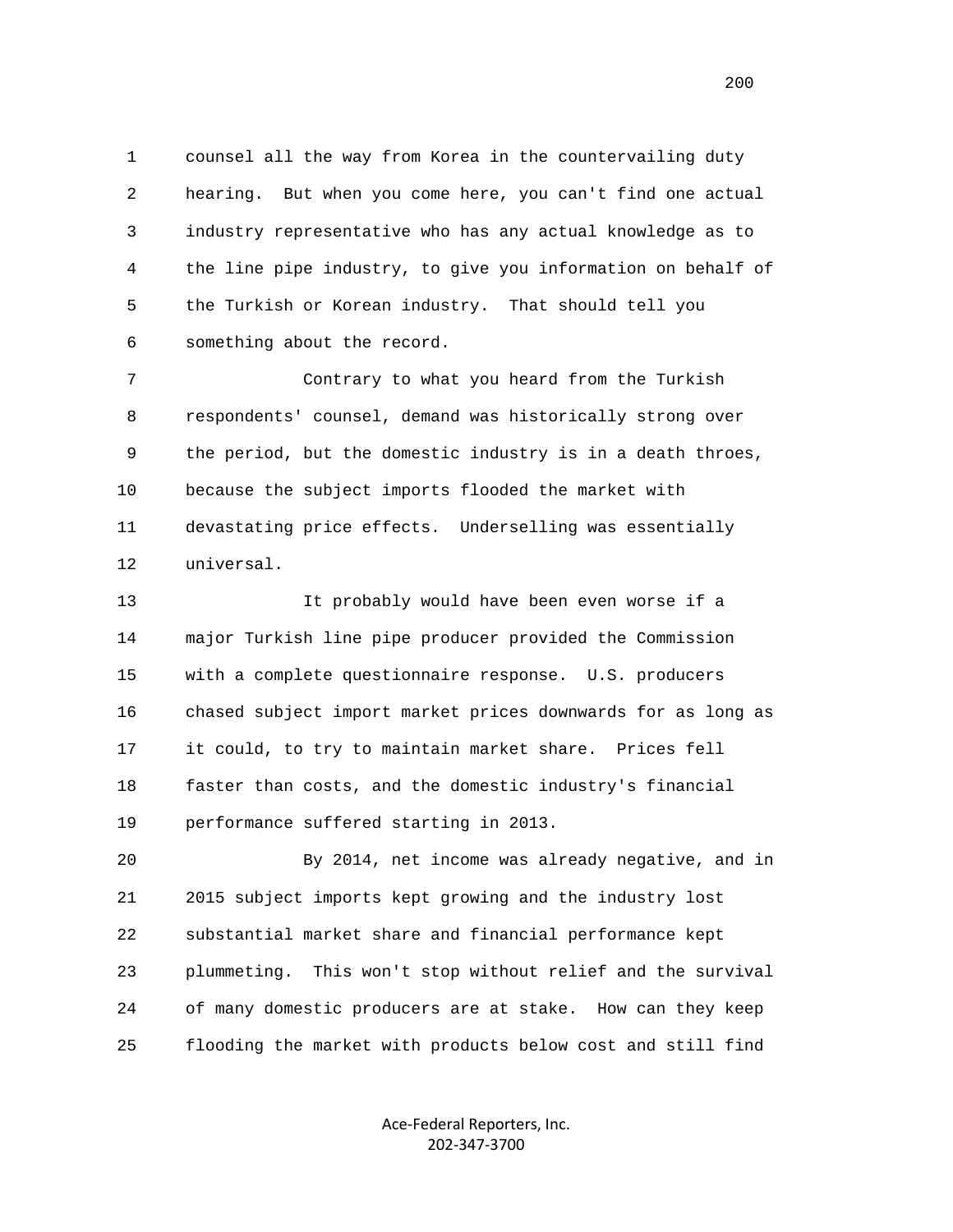1 counsel all the way from Korea in the countervailing duty
2 hearing. But when you come here, you can't find one actual
3 industry representative who has any actual knowledge as to
4 the line pipe industry, to give you information on behalf of
5 the Turkish or Korean industry. That should tell you
6 something about the record.

7 Contrary to what you heard from the Turkish
8 respondents' counsel, demand was historically strong over
9 the period, but the domestic industry is in a death throes,
10 because the subject imports flooded the market with
11 devastating price effects. Underselling was essentially
12 universal.

13 It probably would have been even worse if a
14 major Turkish line pipe producer provided the Commission
15 with a complete questionnaire response. U.S. producers
16 chased subject import market prices downwards for as long as
17 it could, to try to maintain market share. Prices fell
18 faster than costs, and the domestic industry's financial
19 performance suffered starting in 2013.

20 By 2014, net income was already negative, and in
21 2015 subject imports kept growing and the industry lost
22 substantial market share and financial performance kept
23 plummeting. This won't stop without relief and the survival
24 of many domestic producers are at stake. How can they keep
25 flooding the market with products below cost and still find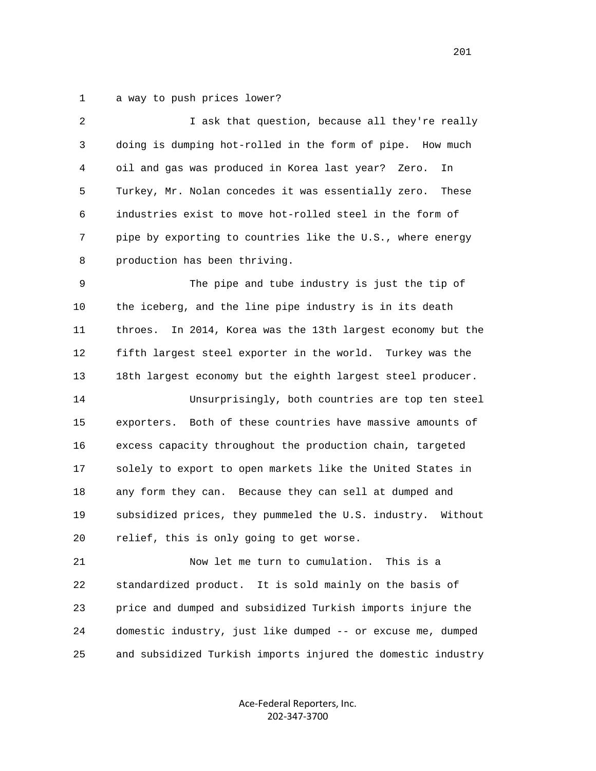a way to push prices lower?

I ask that question, because all they're really doing is dumping hot-rolled in the form of pipe. How much oil and gas was produced in Korea last year? Zero. In Turkey, Mr. Nolan concedes it was essentially zero. These industries exist to move hot-rolled steel in the form of pipe by exporting to countries like the U.S., where energy production has been thriving.

The pipe and tube industry is just the tip of the iceberg, and the line pipe industry is in its death throes. In 2014, Korea was the 13th largest economy but the fifth largest steel exporter in the world. Turkey was the 18th largest economy but the eighth largest steel producer.

Unsurprisingly, both countries are top ten steel exporters. Both of these countries have massive amounts of excess capacity throughout the production chain, targeted solely to export to open markets like the United States in any form they can. Because they can sell at dumped and subsidized prices, they pummeled the U.S. industry. Without relief, this is only going to get worse.

Now let me turn to cumulation. This is a standardized product. It is sold mainly on the basis of price and dumped and subsidized Turkish imports injure the domestic industry, just like dumped -- or excuse me, dumped and subsidized Turkish imports injured the domestic industry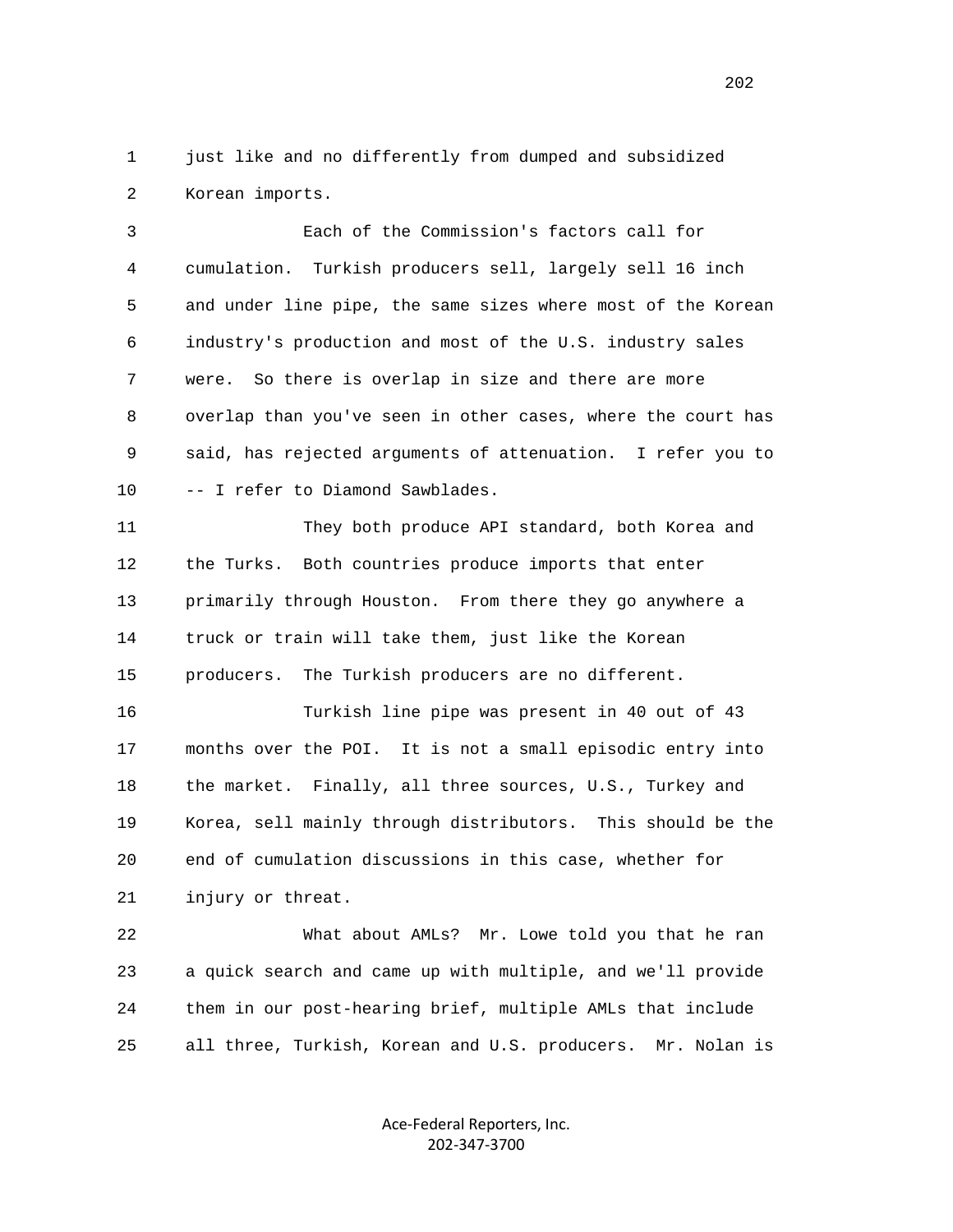just like and no differently from dumped and subsidized Korean imports.

Each of the Commission's factors call for cumulation. Turkish producers sell, largely sell 16 inch and under line pipe, the same sizes where most of the Korean industry's production and most of the U.S. industry sales were. So there is overlap in size and there are more overlap than you've seen in other cases, where the court has said, has rejected arguments of attenuation. I refer you to -- I refer to Diamond Sawblades.

They both produce API standard, both Korea and the Turks. Both countries produce imports that enter primarily through Houston. From there they go anywhere a truck or train will take them, just like the Korean producers. The Turkish producers are no different.

Turkish line pipe was present in 40 out of 43 months over the POI. It is not a small episodic entry into the market. Finally, all three sources, U.S., Turkey and Korea, sell mainly through distributors. This should be the end of cumulation discussions in this case, whether for injury or threat.

What about AMLs? Mr. Lowe told you that he ran a quick search and came up with multiple, and we'll provide them in our post-hearing brief, multiple AMLs that include all three, Turkish, Korean and U.S. producers. Mr. Nolan is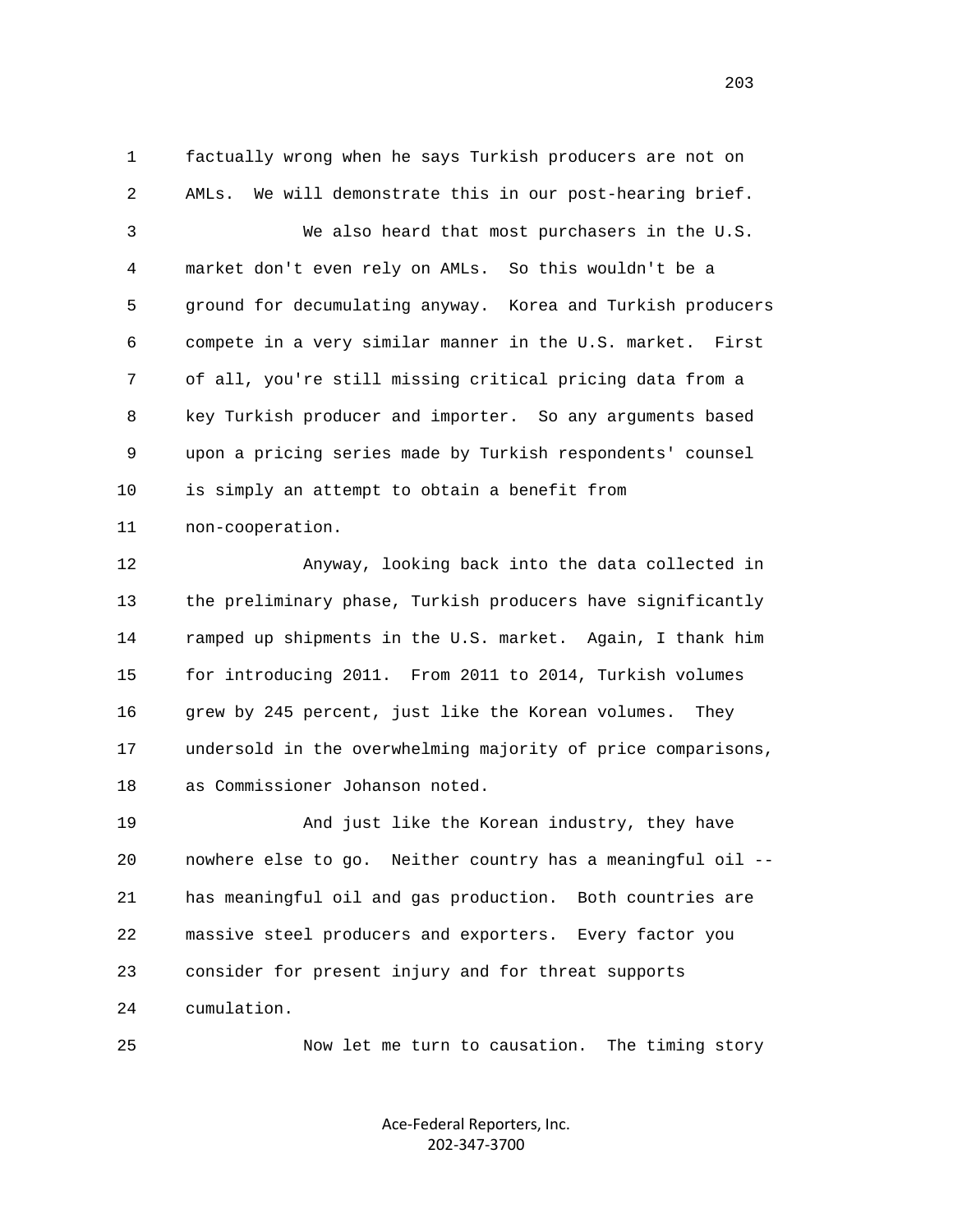factually wrong when he says Turkish producers are not on AMLs. We will demonstrate this in our post-hearing brief.

We also heard that most purchasers in the U.S. market don't even rely on AMLs. So this wouldn't be a ground for decumulating anyway. Korea and Turkish producers compete in a very similar manner in the U.S. market. First of all, you're still missing critical pricing data from a key Turkish producer and importer. So any arguments based upon a pricing series made by Turkish respondents' counsel is simply an attempt to obtain a benefit from non-cooperation.

Anyway, looking back into the data collected in the preliminary phase, Turkish producers have significantly ramped up shipments in the U.S. market. Again, I thank him for introducing 2011. From 2011 to 2014, Turkish volumes grew by 245 percent, just like the Korean volumes. They undersold in the overwhelming majority of price comparisons, as Commissioner Johanson noted.

And just like the Korean industry, they have nowhere else to go. Neither country has a meaningful oil -- has meaningful oil and gas production. Both countries are massive steel producers and exporters. Every factor you consider for present injury and for threat supports cumulation.

Now let me turn to causation. The timing story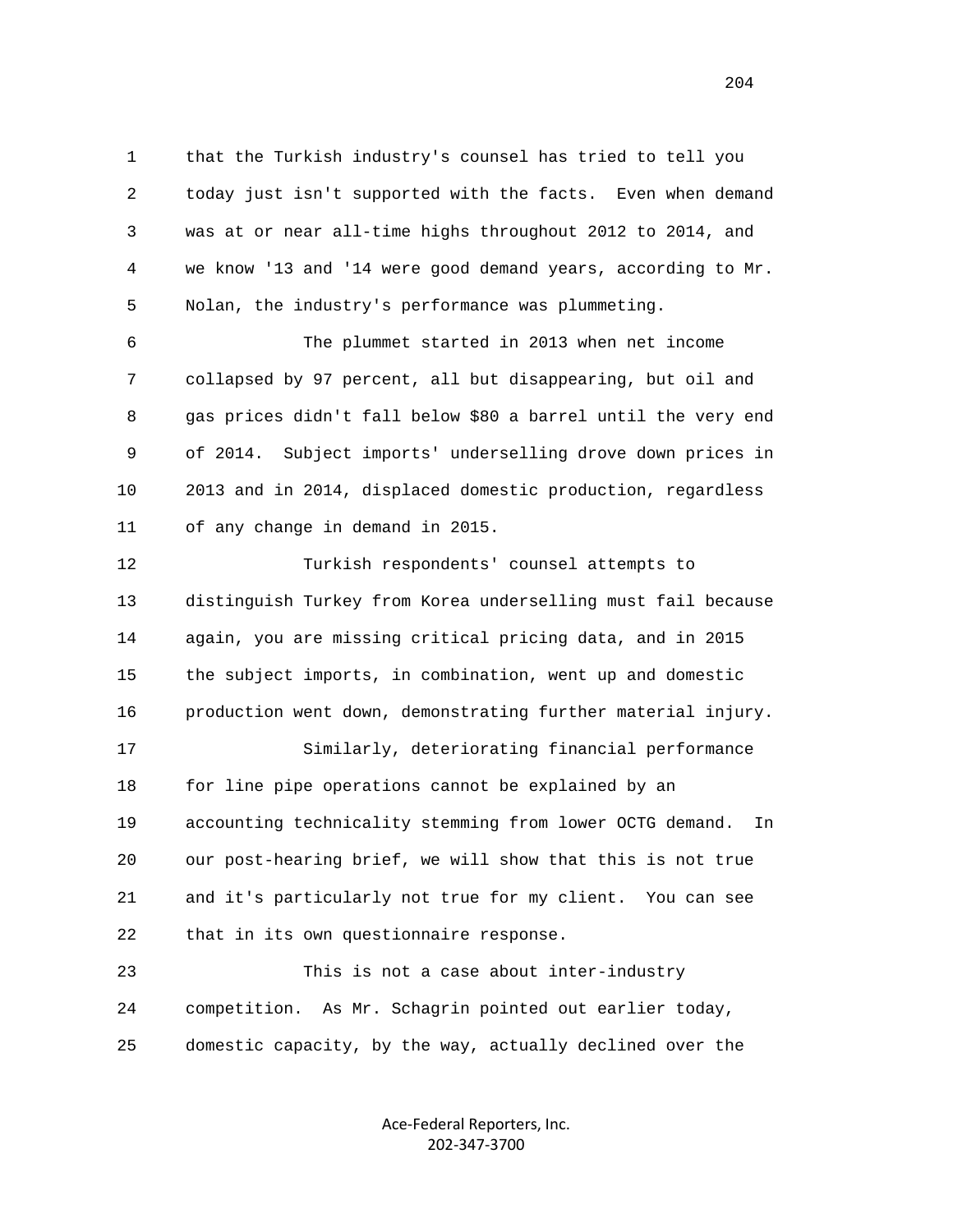that the Turkish industry's counsel has tried to tell you today just isn't supported with the facts. Even when demand was at or near all-time highs throughout 2012 to 2014, and we know '13 and '14 were good demand years, according to Mr. Nolan, the industry's performance was plummeting.

The plummet started in 2013 when net income collapsed by 97 percent, all but disappearing, but oil and gas prices didn't fall below $80 a barrel until the very end of 2014. Subject imports' underselling drove down prices in 2013 and in 2014, displaced domestic production, regardless of any change in demand in 2015.

Turkish respondents' counsel attempts to distinguish Turkey from Korea underselling must fail because again, you are missing critical pricing data, and in 2015 the subject imports, in combination, went up and domestic production went down, demonstrating further material injury.

Similarly, deteriorating financial performance for line pipe operations cannot be explained by an accounting technicality stemming from lower OCTG demand. In our post-hearing brief, we will show that this is not true and it's particularly not true for my client. You can see that in its own questionnaire response.

This is not a case about inter-industry competition. As Mr. Schagrin pointed out earlier today, domestic capacity, by the way, actually declined over the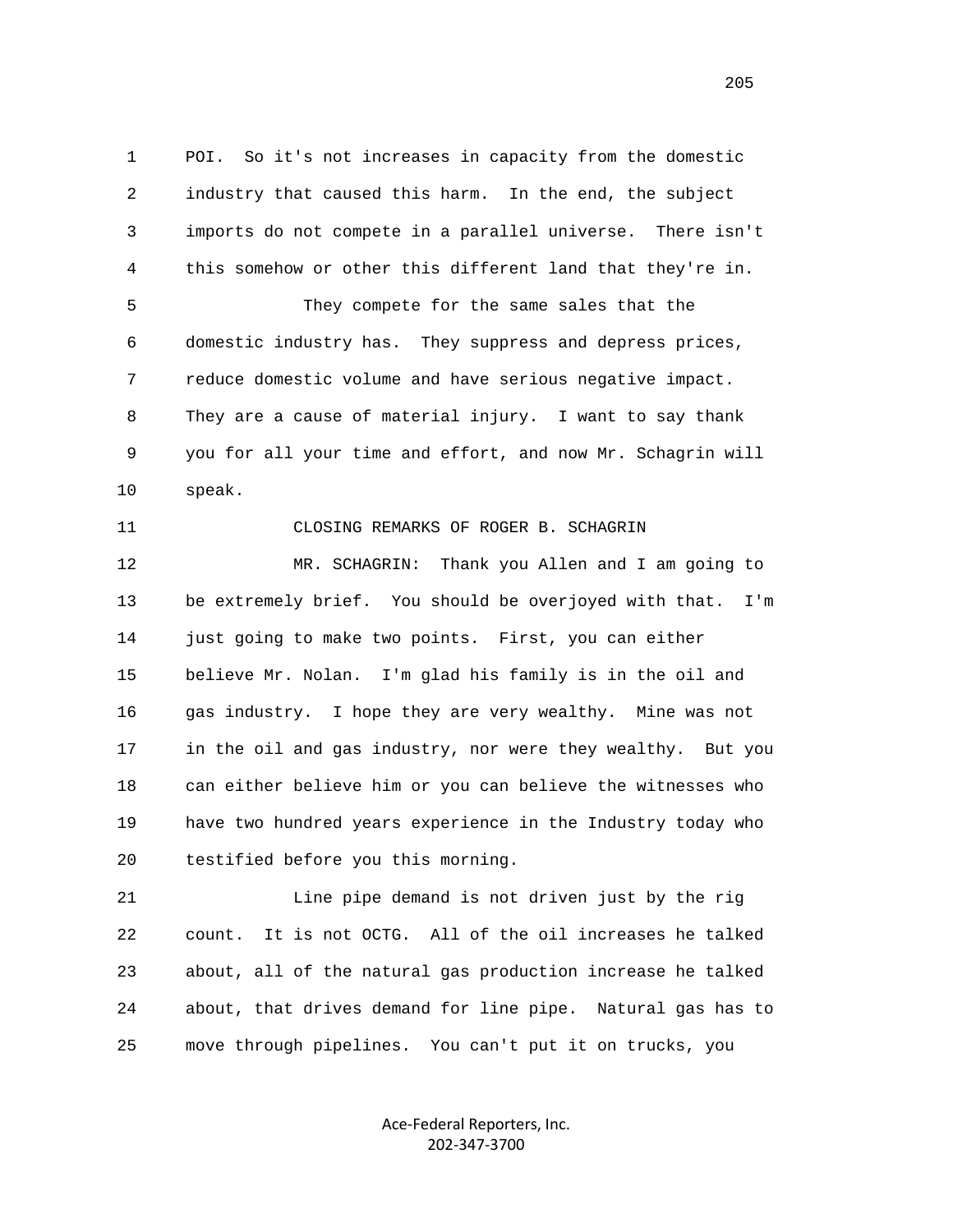POI. So it's not increases in capacity from the domestic industry that caused this harm. In the end, the subject imports do not compete in a parallel universe. There isn't this somehow or other this different land that they're in.

They compete for the same sales that the domestic industry has. They suppress and depress prices, reduce domestic volume and have serious negative impact. They are a cause of material injury. I want to say thank you for all your time and effort, and now Mr. Schagrin will speak.

CLOSING REMARKS OF ROGER B. SCHAGRIN

MR. SCHAGRIN: Thank you Allen and I am going to be extremely brief. You should be overjoyed with that. I'm just going to make two points. First, you can either believe Mr. Nolan. I'm glad his family is in the oil and gas industry. I hope they are very wealthy. Mine was not in the oil and gas industry, nor were they wealthy. But you can either believe him or you can believe the witnesses who have two hundred years experience in the Industry today who testified before you this morning.

Line pipe demand is not driven just by the rig count. It is not OCTG. All of the oil increases he talked about, all of the natural gas production increase he talked about, that drives demand for line pipe. Natural gas has to move through pipelines. You can't put it on trucks, you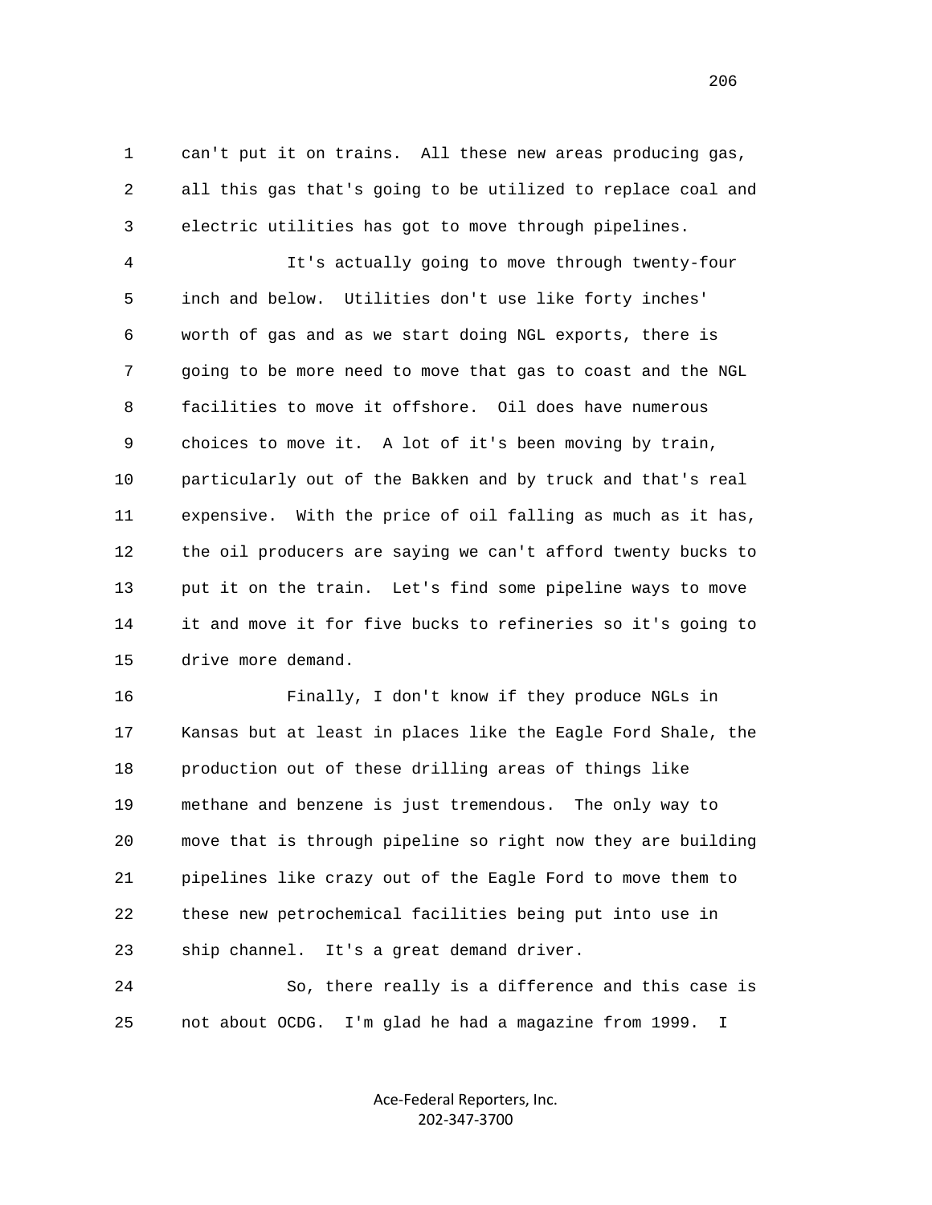can't put it on trains. All these new areas producing gas, all this gas that's going to be utilized to replace coal and electric utilities has got to move through pipelines.

It's actually going to move through twenty-four inch and below. Utilities don't use like forty inches' worth of gas and as we start doing NGL exports, there is going to be more need to move that gas to coast and the NGL facilities to move it offshore. Oil does have numerous choices to move it. A lot of it's been moving by train, particularly out of the Bakken and by truck and that's real expensive. With the price of oil falling as much as it has, the oil producers are saying we can't afford twenty bucks to put it on the train. Let's find some pipeline ways to move it and move it for five bucks to refineries so it's going to drive more demand.

Finally, I don't know if they produce NGLs in Kansas but at least in places like the Eagle Ford Shale, the production out of these drilling areas of things like methane and benzene is just tremendous. The only way to move that is through pipeline so right now they are building pipelines like crazy out of the Eagle Ford to move them to these new petrochemical facilities being put into use in ship channel. It's a great demand driver.

So, there really is a difference and this case is not about OCDG. I'm glad he had a magazine from 1999. I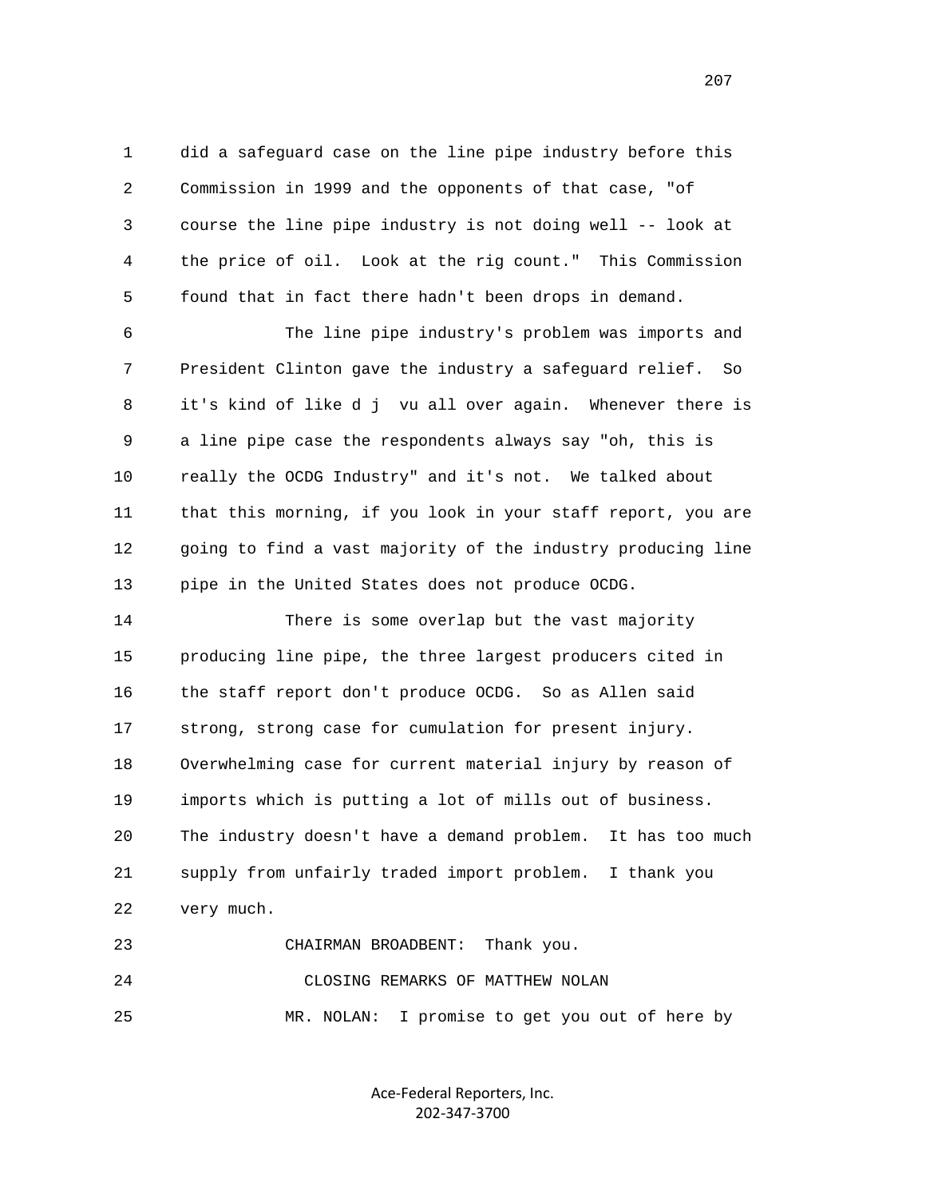1 did a safeguard case on the line pipe industry before this
2 Commission in 1999 and the opponents of that case, "of
3 course the line pipe industry is not doing well -- look at
4 the price of oil. Look at the rig count." This Commission
5 found that in fact there hadn't been drops in demand.

6 The line pipe industry's problem was imports and
7 President Clinton gave the industry a safeguard relief. So
8 it's kind of like d j vu all over again. Whenever there is
9 a line pipe case the respondents always say "oh, this is
10 really the OCDG Industry" and it's not. We talked about
11 that this morning, if you look in your staff report, you are
12 going to find a vast majority of the industry producing line
13 pipe in the United States does not produce OCDG.

14 There is some overlap but the vast majority
15 producing line pipe, the three largest producers cited in
16 the staff report don't produce OCDG. So as Allen said
17 strong, strong case for cumulation for present injury.
18 Overwhelming case for current material injury by reason of
19 imports which is putting a lot of mills out of business.
20 The industry doesn't have a demand problem. It has too much
21 supply from unfairly traded import problem. I thank you
22 very much.

23 CHAIRMAN BROADBENT: Thank you.

24 CLOSING REMARKS OF MATTHEW NOLAN

25 MR. NOLAN: I promise to get you out of here by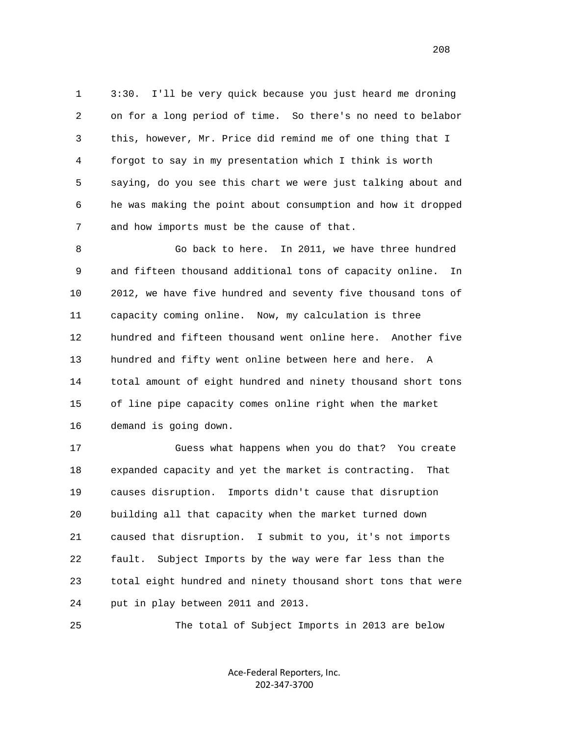1 3:30. I'll be very quick because you just heard me droning
2 on for a long period of time. So there's no need to belabor
3 this, however, Mr. Price did remind me of one thing that I
4 forgot to say in my presentation which I think is worth
5 saying, do you see this chart we were just talking about and
6 he was making the point about consumption and how it dropped
7 and how imports must be the cause of that.

8 Go back to here. In 2011, we have three hundred
9 and fifteen thousand additional tons of capacity online. In
10 2012, we have five hundred and seventy five thousand tons of
11 capacity coming online. Now, my calculation is three
12 hundred and fifteen thousand went online here. Another five
13 hundred and fifty went online between here and here. A
14 total amount of eight hundred and ninety thousand short tons
15 of line pipe capacity comes online right when the market
16 demand is going down.

17 Guess what happens when you do that? You create
18 expanded capacity and yet the market is contracting. That
19 causes disruption. Imports didn't cause that disruption
20 building all that capacity when the market turned down
21 caused that disruption. I submit to you, it's not imports
22 fault. Subject Imports by the way were far less than the
23 total eight hundred and ninety thousand short tons that were
24 put in play between 2011 and 2013.

25 The total of Subject Imports in 2013 are below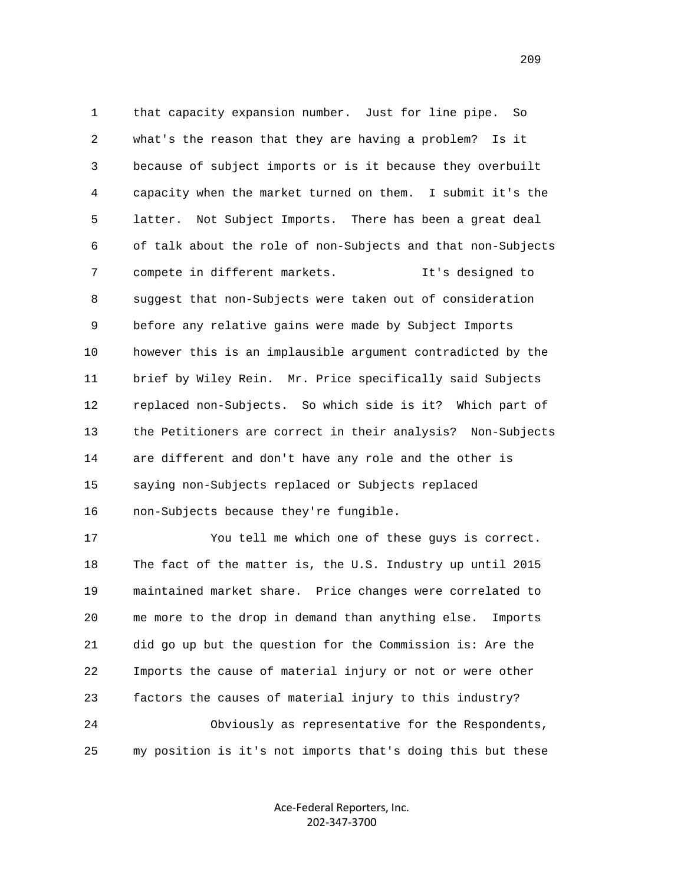1 that capacity expansion number. Just for line pipe. So
2 what's the reason that they are having a problem? Is it
3 because of subject imports or is it because they overbuilt
4 capacity when the market turned on them. I submit it's the
5 latter. Not Subject Imports. There has been a great deal
6 of talk about the role of non-Subjects and that non-Subjects
7 compete in different markets. It's designed to
8 suggest that non-Subjects were taken out of consideration
9 before any relative gains were made by Subject Imports
10 however this is an implausible argument contradicted by the
11 brief by Wiley Rein. Mr. Price specifically said Subjects
12 replaced non-Subjects. So which side is it? Which part of
13 the Petitioners are correct in their analysis? Non-Subjects
14 are different and don't have any role and the other is
15 saying non-Subjects replaced or Subjects replaced
16 non-Subjects because they're fungible.

17 You tell me which one of these guys is correct.
18 The fact of the matter is, the U.S. Industry up until 2015
19 maintained market share. Price changes were correlated to
20 me more to the drop in demand than anything else. Imports
21 did go up but the question for the Commission is: Are the
22 Imports the cause of material injury or not or were other
23 factors the causes of material injury to this industry?

24 Obviously as representative for the Respondents,
25 my position is it's not imports that's doing this but these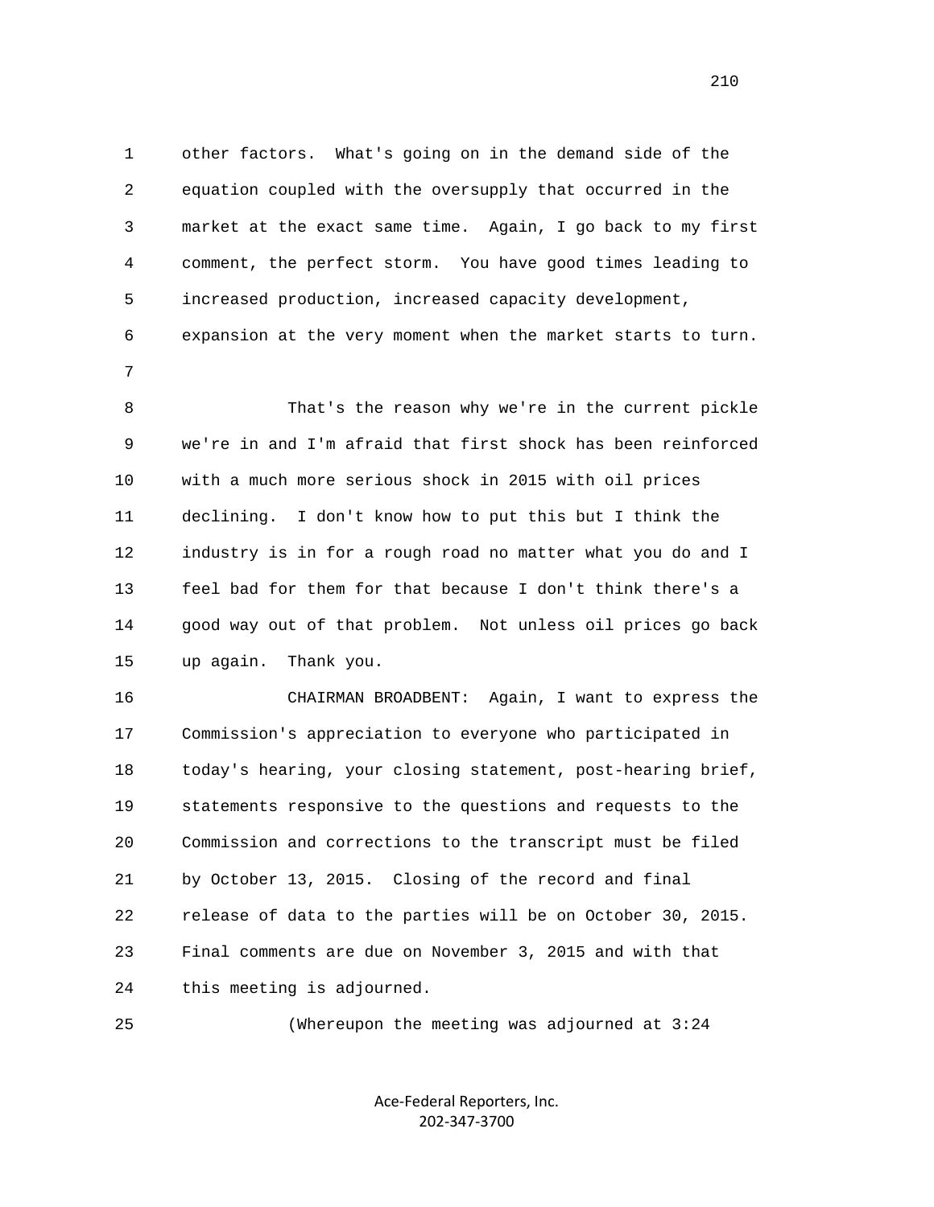other factors. What's going on in the demand side of the equation coupled with the oversupply that occurred in the market at the exact same time. Again, I go back to my first comment, the perfect storm. You have good times leading to increased production, increased capacity development, expansion at the very moment when the market starts to turn.

That's the reason why we're in the current pickle we're in and I'm afraid that first shock has been reinforced with a much more serious shock in 2015 with oil prices declining. I don't know how to put this but I think the industry is in for a rough road no matter what you do and I feel bad for them for that because I don't think there's a good way out of that problem. Not unless oil prices go back up again. Thank you.

CHAIRMAN BROADBENT: Again, I want to express the Commission's appreciation to everyone who participated in today's hearing, your closing statement, post-hearing brief, statements responsive to the questions and requests to the Commission and corrections to the transcript must be filed by October 13, 2015. Closing of the record and final release of data to the parties will be on October 30, 2015. Final comments are due on November 3, 2015 and with that this meeting is adjourned.

(Whereupon the meeting was adjourned at 3:24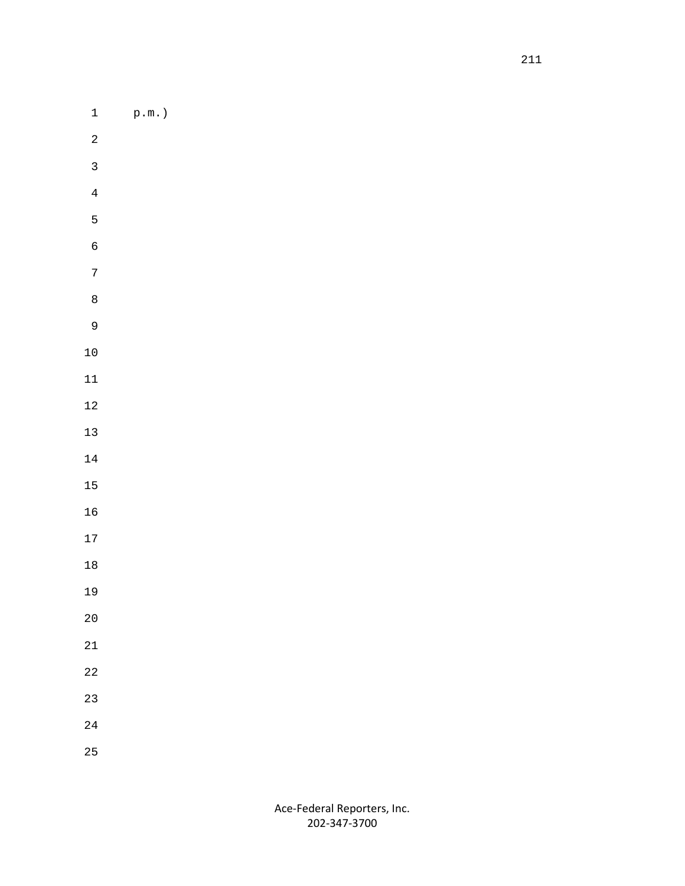p.m.)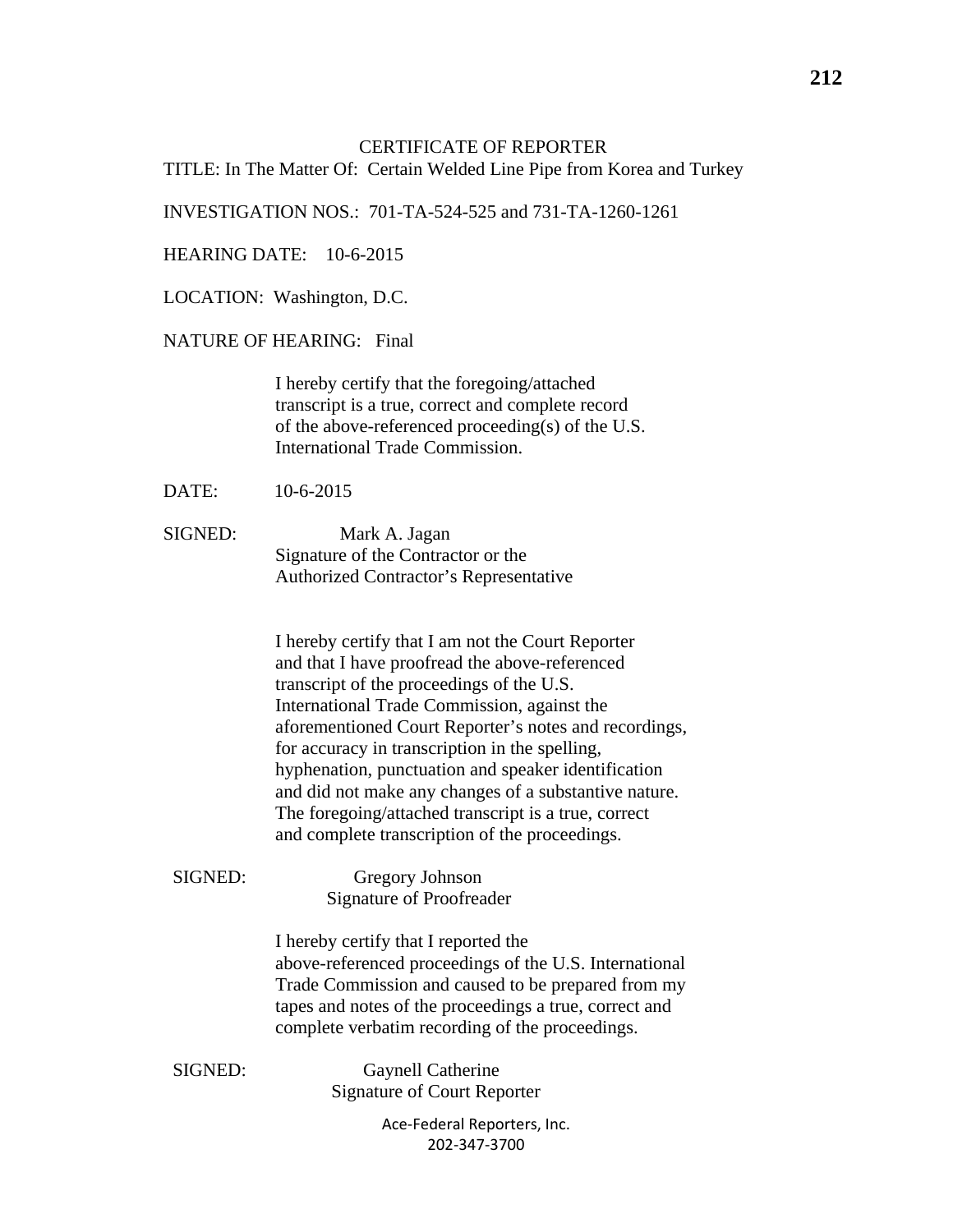CERTIFICATE OF REPORTER

TITLE: In The Matter Of: Certain Welded Line Pipe from Korea and Turkey

INVESTIGATION NOS.: 701-TA-524-525 and 731-TA-1260-1261

HEARING DATE: 10-6-2015

LOCATION: Washington, D.C.

NATURE OF HEARING: Final

I hereby certify that the foregoing/attached transcript is a true, correct and complete record of the above-referenced proceeding(s) of the U.S. International Trade Commission.

DATE: 10-6-2015

SIGNED: Mark A. Jagan
Signature of the Contractor or the Authorized Contractor's Representative

I hereby certify that I am not the Court Reporter and that I have proofread the above-referenced transcript of the proceedings of the U.S. International Trade Commission, against the aforementioned Court Reporter's notes and recordings, for accuracy in transcription in the spelling, hyphenation, punctuation and speaker identification and did not make any changes of a substantive nature. The foregoing/attached transcript is a true, correct and complete transcription of the proceedings.

SIGNED: Gregory Johnson
Signature of Proofreader

I hereby certify that I reported the above-referenced proceedings of the U.S. International Trade Commission and caused to be prepared from my tapes and notes of the proceedings a true, correct and complete verbatim recording of the proceedings.

SIGNED: Gaynell Catherine
Signature of Court Reporter